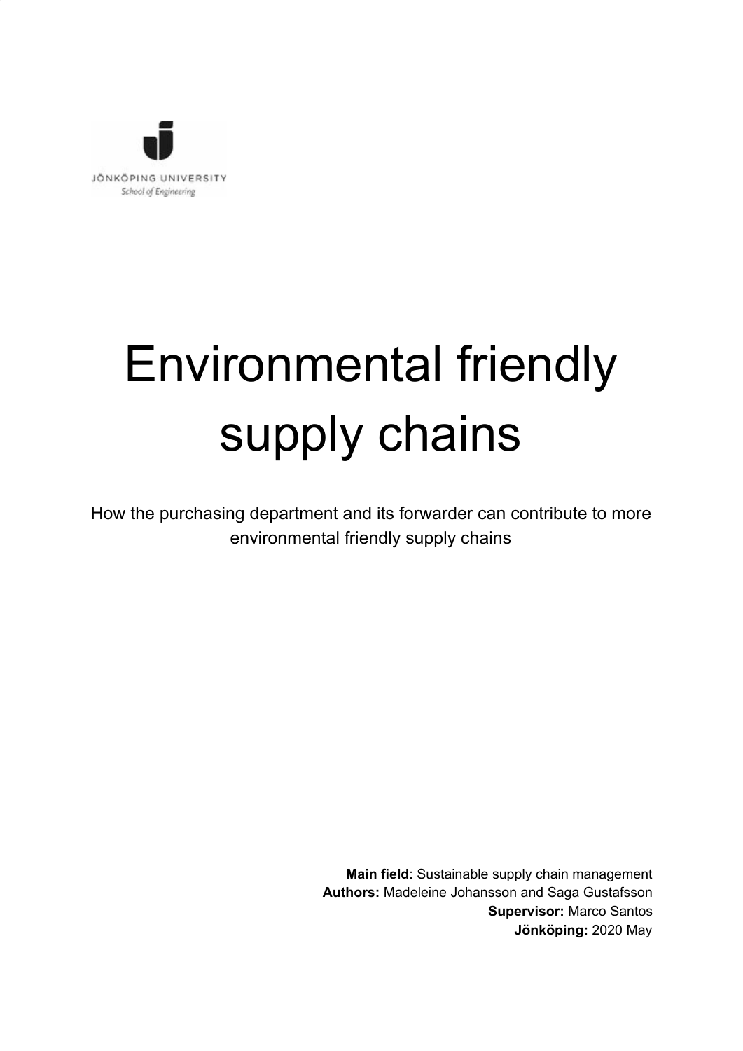JÖNKÖPING UNIVERSITY
*School of Engineering*

# Environmental friendly supply chains

How the purchasing department and its forwarder can contribute to more environmental friendly supply chains

**Main field**: Sustainable supply chain management
**Authors:** Madeleine Johansson and Saga Gustafsson
**Supervisor:** Marco Santos
**Jönköping:** 2020 May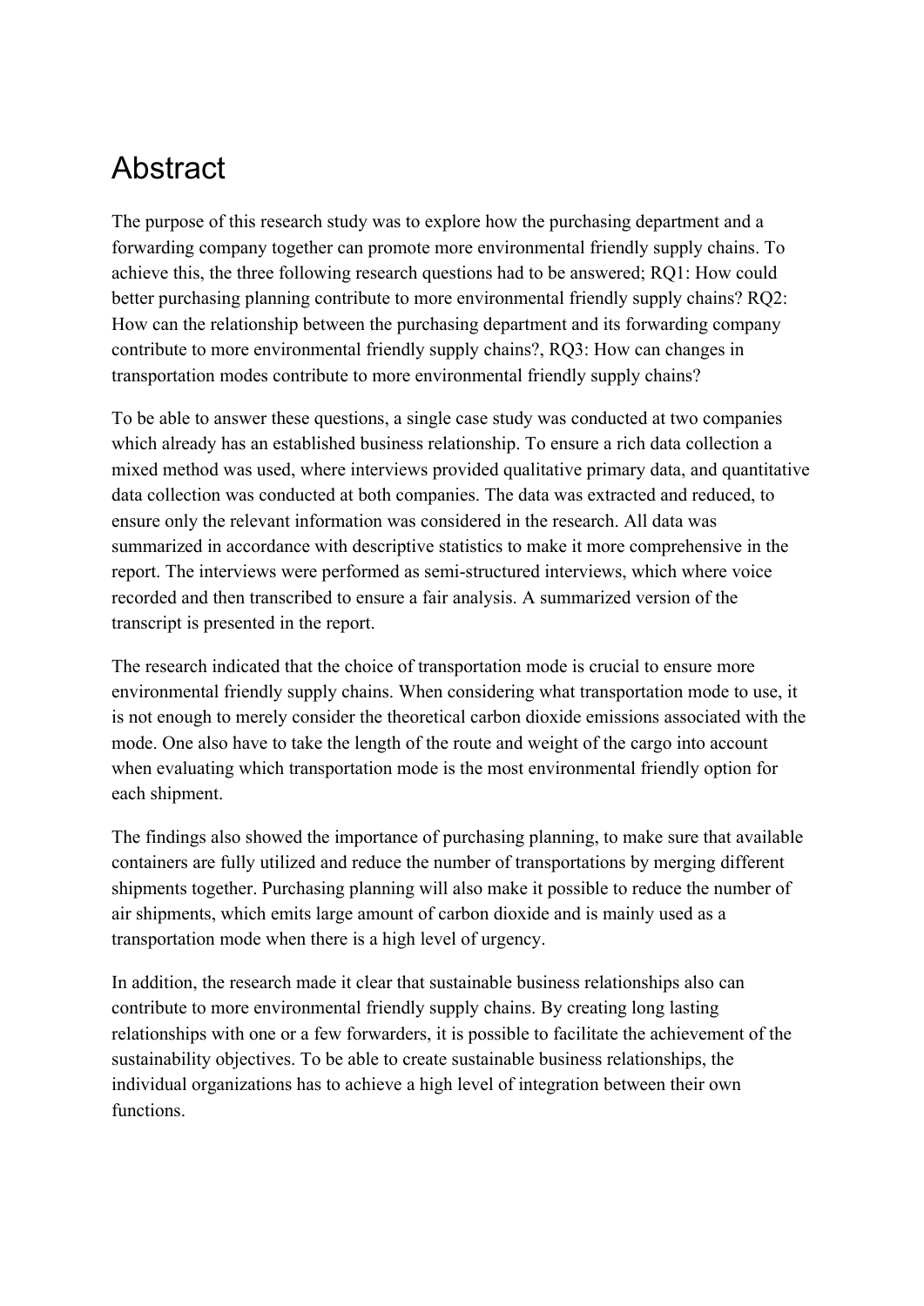# Abstract

The purpose of this research study was to explore how the purchasing department and a forwarding company together can promote more environmental friendly supply chains. To achieve this, the three following research questions had to be answered; RQ1: How could better purchasing planning contribute to more environmental friendly supply chains? RQ2: How can the relationship between the purchasing department and its forwarding company contribute to more environmental friendly supply chains?, RQ3: How can changes in transportation modes contribute to more environmental friendly supply chains?

To be able to answer these questions, a single case study was conducted at two companies which already has an established business relationship. To ensure a rich data collection a mixed method was used, where interviews provided qualitative primary data, and quantitative data collection was conducted at both companies. The data was extracted and reduced, to ensure only the relevant information was considered in the research. All data was summarized in accordance with descriptive statistics to make it more comprehensive in the report. The interviews were performed as semi-structured interviews, which where voice recorded and then transcribed to ensure a fair analysis. A summarized version of the transcript is presented in the report.

The research indicated that the choice of transportation mode is crucial to ensure more environmental friendly supply chains. When considering what transportation mode to use, it is not enough to merely consider the theoretical carbon dioxide emissions associated with the mode. One also have to take the length of the route and weight of the cargo into account when evaluating which transportation mode is the most environmental friendly option for each shipment.

The findings also showed the importance of purchasing planning, to make sure that available containers are fully utilized and reduce the number of transportations by merging different shipments together. Purchasing planning will also make it possible to reduce the number of air shipments, which emits large amount of carbon dioxide and is mainly used as a transportation mode when there is a high level of urgency.

In addition, the research made it clear that sustainable business relationships also can contribute to more environmental friendly supply chains. By creating long lasting relationships with one or a few forwarders, it is possible to facilitate the achievement of the sustainability objectives. To be able to create sustainable business relationships, the individual organizations has to achieve a high level of integration between their own functions.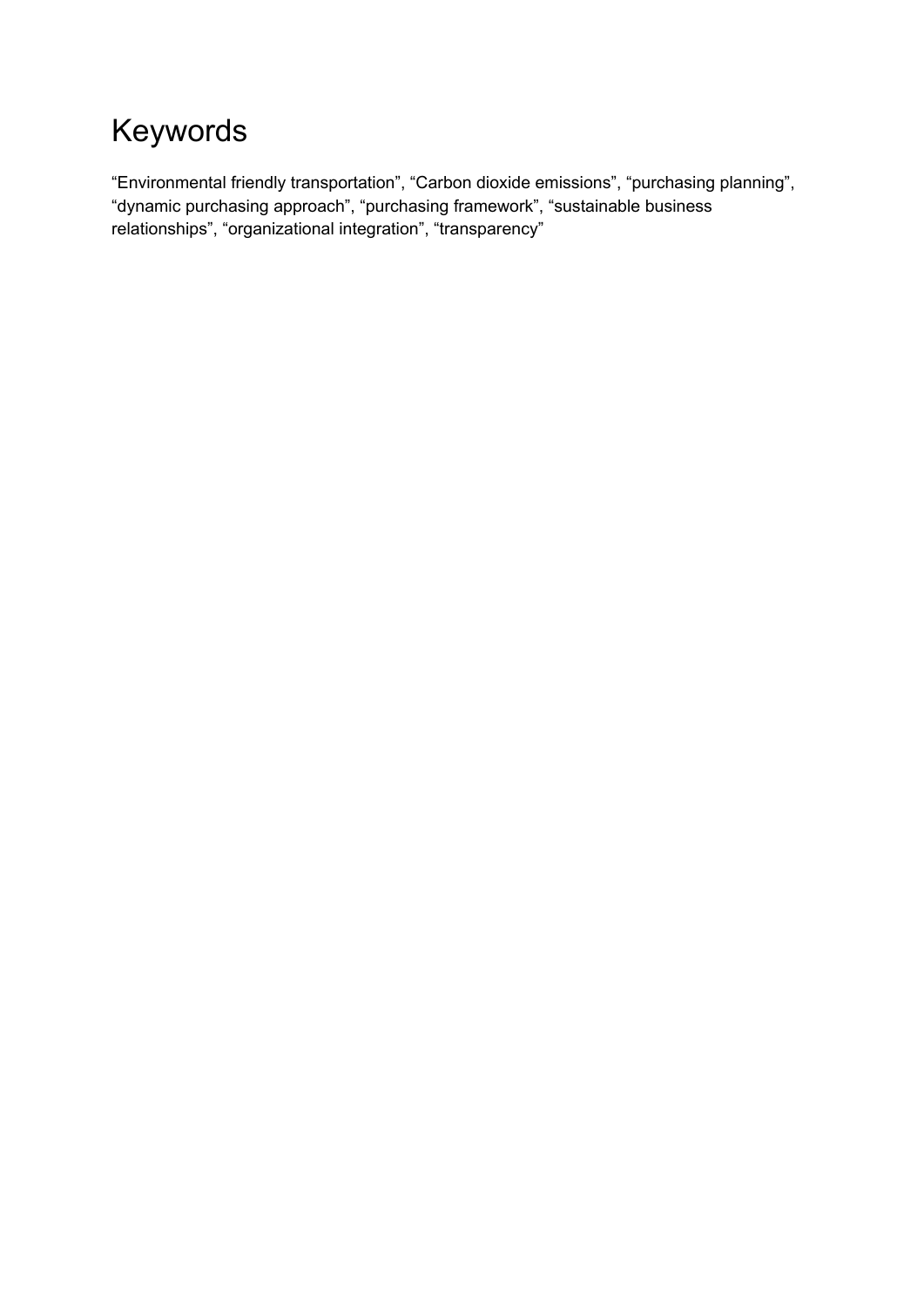# Keywords

“Environmental friendly transportation”, “Carbon dioxide emissions”, “purchasing planning”, “dynamic purchasing approach”, “purchasing framework”, “sustainable business relationships”, “organizational integration”, “transparency”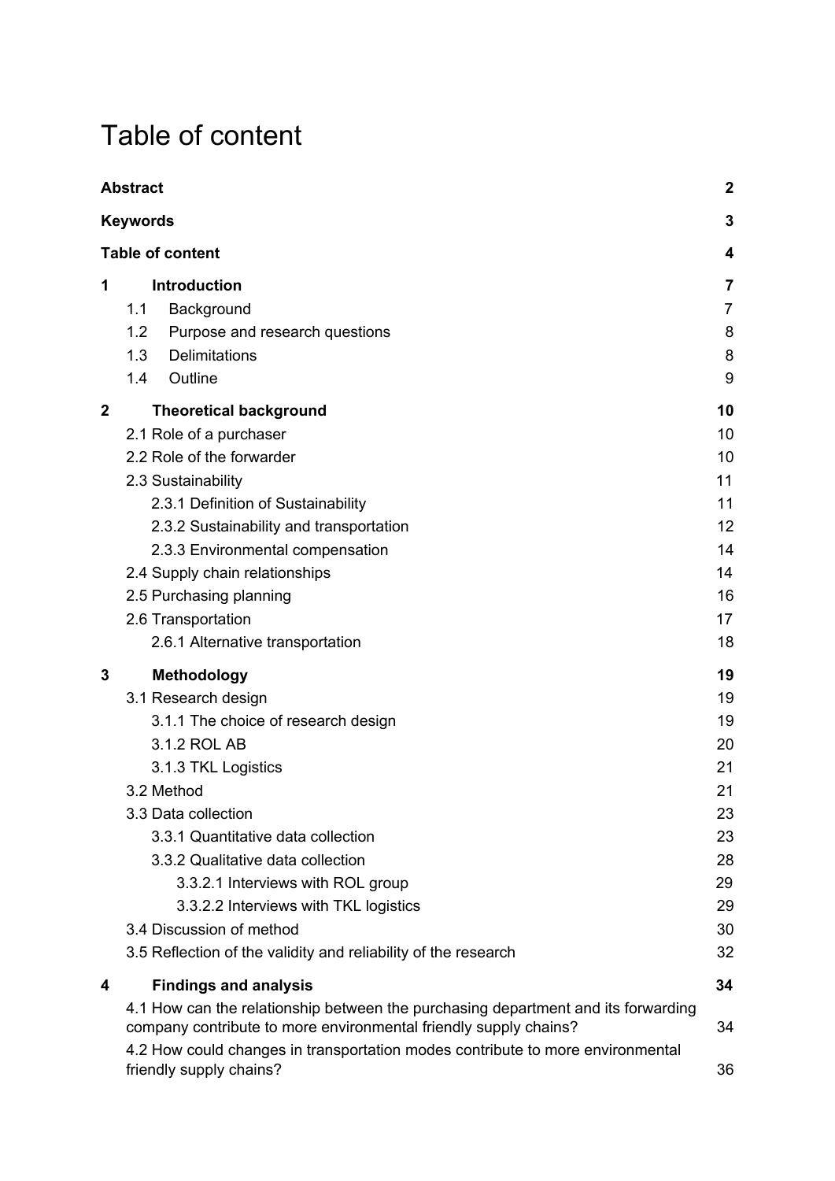# Table of content

| | |
|---|---|
| **Abstract** | **2** |
| **Keywords** | **3** |
| **Table of content** | **4** |
| **1 Introduction** | **7** |
| 1.1 Background | 7 |
| 1.2 Purpose and research questions | 8 |
| 1.3 Delimitations | 8 |
| 1.4 Outline | 9 |
| **2 Theoretical background** | **10** |
| 2.1 Role of a purchaser | 10 |
| 2.2 Role of the forwarder | 10 |
| 2.3 Sustainability | 11 |
| 2.3.1 Definition of Sustainability | 11 |
| 2.3.2 Sustainability and transportation | 12 |
| 2.3.3 Environmental compensation | 14 |
| 2.4 Supply chain relationships | 14 |
| 2.5 Purchasing planning | 16 |
| 2.6 Transportation | 17 |
| 2.6.1 Alternative transportation | 18 |
| **3 Methodology** | **19** |
| 3.1 Research design | 19 |
| 3.1.1 The choice of research design | 19 |
| 3.1.2 ROL AB | 20 |
| 3.1.3 TKL Logistics | 21 |
| 3.2 Method | 21 |
| 3.3 Data collection | 23 |
| 3.3.1 Quantitative data collection | 23 |
| 3.3.2 Qualitative data collection | 28 |
| 3.3.2.1 Interviews with ROL group | 29 |
| 3.3.2.2 Interviews with TKL logistics | 29 |
| 3.4 Discussion of method | 30 |
| 3.5 Reflection of the validity and reliability of the research | 32 |
| **4 Findings and analysis** | **34** |
| 4.1 How can the relationship between the purchasing department and its forwarding company contribute to more environmental friendly supply chains? | 34 |
| 4.2 How could changes in transportation modes contribute to more environmental friendly supply chains? | 36 |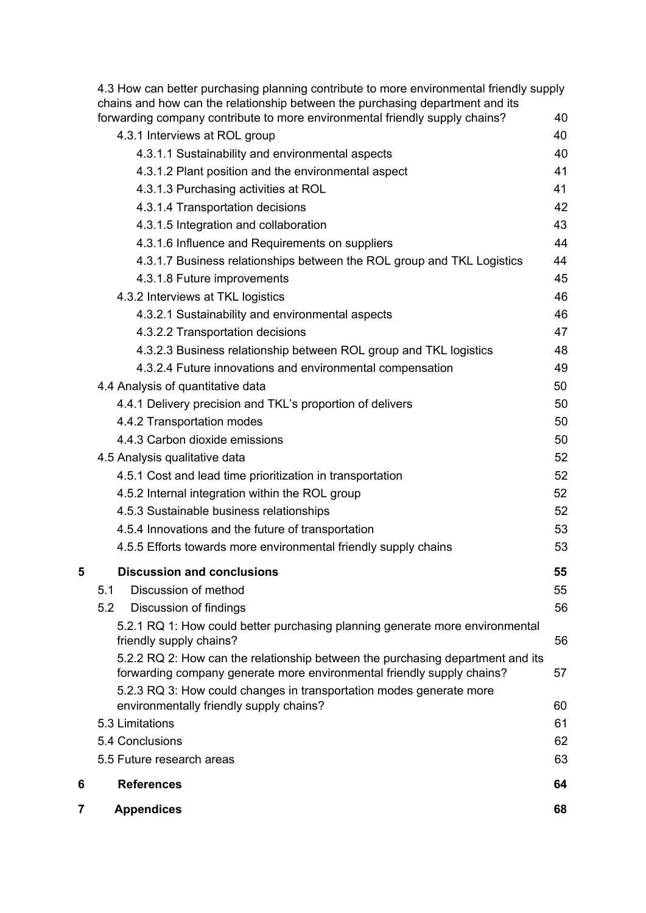4.3 How can better purchasing planning contribute to more environmental friendly supply chains and how can the relationship between the purchasing department and its forwarding company contribute to more environmental friendly supply chains? 40

4.3.1 Interviews at ROL group 40

4.3.1.1 Sustainability and environmental aspects 40

4.3.1.2 Plant position and the environmental aspect 41

4.3.1.3 Purchasing activities at ROL 41

4.3.1.4 Transportation decisions 42

4.3.1.5 Integration and collaboration 43

4.3.1.6 Influence and Requirements on suppliers 44

4.3.1.7 Business relationships between the ROL group and TKL Logistics 44

4.3.1.8 Future improvements 45

4.3.2 Interviews at TKL logistics 46

4.3.2.1 Sustainability and environmental aspects 46

4.3.2.2 Transportation decisions 47

4.3.2.3 Business relationship between ROL group and TKL logistics 48

4.3.2.4 Future innovations and environmental compensation 49

4.4 Analysis of quantitative data 50

4.4.1 Delivery precision and TKL's proportion of delivers 50

4.4.2 Transportation modes 50

4.4.3 Carbon dioxide emissions 50

4.5 Analysis qualitative data 52

4.5.1 Cost and lead time prioritization in transportation 52

4.5.2 Internal integration within the ROL group 52

4.5.3 Sustainable business relationships 52

4.5.4 Innovations and the future of transportation 53

4.5.5 Efforts towards more environmental friendly supply chains 53

**5 Discussion and conclusions 55**

5.1 Discussion of method 55

5.2 Discussion of findings 56

5.2.1 RQ 1: How could better purchasing planning generate more environmental friendly supply chains? 56

5.2.2 RQ 2: How can the relationship between the purchasing department and its forwarding company generate more environmental friendly supply chains? 57

5.2.3 RQ 3: How could changes in transportation modes generate more environmentally friendly supply chains? 60

5.3 Limitations 61

5.4 Conclusions 62

5.5 Future research areas 63

**6 References 64**

**7 Appendices 68**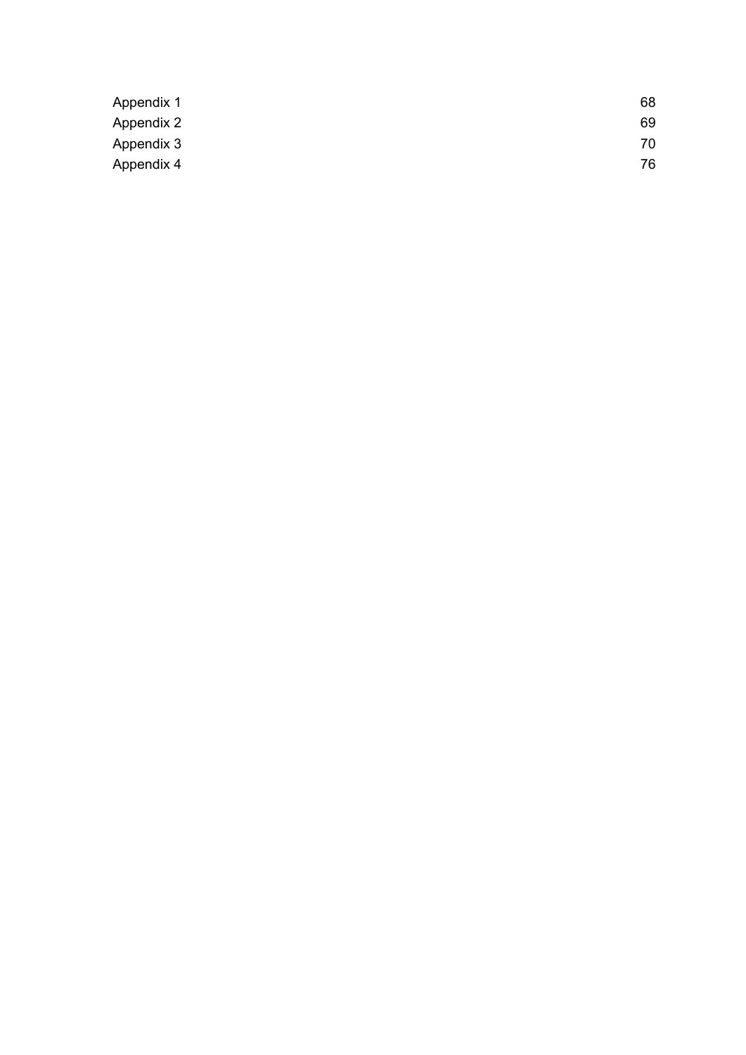| | |
|---|---|
| Appendix 1 | 68 |
| Appendix 2 | 69 |
| Appendix 3 | 70 |
| Appendix 4 | 76 |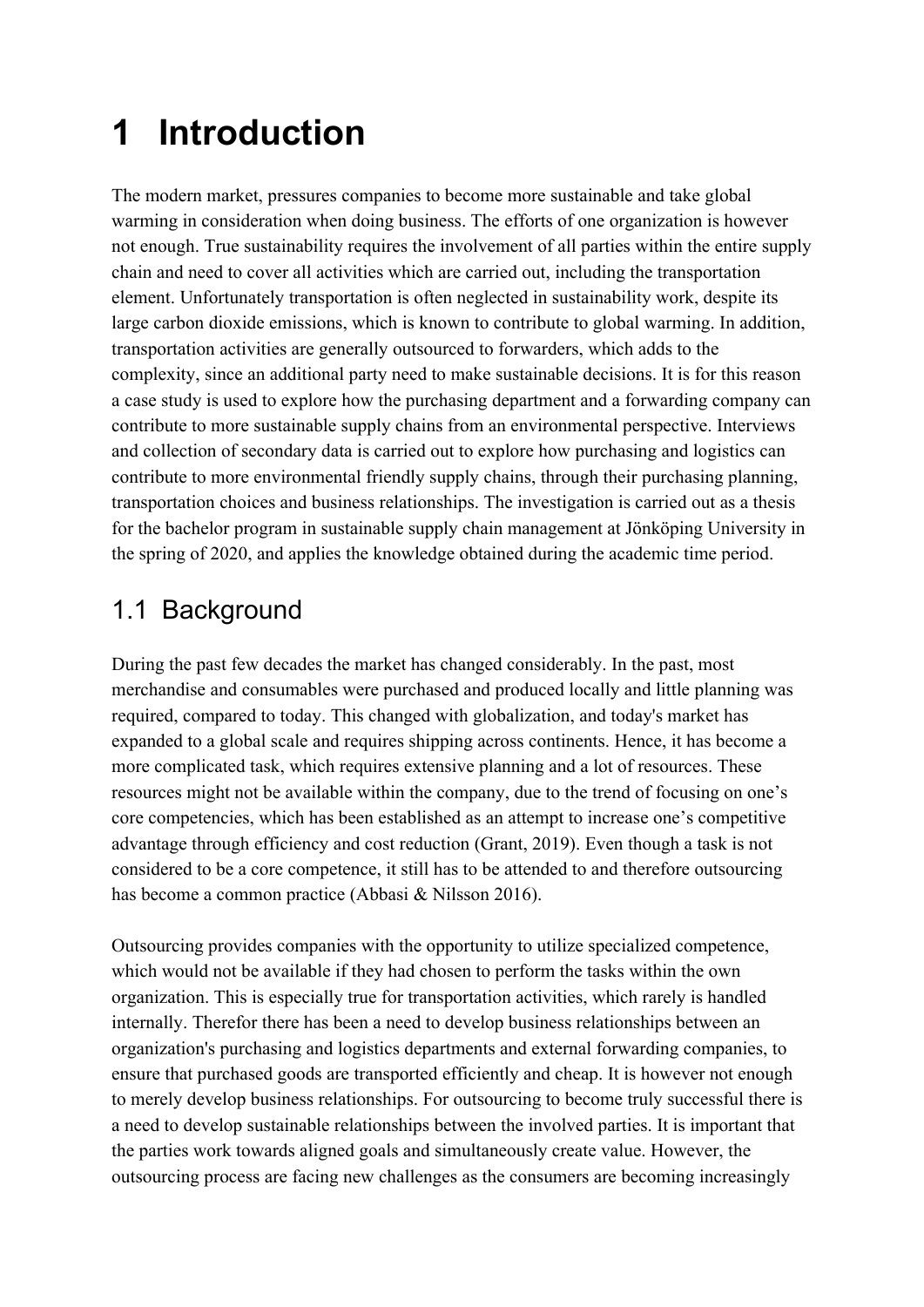# 1 Introduction

The modern market, pressures companies to become more sustainable and take global warming in consideration when doing business. The efforts of one organization is however not enough. True sustainability requires the involvement of all parties within the entire supply chain and need to cover all activities which are carried out, including the transportation element. Unfortunately transportation is often neglected in sustainability work, despite its large carbon dioxide emissions, which is known to contribute to global warming. In addition, transportation activities are generally outsourced to forwarders, which adds to the complexity, since an additional party need to make sustainable decisions. It is for this reason a case study is used to explore how the purchasing department and a forwarding company can contribute to more sustainable supply chains from an environmental perspective. Interviews and collection of secondary data is carried out to explore how purchasing and logistics can contribute to more environmental friendly supply chains, through their purchasing planning, transportation choices and business relationships. The investigation is carried out as a thesis for the bachelor program in sustainable supply chain management at Jönköping University in the spring of 2020, and applies the knowledge obtained during the academic time period.

## 1.1 Background

During the past few decades the market has changed considerably. In the past, most merchandise and consumables were purchased and produced locally and little planning was required, compared to today. This changed with globalization, and today's market has expanded to a global scale and requires shipping across continents. Hence, it has become a more complicated task, which requires extensive planning and a lot of resources. These resources might not be available within the company, due to the trend of focusing on one's core competencies, which has been established as an attempt to increase one's competitive advantage through efficiency and cost reduction (Grant, 2019). Even though a task is not considered to be a core competence, it still has to be attended to and therefore outsourcing has become a common practice (Abbasi & Nilsson 2016).

Outsourcing provides companies with the opportunity to utilize specialized competence, which would not be available if they had chosen to perform the tasks within the own organization. This is especially true for transportation activities, which rarely is handled internally. Therefor there has been a need to develop business relationships between an organization's purchasing and logistics departments and external forwarding companies, to ensure that purchased goods are transported efficiently and cheap. It is however not enough to merely develop business relationships. For outsourcing to become truly successful there is a need to develop sustainable relationships between the involved parties. It is important that the parties work towards aligned goals and simultaneously create value. However, the outsourcing process are facing new challenges as the consumers are becoming increasingly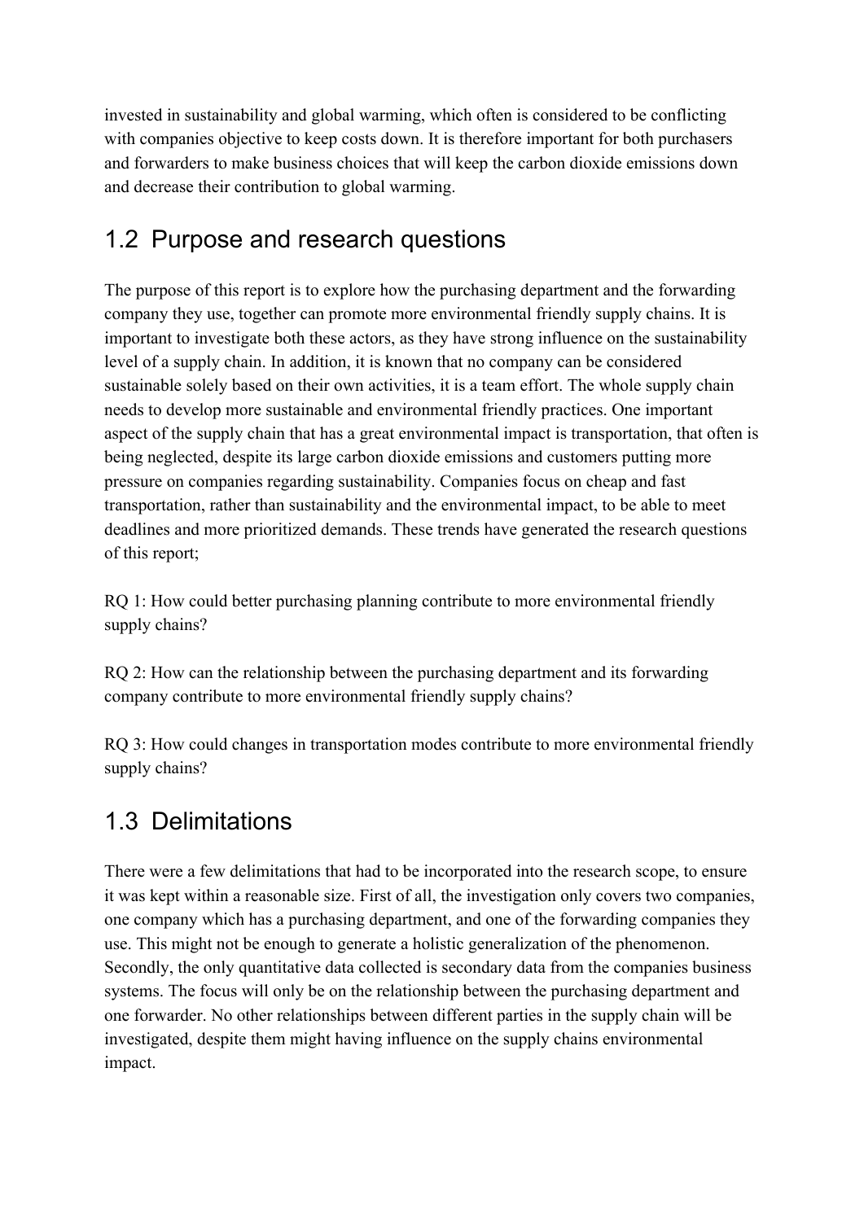invested in sustainability and global warming, which often is considered to be conflicting with companies objective to keep costs down. It is therefore important for both purchasers and forwarders to make business choices that will keep the carbon dioxide emissions down and decrease their contribution to global warming.

## 1.2 Purpose and research questions

The purpose of this report is to explore how the purchasing department and the forwarding company they use, together can promote more environmental friendly supply chains. It is important to investigate both these actors, as they have strong influence on the sustainability level of a supply chain. In addition, it is known that no company can be considered sustainable solely based on their own activities, it is a team effort. The whole supply chain needs to develop more sustainable and environmental friendly practices. One important aspect of the supply chain that has a great environmental impact is transportation, that often is being neglected, despite its large carbon dioxide emissions and customers putting more pressure on companies regarding sustainability. Companies focus on cheap and fast transportation, rather than sustainability and the environmental impact, to be able to meet deadlines and more prioritized demands. These trends have generated the research questions of this report;

RQ 1: How could better purchasing planning contribute to more environmental friendly supply chains?

RQ 2: How can the relationship between the purchasing department and its forwarding company contribute to more environmental friendly supply chains?

RQ 3: How could changes in transportation modes contribute to more environmental friendly supply chains?

## 1.3 Delimitations

There were a few delimitations that had to be incorporated into the research scope, to ensure it was kept within a reasonable size. First of all, the investigation only covers two companies, one company which has a purchasing department, and one of the forwarding companies they use. This might not be enough to generate a holistic generalization of the phenomenon. Secondly, the only quantitative data collected is secondary data from the companies business systems. The focus will only be on the relationship between the purchasing department and one forwarder. No other relationships between different parties in the supply chain will be investigated, despite them might having influence on the supply chains environmental impact.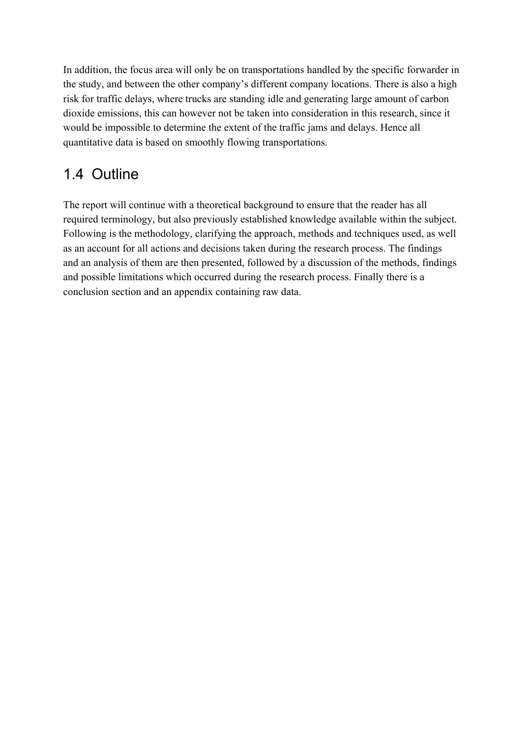In addition, the focus area will only be on transportations handled by the specific forwarder in the study, and between the other company's different company locations. There is also a high risk for traffic delays, where trucks are standing idle and generating large amount of carbon dioxide emissions, this can however not be taken into consideration in this research, since it would be impossible to determine the extent of the traffic jams and delays. Hence all quantitative data is based on smoothly flowing transportations.

## 1.4 Outline

The report will continue with a theoretical background to ensure that the reader has all required terminology, but also previously established knowledge available within the subject. Following is the methodology, clarifying the approach, methods and techniques used, as well as an account for all actions and decisions taken during the research process. The findings and an analysis of them are then presented, followed by a discussion of the methods, findings and possible limitations which occurred during the research process. Finally there is a conclusion section and an appendix containing raw data.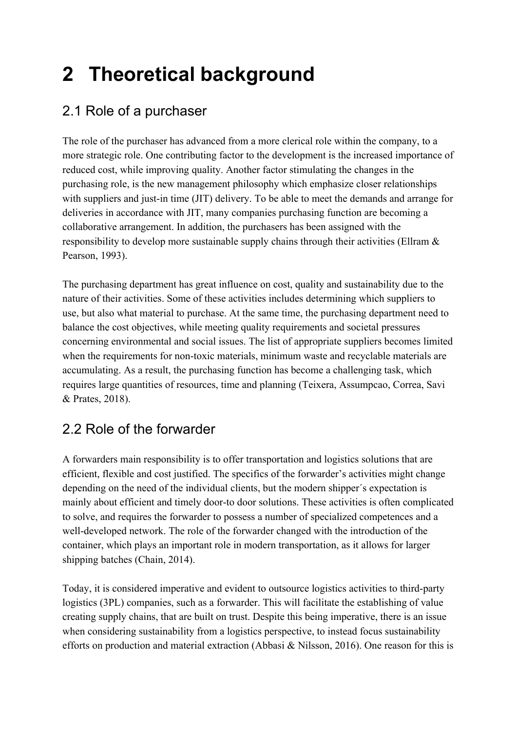# 2 Theoretical background

## 2.1 Role of a purchaser

The role of the purchaser has advanced from a more clerical role within the company, to a more strategic role. One contributing factor to the development is the increased importance of reduced cost, while improving quality. Another factor stimulating the changes in the purchasing role, is the new management philosophy which emphasize closer relationships with suppliers and just-in time (JIT) delivery. To be able to meet the demands and arrange for deliveries in accordance with JIT, many companies purchasing function are becoming a collaborative arrangement. In addition, the purchasers has been assigned with the responsibility to develop more sustainable supply chains through their activities (Ellram & Pearson, 1993).

The purchasing department has great influence on cost, quality and sustainability due to the nature of their activities. Some of these activities includes determining which suppliers to use, but also what material to purchase. At the same time, the purchasing department need to balance the cost objectives, while meeting quality requirements and societal pressures concerning environmental and social issues. The list of appropriate suppliers becomes limited when the requirements for non-toxic materials, minimum waste and recyclable materials are accumulating. As a result, the purchasing function has become a challenging task, which requires large quantities of resources, time and planning (Teixera, Assumpcao, Correa, Savi & Prates, 2018).

## 2.2 Role of the forwarder

A forwarders main responsibility is to offer transportation and logistics solutions that are efficient, flexible and cost justified. The specifics of the forwarder's activities might change depending on the need of the individual clients, but the modern shipper´s expectation is mainly about efficient and timely door-to door solutions. These activities is often complicated to solve, and requires the forwarder to possess a number of specialized competences and a well-developed network. The role of the forwarder changed with the introduction of the container, which plays an important role in modern transportation, as it allows for larger shipping batches (Chain, 2014).

Today, it is considered imperative and evident to outsource logistics activities to third-party logistics (3PL) companies, such as a forwarder. This will facilitate the establishing of value creating supply chains, that are built on trust. Despite this being imperative, there is an issue when considering sustainability from a logistics perspective, to instead focus sustainability efforts on production and material extraction (Abbasi & Nilsson, 2016). One reason for this is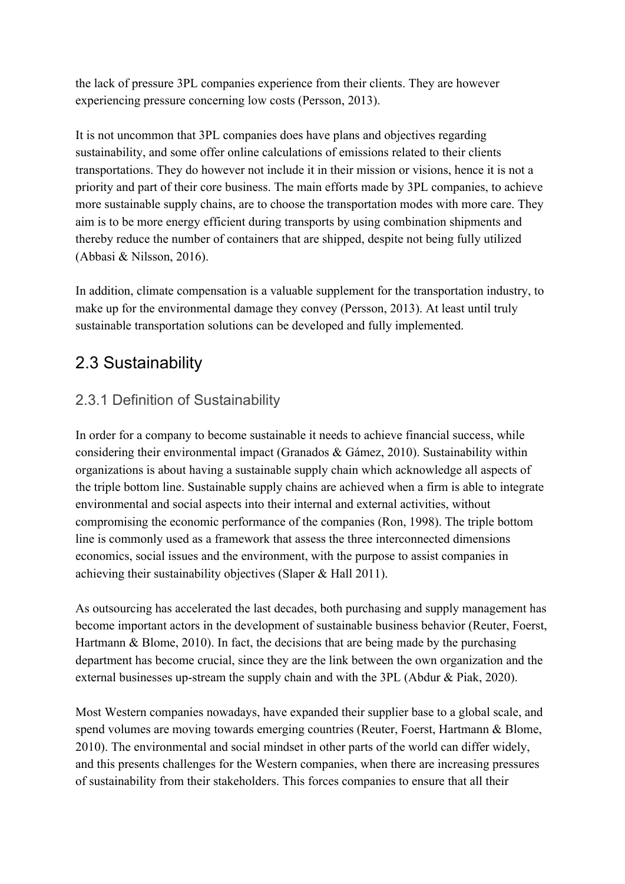the lack of pressure 3PL companies experience from their clients. They are however experiencing pressure concerning low costs (Persson, 2013).

It is not uncommon that 3PL companies does have plans and objectives regarding sustainability, and some offer online calculations of emissions related to their clients transportations. They do however not include it in their mission or visions, hence it is not a priority and part of their core business. The main efforts made by 3PL companies, to achieve more sustainable supply chains, are to choose the transportation modes with more care. They aim is to be more energy efficient during transports by using combination shipments and thereby reduce the number of containers that are shipped, despite not being fully utilized (Abbasi & Nilsson, 2016).

In addition, climate compensation is a valuable supplement for the transportation industry, to make up for the environmental damage they convey (Persson, 2013). At least until truly sustainable transportation solutions can be developed and fully implemented.

## 2.3 Sustainability

### 2.3.1 Definition of Sustainability

In order for a company to become sustainable it needs to achieve financial success, while considering their environmental impact (Granados & Gámez, 2010). Sustainability within organizations is about having a sustainable supply chain which acknowledge all aspects of the triple bottom line. Sustainable supply chains are achieved when a firm is able to integrate environmental and social aspects into their internal and external activities, without compromising the economic performance of the companies (Ron, 1998). The triple bottom line is commonly used as a framework that assess the three interconnected dimensions economics, social issues and the environment, with the purpose to assist companies in achieving their sustainability objectives (Slaper & Hall 2011).

As outsourcing has accelerated the last decades, both purchasing and supply management has become important actors in the development of sustainable business behavior (Reuter, Foerst, Hartmann & Blome, 2010). In fact, the decisions that are being made by the purchasing department has become crucial, since they are the link between the own organization and the external businesses up-stream the supply chain and with the 3PL (Abdur & Piak, 2020).

Most Western companies nowadays, have expanded their supplier base to a global scale, and spend volumes are moving towards emerging countries (Reuter, Foerst, Hartmann & Blome, 2010). The environmental and social mindset in other parts of the world can differ widely, and this presents challenges for the Western companies, when there are increasing pressures of sustainability from their stakeholders. This forces companies to ensure that all their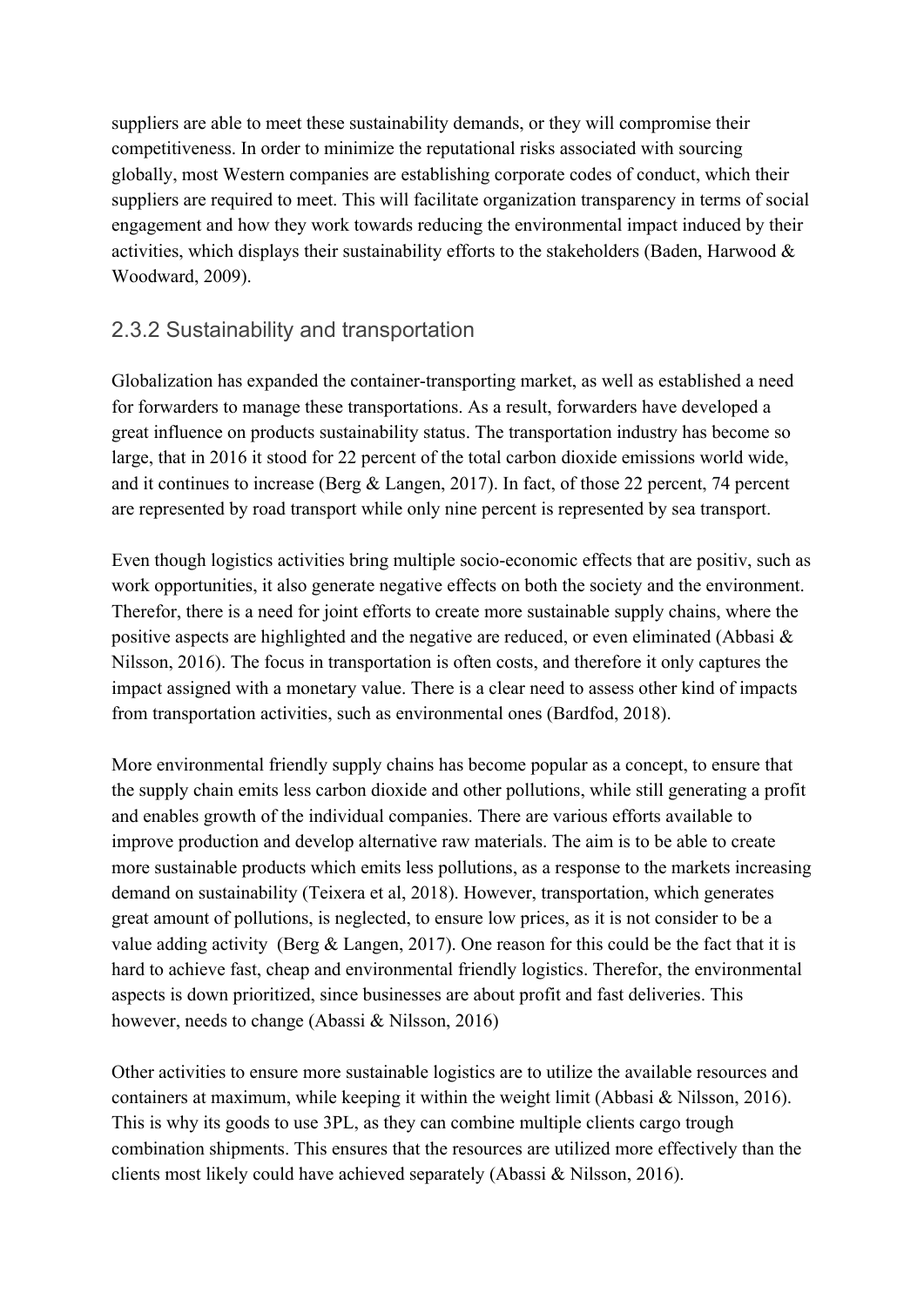suppliers are able to meet these sustainability demands, or they will compromise their competitiveness. In order to minimize the reputational risks associated with sourcing globally, most Western companies are establishing corporate codes of conduct, which their suppliers are required to meet. This will facilitate organization transparency in terms of social engagement and how they work towards reducing the environmental impact induced by their activities, which displays their sustainability efforts to the stakeholders (Baden, Harwood & Woodward, 2009).

### 2.3.2 Sustainability and transportation

Globalization has expanded the container-transporting market, as well as established a need for forwarders to manage these transportations. As a result, forwarders have developed a great influence on products sustainability status. The transportation industry has become so large, that in 2016 it stood for 22 percent of the total carbon dioxide emissions world wide, and it continues to increase (Berg & Langen, 2017). In fact, of those 22 percent, 74 percent are represented by road transport while only nine percent is represented by sea transport.

Even though logistics activities bring multiple socio-economic effects that are positiv, such as work opportunities, it also generate negative effects on both the society and the environment. Therefor, there is a need for joint efforts to create more sustainable supply chains, where the positive aspects are highlighted and the negative are reduced, or even eliminated (Abbasi & Nilsson, 2016). The focus in transportation is often costs, and therefore it only captures the impact assigned with a monetary value. There is a clear need to assess other kind of impacts from transportation activities, such as environmental ones (Bardfod, 2018).

More environmental friendly supply chains has become popular as a concept, to ensure that the supply chain emits less carbon dioxide and other pollutions, while still generating a profit and enables growth of the individual companies. There are various efforts available to improve production and develop alternative raw materials. The aim is to be able to create more sustainable products which emits less pollutions, as a response to the markets increasing demand on sustainability (Teixera et al, 2018). However, transportation, which generates great amount of pollutions, is neglected, to ensure low prices, as it is not consider to be a value adding activity (Berg & Langen, 2017). One reason for this could be the fact that it is hard to achieve fast, cheap and environmental friendly logistics. Therefor, the environmental aspects is down prioritized, since businesses are about profit and fast deliveries. This however, needs to change (Abassi & Nilsson, 2016)

Other activities to ensure more sustainable logistics are to utilize the available resources and containers at maximum, while keeping it within the weight limit (Abbasi & Nilsson, 2016). This is why its goods to use 3PL, as they can combine multiple clients cargo trough combination shipments. This ensures that the resources are utilized more effectively than the clients most likely could have achieved separately (Abassi & Nilsson, 2016).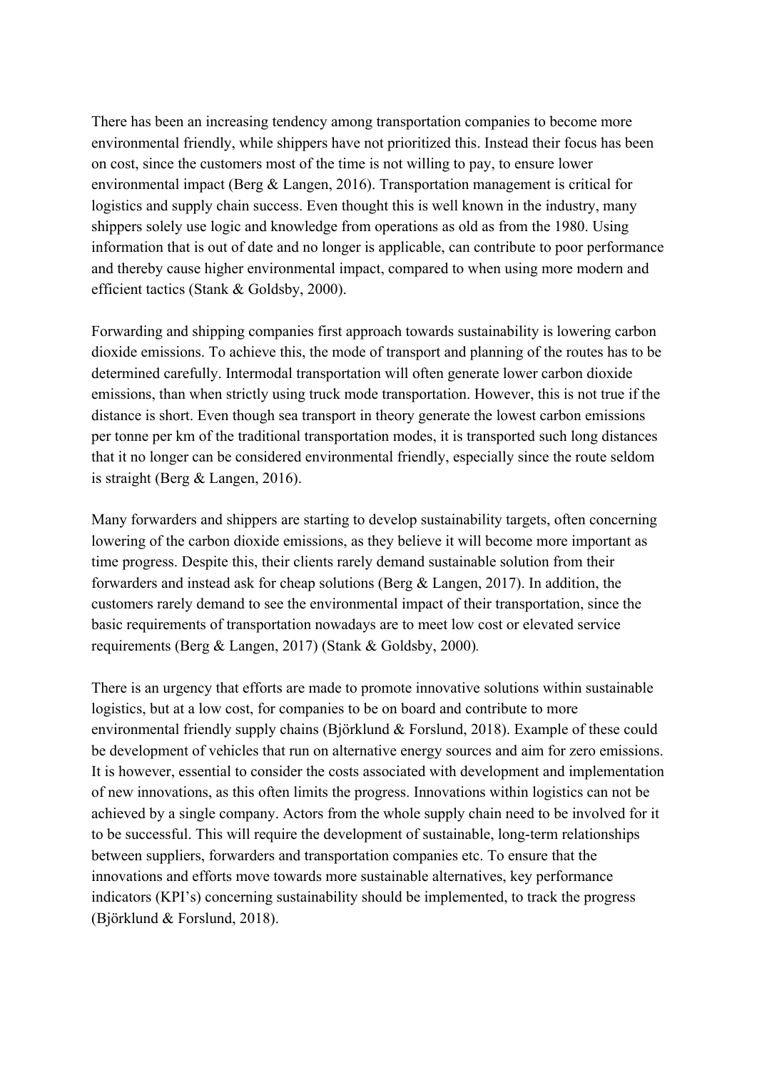There has been an increasing tendency among transportation companies to become more environmental friendly, while shippers have not prioritized this. Instead their focus has been on cost, since the customers most of the time is not willing to pay, to ensure lower environmental impact (Berg & Langen, 2016). Transportation management is critical for logistics and supply chain success. Even thought this is well known in the industry, many shippers solely use logic and knowledge from operations as old as from the 1980. Using information that is out of date and no longer is applicable, can contribute to poor performance and thereby cause higher environmental impact, compared to when using more modern and efficient tactics (Stank & Goldsby, 2000).

Forwarding and shipping companies first approach towards sustainability is lowering carbon dioxide emissions. To achieve this, the mode of transport and planning of the routes has to be determined carefully. Intermodal transportation will often generate lower carbon dioxide emissions, than when strictly using truck mode transportation. However, this is not true if the distance is short. Even though sea transport in theory generate the lowest carbon emissions per tonne per km of the traditional transportation modes, it is transported such long distances that it no longer can be considered environmental friendly, especially since the route seldom is straight (Berg & Langen, 2016).

Many forwarders and shippers are starting to develop sustainability targets, often concerning lowering of the carbon dioxide emissions, as they believe it will become more important as time progress. Despite this, their clients rarely demand sustainable solution from their forwarders and instead ask for cheap solutions (Berg & Langen, 2017). In addition, the customers rarely demand to see the environmental impact of their transportation, since the basic requirements of transportation nowadays are to meet low cost or elevated service requirements (Berg & Langen, 2017) (Stank & Goldsby, 2000).

There is an urgency that efforts are made to promote innovative solutions within sustainable logistics, but at a low cost, for companies to be on board and contribute to more environmental friendly supply chains (Björklund & Forslund, 2018). Example of these could be development of vehicles that run on alternative energy sources and aim for zero emissions. It is however, essential to consider the costs associated with development and implementation of new innovations, as this often limits the progress. Innovations within logistics can not be achieved by a single company. Actors from the whole supply chain need to be involved for it to be successful. This will require the development of sustainable, long-term relationships between suppliers, forwarders and transportation companies etc. To ensure that the innovations and efforts move towards more sustainable alternatives, key performance indicators (KPI's) concerning sustainability should be implemented, to track the progress (Björklund & Forslund, 2018).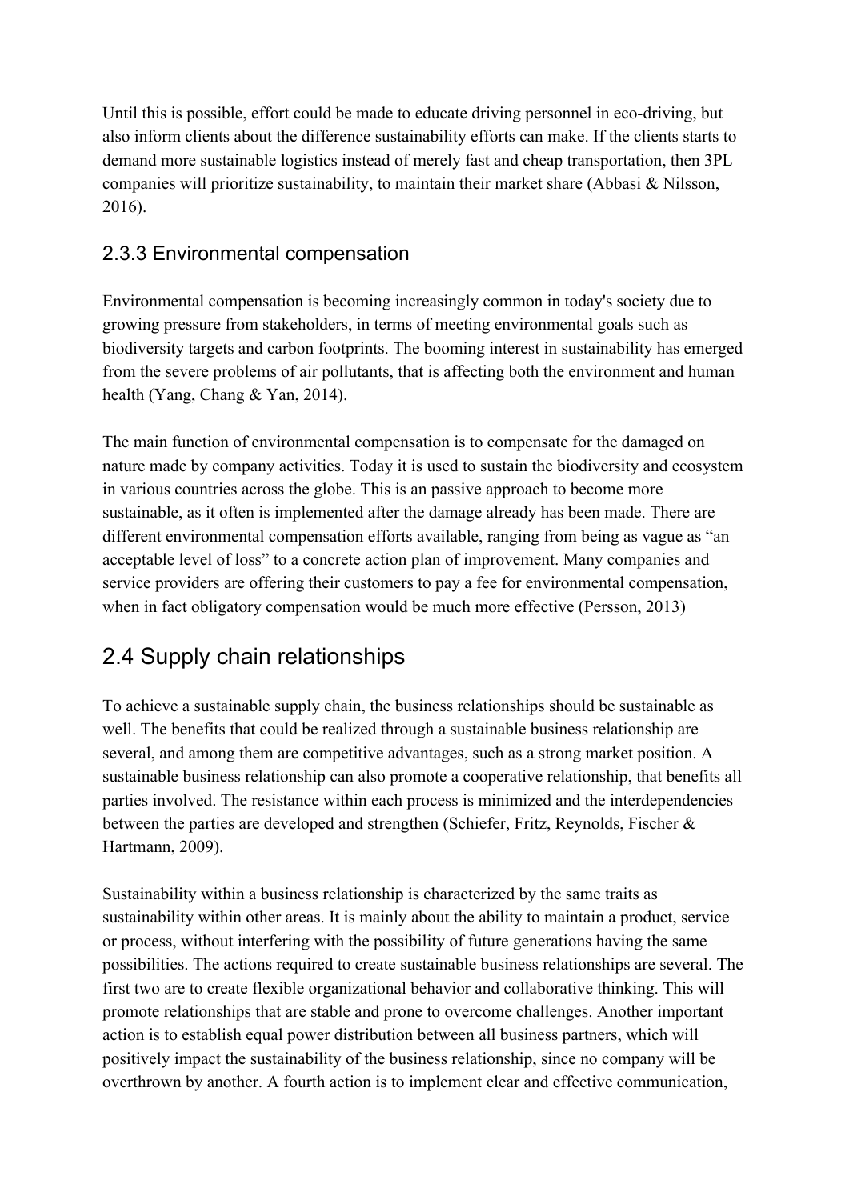Until this is possible, effort could be made to educate driving personnel in eco-driving, but also inform clients about the difference sustainability efforts can make. If the clients starts to demand more sustainable logistics instead of merely fast and cheap transportation, then 3PL companies will prioritize sustainability, to maintain their market share (Abbasi & Nilsson, 2016).

### 2.3.3 Environmental compensation

Environmental compensation is becoming increasingly common in today's society due to growing pressure from stakeholders, in terms of meeting environmental goals such as biodiversity targets and carbon footprints. The booming interest in sustainability has emerged from the severe problems of air pollutants, that is affecting both the environment and human health (Yang, Chang & Yan, 2014).

The main function of environmental compensation is to compensate for the damaged on nature made by company activities. Today it is used to sustain the biodiversity and ecosystem in various countries across the globe. This is an passive approach to become more sustainable, as it often is implemented after the damage already has been made. There are different environmental compensation efforts available, ranging from being as vague as "an acceptable level of loss" to a concrete action plan of improvement. Many companies and service providers are offering their customers to pay a fee for environmental compensation, when in fact obligatory compensation would be much more effective (Persson, 2013)

## 2.4 Supply chain relationships

To achieve a sustainable supply chain, the business relationships should be sustainable as well. The benefits that could be realized through a sustainable business relationship are several, and among them are competitive advantages, such as a strong market position. A sustainable business relationship can also promote a cooperative relationship, that benefits all parties involved. The resistance within each process is minimized and the interdependencies between the parties are developed and strengthen (Schiefer, Fritz, Reynolds, Fischer & Hartmann, 2009).

Sustainability within a business relationship is characterized by the same traits as sustainability within other areas. It is mainly about the ability to maintain a product, service or process, without interfering with the possibility of future generations having the same possibilities. The actions required to create sustainable business relationships are several. The first two are to create flexible organizational behavior and collaborative thinking. This will promote relationships that are stable and prone to overcome challenges. Another important action is to establish equal power distribution between all business partners, which will positively impact the sustainability of the business relationship, since no company will be overthrown by another. A fourth action is to implement clear and effective communication,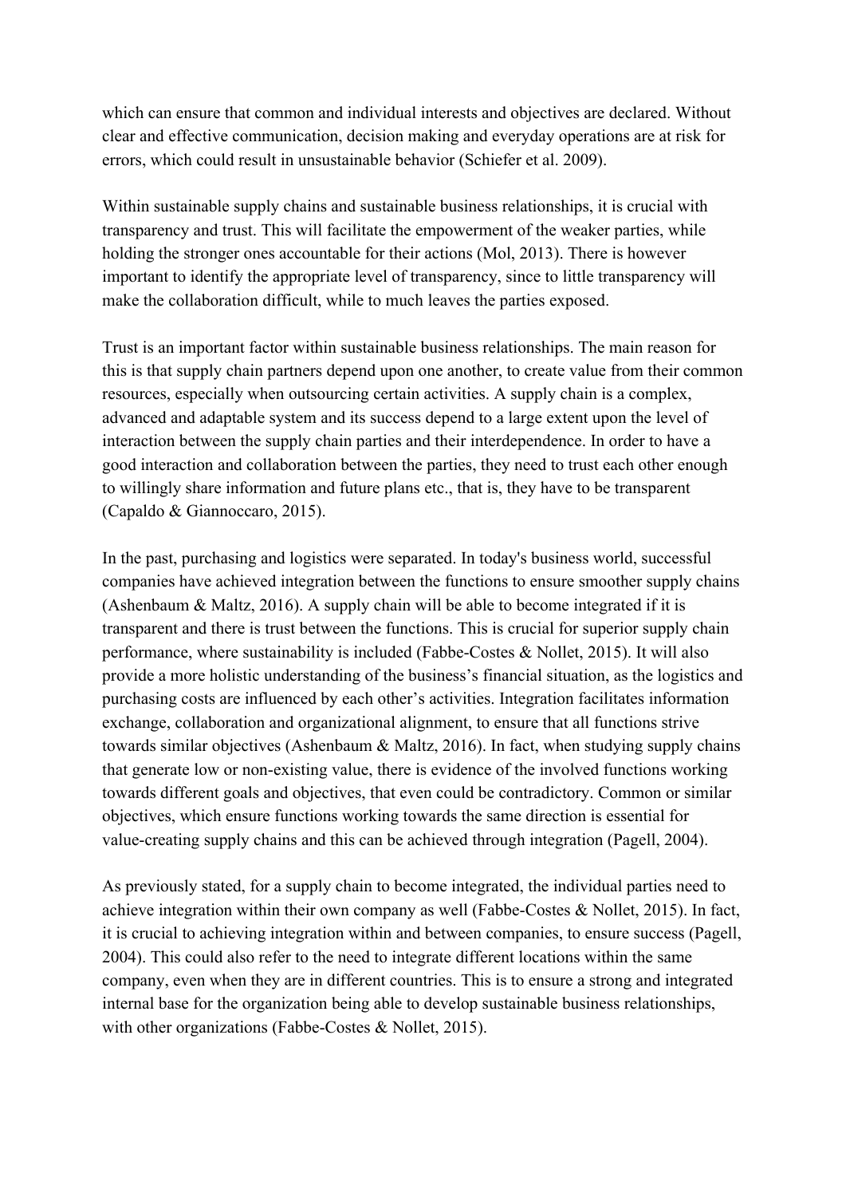which can ensure that common and individual interests and objectives are declared. Without clear and effective communication, decision making and everyday operations are at risk for errors, which could result in unsustainable behavior (Schiefer et al. 2009).

Within sustainable supply chains and sustainable business relationships, it is crucial with transparency and trust. This will facilitate the empowerment of the weaker parties, while holding the stronger ones accountable for their actions (Mol, 2013). There is however important to identify the appropriate level of transparency, since to little transparency will make the collaboration difficult, while to much leaves the parties exposed.

Trust is an important factor within sustainable business relationships. The main reason for this is that supply chain partners depend upon one another, to create value from their common resources, especially when outsourcing certain activities. A supply chain is a complex, advanced and adaptable system and its success depend to a large extent upon the level of interaction between the supply chain parties and their interdependence. In order to have a good interaction and collaboration between the parties, they need to trust each other enough to willingly share information and future plans etc., that is, they have to be transparent (Capaldo & Giannoccaro, 2015).

In the past, purchasing and logistics were separated. In today's business world, successful companies have achieved integration between the functions to ensure smoother supply chains (Ashenbaum & Maltz, 2016). A supply chain will be able to become integrated if it is transparent and there is trust between the functions. This is crucial for superior supply chain performance, where sustainability is included (Fabbe-Costes & Nollet, 2015). It will also provide a more holistic understanding of the business's financial situation, as the logistics and purchasing costs are influenced by each other's activities. Integration facilitates information exchange, collaboration and organizational alignment, to ensure that all functions strive towards similar objectives (Ashenbaum & Maltz, 2016). In fact, when studying supply chains that generate low or non-existing value, there is evidence of the involved functions working towards different goals and objectives, that even could be contradictory. Common or similar objectives, which ensure functions working towards the same direction is essential for value-creating supply chains and this can be achieved through integration (Pagell, 2004).

As previously stated, for a supply chain to become integrated, the individual parties need to achieve integration within their own company as well (Fabbe-Costes & Nollet, 2015). In fact, it is crucial to achieving integration within and between companies, to ensure success (Pagell, 2004). This could also refer to the need to integrate different locations within the same company, even when they are in different countries. This is to ensure a strong and integrated internal base for the organization being able to develop sustainable business relationships, with other organizations (Fabbe-Costes & Nollet, 2015).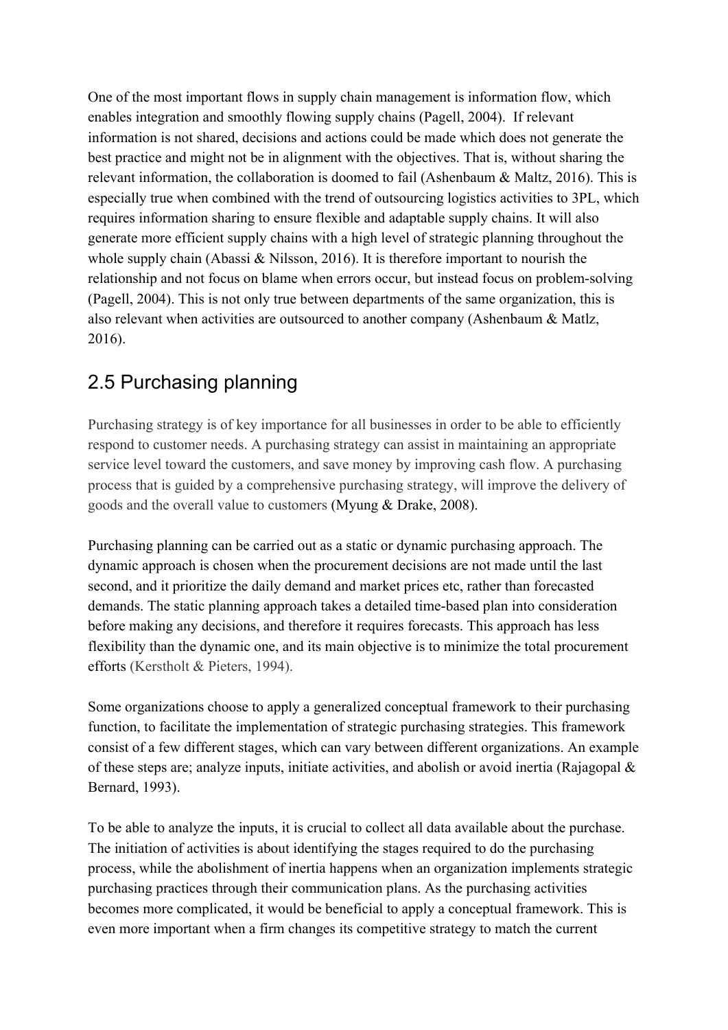One of the most important flows in supply chain management is information flow, which enables integration and smoothly flowing supply chains (Pagell, 2004).  If relevant information is not shared, decisions and actions could be made which does not generate the best practice and might not be in alignment with the objectives. That is, without sharing the relevant information, the collaboration is doomed to fail (Ashenbaum & Maltz, 2016). This is especially true when combined with the trend of outsourcing logistics activities to 3PL, which requires information sharing to ensure flexible and adaptable supply chains. It will also generate more efficient supply chains with a high level of strategic planning throughout the whole supply chain (Abassi & Nilsson, 2016). It is therefore important to nourish the relationship and not focus on blame when errors occur, but instead focus on problem-solving (Pagell, 2004). This is not only true between departments of the same organization, this is also relevant when activities are outsourced to another company (Ashenbaum & Matlz, 2016).

## 2.5 Purchasing planning

Purchasing strategy is of key importance for all businesses in order to be able to efficiently respond to customer needs. A purchasing strategy can assist in maintaining an appropriate service level toward the customers, and save money by improving cash flow. A purchasing process that is guided by a comprehensive purchasing strategy, will improve the delivery of goods and the overall value to customers (Myung & Drake, 2008).

Purchasing planning can be carried out as a static or dynamic purchasing approach. The dynamic approach is chosen when the procurement decisions are not made until the last second, and it prioritize the daily demand and market prices etc, rather than forecasted demands. The static planning approach takes a detailed time-based plan into consideration before making any decisions, and therefore it requires forecasts. This approach has less flexibility than the dynamic one, and its main objective is to minimize the total procurement efforts (Kerstholt & Pieters, 1994).

Some organizations choose to apply a generalized conceptual framework to their purchasing function, to facilitate the implementation of strategic purchasing strategies. This framework consist of a few different stages, which can vary between different organizations. An example of these steps are; analyze inputs, initiate activities, and abolish or avoid inertia (Rajagopal & Bernard, 1993).

To be able to analyze the inputs, it is crucial to collect all data available about the purchase. The initiation of activities is about identifying the stages required to do the purchasing process, while the abolishment of inertia happens when an organization implements strategic purchasing practices through their communication plans. As the purchasing activities becomes more complicated, it would be beneficial to apply a conceptual framework. This is even more important when a firm changes its competitive strategy to match the current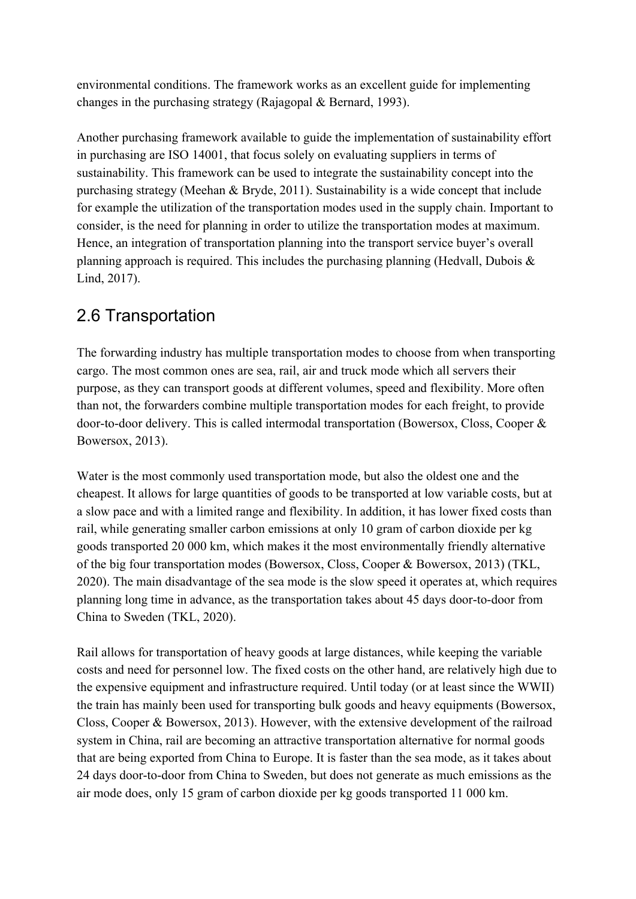environmental conditions. The framework works as an excellent guide for implementing changes in the purchasing strategy (Rajagopal & Bernard, 1993).

Another purchasing framework available to guide the implementation of sustainability effort in purchasing are ISO 14001, that focus solely on evaluating suppliers in terms of sustainability. This framework can be used to integrate the sustainability concept into the purchasing strategy (Meehan & Bryde, 2011). Sustainability is a wide concept that include for example the utilization of the transportation modes used in the supply chain. Important to consider, is the need for planning in order to utilize the transportation modes at maximum. Hence, an integration of transportation planning into the transport service buyer's overall planning approach is required. This includes the purchasing planning (Hedvall, Dubois & Lind, 2017).

## 2.6 Transportation

The forwarding industry has multiple transportation modes to choose from when transporting cargo. The most common ones are sea, rail, air and truck mode which all servers their purpose, as they can transport goods at different volumes, speed and flexibility. More often than not, the forwarders combine multiple transportation modes for each freight, to provide door-to-door delivery. This is called intermodal transportation (Bowersox, Closs, Cooper & Bowersox, 2013).

Water is the most commonly used transportation mode, but also the oldest one and the cheapest. It allows for large quantities of goods to be transported at low variable costs, but at a slow pace and with a limited range and flexibility. In addition, it has lower fixed costs than rail, while generating smaller carbon emissions at only 10 gram of carbon dioxide per kg goods transported 20 000 km, which makes it the most environmentally friendly alternative of the big four transportation modes (Bowersox, Closs, Cooper & Bowersox, 2013) (TKL, 2020). The main disadvantage of the sea mode is the slow speed it operates at, which requires planning long time in advance, as the transportation takes about 45 days door-to-door from China to Sweden (TKL, 2020).

Rail allows for transportation of heavy goods at large distances, while keeping the variable costs and need for personnel low. The fixed costs on the other hand, are relatively high due to the expensive equipment and infrastructure required. Until today (or at least since the WWII) the train has mainly been used for transporting bulk goods and heavy equipments (Bowersox, Closs, Cooper & Bowersox, 2013). However, with the extensive development of the railroad system in China, rail are becoming an attractive transportation alternative for normal goods that are being exported from China to Europe. It is faster than the sea mode, as it takes about 24 days door-to-door from China to Sweden, but does not generate as much emissions as the air mode does, only 15 gram of carbon dioxide per kg goods transported 11 000 km.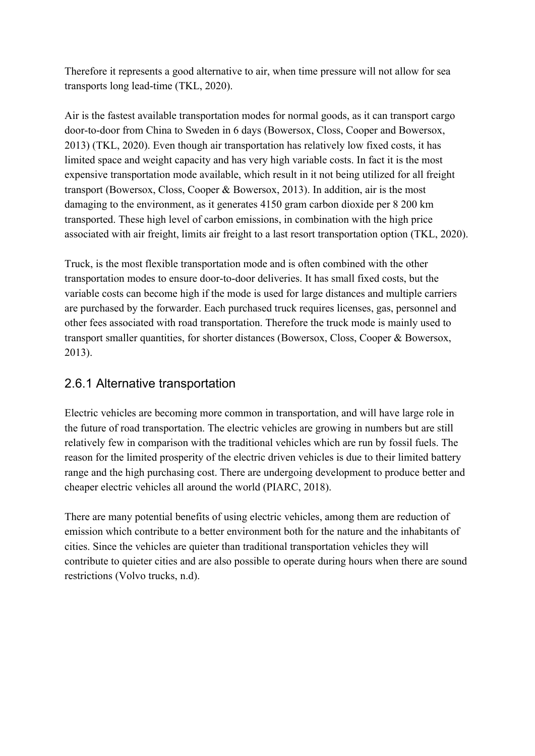Therefore it represents a good alternative to air, when time pressure will not allow for sea transports long lead-time (TKL, 2020).

Air is the fastest available transportation modes for normal goods, as it can transport cargo door-to-door from China to Sweden in 6 days (Bowersox, Closs, Cooper and Bowersox, 2013) (TKL, 2020). Even though air transportation has relatively low fixed costs, it has limited space and weight capacity and has very high variable costs. In fact it is the most expensive transportation mode available, which result in it not being utilized for all freight transport (Bowersox, Closs, Cooper & Bowersox, 2013). In addition, air is the most damaging to the environment, as it generates 4150 gram carbon dioxide per 8 200 km transported. These high level of carbon emissions, in combination with the high price associated with air freight, limits air freight to a last resort transportation option (TKL, 2020).

Truck, is the most flexible transportation mode and is often combined with the other transportation modes to ensure door-to-door deliveries. It has small fixed costs, but the variable costs can become high if the mode is used for large distances and multiple carriers are purchased by the forwarder. Each purchased truck requires licenses, gas, personnel and other fees associated with road transportation. Therefore the truck mode is mainly used to transport smaller quantities, for shorter distances (Bowersox, Closs, Cooper & Bowersox, 2013).

### 2.6.1 Alternative transportation

Electric vehicles are becoming more common in transportation, and will have large role in the future of road transportation. The electric vehicles are growing in numbers but are still relatively few in comparison with the traditional vehicles which are run by fossil fuels. The reason for the limited prosperity of the electric driven vehicles is due to their limited battery range and the high purchasing cost. There are undergoing development to produce better and cheaper electric vehicles all around the world (PIARC, 2018).

There are many potential benefits of using electric vehicles, among them are reduction of emission which contribute to a better environment both for the nature and the inhabitants of cities. Since the vehicles are quieter than traditional transportation vehicles they will contribute to quieter cities and are also possible to operate during hours when there are sound restrictions (Volvo trucks, n.d).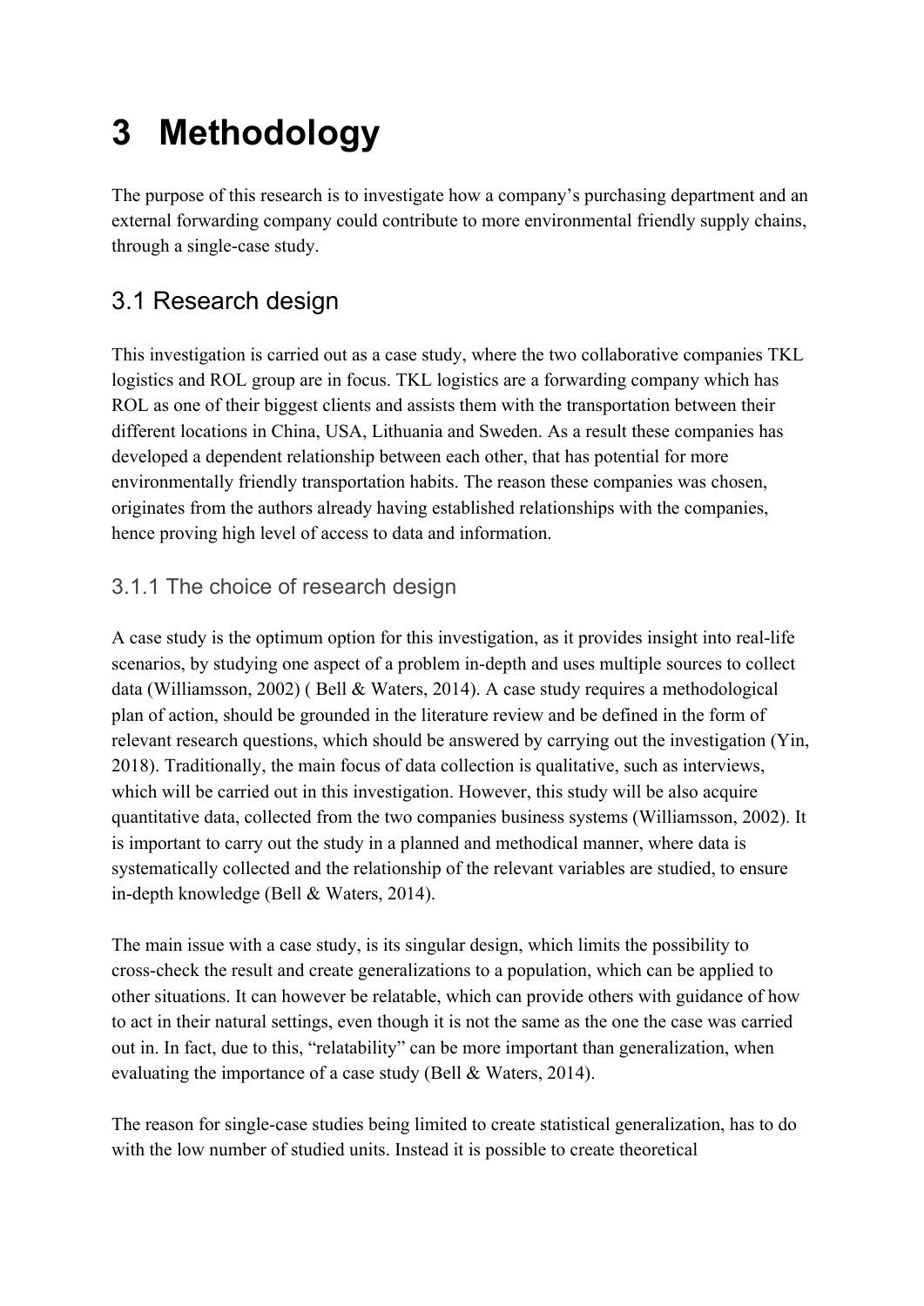// Methodology

The purpose of this research is to investigate how a company's purchasing department and an external forwarding company could contribute to more environmental friendly supply chains, through a single-case study.

## 3.1 Research design

This investigation is carried out as a case study, where the two collaborative companies TKL logistics and ROL group are in focus. TKL logistics are a forwarding company which has ROL as one of their biggest clients and assists them with the transportation between their different locations in China, USA, Lithuania and Sweden. As a result these companies has developed a dependent relationship between each other, that has potential for more environmentally friendly transportation habits. The reason these companies was chosen, originates from the authors already having established relationships with the companies, hence proving high level of access to data and information.

### 3.1.1 The choice of research design

A case study is the optimum option for this investigation, as it provides insight into real-life scenarios, by studying one aspect of a problem in-depth and uses multiple sources to collect data (Williamsson, 2002) ( Bell & Waters, 2014). A case study requires a methodological plan of action, should be grounded in the literature review and be defined in the form of relevant research questions, which should be answered by carrying out the investigation (Yin, 2018). Traditionally, the main focus of data collection is qualitative, such as interviews, which will be carried out in this investigation. However, this study will be also acquire quantitative data, collected from the two companies business systems (Williamsson, 2002). It is important to carry out the study in a planned and methodical manner, where data is systematically collected and the relationship of the relevant variables are studied, to ensure in-depth knowledge (Bell & Waters, 2014).

The main issue with a case study, is its singular design, which limits the possibility to cross-check the result and create generalizations to a population, which can be applied to other situations. It can however be relatable, which can provide others with guidance of how to act in their natural settings, even though it is not the same as the one the case was carried out in. In fact, due to this, "relatability" can be more important than generalization, when evaluating the importance of a case study (Bell & Waters, 2014).

The reason for single-case studies being limited to create statistical generalization, has to do with the low number of studied units. Instead it is possible to create theoretical

# 3 Methodology

The purpose of this research is to investigate how a company's purchasing department and an external forwarding company could contribute to more environmental friendly supply chains, through a single-case study.

## 3.1 Research design

This investigation is carried out as a case study, where the two collaborative companies TKL logistics and ROL group are in focus. TKL logistics are a forwarding company which has ROL as one of their biggest clients and assists them with the transportation between their different locations in China, USA, Lithuania and Sweden. As a result these companies has developed a dependent relationship between each other, that has potential for more environmentally friendly transportation habits. The reason these companies was chosen, originates from the authors already having established relationships with the companies, hence proving high level of access to data and information.

### 3.1.1 The choice of research design

A case study is the optimum option for this investigation, as it provides insight into real-life scenarios, by studying one aspect of a problem in-depth and uses multiple sources to collect data (Williamsson, 2002) ( Bell & Waters, 2014). A case study requires a methodological plan of action, should be grounded in the literature review and be defined in the form of relevant research questions, which should be answered by carrying out the investigation (Yin, 2018). Traditionally, the main focus of data collection is qualitative, such as interviews, which will be carried out in this investigation. However, this study will be also acquire quantitative data, collected from the two companies business systems (Williamsson, 2002). It is important to carry out the study in a planned and methodical manner, where data is systematically collected and the relationship of the relevant variables are studied, to ensure in-depth knowledge (Bell & Waters, 2014).

The main issue with a case study, is its singular design, which limits the possibility to cross-check the result and create generalizations to a population, which can be applied to other situations. It can however be relatable, which can provide others with guidance of how to act in their natural settings, even though it is not the same as the one the case was carried out in. In fact, due to this, "relatability" can be more important than generalization, when evaluating the importance of a case study (Bell & Waters, 2014).

The reason for single-case studies being limited to create statistical generalization, has to do with the low number of studied units. Instead it is possible to create theoretical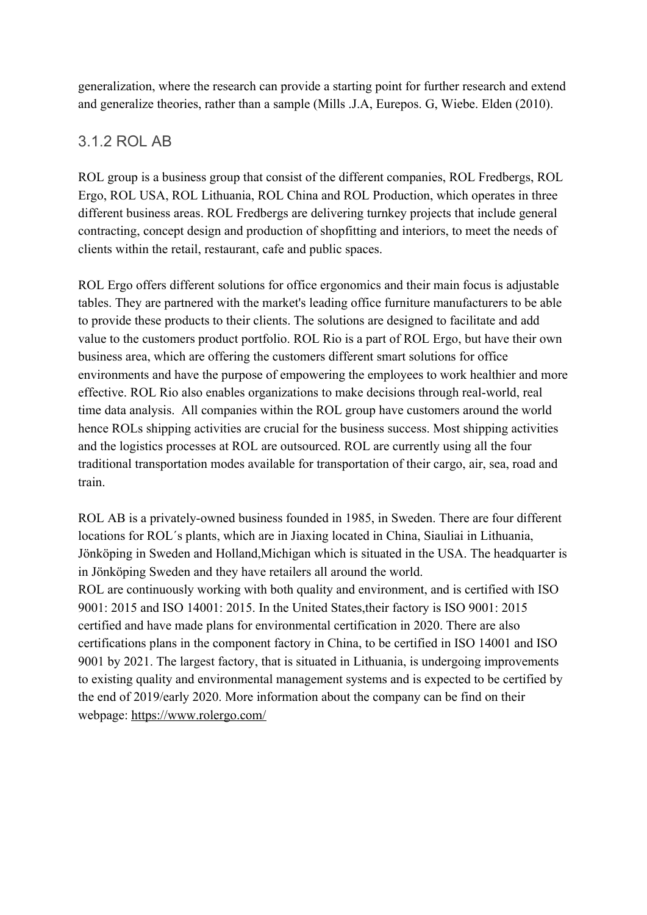generalization, where the research can provide a starting point for further research and extend and generalize theories, rather than a sample (Mills .J.A, Eurepos. G, Wiebe. Elden (2010).

### 3.1.2 ROL AB

ROL group is a business group that consist of the different companies, ROL Fredbergs, ROL Ergo, ROL USA, ROL Lithuania, ROL China and ROL Production, which operates in three different business areas. ROL Fredbergs are delivering turnkey projects that include general contracting, concept design and production of shopfitting and interiors, to meet the needs of clients within the retail, restaurant, cafe and public spaces.

ROL Ergo offers different solutions for office ergonomics and their main focus is adjustable tables. They are partnered with the market's leading office furniture manufacturers to be able to provide these products to their clients. The solutions are designed to facilitate and add value to the customers product portfolio. ROL Rio is a part of ROL Ergo, but have their own business area, which are offering the customers different smart solutions for office environments and have the purpose of empowering the employees to work healthier and more effective. ROL Rio also enables organizations to make decisions through real-world, real time data analysis.  All companies within the ROL group have customers around the world hence ROLs shipping activities are crucial for the business success. Most shipping activities and the logistics processes at ROL are outsourced. ROL are currently using all the four traditional transportation modes available for transportation of their cargo, air, sea, road and train.

ROL AB is a privately-owned business founded in 1985, in Sweden. There are four different locations for ROL´s plants, which are in Jiaxing located in China, Siauliai in Lithuania, Jönköping in Sweden and Holland,Michigan which is situated in the USA. The headquarter is in Jönköping Sweden and they have retailers all around the world.
ROL are continuously working with both quality and environment, and is certified with ISO 9001: 2015 and ISO 14001: 2015. In the United States,their factory is ISO 9001: 2015 certified and have made plans for environmental certification in 2020. There are also certifications plans in the component factory in China, to be certified in ISO 14001 and ISO 9001 by 2021. The largest factory, that is situated in Lithuania, is undergoing improvements to existing quality and environmental management systems and is expected to be certified by the end of 2019/early 2020. More information about the company can be find on their webpage: https://www.rolergo.com/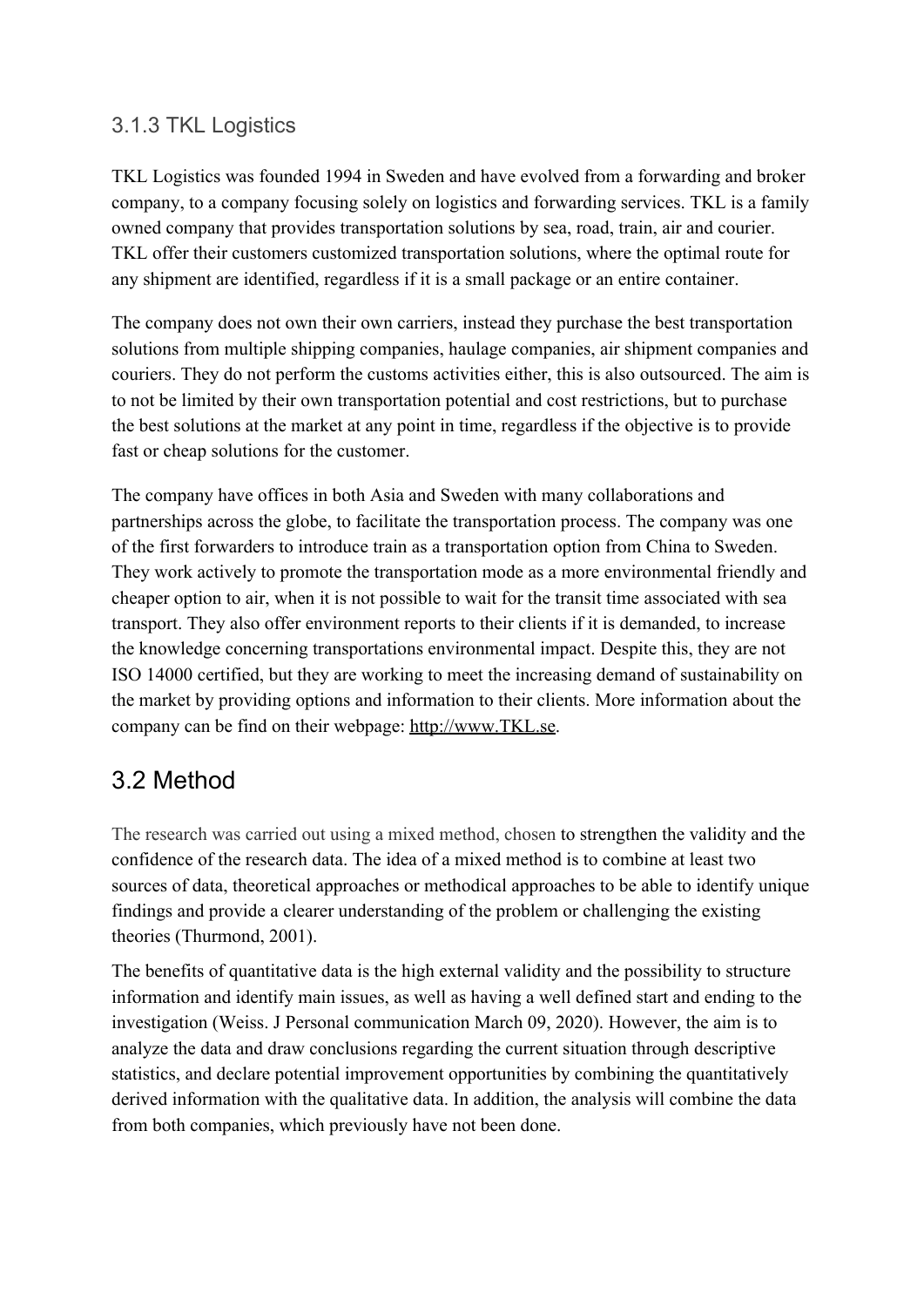### 3.1.3 TKL Logistics

TKL Logistics was founded 1994 in Sweden and have evolved from a forwarding and broker company, to a company focusing solely on logistics and forwarding services. TKL is a family owned company that provides transportation solutions by sea, road, train, air and courier. TKL offer their customers customized transportation solutions, where the optimal route for any shipment are identified, regardless if it is a small package or an entire container.

The company does not own their own carriers, instead they purchase the best transportation solutions from multiple shipping companies, haulage companies, air shipment companies and couriers. They do not perform the customs activities either, this is also outsourced. The aim is to not be limited by their own transportation potential and cost restrictions, but to purchase the best solutions at the market at any point in time, regardless if the objective is to provide fast or cheap solutions for the customer.

The company have offices in both Asia and Sweden with many collaborations and partnerships across the globe, to facilitate the transportation process. The company was one of the first forwarders to introduce train as a transportation option from China to Sweden. They work actively to promote the transportation mode as a more environmental friendly and cheaper option to air, when it is not possible to wait for the transit time associated with sea transport. They also offer environment reports to their clients if it is demanded, to increase the knowledge concerning transportations environmental impact. Despite this, they are not ISO 14000 certified, but they are working to meet the increasing demand of sustainability on the market by providing options and information to their clients. More information about the company can be find on their webpage: http://www.TKL.se.

## 3.2 Method

The research was carried out using a mixed method, chosen to strengthen the validity and the confidence of the research data. The idea of a mixed method is to combine at least two sources of data, theoretical approaches or methodical approaches to be able to identify unique findings and provide a clearer understanding of the problem or challenging the existing theories (Thurmond, 2001).

The benefits of quantitative data is the high external validity and the possibility to structure information and identify main issues, as well as having a well defined start and ending to the investigation (Weiss. J Personal communication March 09, 2020). However, the aim is to analyze the data and draw conclusions regarding the current situation through descriptive statistics, and declare potential improvement opportunities by combining the quantitatively derived information with the qualitative data. In addition, the analysis will combine the data from both companies, which previously have not been done.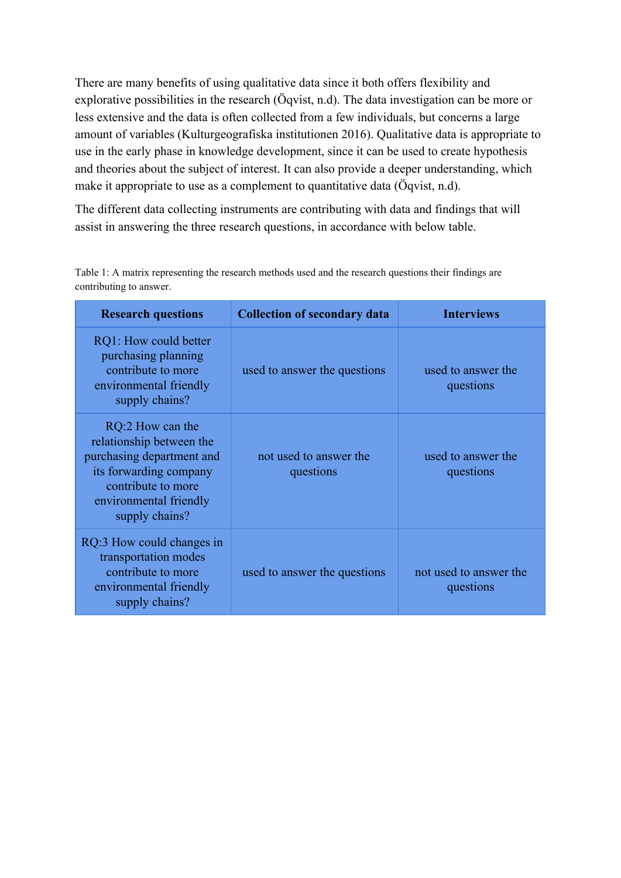There are many benefits of using qualitative data since it both offers flexibility and explorative possibilities in the research (Öqvist, n.d). The data investigation can be more or less extensive and the data is often collected from a few individuals, but concerns a large amount of variables (Kulturgeografiska institutionen 2016). Qualitative data is appropriate to use in the early phase in knowledge development, since it can be used to create hypothesis and theories about the subject of interest. It can also provide a deeper understanding, which make it appropriate to use as a complement to quantitative data (Öqvist, n.d).

The different data collecting instruments are contributing with data and findings that will assist in answering the three research questions, in accordance with below table.

Table 1: A matrix representing the research methods used and the research questions their findings are contributing to answer.

| Research questions | Collection of secondary data | Interviews |
|---|---|---|
| RQ1: How could better purchasing planning contribute to more environmental friendly supply chains? | used to answer the questions | used to answer the questions |
| RQ:2 How can the relationship between the purchasing department and its forwarding company contribute to more environmental friendly supply chains? | not used to answer the questions | used to answer the questions |
| RQ:3 How could changes in transportation modes contribute to more environmental friendly supply chains? | used to answer the questions | not used to answer the questions |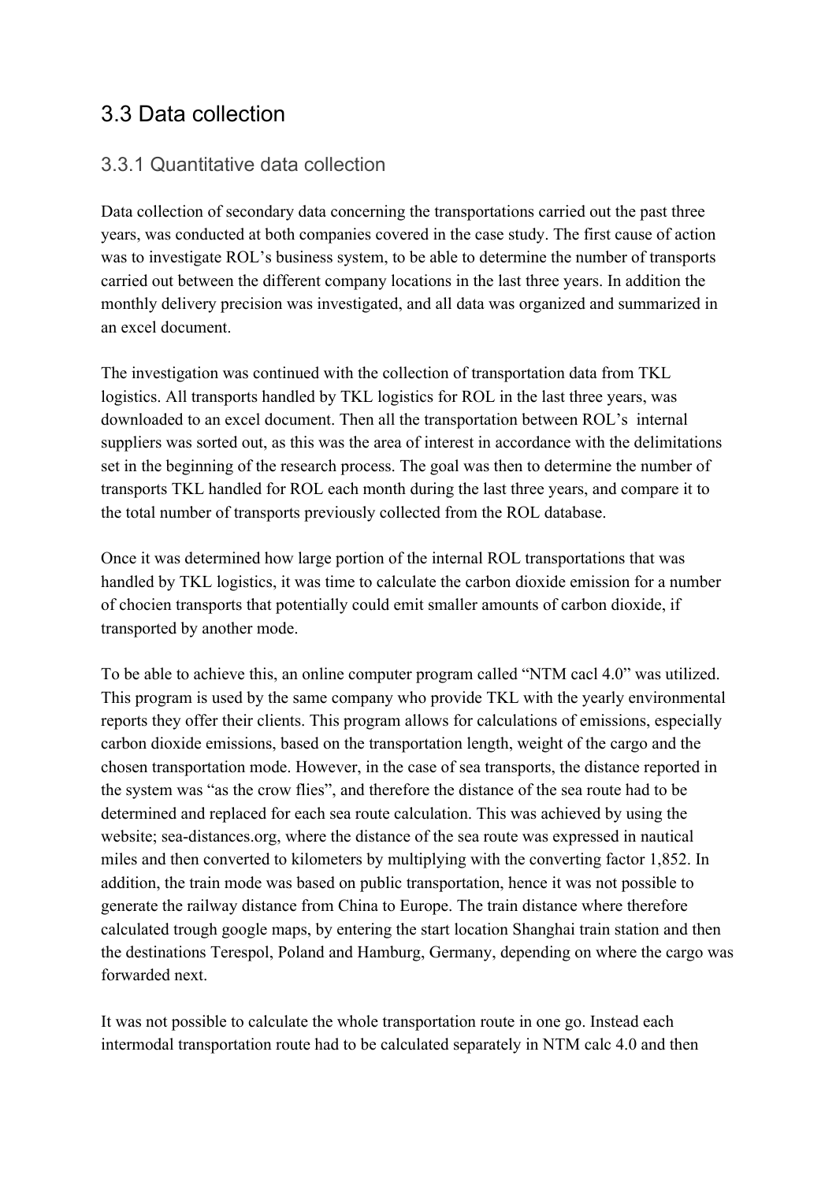## 3.3 Data collection

### 3.3.1 Quantitative data collection

Data collection of secondary data concerning the transportations carried out the past three years, was conducted at both companies covered in the case study. The first cause of action was to investigate ROL's business system, to be able to determine the number of transports carried out between the different company locations in the last three years. In addition the monthly delivery precision was investigated, and all data was organized and summarized in an excel document.

The investigation was continued with the collection of transportation data from TKL logistics. All transports handled by TKL logistics for ROL in the last three years, was downloaded to an excel document. Then all the transportation between ROL's internal suppliers was sorted out, as this was the area of interest in accordance with the delimitations set in the beginning of the research process. The goal was then to determine the number of transports TKL handled for ROL each month during the last three years, and compare it to the total number of transports previously collected from the ROL database.

Once it was determined how large portion of the internal ROL transportations that was handled by TKL logistics, it was time to calculate the carbon dioxide emission for a number of chocien transports that potentially could emit smaller amounts of carbon dioxide, if transported by another mode.

To be able to achieve this, an online computer program called "NTM cacl 4.0" was utilized. This program is used by the same company who provide TKL with the yearly environmental reports they offer their clients. This program allows for calculations of emissions, especially carbon dioxide emissions, based on the transportation length, weight of the cargo and the chosen transportation mode. However, in the case of sea transports, the distance reported in the system was "as the crow flies", and therefore the distance of the sea route had to be determined and replaced for each sea route calculation. This was achieved by using the website; sea-distances.org, where the distance of the sea route was expressed in nautical miles and then converted to kilometers by multiplying with the converting factor 1,852. In addition, the train mode was based on public transportation, hence it was not possible to generate the railway distance from China to Europe. The train distance where therefore calculated trough google maps, by entering the start location Shanghai train station and then the destinations Terespol, Poland and Hamburg, Germany, depending on where the cargo was forwarded next.

It was not possible to calculate the whole transportation route in one go. Instead each intermodal transportation route had to be calculated separately in NTM calc 4.0 and then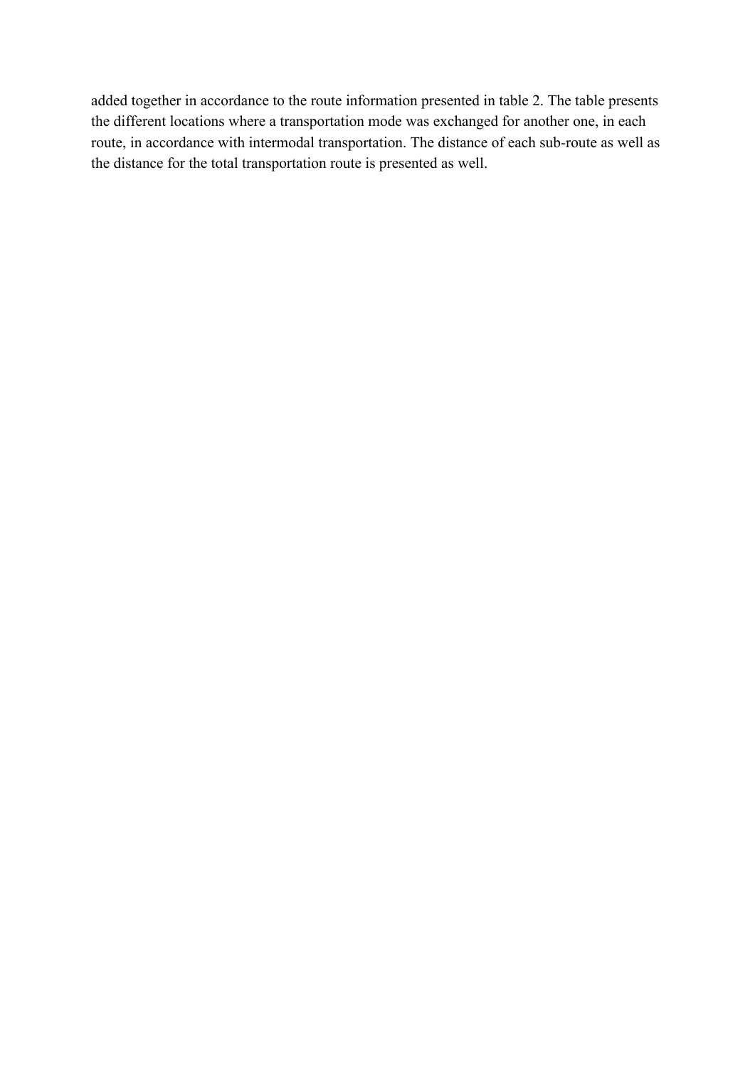added together in accordance to the route information presented in table 2. The table presents the different locations where a transportation mode was exchanged for another one, in each route, in accordance with intermodal transportation. The distance of each sub-route as well as the distance for the total transportation route is presented as well.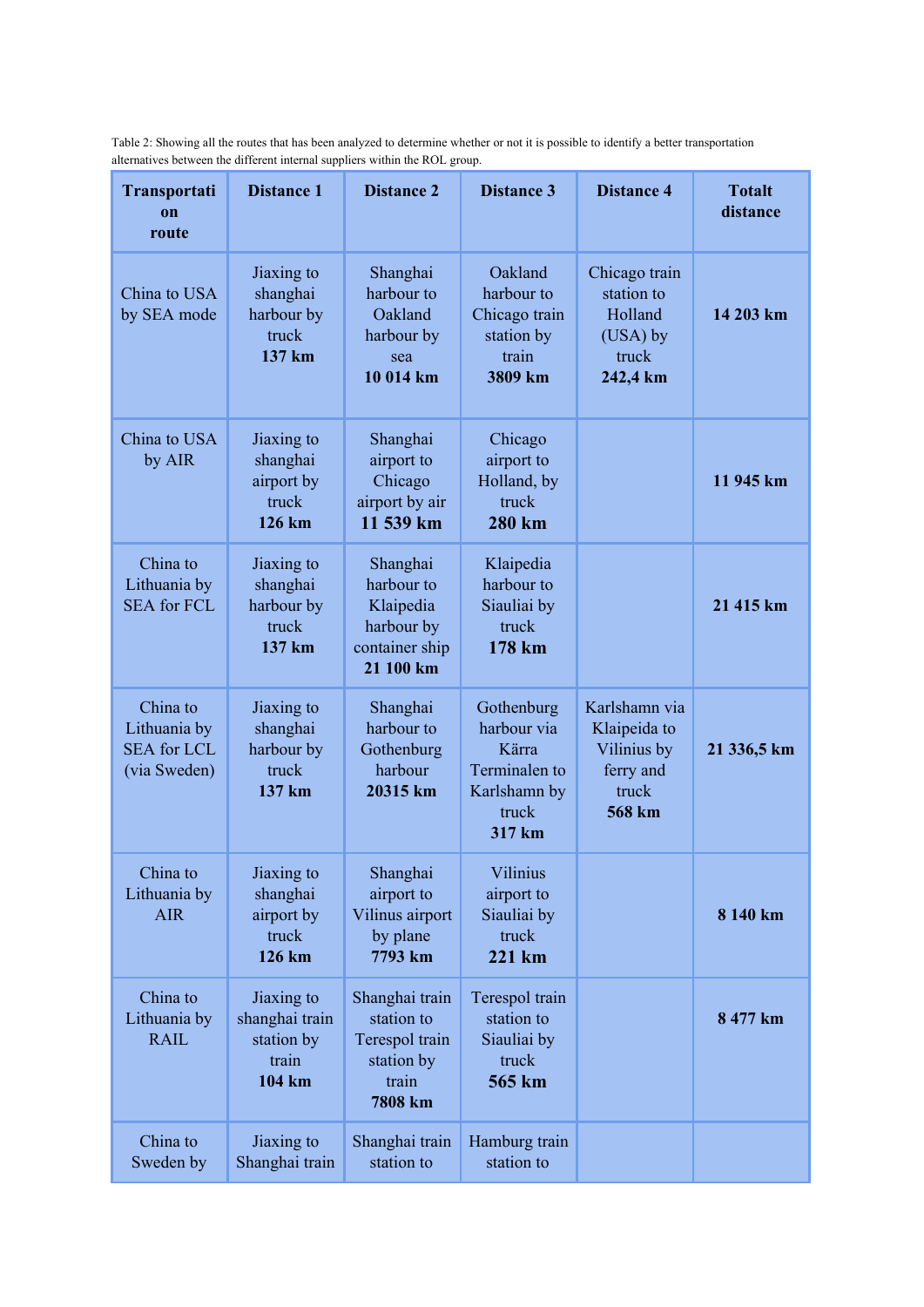Table 2: Showing all the routes that has been analyzed to determine whether or not it is possible to identify a better transportation alternatives between the different internal suppliers within the ROL group.

| **Transportation route** | **Distance 1** | **Distance 2** | **Distance 3** | **Distance 4** | **Totalt distance** |
|---|---|---|---|---|---|
| China to USA by SEA mode | Jiaxing to shanghai harbour by truck **137 km** | Shanghai harbour to Oakland harbour by sea **10 014 km** | Oakland harbour to Chicago train station by train **3809 km** | Chicago train station to Holland (USA) by truck **242,4 km** | **14 203 km** |
| China to USA by AIR | Jiaxing to shanghai airport by truck **126 km** | Shanghai airport to Chicago airport by air **11 539 km** | Chicago airport to Holland, by truck **280 km** | | **11 945 km** |
| China to Lithuania by SEA for FCL | Jiaxing to shanghai harbour by truck **137 km** | Shanghai harbour to Klaipedia harbour by container ship **21 100 km** | Klaipedia harbour to Siauliai by truck **178 km** | | **21 415 km** |
| China to Lithuania by SEA for LCL (via Sweden) | Jiaxing to shanghai harbour by truck **137 km** | Shanghai harbour to Gothenburg harbour **20315 km** | Gothenburg harbour via Kärra Terminalen to Karlshamn by truck **317 km** | Karlshamn via Klaipeida to Vilinius by ferry and truck **568 km** | **21 336,5 km** |
| China to Lithuania by AIR | Jiaxing to shanghai airport by truck **126 km** | Shanghai airport to Vilinus airport by plane **7793 km** | Vilinius airport to Siauliai by truck **221 km** | | **8 140 km** |
| China to Lithuania by RAIL | Jiaxing to shanghai train station by train **104 km** | Shanghai train station to Terespol train station by train **7808 km** | Terespol train station to Siauliai by truck **565 km** | | **8 477 km** |
| China to Sweden by | Jiaxing to Shanghai train | Shanghai train station to | Hamburg train station to | | |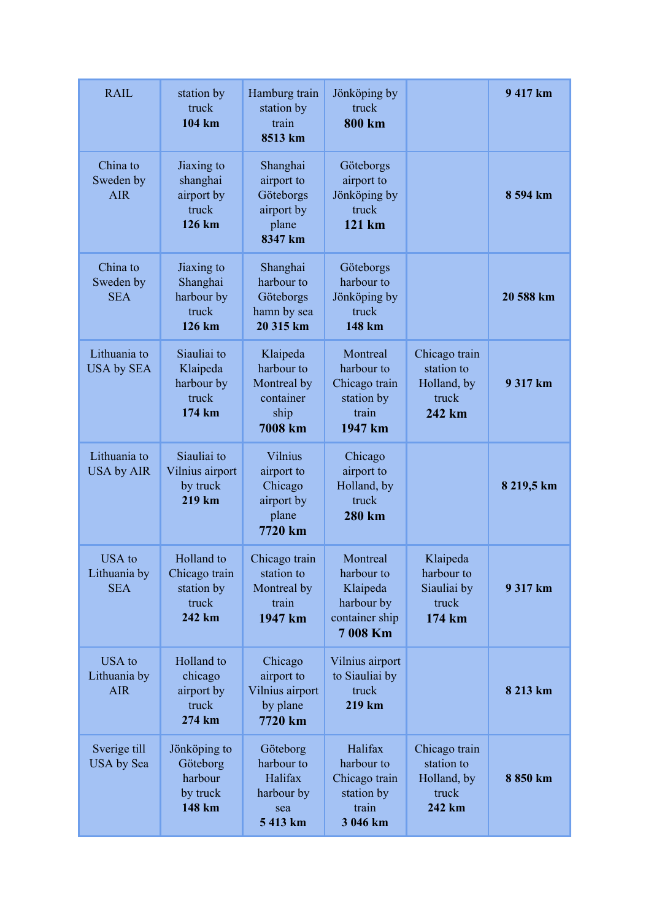| RAIL | station by truck **104 km** | Hamburg train station by train **8513 km** | Jönköping by truck **800 km** | | **9 417 km** |
|---|---|---|---|---|---|
| China to Sweden by AIR | Jiaxing to shanghai airport by truck **126 km** | Shanghai airport to Göteborgs airport by plane **8347 km** | Göteborgs airport to Jönköping by truck **121 km** | | **8 594 km** |
| China to Sweden by SEA | Jiaxing to Shanghai harbour by truck **126 km** | Shanghai harbour to Göteborgs hamn by sea **20 315 km** | Göteborgs harbour to Jönköping by truck **148 km** | | **20 588 km** |
| Lithuania to USA by SEA | Siauliai to Klaipeda harbour by truck **174 km** | Klaipeda harbour to Montreal by container ship **7008 km** | Montreal harbour to Chicago train station by train **1947 km** | Chicago train station to Holland, by truck **242 km** | **9 317 km** |
| Lithuania to USA by AIR | Siauliai to Vilnius airport by truck **219 km** | Vilnius airport to Chicago airport by plane **7720 km** | Chicago airport to Holland, by truck **280 km** | | **8 219,5 km** |
| USA to Lithuania by SEA | Holland to Chicago train station by truck **242 km** | Chicago train station to Montreal by train **1947 km** | Montreal harbour to Klaipeda harbour by container ship **7 008 Km** | Klaipeda harbour to Siauliai by truck **174 km** | **9 317 km** |
| USA to Lithuania by AIR | Holland to chicago airport by truck **274 km** | Chicago airport to Vilnius airport by plane **7720 km** | Vilnius airport to Siauliai by truck **219 km** | | **8 213 km** |
| Sverige till USA by Sea | Jönköping to Göteborg harbour by truck **148 km** | Göteborg harbour to Halifax harbour by sea **5 413 km** | Halifax harbour to Chicago train station by train **3 046 km** | Chicago train station to Holland, by truck **242 km** | **8 850 km** |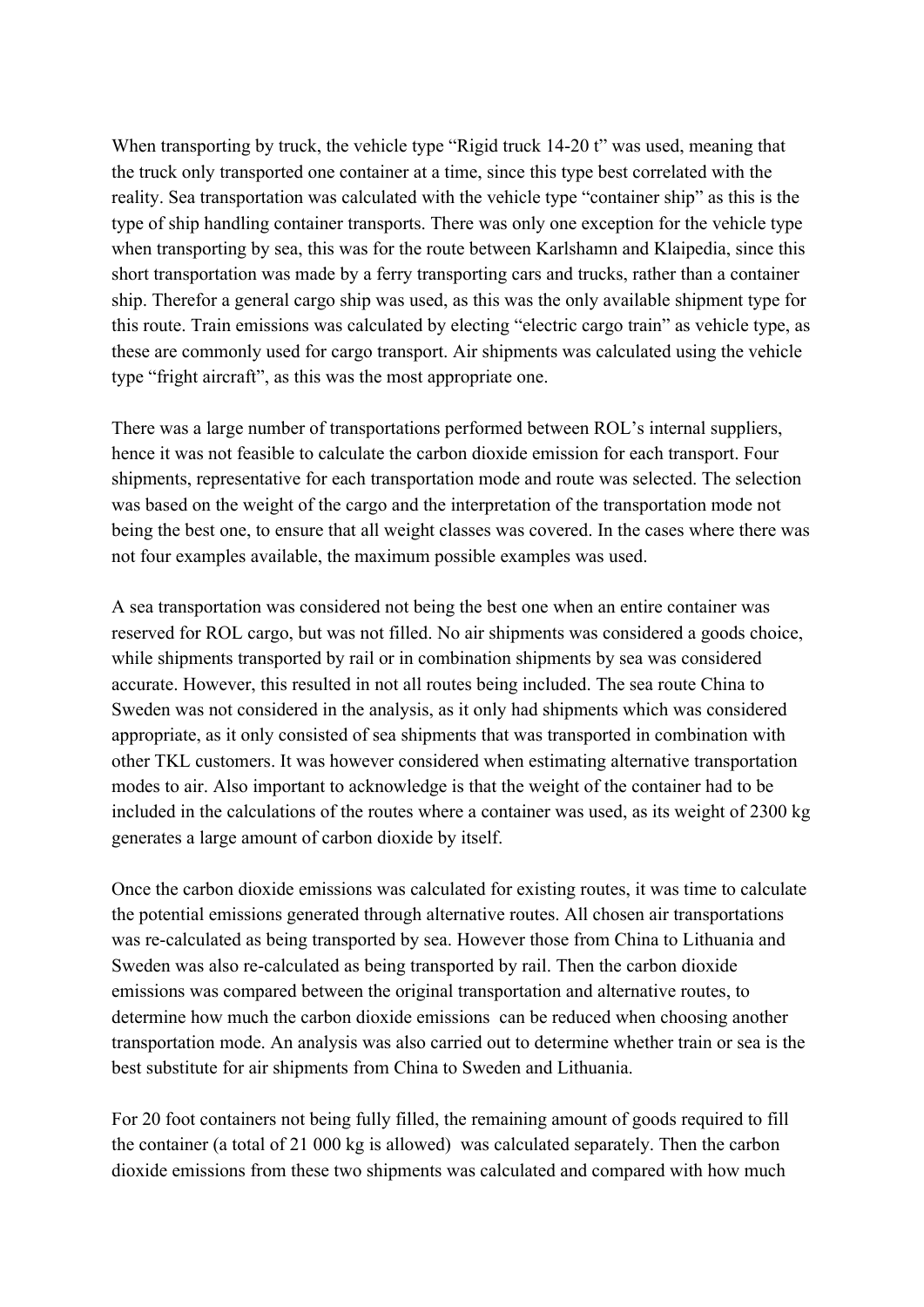When transporting by truck, the vehicle type “Rigid truck 14-20 t” was used, meaning that the truck only transported one container at a time, since this type best correlated with the reality. Sea transportation was calculated with the vehicle type “container ship” as this is the type of ship handling container transports. There was only one exception for the vehicle type when transporting by sea, this was for the route between Karlshamn and Klaipedia, since this short transportation was made by a ferry transporting cars and trucks, rather than a container ship. Therefor a general cargo ship was used, as this was the only available shipment type for this route. Train emissions was calculated by electing “electric cargo train” as vehicle type, as these are commonly used for cargo transport. Air shipments was calculated using the vehicle type “fright aircraft”, as this was the most appropriate one.

There was a large number of transportations performed between ROL’s internal suppliers, hence it was not feasible to calculate the carbon dioxide emission for each transport. Four shipments, representative for each transportation mode and route was selected. The selection was based on the weight of the cargo and the interpretation of the transportation mode not being the best one, to ensure that all weight classes was covered. In the cases where there was not four examples available, the maximum possible examples was used.

A sea transportation was considered not being the best one when an entire container was reserved for ROL cargo, but was not filled. No air shipments was considered a goods choice, while shipments transported by rail or in combination shipments by sea was considered accurate. However, this resulted in not all routes being included. The sea route China to Sweden was not considered in the analysis, as it only had shipments which was considered appropriate, as it only consisted of sea shipments that was transported in combination with other TKL customers. It was however considered when estimating alternative transportation modes to air. Also important to acknowledge is that the weight of the container had to be included in the calculations of the routes where a container was used, as its weight of 2300 kg generates a large amount of carbon dioxide by itself.

Once the carbon dioxide emissions was calculated for existing routes, it was time to calculate the potential emissions generated through alternative routes. All chosen air transportations was re-calculated as being transported by sea. However those from China to Lithuania and Sweden was also re-calculated as being transported by rail. Then the carbon dioxide emissions was compared between the original transportation and alternative routes, to determine how much the carbon dioxide emissions can be reduced when choosing another transportation mode. An analysis was also carried out to determine whether train or sea is the best substitute for air shipments from China to Sweden and Lithuania.

For 20 foot containers not being fully filled, the remaining amount of goods required to fill the container (a total of 21 000 kg is allowed) was calculated separately. Then the carbon dioxide emissions from these two shipments was calculated and compared with how much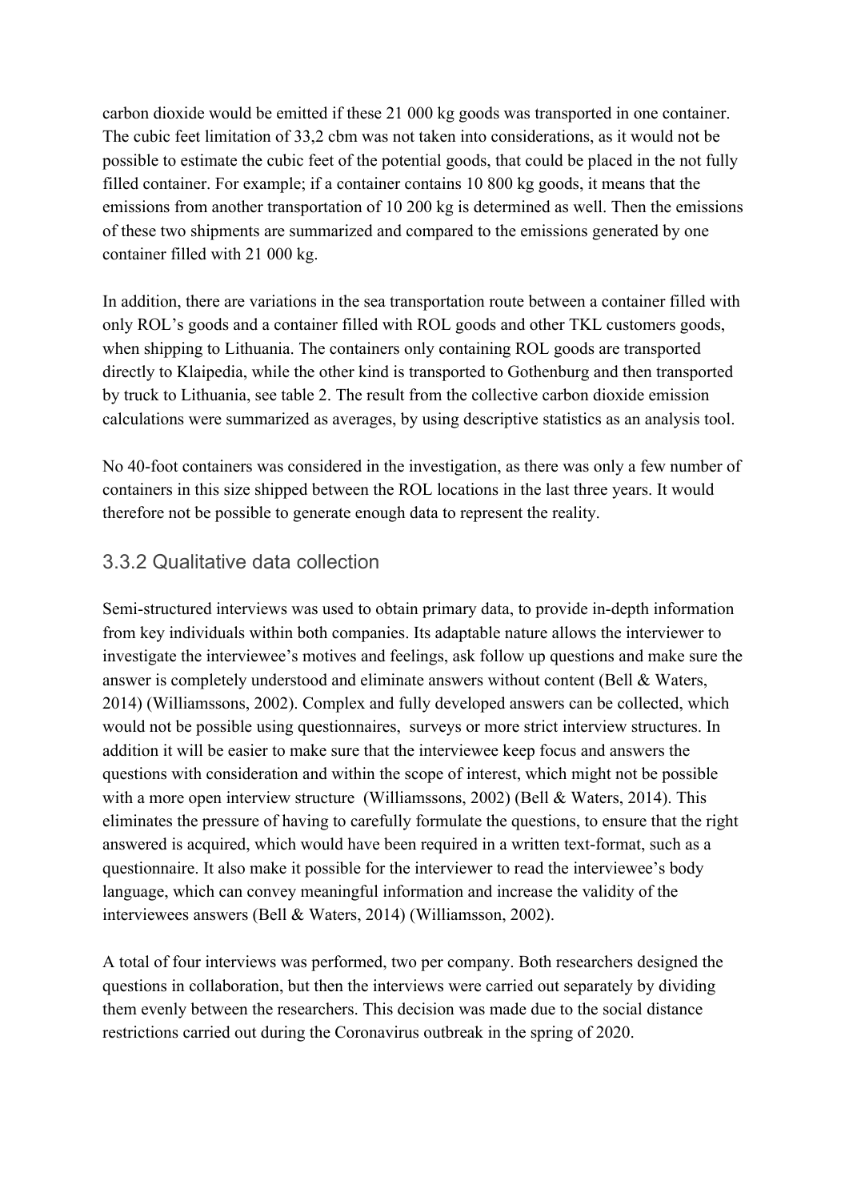carbon dioxide would be emitted if these 21 000 kg goods was transported in one container. The cubic feet limitation of 33,2 cbm was not taken into considerations, as it would not be possible to estimate the cubic feet of the potential goods, that could be placed in the not fully filled container. For example; if a container contains 10 800 kg goods, it means that the emissions from another transportation of 10 200 kg is determined as well. Then the emissions of these two shipments are summarized and compared to the emissions generated by one container filled with 21 000 kg.

In addition, there are variations in the sea transportation route between a container filled with only ROL's goods and a container filled with ROL goods and other TKL customers goods, when shipping to Lithuania. The containers only containing ROL goods are transported directly to Klaipedia, while the other kind is transported to Gothenburg and then transported by truck to Lithuania, see table 2. The result from the collective carbon dioxide emission calculations were summarized as averages, by using descriptive statistics as an analysis tool.

No 40-foot containers was considered in the investigation, as there was only a few number of containers in this size shipped between the ROL locations in the last three years. It would therefore not be possible to generate enough data to represent the reality.

### 3.3.2 Qualitative data collection

Semi-structured interviews was used to obtain primary data, to provide in-depth information from key individuals within both companies. Its adaptable nature allows the interviewer to investigate the interviewee's motives and feelings, ask follow up questions and make sure the answer is completely understood and eliminate answers without content (Bell & Waters, 2014) (Williamssons, 2002). Complex and fully developed answers can be collected, which would not be possible using questionnaires, surveys or more strict interview structures. In addition it will be easier to make sure that the interviewee keep focus and answers the questions with consideration and within the scope of interest, which might not be possible with a more open interview structure (Williamssons, 2002) (Bell & Waters, 2014). This eliminates the pressure of having to carefully formulate the questions, to ensure that the right answered is acquired, which would have been required in a written text-format, such as a questionnaire. It also make it possible for the interviewer to read the interviewee's body language, which can convey meaningful information and increase the validity of the interviewees answers (Bell & Waters, 2014) (Williamsson, 2002).

A total of four interviews was performed, two per company. Both researchers designed the questions in collaboration, but then the interviews were carried out separately by dividing them evenly between the researchers. This decision was made due to the social distance restrictions carried out during the Coronavirus outbreak in the spring of 2020.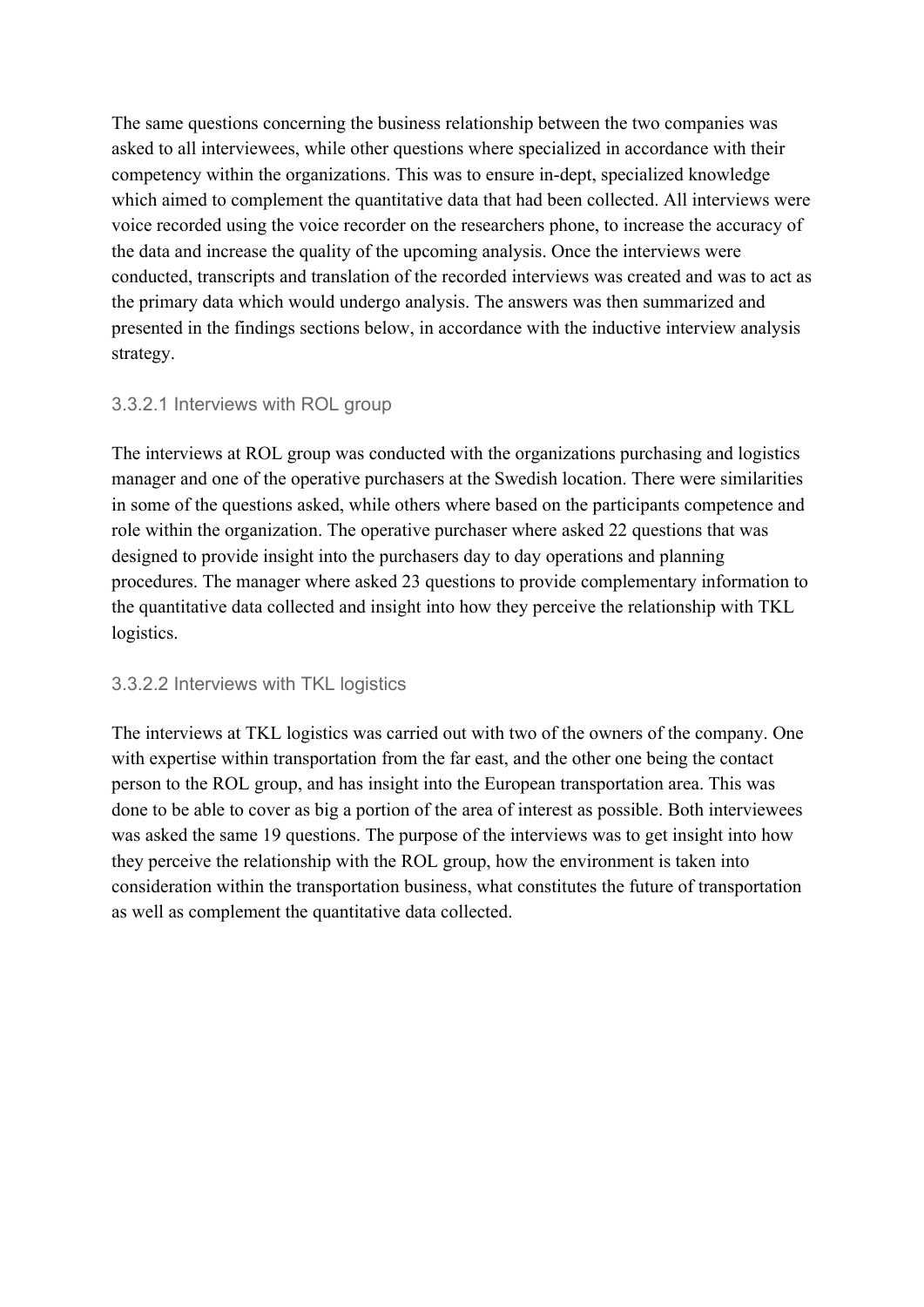The same questions concerning the business relationship between the two companies was asked to all interviewees, while other questions where specialized in accordance with their competency within the organizations. This was to ensure in-dept, specialized knowledge which aimed to complement the quantitative data that had been collected. All interviews were voice recorded using the voice recorder on the researchers phone, to increase the accuracy of the data and increase the quality of the upcoming analysis. Once the interviews were conducted, transcripts and translation of the recorded interviews was created and was to act as the primary data which would undergo analysis. The answers was then summarized and presented in the findings sections below, in accordance with the inductive interview analysis strategy.

#### 3.3.2.1 Interviews with ROL group

The interviews at ROL group was conducted with the organizations purchasing and logistics manager and one of the operative purchasers at the Swedish location. There were similarities in some of the questions asked, while others where based on the participants competence and role within the organization. The operative purchaser where asked 22 questions that was designed to provide insight into the purchasers day to day operations and planning procedures. The manager where asked 23 questions to provide complementary information to the quantitative data collected and insight into how they perceive the relationship with TKL logistics.

#### 3.3.2.2 Interviews with TKL logistics

The interviews at TKL logistics was carried out with two of the owners of the company. One with expertise within transportation from the far east, and the other one being the contact person to the ROL group, and has insight into the European transportation area. This was done to be able to cover as big a portion of the area of interest as possible. Both interviewees was asked the same 19 questions. The purpose of the interviews was to get insight into how they perceive the relationship with the ROL group, how the environment is taken into consideration within the transportation business, what constitutes the future of transportation as well as complement the quantitative data collected.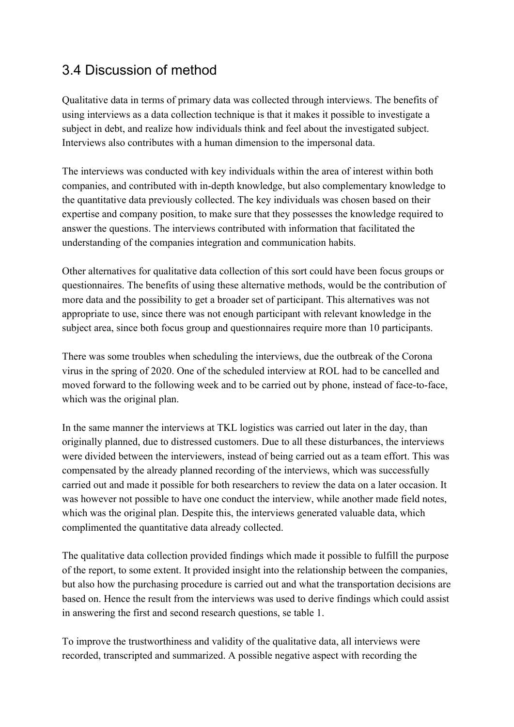## 3.4 Discussion of method

Qualitative data in terms of primary data was collected through interviews. The benefits of using interviews as a data collection technique is that it makes it possible to investigate a subject in debt, and realize how individuals think and feel about the investigated subject. Interviews also contributes with a human dimension to the impersonal data.

The interviews was conducted with key individuals within the area of interest within both companies, and contributed with in-depth knowledge, but also complementary knowledge to the quantitative data previously collected. The key individuals was chosen based on their expertise and company position, to make sure that they possesses the knowledge required to answer the questions. The interviews contributed with information that facilitated the understanding of the companies integration and communication habits.

Other alternatives for qualitative data collection of this sort could have been focus groups or questionnaires. The benefits of using these alternative methods, would be the contribution of more data and the possibility to get a broader set of participant. This alternatives was not appropriate to use, since there was not enough participant with relevant knowledge in the subject area, since both focus group and questionnaires require more than 10 participants.

There was some troubles when scheduling the interviews, due the outbreak of the Corona virus in the spring of 2020. One of the scheduled interview at ROL had to be cancelled and moved forward to the following week and to be carried out by phone, instead of face-to-face, which was the original plan.

In the same manner the interviews at TKL logistics was carried out later in the day, than originally planned, due to distressed customers. Due to all these disturbances, the interviews were divided between the interviewers, instead of being carried out as a team effort. This was compensated by the already planned recording of the interviews, which was successfully carried out and made it possible for both researchers to review the data on a later occasion. It was however not possible to have one conduct the interview, while another made field notes, which was the original plan. Despite this, the interviews generated valuable data, which complimented the quantitative data already collected.

The qualitative data collection provided findings which made it possible to fulfill the purpose of the report, to some extent. It provided insight into the relationship between the companies, but also how the purchasing procedure is carried out and what the transportation decisions are based on. Hence the result from the interviews was used to derive findings which could assist in answering the first and second research questions, se table 1.

To improve the trustworthiness and validity of the qualitative data, all interviews were recorded, transcripted and summarized. A possible negative aspect with recording the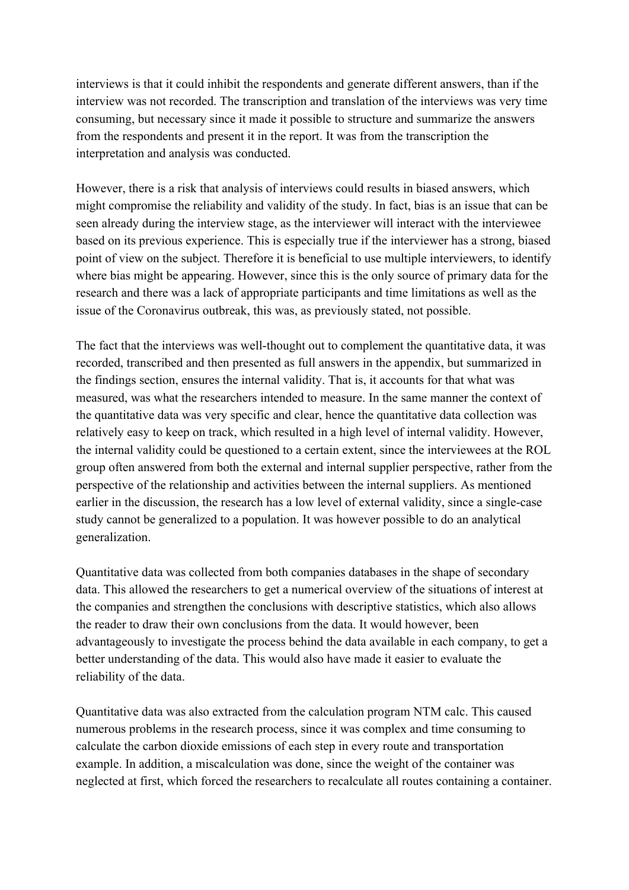interviews is that it could inhibit the respondents and generate different answers, than if the interview was not recorded. The transcription and translation of the interviews was very time consuming, but necessary since it made it possible to structure and summarize the answers from the respondents and present it in the report. It was from the transcription the interpretation and analysis was conducted.

However, there is a risk that analysis of interviews could results in biased answers, which might compromise the reliability and validity of the study. In fact, bias is an issue that can be seen already during the interview stage, as the interviewer will interact with the interviewee based on its previous experience. This is especially true if the interviewer has a strong, biased point of view on the subject. Therefore it is beneficial to use multiple interviewers, to identify where bias might be appearing. However, since this is the only source of primary data for the research and there was a lack of appropriate participants and time limitations as well as the issue of the Coronavirus outbreak, this was, as previously stated, not possible.

The fact that the interviews was well-thought out to complement the quantitative data, it was recorded, transcribed and then presented as full answers in the appendix, but summarized in the findings section, ensures the internal validity. That is, it accounts for that what was measured, was what the researchers intended to measure. In the same manner the context of the quantitative data was very specific and clear, hence the quantitative data collection was relatively easy to keep on track, which resulted in a high level of internal validity. However, the internal validity could be questioned to a certain extent, since the interviewees at the ROL group often answered from both the external and internal supplier perspective, rather from the perspective of the relationship and activities between the internal suppliers. As mentioned earlier in the discussion, the research has a low level of external validity, since a single-case study cannot be generalized to a population. It was however possible to do an analytical generalization.

Quantitative data was collected from both companies databases in the shape of secondary data. This allowed the researchers to get a numerical overview of the situations of interest at the companies and strengthen the conclusions with descriptive statistics, which also allows the reader to draw their own conclusions from the data. It would however, been advantageously to investigate the process behind the data available in each company, to get a better understanding of the data. This would also have made it easier to evaluate the reliability of the data.

Quantitative data was also extracted from the calculation program NTM calc. This caused numerous problems in the research process, since it was complex and time consuming to calculate the carbon dioxide emissions of each step in every route and transportation example. In addition, a miscalculation was done, since the weight of the container was neglected at first, which forced the researchers to recalculate all routes containing a container.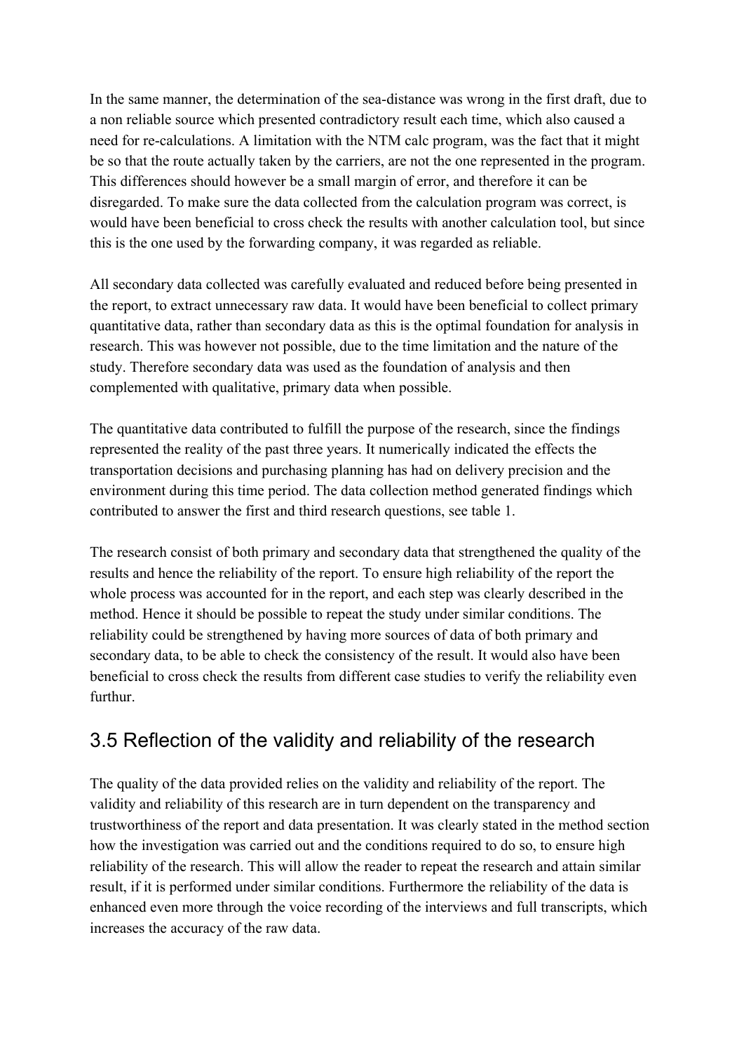In the same manner, the determination of the sea-distance was wrong in the first draft, due to a non reliable source which presented contradictory result each time, which also caused a need for re-calculations. A limitation with the NTM calc program, was the fact that it might be so that the route actually taken by the carriers, are not the one represented in the program. This differences should however be a small margin of error, and therefore it can be disregarded. To make sure the data collected from the calculation program was correct, is would have been beneficial to cross check the results with another calculation tool, but since this is the one used by the forwarding company, it was regarded as reliable.

All secondary data collected was carefully evaluated and reduced before being presented in the report, to extract unnecessary raw data. It would have been beneficial to collect primary quantitative data, rather than secondary data as this is the optimal foundation for analysis in research. This was however not possible, due to the time limitation and the nature of the study. Therefore secondary data was used as the foundation of analysis and then complemented with qualitative, primary data when possible.

The quantitative data contributed to fulfill the purpose of the research, since the findings represented the reality of the past three years. It numerically indicated the effects the transportation decisions and purchasing planning has had on delivery precision and the environment during this time period. The data collection method generated findings which contributed to answer the first and third research questions, see table 1.

The research consist of both primary and secondary data that strengthened the quality of the results and hence the reliability of the report. To ensure high reliability of the report the whole process was accounted for in the report, and each step was clearly described in the method. Hence it should be possible to repeat the study under similar conditions. The reliability could be strengthened by having more sources of data of both primary and secondary data, to be able to check the consistency of the result. It would also have been beneficial to cross check the results from different case studies to verify the reliability even furthur.

## 3.5 Reflection of the validity and reliability of the research

The quality of the data provided relies on the validity and reliability of the report. The validity and reliability of this research are in turn dependent on the transparency and trustworthiness of the report and data presentation. It was clearly stated in the method section how the investigation was carried out and the conditions required to do so, to ensure high reliability of the research. This will allow the reader to repeat the research and attain similar result, if it is performed under similar conditions. Furthermore the reliability of the data is enhanced even more through the voice recording of the interviews and full transcripts, which increases the accuracy of the raw data.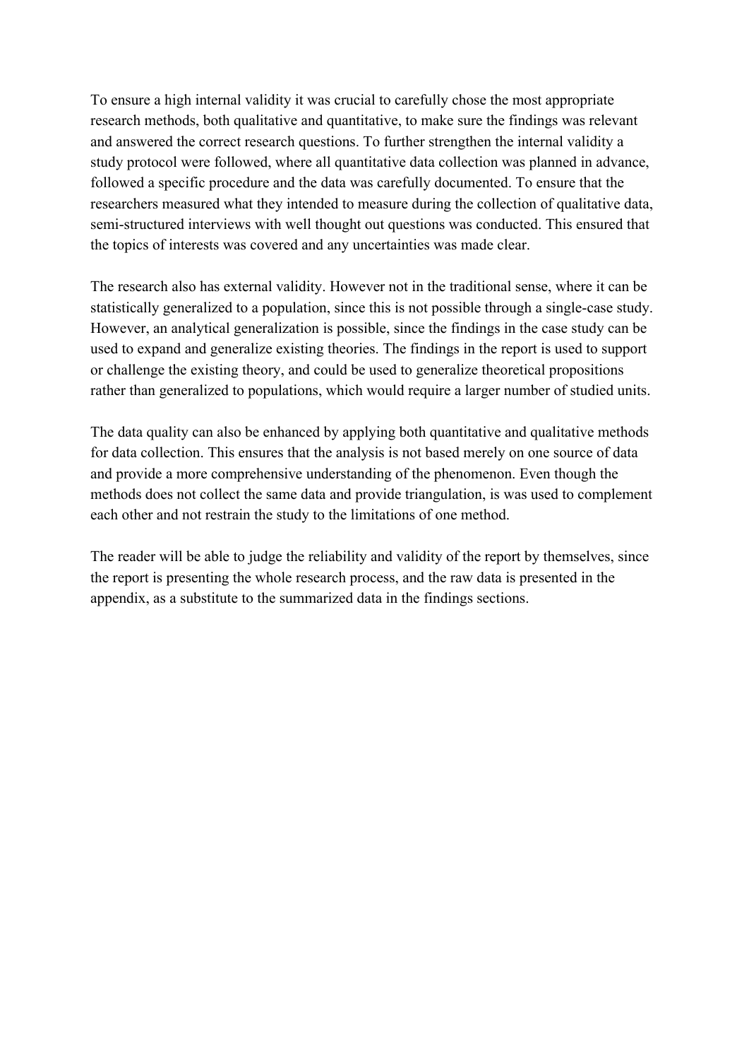To ensure a high internal validity it was crucial to carefully chose the most appropriate research methods, both qualitative and quantitative, to make sure the findings was relevant and answered the correct research questions. To further strengthen the internal validity a study protocol were followed, where all quantitative data collection was planned in advance, followed a specific procedure and the data was carefully documented. To ensure that the researchers measured what they intended to measure during the collection of qualitative data, semi-structured interviews with well thought out questions was conducted. This ensured that the topics of interests was covered and any uncertainties was made clear.

The research also has external validity. However not in the traditional sense, where it can be statistically generalized to a population, since this is not possible through a single-case study. However, an analytical generalization is possible, since the findings in the case study can be used to expand and generalize existing theories. The findings in the report is used to support or challenge the existing theory, and could be used to generalize theoretical propositions rather than generalized to populations, which would require a larger number of studied units.

The data quality can also be enhanced by applying both quantitative and qualitative methods for data collection. This ensures that the analysis is not based merely on one source of data and provide a more comprehensive understanding of the phenomenon. Even though the methods does not collect the same data and provide triangulation, is was used to complement each other and not restrain the study to the limitations of one method.

The reader will be able to judge the reliability and validity of the report by themselves, since the report is presenting the whole research process, and the raw data is presented in the appendix, as a substitute to the summarized data in the findings sections.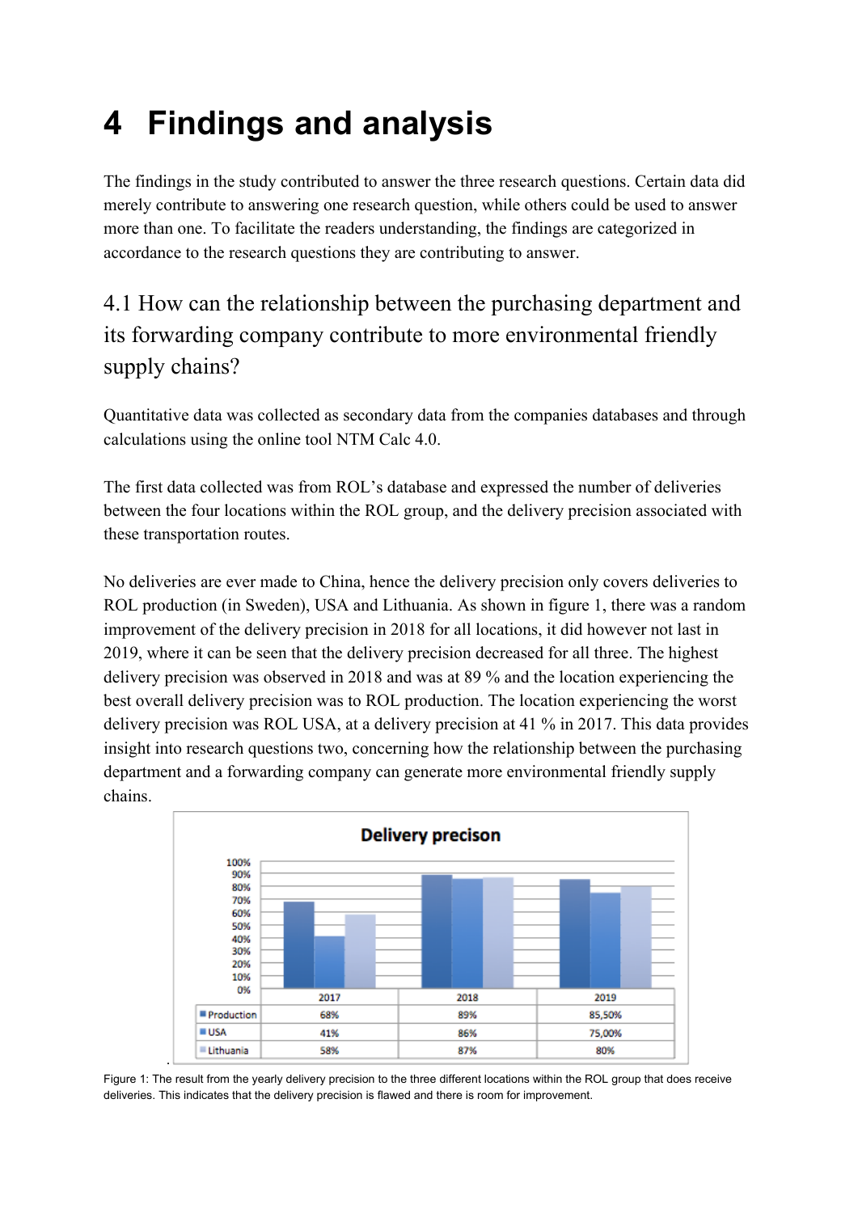# 4 Findings and analysis

The findings in the study contributed to answer the three research questions. Certain data did merely contribute to answering one research question, while others could be used to answer more than one. To facilitate the readers understanding, the findings are categorized in accordance to the research questions they are contributing to answer.

## 4.1 How can the relationship between the purchasing department and its forwarding company contribute to more environmental friendly supply chains?

Quantitative data was collected as secondary data from the companies databases and through calculations using the online tool NTM Calc 4.0.

The first data collected was from ROL's database and expressed the number of deliveries between the four locations within the ROL group, and the delivery precision associated with these transportation routes.

No deliveries are ever made to China, hence the delivery precision only covers deliveries to ROL production (in Sweden), USA and Lithuania. As shown in figure 1, there was a random improvement of the delivery precision in 2018 for all locations, it did however not last in 2019, where it can be seen that the delivery precision decreased for all three. The highest delivery precision was observed in 2018 and was at 89 % and the location experiencing the best overall delivery precision was to ROL production. The location experiencing the worst delivery precision was ROL USA, at a delivery precision at 41 % in 2017. This data provides insight into research questions two, concerning how the relationship between the purchasing department and a forwarding company can generate more environmental friendly supply chains.

**Delivery precison**

| | 2017 | 2018 | 2019 |
|---|---|---|---|
| Production | 68% | 89% | 85,50% |
| USA | 41% | 86% | 75,00% |
| Lithuania | 58% | 87% | 80% |

Figure 1: The result from the yearly delivery precision to the three different locations within the ROL group that does receive deliveries. This indicates that the delivery precision is flawed and there is room for improvement.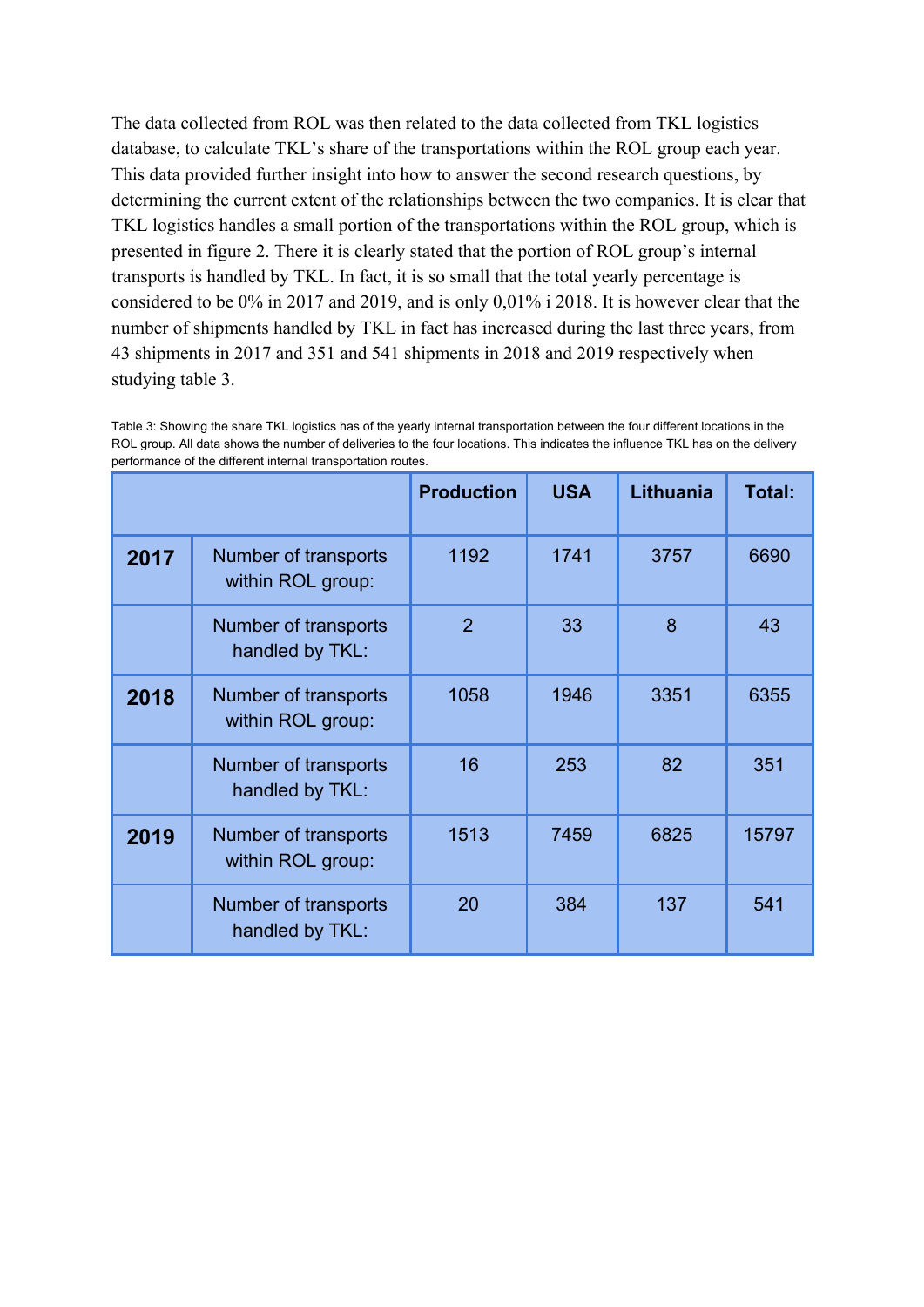The data collected from ROL was then related to the data collected from TKL logistics database, to calculate TKL's share of the transportations within the ROL group each year. This data provided further insight into how to answer the second research questions, by determining the current extent of the relationships between the two companies. It is clear that TKL logistics handles a small portion of the transportations within the ROL group, which is presented in figure 2. There it is clearly stated that the portion of ROL group's internal transports is handled by TKL. In fact, it is so small that the total yearly percentage is considered to be 0% in 2017 and 2019, and is only 0,01% i 2018. It is however clear that the number of shipments handled by TKL in fact has increased during the last three years, from 43 shipments in 2017 and 351 and 541 shipments in 2018 and 2019 respectively when studying table 3.

Table 3: Showing the share TKL logistics has of the yearly internal transportation between the four different locations in the ROL group. All data shows the number of deliveries to the four locations. This indicates the influence TKL has on the delivery performance of the different internal transportation routes.

| | | **Production** | **USA** | **Lithuania** | **Total:** |
|---|---|---|---|---|---|
| **2017** | Number of transports within ROL group: | 1192 | 1741 | 3757 | 6690 |
| | Number of transports handled by TKL: | 2 | 33 | 8 | 43 |
| **2018** | Number of transports within ROL group: | 1058 | 1946 | 3351 | 6355 |
| | Number of transports handled by TKL: | 16 | 253 | 82 | 351 |
| **2019** | Number of transports within ROL group: | 1513 | 7459 | 6825 | 15797 |
| | Number of transports handled by TKL: | 20 | 384 | 137 | 541 |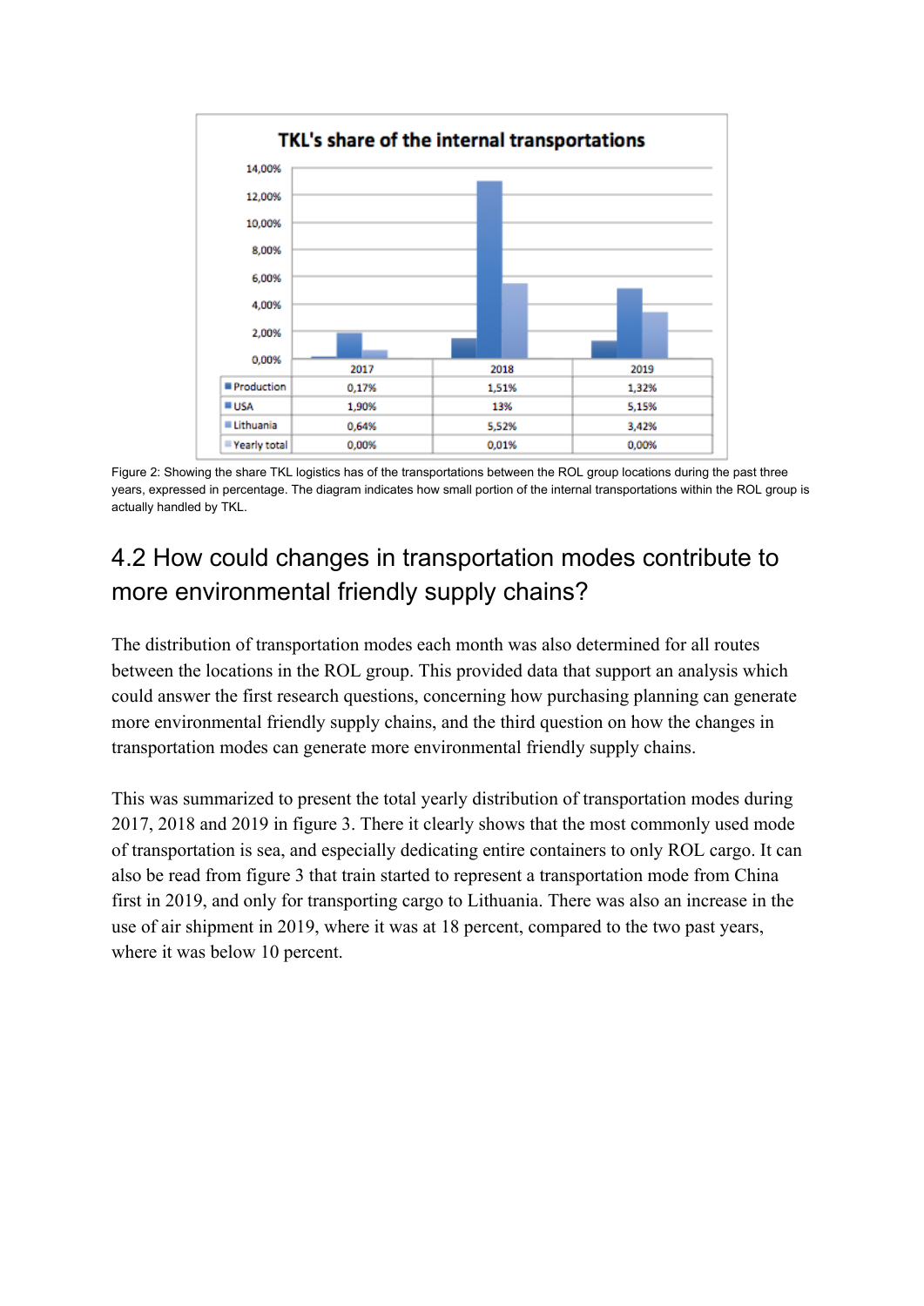**TKL's share of the internal transportations**

| | 2017 | 2018 | 2019 |
|---|---|---|---|
| Production | 0,17% | 1,51% | 1,32% |
| USA | 1,90% | 13% | 5,15% |
| Lithuania | 0,64% | 5,52% | 3,42% |
| Yearly total | 0,00% | 0,01% | 0,00% |

Figure 2: Showing the share TKL logistics has of the transportations between the ROL group locations during the past three years, expressed in percentage. The diagram indicates how small portion of the internal transportations within the ROL group is actually handled by TKL.

## 4.2 How could changes in transportation modes contribute to more environmental friendly supply chains?

The distribution of transportation modes each month was also determined for all routes between the locations in the ROL group. This provided data that support an analysis which could answer the first research questions, concerning how purchasing planning can generate more environmental friendly supply chains, and the third question on how the changes in transportation modes can generate more environmental friendly supply chains.

This was summarized to present the total yearly distribution of transportation modes during 2017, 2018 and 2019 in figure 3. There it clearly shows that the most commonly used mode of transportation is sea, and especially dedicating entire containers to only ROL cargo. It can also be read from figure 3 that train started to represent a transportation mode from China first in 2019, and only for transporting cargo to Lithuania. There was also an increase in the use of air shipment in 2019, where it was at 18 percent, compared to the two past years, where it was below 10 percent.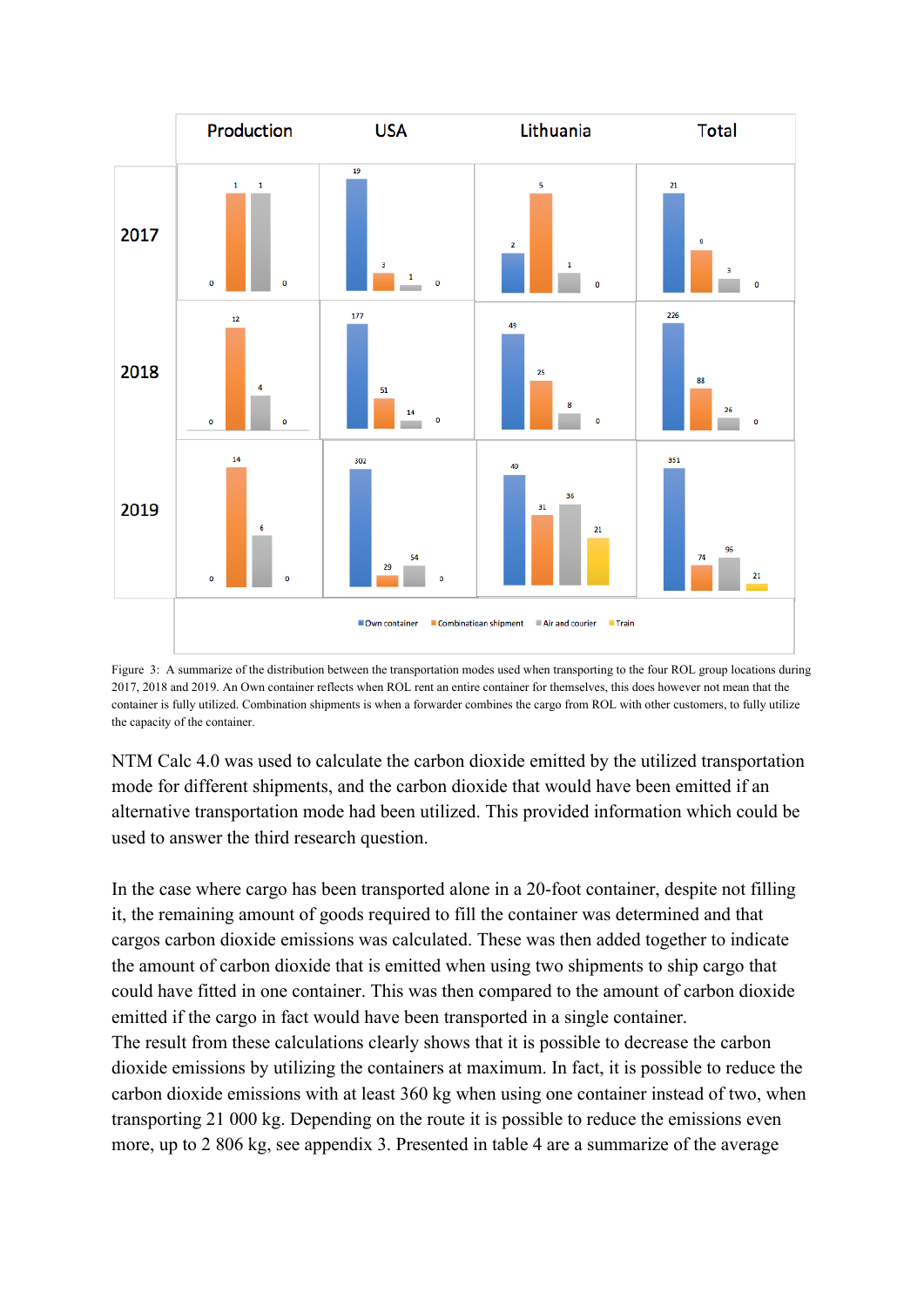Figure 3: A summarize of the distribution between the transportation modes used when transporting to the four ROL group locations during 2017, 2018 and 2019. An Own container reflects when ROL rent an entire container for themselves, this does however not mean that the container is fully utilized. Combination shipments is when a forwarder combines the cargo from ROL with other customers, to fully utilize the capacity of the container.

NTM Calc 4.0 was used to calculate the carbon dioxide emitted by the utilized transportation mode for different shipments, and the carbon dioxide that would have been emitted if an alternative transportation mode had been utilized. This provided information which could be used to answer the third research question.

In the case where cargo has been transported alone in a 20-foot container, despite not filling it, the remaining amount of goods required to fill the container was determined and that cargos carbon dioxide emissions was calculated. These was then added together to indicate the amount of carbon dioxide that is emitted when using two shipments to ship cargo that could have fitted in one container. This was then compared to the amount of carbon dioxide emitted if the cargo in fact would have been transported in a single container.
The result from these calculations clearly shows that it is possible to decrease the carbon dioxide emissions by utilizing the containers at maximum. In fact, it is possible to reduce the carbon dioxide emissions with at least 360 kg when using one container instead of two, when transporting 21 000 kg. Depending on the route it is possible to reduce the emissions even more, up to 2 806 kg, see appendix 3. Presented in table 4 are a summarize of the average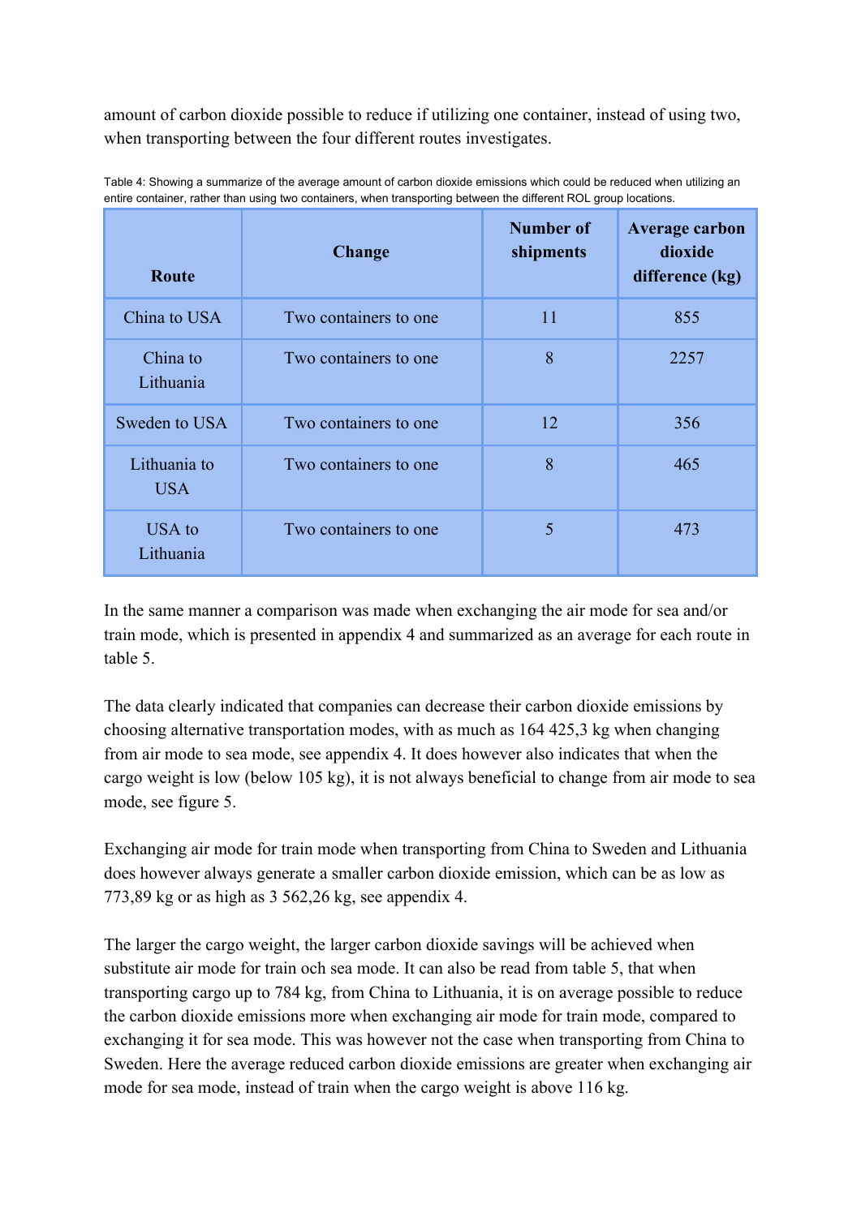amount of carbon dioxide possible to reduce if utilizing one container, instead of using two, when transporting between the four different routes investigates.

Table 4: Showing a summarize of the average amount of carbon dioxide emissions which could be reduced when utilizing an entire container, rather than using two containers, when transporting between the different ROL group locations.

| Route | Change | Number of shipments | Average carbon dioxide difference (kg) |
|---|---|---|---|
| China to USA | Two containers to one | 11 | 855 |
| China to Lithuania | Two containers to one | 8 | 2257 |
| Sweden to USA | Two containers to one | 12 | 356 |
| Lithuania to USA | Two containers to one | 8 | 465 |
| USA to Lithuania | Two containers to one | 5 | 473 |

In the same manner a comparison was made when exchanging the air mode for sea and/or train mode, which is presented in appendix 4 and summarized as an average for each route in table 5.

The data clearly indicated that companies can decrease their carbon dioxide emissions by choosing alternative transportation modes, with as much as 164 425,3 kg when changing from air mode to sea mode, see appendix 4. It does however also indicates that when the cargo weight is low (below 105 kg), it is not always beneficial to change from air mode to sea mode, see figure 5.

Exchanging air mode for train mode when transporting from China to Sweden and Lithuania does however always generate a smaller carbon dioxide emission, which can be as low as 773,89 kg or as high as 3 562,26 kg, see appendix 4.

The larger the cargo weight, the larger carbon dioxide savings will be achieved when substitute air mode for train och sea mode. It can also be read from table 5, that when transporting cargo up to 784 kg, from China to Lithuania, it is on average possible to reduce the carbon dioxide emissions more when exchanging air mode for train mode, compared to exchanging it for sea mode. This was however not the case when transporting from China to Sweden. Here the average reduced carbon dioxide emissions are greater when exchanging air mode for sea mode, instead of train when the cargo weight is above 116 kg.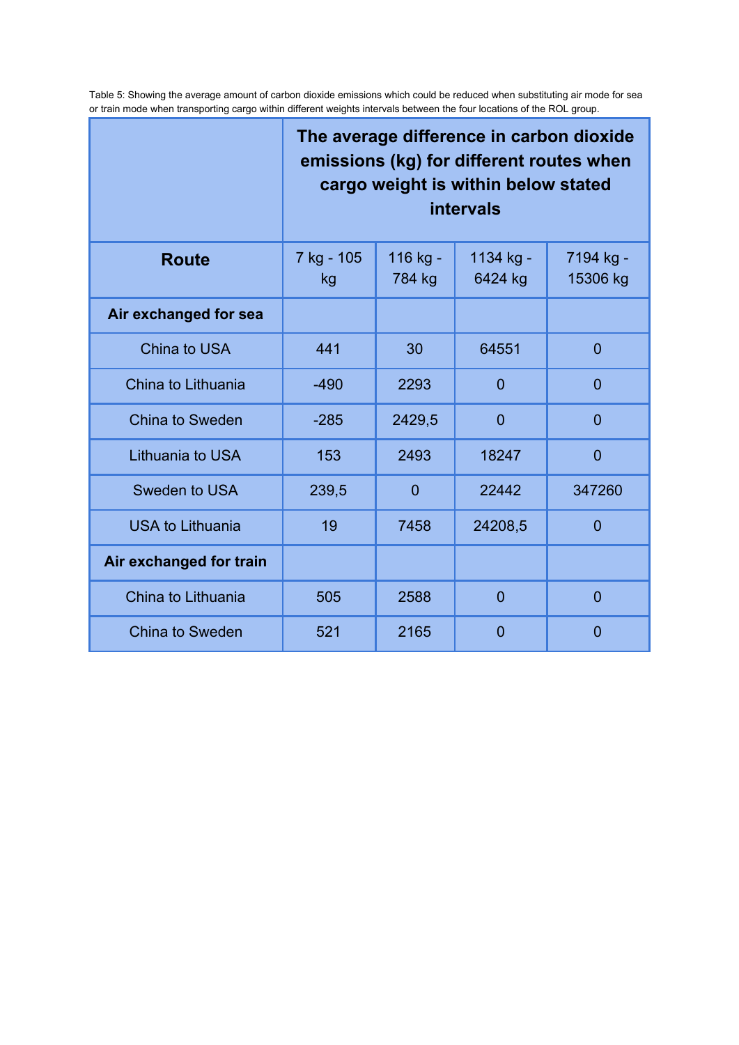Table 5: Showing the average amount of carbon dioxide emissions which could be reduced when substituting air mode for sea or train mode when transporting cargo within different weights intervals between the four locations of the ROL group.

| | **The average difference in carbon dioxide emissions (kg) for different routes when cargo weight is within below stated intervals** | | | |
|---|---|---|---|---|
| **Route** | 7 kg - 105 kg | 116 kg - 784 kg | 1134 kg - 6424 kg | 7194 kg - 15306 kg |
| **Air exchanged for sea** | | | | |
| China to USA | 441 | 30 | 64551 | 0 |
| China to Lithuania | -490 | 2293 | 0 | 0 |
| China to Sweden | -285 | 2429,5 | 0 | 0 |
| Lithuania to USA | 153 | 2493 | 18247 | 0 |
| Sweden to USA | 239,5 | 0 | 22442 | 347260 |
| USA to Lithuania | 19 | 7458 | 24208,5 | 0 |
| **Air exchanged for train** | | | | |
| China to Lithuania | 505 | 2588 | 0 | 0 |
| China to Sweden | 521 | 2165 | 0 | 0 |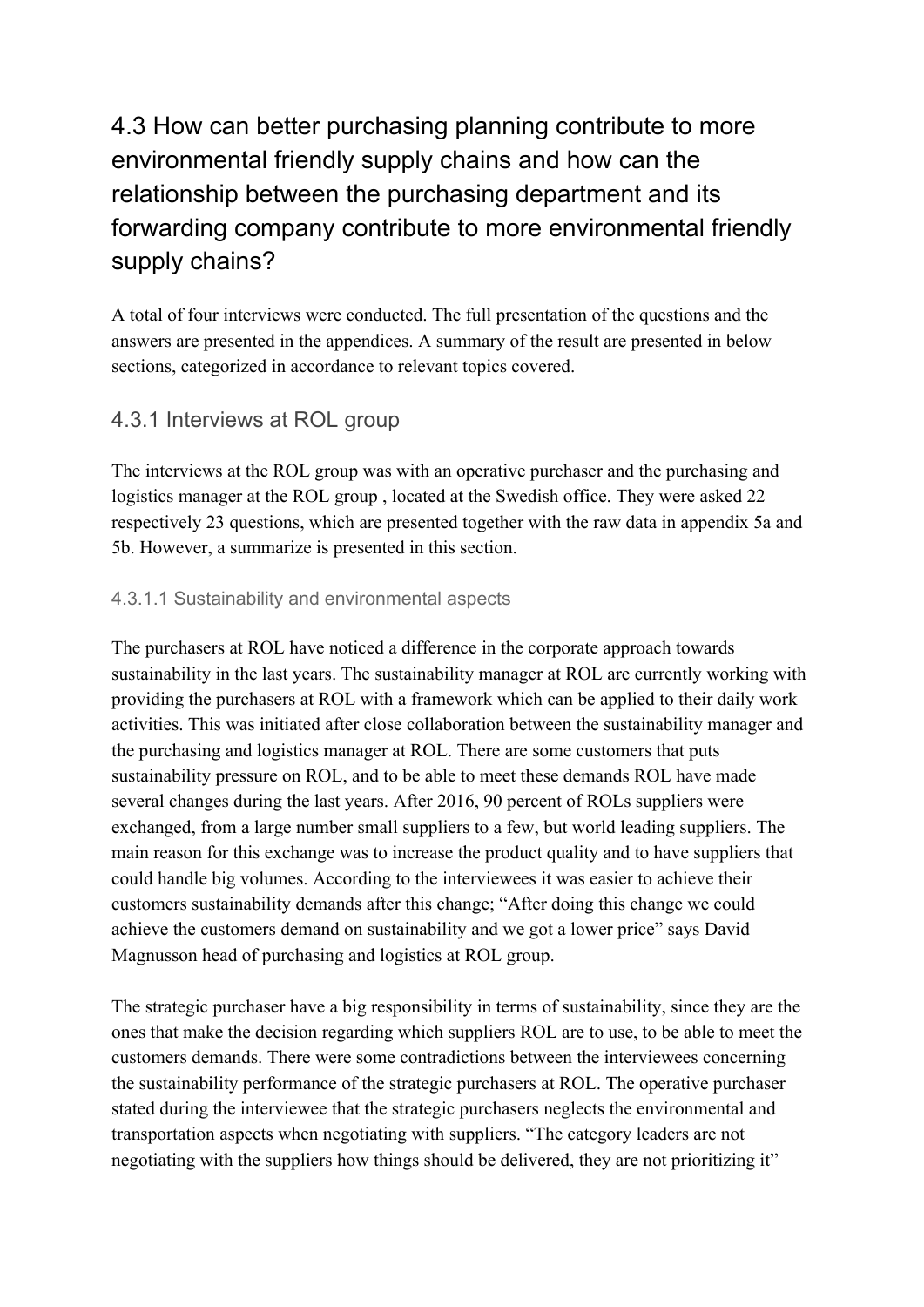## 4.3 How can better purchasing planning contribute to more environmental friendly supply chains and how can the relationship between the purchasing department and its forwarding company contribute to more environmental friendly supply chains?

A total of four interviews were conducted. The full presentation of the questions and the answers are presented in the appendices. A summary of the result are presented in below sections, categorized in accordance to relevant topics covered.

### 4.3.1 Interviews at ROL group

The interviews at the ROL group was with an operative purchaser and the purchasing and logistics manager at the ROL group , located at the Swedish office. They were asked 22 respectively 23 questions, which are presented together with the raw data in appendix 5a and 5b. However, a summarize is presented in this section.

#### 4.3.1.1 Sustainability and environmental aspects

The purchasers at ROL have noticed a difference in the corporate approach towards sustainability in the last years. The sustainability manager at ROL are currently working with providing the purchasers at ROL with a framework which can be applied to their daily work activities. This was initiated after close collaboration between the sustainability manager and the purchasing and logistics manager at ROL. There are some customers that puts sustainability pressure on ROL, and to be able to meet these demands ROL have made several changes during the last years. After 2016, 90 percent of ROLs suppliers were exchanged, from a large number small suppliers to a few, but world leading suppliers. The main reason for this exchange was to increase the product quality and to have suppliers that could handle big volumes. According to the interviewees it was easier to achieve their customers sustainability demands after this change; "After doing this change we could achieve the customers demand on sustainability and we got a lower price" says David Magnusson head of purchasing and logistics at ROL group.

The strategic purchaser have a big responsibility in terms of sustainability, since they are the ones that make the decision regarding which suppliers ROL are to use, to be able to meet the customers demands. There were some contradictions between the interviewees concerning the sustainability performance of the strategic purchasers at ROL. The operative purchaser stated during the interviewee that the strategic purchasers neglects the environmental and transportation aspects when negotiating with suppliers. "The category leaders are not negotiating with the suppliers how things should be delivered, they are not prioritizing it"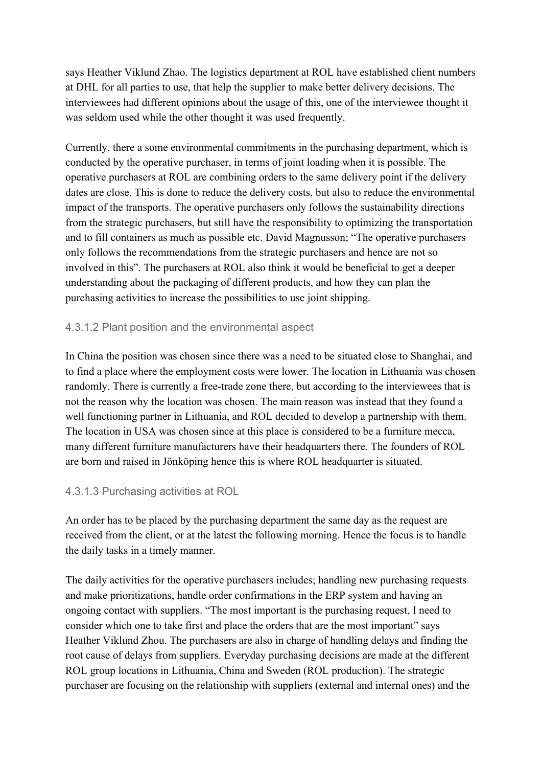says Heather Viklund Zhao. The logistics department at ROL have established client numbers at DHL for all parties to use, that help the supplier to make better delivery decisions. The interviewees had different opinions about the usage of this, one of the interviewee thought it was seldom used while the other thought it was used frequently.

Currently, there a some environmental commitments in the purchasing department, which is conducted by the operative purchaser, in terms of joint loading when it is possible. The operative purchasers at ROL are combining orders to the same delivery point if the delivery dates are close. This is done to reduce the delivery costs, but also to reduce the environmental impact of the transports. The operative purchasers only follows the sustainability directions from the strategic purchasers, but still have the responsibility to optimizing the transportation and to fill containers as much as possible etc. David Magnusson; "The operative purchasers only follows the recommendations from the strategic purchasers and hence are not so involved in this". The purchasers at ROL also think it would be beneficial to get a deeper understanding about the packaging of different products, and how they can plan the purchasing activities to increase the possibilities to use joint shipping.

#### 4.3.1.2 Plant position and the environmental aspect

In China the position was chosen since there was a need to be situated close to Shanghai, and to find a place where the employment costs were lower. The location in Lithuania was chosen randomly. There is currently a free-trade zone there, but according to the interviewees that is not the reason why the location was chosen. The main reason was instead that they found a well functioning partner in Lithuania, and ROL decided to develop a partnership with them. The location in USA was chosen since at this place is considered to be a furniture mecca, many different furniture manufacturers have their headquarters there. The founders of ROL are born and raised in Jönköping hence this is where ROL headquarter is situated.

#### 4.3.1.3 Purchasing activities at ROL

An order has to be placed by the purchasing department the same day as the request are received from the client, or at the latest the following morning. Hence the focus is to handle the daily tasks in a timely manner.

The daily activities for the operative purchasers includes; handling new purchasing requests and make prioritizations, handle order confirmations in the ERP system and having an ongoing contact with suppliers. "The most important is the purchasing request, I need to consider which one to take first and place the orders that are the most important" says Heather Viklund Zhou. The purchasers are also in charge of handling delays and finding the root cause of delays from suppliers. Everyday purchasing decisions are made at the different ROL group locations in Lithuania, China and Sweden (ROL production). The strategic purchaser are focusing on the relationship with suppliers (external and internal ones) and the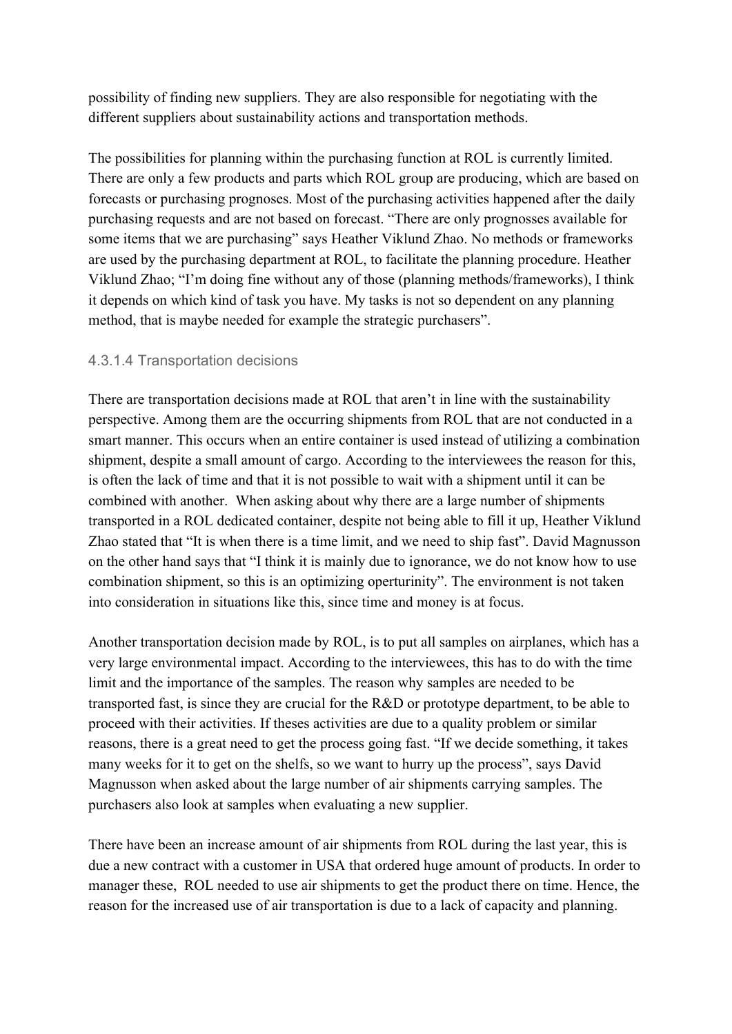possibility of finding new suppliers. They are also responsible for negotiating with the different suppliers about sustainability actions and transportation methods.

The possibilities for planning within the purchasing function at ROL is currently limited. There are only a few products and parts which ROL group are producing, which are based on forecasts or purchasing prognoses. Most of the purchasing activities happened after the daily purchasing requests and are not based on forecast. "There are only prognosses available for some items that we are purchasing" says Heather Viklund Zhao. No methods or frameworks are used by the purchasing department at ROL, to facilitate the planning procedure. Heather Viklund Zhao; "I'm doing fine without any of those (planning methods/frameworks), I think it depends on which kind of task you have. My tasks is not so dependent on any planning method, that is maybe needed for example the strategic purchasers".

#### 4.3.1.4 Transportation decisions

There are transportation decisions made at ROL that aren't in line with the sustainability perspective. Among them are the occurring shipments from ROL that are not conducted in a smart manner. This occurs when an entire container is used instead of utilizing a combination shipment, despite a small amount of cargo. According to the interviewees the reason for this, is often the lack of time and that it is not possible to wait with a shipment until it can be combined with another. When asking about why there are a large number of shipments transported in a ROL dedicated container, despite not being able to fill it up, Heather Viklund Zhao stated that "It is when there is a time limit, and we need to ship fast". David Magnusson on the other hand says that "I think it is mainly due to ignorance, we do not know how to use combination shipment, so this is an optimizing operturinity". The environment is not taken into consideration in situations like this, since time and money is at focus.

Another transportation decision made by ROL, is to put all samples on airplanes, which has a very large environmental impact. According to the interviewees, this has to do with the time limit and the importance of the samples. The reason why samples are needed to be transported fast, is since they are crucial for the R&D or prototype department, to be able to proceed with their activities. If theses activities are due to a quality problem or similar reasons, there is a great need to get the process going fast. "If we decide something, it takes many weeks for it to get on the shelfs, so we want to hurry up the process", says David Magnusson when asked about the large number of air shipments carrying samples. The purchasers also look at samples when evaluating a new supplier.

There have been an increase amount of air shipments from ROL during the last year, this is due a new contract with a customer in USA that ordered huge amount of products. In order to manager these, ROL needed to use air shipments to get the product there on time. Hence, the reason for the increased use of air transportation is due to a lack of capacity and planning.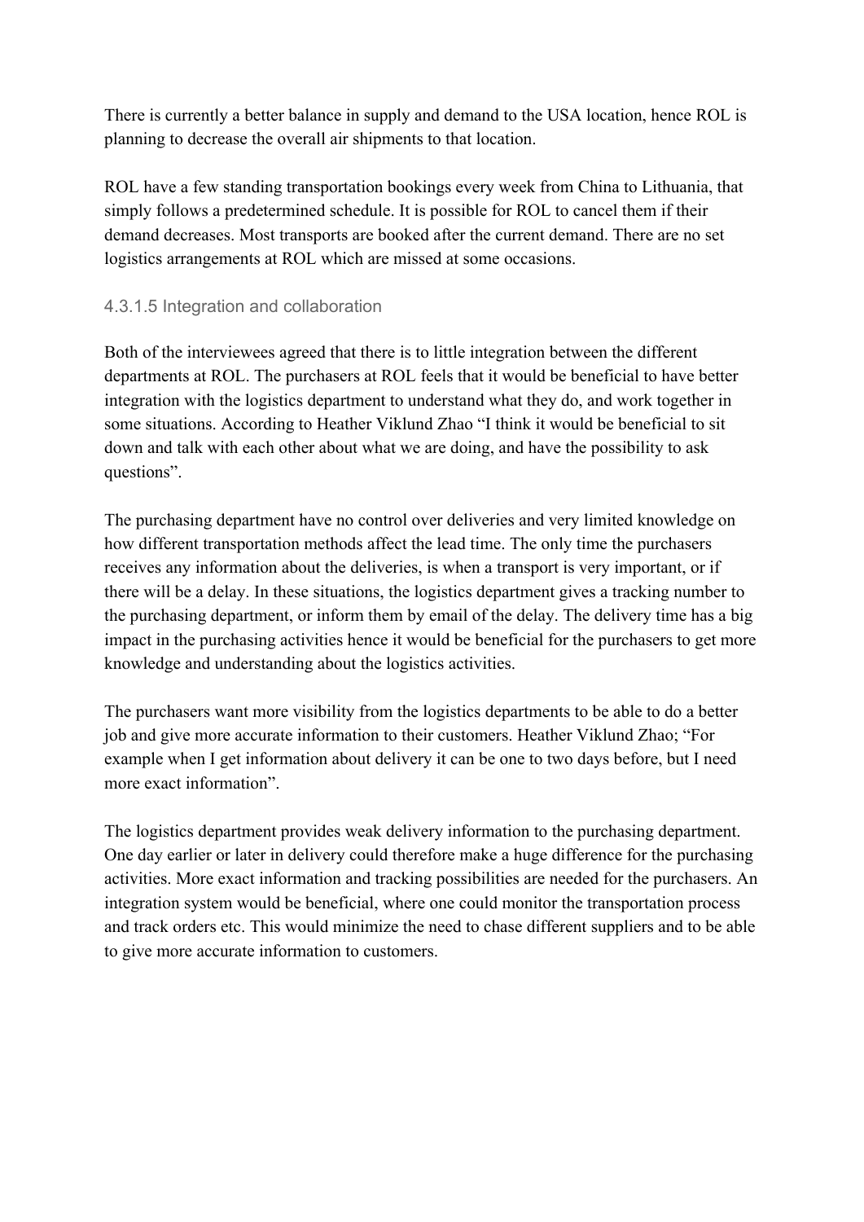There is currently a better balance in supply and demand to the USA location, hence ROL is planning to decrease the overall air shipments to that location.

ROL have a few standing transportation bookings every week from China to Lithuania, that simply follows a predetermined schedule. It is possible for ROL to cancel them if their demand decreases. Most transports are booked after the current demand. There are no set logistics arrangements at ROL which are missed at some occasions.

#### 4.3.1.5 Integration and collaboration

Both of the interviewees agreed that there is to little integration between the different departments at ROL. The purchasers at ROL feels that it would be beneficial to have better integration with the logistics department to understand what they do, and work together in some situations. According to Heather Viklund Zhao "I think it would be beneficial to sit down and talk with each other about what we are doing, and have the possibility to ask questions".

The purchasing department have no control over deliveries and very limited knowledge on how different transportation methods affect the lead time. The only time the purchasers receives any information about the deliveries, is when a transport is very important, or if there will be a delay. In these situations, the logistics department gives a tracking number to the purchasing department, or inform them by email of the delay. The delivery time has a big impact in the purchasing activities hence it would be beneficial for the purchasers to get more knowledge and understanding about the logistics activities.

The purchasers want more visibility from the logistics departments to be able to do a better job and give more accurate information to their customers. Heather Viklund Zhao; "For example when I get information about delivery it can be one to two days before, but I need more exact information".

The logistics department provides weak delivery information to the purchasing department. One day earlier or later in delivery could therefore make a huge difference for the purchasing activities. More exact information and tracking possibilities are needed for the purchasers. An integration system would be beneficial, where one could monitor the transportation process and track orders etc. This would minimize the need to chase different suppliers and to be able to give more accurate information to customers.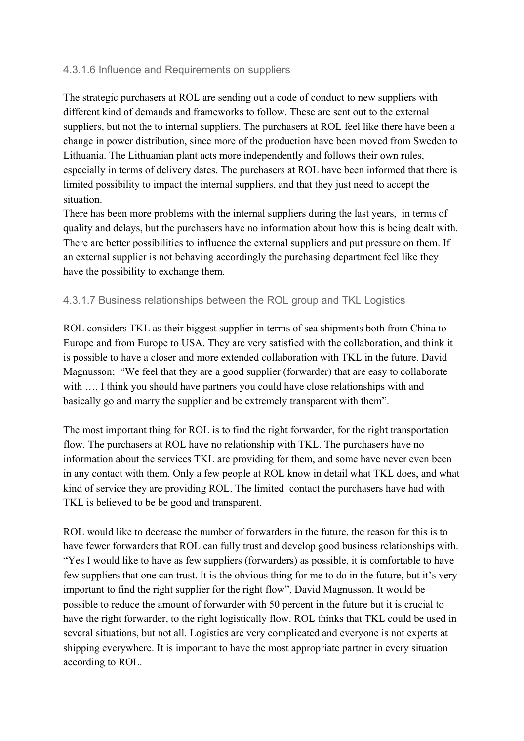#### 4.3.1.6 Influence and Requirements on suppliers

The strategic purchasers at ROL are sending out a code of conduct to new suppliers with different kind of demands and frameworks to follow. These are sent out to the external suppliers, but not the to internal suppliers. The purchasers at ROL feel like there have been a change in power distribution, since more of the production have been moved from Sweden to Lithuania. The Lithuanian plant acts more independently and follows their own rules, especially in terms of delivery dates. The purchasers at ROL have been informed that there is limited possibility to impact the internal suppliers, and that they just need to accept the situation.
There has been more problems with the internal suppliers during the last years, in terms of quality and delays, but the purchasers have no information about how this is being dealt with. There are better possibilities to influence the external suppliers and put pressure on them. If an external supplier is not behaving accordingly the purchasing department feel like they have the possibility to exchange them.

#### 4.3.1.7 Business relationships between the ROL group and TKL Logistics

ROL considers TKL as their biggest supplier in terms of sea shipments both from China to Europe and from Europe to USA. They are very satisfied with the collaboration, and think it is possible to have a closer and more extended collaboration with TKL in the future. David Magnusson; "We feel that they are a good supplier (forwarder) that are easy to collaborate with …. I think you should have partners you could have close relationships with and basically go and marry the supplier and be extremely transparent with them".

The most important thing for ROL is to find the right forwarder, for the right transportation flow. The purchasers at ROL have no relationship with TKL. The purchasers have no information about the services TKL are providing for them, and some have never even been in any contact with them. Only a few people at ROL know in detail what TKL does, and what kind of service they are providing ROL. The limited contact the purchasers have had with TKL is believed to be be good and transparent.

ROL would like to decrease the number of forwarders in the future, the reason for this is to have fewer forwarders that ROL can fully trust and develop good business relationships with. "Yes I would like to have as few suppliers (forwarders) as possible, it is comfortable to have few suppliers that one can trust. It is the obvious thing for me to do in the future, but it's very important to find the right supplier for the right flow", David Magnusson. It would be possible to reduce the amount of forwarder with 50 percent in the future but it is crucial to have the right forwarder, to the right logistically flow. ROL thinks that TKL could be used in several situations, but not all. Logistics are very complicated and everyone is not experts at shipping everywhere. It is important to have the most appropriate partner in every situation according to ROL.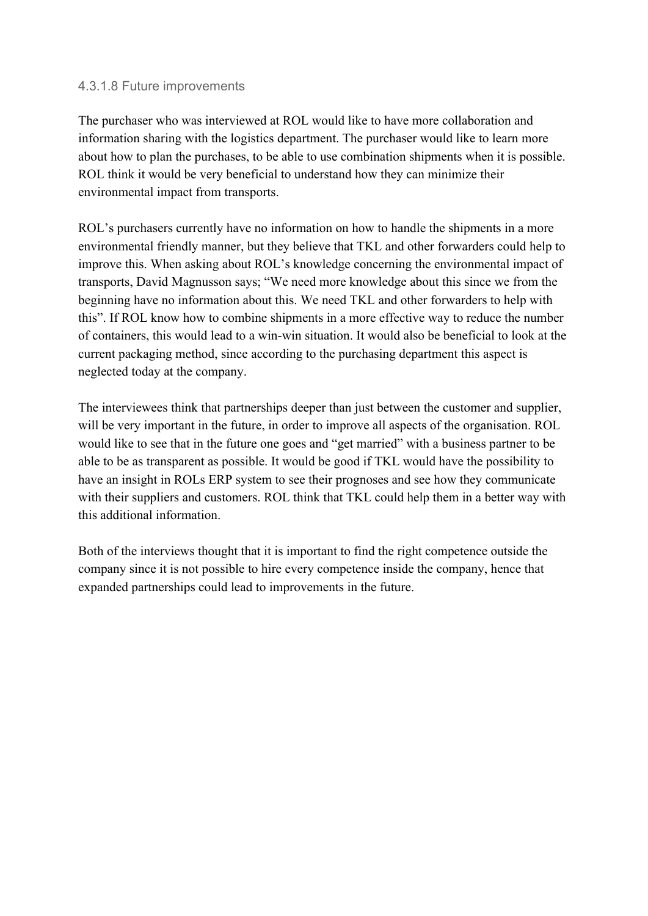#### 4.3.1.8 Future improvements

The purchaser who was interviewed at ROL would like to have more collaboration and information sharing with the logistics department. The purchaser would like to learn more about how to plan the purchases, to be able to use combination shipments when it is possible. ROL think it would be very beneficial to understand how they can minimize their environmental impact from transports.

ROL's purchasers currently have no information on how to handle the shipments in a more environmental friendly manner, but they believe that TKL and other forwarders could help to improve this. When asking about ROL's knowledge concerning the environmental impact of transports, David Magnusson says; "We need more knowledge about this since we from the beginning have no information about this. We need TKL and other forwarders to help with this". If ROL know how to combine shipments in a more effective way to reduce the number of containers, this would lead to a win-win situation. It would also be beneficial to look at the current packaging method, since according to the purchasing department this aspect is neglected today at the company.

The interviewees think that partnerships deeper than just between the customer and supplier, will be very important in the future, in order to improve all aspects of the organisation. ROL would like to see that in the future one goes and "get married" with a business partner to be able to be as transparent as possible. It would be good if TKL would have the possibility to have an insight in ROLs ERP system to see their prognoses and see how they communicate with their suppliers and customers. ROL think that TKL could help them in a better way with this additional information.

Both of the interviews thought that it is important to find the right competence outside the company since it is not possible to hire every competence inside the company, hence that expanded partnerships could lead to improvements in the future.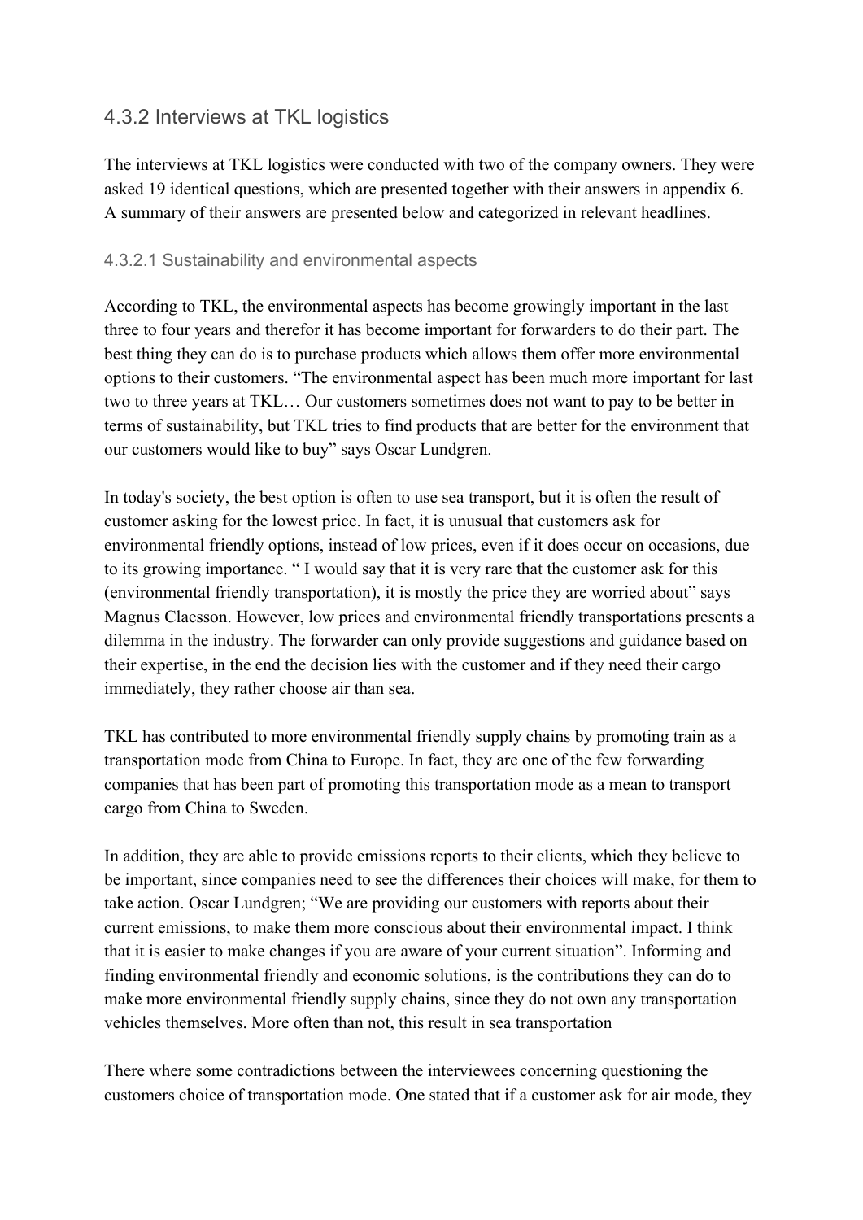### 4.3.2 Interviews at TKL logistics

The interviews at TKL logistics were conducted with two of the company owners. They were asked 19 identical questions, which are presented together with their answers in appendix 6. A summary of their answers are presented below and categorized in relevant headlines.

#### 4.3.2.1 Sustainability and environmental aspects

According to TKL, the environmental aspects has become growingly important in the last three to four years and therefor it has become important for forwarders to do their part. The best thing they can do is to purchase products which allows them offer more environmental options to their customers. "The environmental aspect has been much more important for last two to three years at TKL… Our customers sometimes does not want to pay to be better in terms of sustainability, but TKL tries to find products that are better for the environment that our customers would like to buy" says Oscar Lundgren.

In today's society, the best option is often to use sea transport, but it is often the result of customer asking for the lowest price. In fact, it is unusual that customers ask for environmental friendly options, instead of low prices, even if it does occur on occasions, due to its growing importance. " I would say that it is very rare that the customer ask for this (environmental friendly transportation), it is mostly the price they are worried about" says Magnus Claesson. However, low prices and environmental friendly transportations presents a dilemma in the industry. The forwarder can only provide suggestions and guidance based on their expertise, in the end the decision lies with the customer and if they need their cargo immediately, they rather choose air than sea.

TKL has contributed to more environmental friendly supply chains by promoting train as a transportation mode from China to Europe. In fact, they are one of the few forwarding companies that has been part of promoting this transportation mode as a mean to transport cargo from China to Sweden.

In addition, they are able to provide emissions reports to their clients, which they believe to be important, since companies need to see the differences their choices will make, for them to take action. Oscar Lundgren; "We are providing our customers with reports about their current emissions, to make them more conscious about their environmental impact. I think that it is easier to make changes if you are aware of your current situation". Informing and finding environmental friendly and economic solutions, is the contributions they can do to make more environmental friendly supply chains, since they do not own any transportation vehicles themselves. More often than not, this result in sea transportation

There where some contradictions between the interviewees concerning questioning the customers choice of transportation mode. One stated that if a customer ask for air mode, they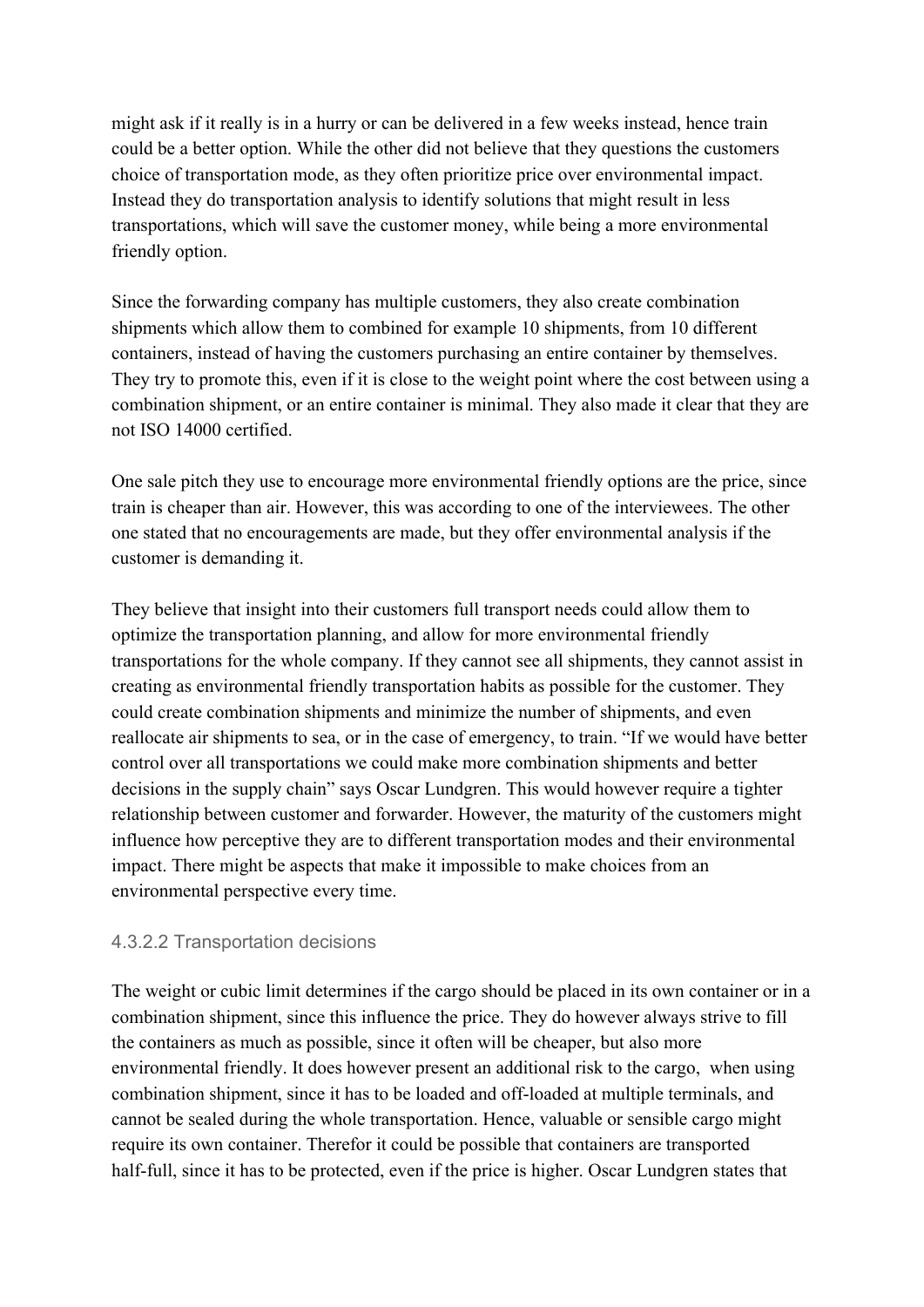might ask if it really is in a hurry or can be delivered in a few weeks instead, hence train could be a better option. While the other did not believe that they questions the customers choice of transportation mode, as they often prioritize price over environmental impact. Instead they do transportation analysis to identify solutions that might result in less transportations, which will save the customer money, while being a more environmental friendly option.

Since the forwarding company has multiple customers, they also create combination shipments which allow them to combined for example 10 shipments, from 10 different containers, instead of having the customers purchasing an entire container by themselves. They try to promote this, even if it is close to the weight point where the cost between using a combination shipment, or an entire container is minimal. They also made it clear that they are not ISO 14000 certified.

One sale pitch they use to encourage more environmental friendly options are the price, since train is cheaper than air. However, this was according to one of the interviewees. The other one stated that no encouragements are made, but they offer environmental analysis if the customer is demanding it.

They believe that insight into their customers full transport needs could allow them to optimize the transportation planning, and allow for more environmental friendly transportations for the whole company. If they cannot see all shipments, they cannot assist in creating as environmental friendly transportation habits as possible for the customer. They could create combination shipments and minimize the number of shipments, and even reallocate air shipments to sea, or in the case of emergency, to train. “If we would have better control over all transportations we could make more combination shipments and better decisions in the supply chain” says Oscar Lundgren. This would however require a tighter relationship between customer and forwarder. However, the maturity of the customers might influence how perceptive they are to different transportation modes and their environmental impact. There might be aspects that make it impossible to make choices from an environmental perspective every time.

#### 4.3.2.2 Transportation decisions

The weight or cubic limit determines if the cargo should be placed in its own container or in a combination shipment, since this influence the price. They do however always strive to fill the containers as much as possible, since it often will be cheaper, but also more environmental friendly. It does however present an additional risk to the cargo, when using combination shipment, since it has to be loaded and off-loaded at multiple terminals, and cannot be sealed during the whole transportation. Hence, valuable or sensible cargo might require its own container. Therefor it could be possible that containers are transported half-full, since it has to be protected, even if the price is higher. Oscar Lundgren states that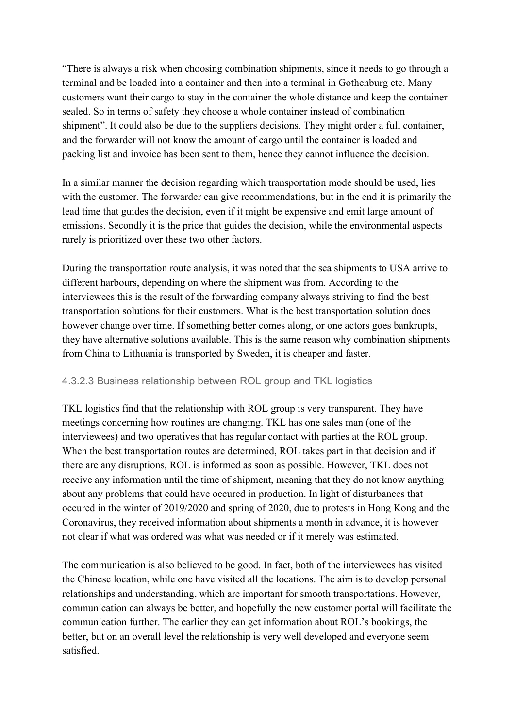"There is always a risk when choosing combination shipments, since it needs to go through a terminal and be loaded into a container and then into a terminal in Gothenburg etc. Many customers want their cargo to stay in the container the whole distance and keep the container sealed. So in terms of safety they choose a whole container instead of combination shipment". It could also be due to the suppliers decisions. They might order a full container, and the forwarder will not know the amount of cargo until the container is loaded and packing list and invoice has been sent to them, hence they cannot influence the decision.

In a similar manner the decision regarding which transportation mode should be used, lies with the customer. The forwarder can give recommendations, but in the end it is primarily the lead time that guides the decision, even if it might be expensive and emit large amount of emissions. Secondly it is the price that guides the decision, while the environmental aspects rarely is prioritized over these two other factors.

During the transportation route analysis, it was noted that the sea shipments to USA arrive to different harbours, depending on where the shipment was from. According to the interviewees this is the result of the forwarding company always striving to find the best transportation solutions for their customers. What is the best transportation solution does however change over time. If something better comes along, or one actors goes bankrupts, they have alternative solutions available. This is the same reason why combination shipments from China to Lithuania is transported by Sweden, it is cheaper and faster.

#### 4.3.2.3 Business relationship between ROL group and TKL logistics

TKL logistics find that the relationship with ROL group is very transparent. They have meetings concerning how routines are changing. TKL has one sales man (one of the interviewees) and two operatives that has regular contact with parties at the ROL group. When the best transportation routes are determined, ROL takes part in that decision and if there are any disruptions, ROL is informed as soon as possible. However, TKL does not receive any information until the time of shipment, meaning that they do not know anything about any problems that could have occured in production. In light of disturbances that occured in the winter of 2019/2020 and spring of 2020, due to protests in Hong Kong and the Coronavirus, they received information about shipments a month in advance, it is however not clear if what was ordered was what was needed or if it merely was estimated.

The communication is also believed to be good. In fact, both of the interviewees has visited the Chinese location, while one have visited all the locations. The aim is to develop personal relationships and understanding, which are important for smooth transportations. However, communication can always be better, and hopefully the new customer portal will facilitate the communication further. The earlier they can get information about ROL's bookings, the better, but on an overall level the relationship is very well developed and everyone seem satisfied.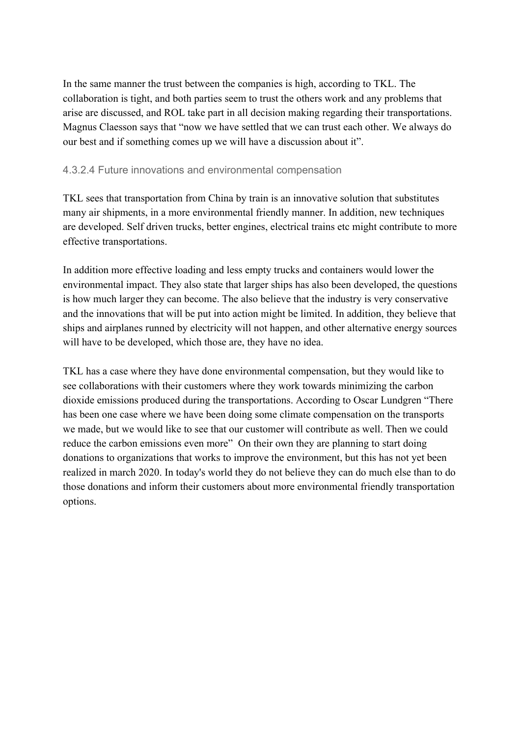In the same manner the trust between the companies is high, according to TKL. The collaboration is tight, and both parties seem to trust the others work and any problems that arise are discussed, and ROL take part in all decision making regarding their transportations. Magnus Claesson says that "now we have settled that we can trust each other. We always do our best and if something comes up we will have a discussion about it".

#### 4.3.2.4 Future innovations and environmental compensation

TKL sees that transportation from China by train is an innovative solution that substitutes many air shipments, in a more environmental friendly manner. In addition, new techniques are developed. Self driven trucks, better engines, electrical trains etc might contribute to more effective transportations.

In addition more effective loading and less empty trucks and containers would lower the environmental impact. They also state that larger ships has also been developed, the questions is how much larger they can become. The also believe that the industry is very conservative and the innovations that will be put into action might be limited. In addition, they believe that ships and airplanes runned by electricity will not happen, and other alternative energy sources will have to be developed, which those are, they have no idea.

TKL has a case where they have done environmental compensation, but they would like to see collaborations with their customers where they work towards minimizing the carbon dioxide emissions produced during the transportations. According to Oscar Lundgren "There has been one case where we have been doing some climate compensation on the transports we made, but we would like to see that our customer will contribute as well. Then we could reduce the carbon emissions even more" On their own they are planning to start doing donations to organizations that works to improve the environment, but this has not yet been realized in march 2020. In today's world they do not believe they can do much else than to do those donations and inform their customers about more environmental friendly transportation options.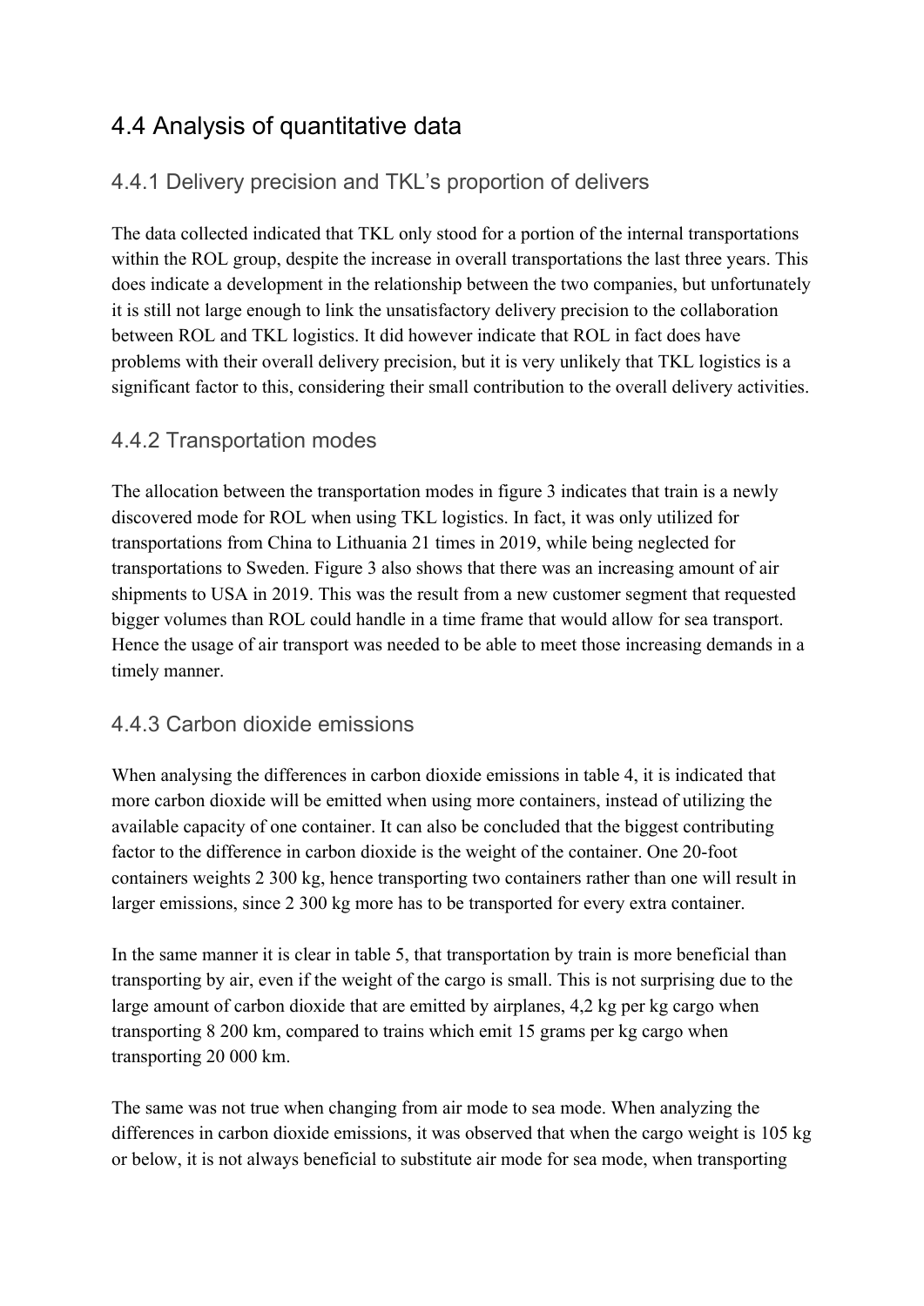## 4.4 Analysis of quantitative data

### 4.4.1 Delivery precision and TKL's proportion of delivers

The data collected indicated that TKL only stood for a portion of the internal transportations within the ROL group, despite the increase in overall transportations the last three years. This does indicate a development in the relationship between the two companies, but unfortunately it is still not large enough to link the unsatisfactory delivery precision to the collaboration between ROL and TKL logistics. It did however indicate that ROL in fact does have problems with their overall delivery precision, but it is very unlikely that TKL logistics is a significant factor to this, considering their small contribution to the overall delivery activities.

### 4.4.2 Transportation modes

The allocation between the transportation modes in figure 3 indicates that train is a newly discovered mode for ROL when using TKL logistics. In fact, it was only utilized for transportations from China to Lithuania 21 times in 2019, while being neglected for transportations to Sweden. Figure 3 also shows that there was an increasing amount of air shipments to USA in 2019. This was the result from a new customer segment that requested bigger volumes than ROL could handle in a time frame that would allow for sea transport. Hence the usage of air transport was needed to be able to meet those increasing demands in a timely manner.

### 4.4.3 Carbon dioxide emissions

When analysing the differences in carbon dioxide emissions in table 4, it is indicated that more carbon dioxide will be emitted when using more containers, instead of utilizing the available capacity of one container. It can also be concluded that the biggest contributing factor to the difference in carbon dioxide is the weight of the container. One 20-foot containers weights 2 300 kg, hence transporting two containers rather than one will result in larger emissions, since 2 300 kg more has to be transported for every extra container.

In the same manner it is clear in table 5, that transportation by train is more beneficial than transporting by air, even if the weight of the cargo is small. This is not surprising due to the large amount of carbon dioxide that are emitted by airplanes, 4,2 kg per kg cargo when transporting 8 200 km, compared to trains which emit 15 grams per kg cargo when transporting 20 000 km.

The same was not true when changing from air mode to sea mode. When analyzing the differences in carbon dioxide emissions, it was observed that when the cargo weight is 105 kg or below, it is not always beneficial to substitute air mode for sea mode, when transporting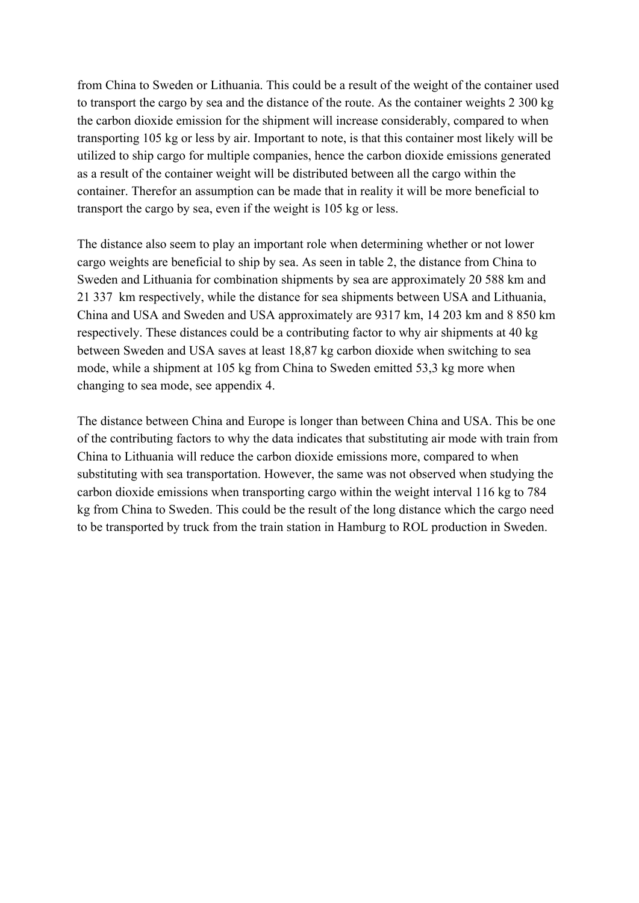from China to Sweden or Lithuania. This could be a result of the weight of the container used to transport the cargo by sea and the distance of the route. As the container weights 2 300 kg the carbon dioxide emission for the shipment will increase considerably, compared to when transporting 105 kg or less by air. Important to note, is that this container most likely will be utilized to ship cargo for multiple companies, hence the carbon dioxide emissions generated as a result of the container weight will be distributed between all the cargo within the container. Therefor an assumption can be made that in reality it will be more beneficial to transport the cargo by sea, even if the weight is 105 kg or less.

The distance also seem to play an important role when determining whether or not lower cargo weights are beneficial to ship by sea. As seen in table 2, the distance from China to Sweden and Lithuania for combination shipments by sea are approximately 20 588 km and 21 337 km respectively, while the distance for sea shipments between USA and Lithuania, China and USA and Sweden and USA approximately are 9317 km, 14 203 km and 8 850 km respectively. These distances could be a contributing factor to why air shipments at 40 kg between Sweden and USA saves at least 18,87 kg carbon dioxide when switching to sea mode, while a shipment at 105 kg from China to Sweden emitted 53,3 kg more when changing to sea mode, see appendix 4.

The distance between China and Europe is longer than between China and USA. This be one of the contributing factors to why the data indicates that substituting air mode with train from China to Lithuania will reduce the carbon dioxide emissions more, compared to when substituting with sea transportation. However, the same was not observed when studying the carbon dioxide emissions when transporting cargo within the weight interval 116 kg to 784 kg from China to Sweden. This could be the result of the long distance which the cargo need to be transported by truck from the train station in Hamburg to ROL production in Sweden.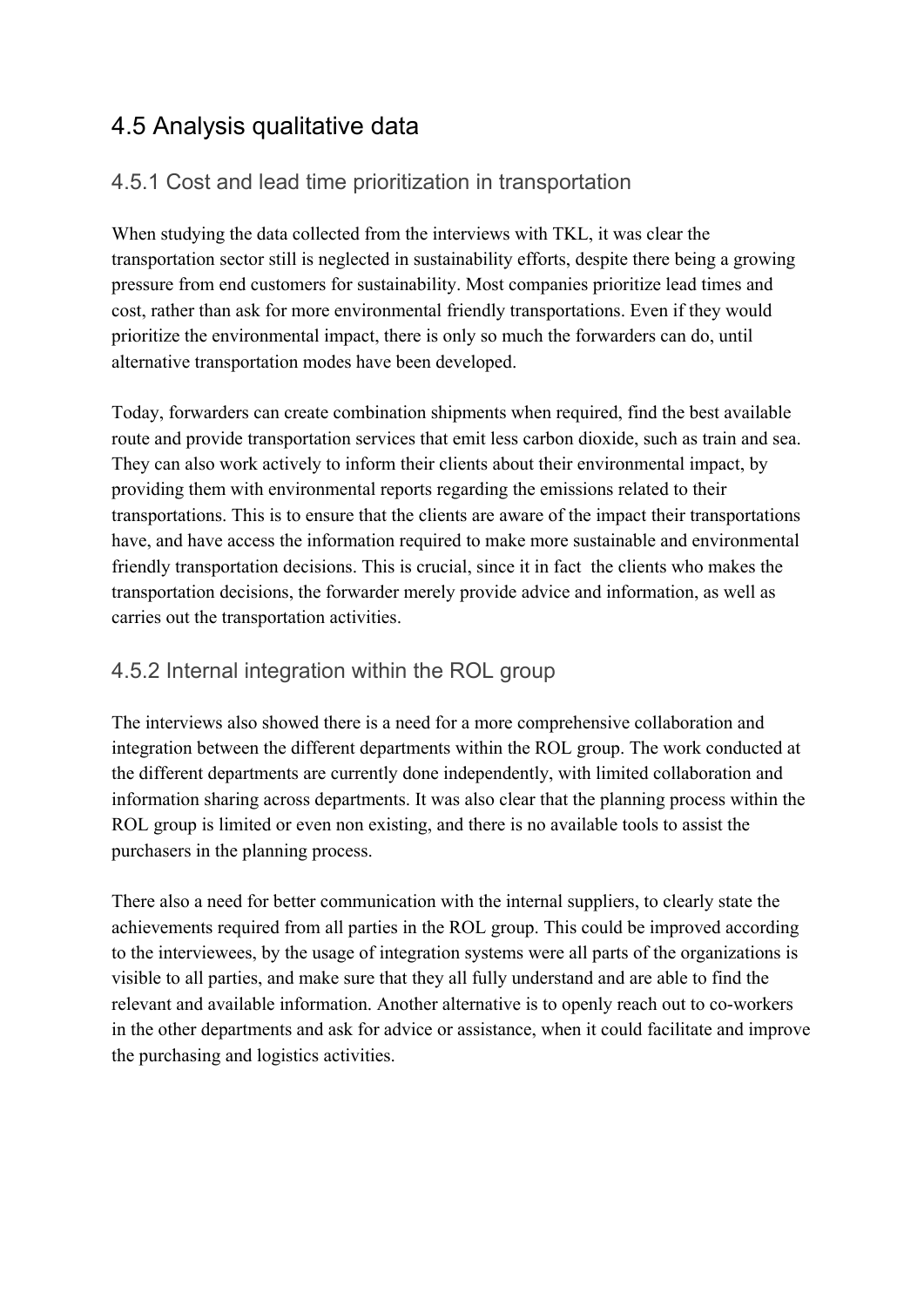## 4.5 Analysis qualitative data

### 4.5.1 Cost and lead time prioritization in transportation

When studying the data collected from the interviews with TKL, it was clear the transportation sector still is neglected in sustainability efforts, despite there being a growing pressure from end customers for sustainability. Most companies prioritize lead times and cost, rather than ask for more environmental friendly transportations. Even if they would prioritize the environmental impact, there is only so much the forwarders can do, until alternative transportation modes have been developed.

Today, forwarders can create combination shipments when required, find the best available route and provide transportation services that emit less carbon dioxide, such as train and sea. They can also work actively to inform their clients about their environmental impact, by providing them with environmental reports regarding the emissions related to their transportations. This is to ensure that the clients are aware of the impact their transportations have, and have access the information required to make more sustainable and environmental friendly transportation decisions. This is crucial, since it in fact  the clients who makes the transportation decisions, the forwarder merely provide advice and information, as well as carries out the transportation activities.

### 4.5.2 Internal integration within the ROL group

The interviews also showed there is a need for a more comprehensive collaboration and integration between the different departments within the ROL group. The work conducted at the different departments are currently done independently, with limited collaboration and information sharing across departments. It was also clear that the planning process within the ROL group is limited or even non existing, and there is no available tools to assist the purchasers in the planning process.

There also a need for better communication with the internal suppliers, to clearly state the achievements required from all parties in the ROL group. This could be improved according to the interviewees, by the usage of integration systems were all parts of the organizations is visible to all parties, and make sure that they all fully understand and are able to find the relevant and available information. Another alternative is to openly reach out to co-workers in the other departments and ask for advice or assistance, when it could facilitate and improve the purchasing and logistics activities.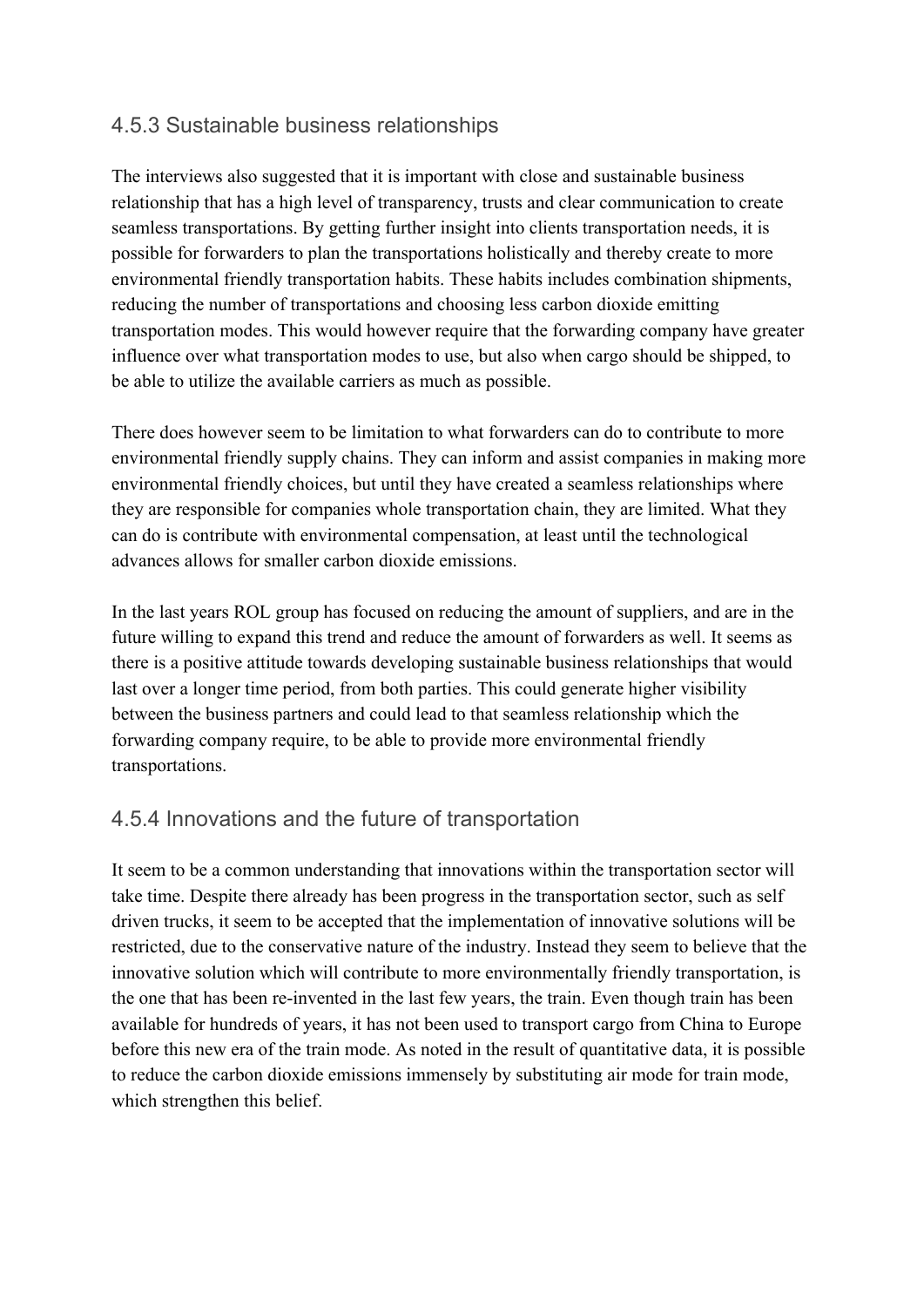### 4.5.3 Sustainable business relationships

The interviews also suggested that it is important with close and sustainable business relationship that has a high level of transparency, trusts and clear communication to create seamless transportations. By getting further insight into clients transportation needs, it is possible for forwarders to plan the transportations holistically and thereby create to more environmental friendly transportation habits. These habits includes combination shipments, reducing the number of transportations and choosing less carbon dioxide emitting transportation modes. This would however require that the forwarding company have greater influence over what transportation modes to use, but also when cargo should be shipped, to be able to utilize the available carriers as much as possible.

There does however seem to be limitation to what forwarders can do to contribute to more environmental friendly supply chains. They can inform and assist companies in making more environmental friendly choices, but until they have created a seamless relationships where they are responsible for companies whole transportation chain, they are limited. What they can do is contribute with environmental compensation, at least until the technological advances allows for smaller carbon dioxide emissions.

In the last years ROL group has focused on reducing the amount of suppliers, and are in the future willing to expand this trend and reduce the amount of forwarders as well. It seems as there is a positive attitude towards developing sustainable business relationships that would last over a longer time period, from both parties. This could generate higher visibility between the business partners and could lead to that seamless relationship which the forwarding company require, to be able to provide more environmental friendly transportations.

### 4.5.4 Innovations and the future of transportation

It seem to be a common understanding that innovations within the transportation sector will take time. Despite there already has been progress in the transportation sector, such as self driven trucks, it seem to be accepted that the implementation of innovative solutions will be restricted, due to the conservative nature of the industry. Instead they seem to believe that the innovative solution which will contribute to more environmentally friendly transportation, is the one that has been re-invented in the last few years, the train. Even though train has been available for hundreds of years, it has not been used to transport cargo from China to Europe before this new era of the train mode. As noted in the result of quantitative data, it is possible to reduce the carbon dioxide emissions immensely by substituting air mode for train mode, which strengthen this belief.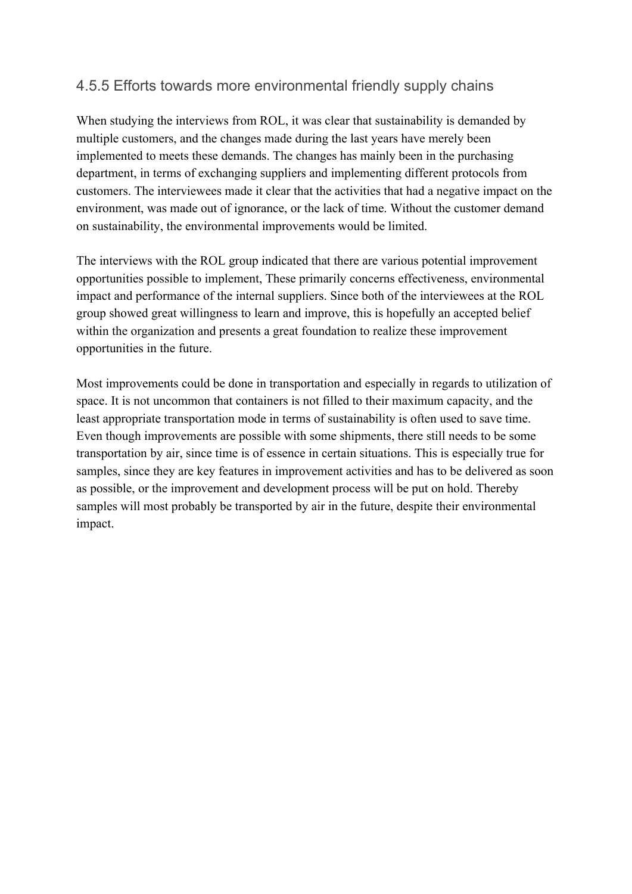### 4.5.5 Efforts towards more environmental friendly supply chains

When studying the interviews from ROL, it was clear that sustainability is demanded by multiple customers, and the changes made during the last years have merely been implemented to meets these demands. The changes has mainly been in the purchasing department, in terms of exchanging suppliers and implementing different protocols from customers. The interviewees made it clear that the activities that had a negative impact on the environment, was made out of ignorance, or the lack of time. Without the customer demand on sustainability, the environmental improvements would be limited.

The interviews with the ROL group indicated that there are various potential improvement opportunities possible to implement, These primarily concerns effectiveness, environmental impact and performance of the internal suppliers. Since both of the interviewees at the ROL group showed great willingness to learn and improve, this is hopefully an accepted belief within the organization and presents a great foundation to realize these improvement opportunities in the future.

Most improvements could be done in transportation and especially in regards to utilization of space. It is not uncommon that containers is not filled to their maximum capacity, and the least appropriate transportation mode in terms of sustainability is often used to save time. Even though improvements are possible with some shipments, there still needs to be some transportation by air, since time is of essence in certain situations. This is especially true for samples, since they are key features in improvement activities and has to be delivered as soon as possible, or the improvement and development process will be put on hold. Thereby samples will most probably be transported by air in the future, despite their environmental impact.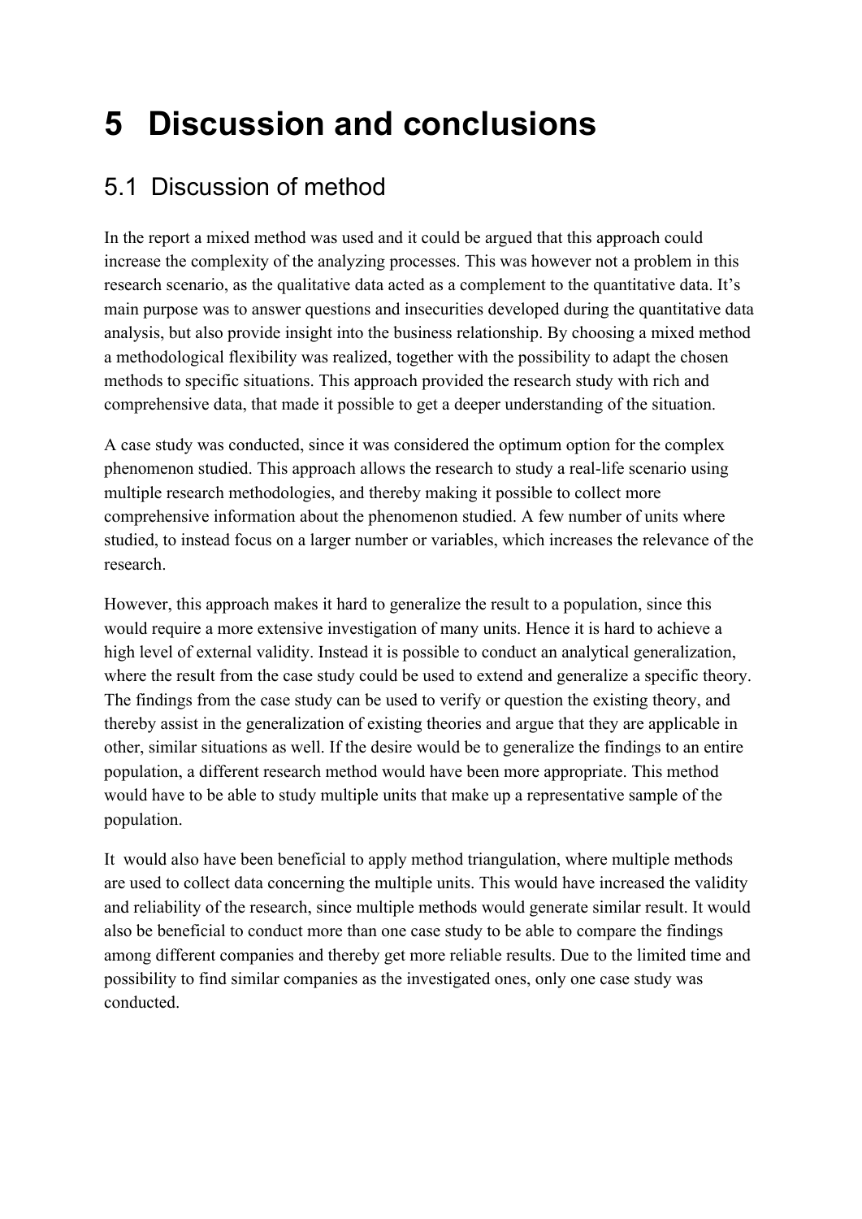# 5 Discussion and conclusions

## 5.1 Discussion of method

In the report a mixed method was used and it could be argued that this approach could increase the complexity of the analyzing processes. This was however not a problem in this research scenario, as the qualitative data acted as a complement to the quantitative data. It's main purpose was to answer questions and insecurities developed during the quantitative data analysis, but also provide insight into the business relationship. By choosing a mixed method a methodological flexibility was realized, together with the possibility to adapt the chosen methods to specific situations. This approach provided the research study with rich and comprehensive data, that made it possible to get a deeper understanding of the situation.

A case study was conducted, since it was considered the optimum option for the complex phenomenon studied. This approach allows the research to study a real-life scenario using multiple research methodologies, and thereby making it possible to collect more comprehensive information about the phenomenon studied. A few number of units where studied, to instead focus on a larger number or variables, which increases the relevance of the research.

However, this approach makes it hard to generalize the result to a population, since this would require a more extensive investigation of many units. Hence it is hard to achieve a high level of external validity. Instead it is possible to conduct an analytical generalization, where the result from the case study could be used to extend and generalize a specific theory. The findings from the case study can be used to verify or question the existing theory, and thereby assist in the generalization of existing theories and argue that they are applicable in other, similar situations as well. If the desire would be to generalize the findings to an entire population, a different research method would have been more appropriate. This method would have to be able to study multiple units that make up a representative sample of the population.

It would also have been beneficial to apply method triangulation, where multiple methods are used to collect data concerning the multiple units. This would have increased the validity and reliability of the research, since multiple methods would generate similar result. It would also be beneficial to conduct more than one case study to be able to compare the findings among different companies and thereby get more reliable results. Due to the limited time and possibility to find similar companies as the investigated ones, only one case study was conducted.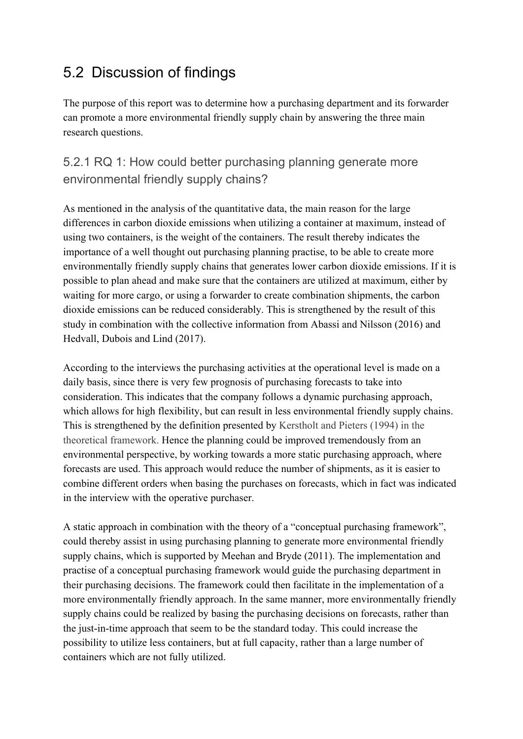## 5.2 Discussion of findings

The purpose of this report was to determine how a purchasing department and its forwarder can promote a more environmental friendly supply chain by answering the three main research questions.

### 5.2.1 RQ 1: How could better purchasing planning generate more environmental friendly supply chains?

As mentioned in the analysis of the quantitative data, the main reason for the large differences in carbon dioxide emissions when utilizing a container at maximum, instead of using two containers, is the weight of the containers. The result thereby indicates the importance of a well thought out purchasing planning practise, to be able to create more environmentally friendly supply chains that generates lower carbon dioxide emissions. If it is possible to plan ahead and make sure that the containers are utilized at maximum, either by waiting for more cargo, or using a forwarder to create combination shipments, the carbon dioxide emissions can be reduced considerably. This is strengthened by the result of this study in combination with the collective information from Abassi and Nilsson (2016) and Hedvall, Dubois and Lind (2017).

According to the interviews the purchasing activities at the operational level is made on a daily basis, since there is very few prognosis of purchasing forecasts to take into consideration. This indicates that the company follows a dynamic purchasing approach, which allows for high flexibility, but can result in less environmental friendly supply chains. This is strengthened by the definition presented by Kerstholt and Pieters (1994) in the theoretical framework. Hence the planning could be improved tremendously from an environmental perspective, by working towards a more static purchasing approach, where forecasts are used. This approach would reduce the number of shipments, as it is easier to combine different orders when basing the purchases on forecasts, which in fact was indicated in the interview with the operative purchaser.

A static approach in combination with the theory of a "conceptual purchasing framework", could thereby assist in using purchasing planning to generate more environmental friendly supply chains, which is supported by Meehan and Bryde (2011). The implementation and practise of a conceptual purchasing framework would guide the purchasing department in their purchasing decisions. The framework could then facilitate in the implementation of a more environmentally friendly approach. In the same manner, more environmentally friendly supply chains could be realized by basing the purchasing decisions on forecasts, rather than the just-in-time approach that seem to be the standard today. This could increase the possibility to utilize less containers, but at full capacity, rather than a large number of containers which are not fully utilized.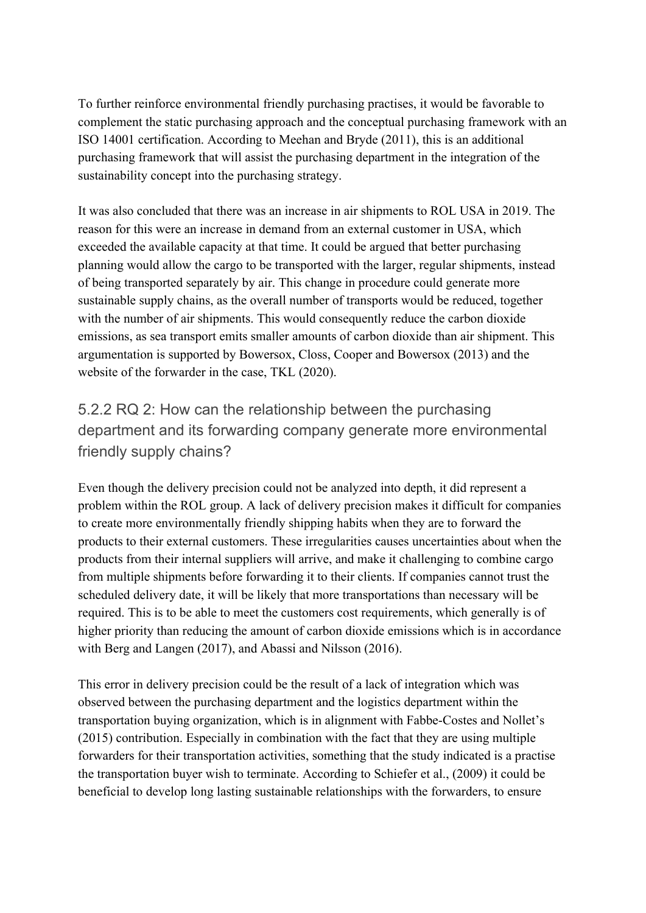To further reinforce environmental friendly purchasing practises, it would be favorable to complement the static purchasing approach and the conceptual purchasing framework with an ISO 14001 certification. According to Meehan and Bryde (2011), this is an additional purchasing framework that will assist the purchasing department in the integration of the sustainability concept into the purchasing strategy.

It was also concluded that there was an increase in air shipments to ROL USA in 2019. The reason for this were an increase in demand from an external customer in USA, which exceeded the available capacity at that time. It could be argued that better purchasing planning would allow the cargo to be transported with the larger, regular shipments, instead of being transported separately by air. This change in procedure could generate more sustainable supply chains, as the overall number of transports would be reduced, together with the number of air shipments. This would consequently reduce the carbon dioxide emissions, as sea transport emits smaller amounts of carbon dioxide than air shipment. This argumentation is supported by Bowersox, Closs, Cooper and Bowersox (2013) and the website of the forwarder in the case, TKL (2020).

### 5.2.2 RQ 2: How can the relationship between the purchasing department and its forwarding company generate more environmental friendly supply chains?

Even though the delivery precision could not be analyzed into depth, it did represent a problem within the ROL group. A lack of delivery precision makes it difficult for companies to create more environmentally friendly shipping habits when they are to forward the products to their external customers. These irregularities causes uncertainties about when the products from their internal suppliers will arrive, and make it challenging to combine cargo from multiple shipments before forwarding it to their clients. If companies cannot trust the scheduled delivery date, it will be likely that more transportations than necessary will be required. This is to be able to meet the customers cost requirements, which generally is of higher priority than reducing the amount of carbon dioxide emissions which is in accordance with Berg and Langen (2017), and Abassi and Nilsson (2016).

This error in delivery precision could be the result of a lack of integration which was observed between the purchasing department and the logistics department within the transportation buying organization, which is in alignment with Fabbe-Costes and Nollet's (2015) contribution. Especially in combination with the fact that they are using multiple forwarders for their transportation activities, something that the study indicated is a practise the transportation buyer wish to terminate. According to Schiefer et al., (2009) it could be beneficial to develop long lasting sustainable relationships with the forwarders, to ensure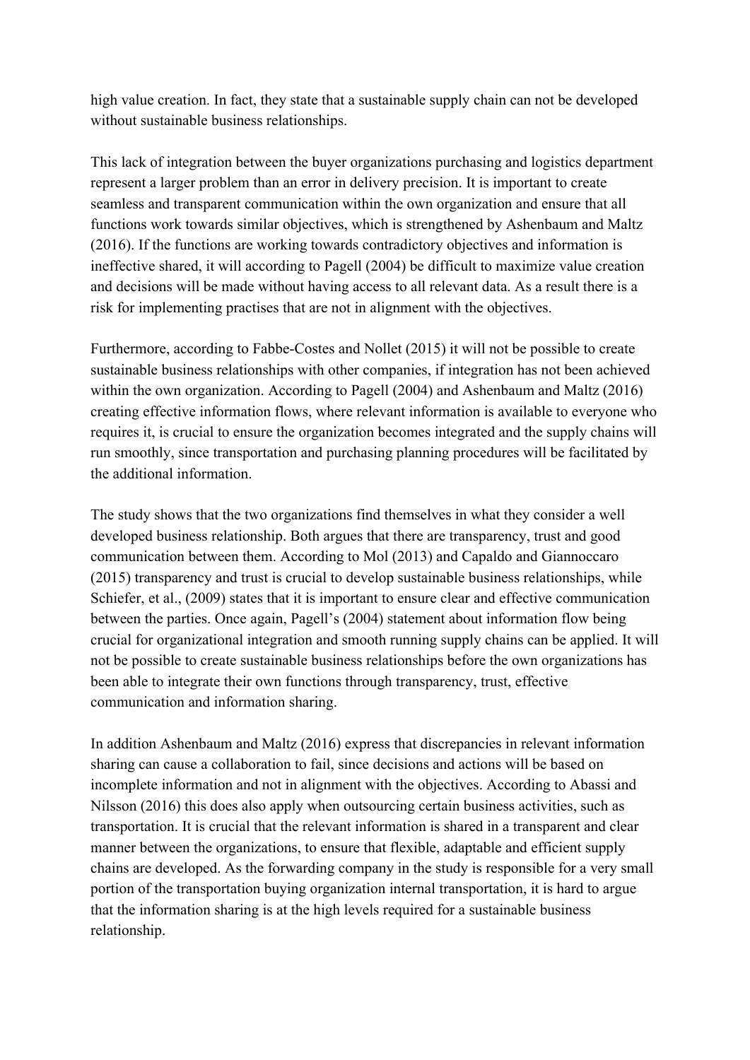high value creation. In fact, they state that a sustainable supply chain can not be developed without sustainable business relationships.

This lack of integration between the buyer organizations purchasing and logistics department represent a larger problem than an error in delivery precision. It is important to create seamless and transparent communication within the own organization and ensure that all functions work towards similar objectives, which is strengthened by Ashenbaum and Maltz (2016). If the functions are working towards contradictory objectives and information is ineffective shared, it will according to Pagell (2004) be difficult to maximize value creation and decisions will be made without having access to all relevant data. As a result there is a risk for implementing practises that are not in alignment with the objectives.

Furthermore, according to Fabbe-Costes and Nollet (2015) it will not be possible to create sustainable business relationships with other companies, if integration has not been achieved within the own organization. According to Pagell (2004) and Ashenbaum and Maltz (2016) creating effective information flows, where relevant information is available to everyone who requires it, is crucial to ensure the organization becomes integrated and the supply chains will run smoothly, since transportation and purchasing planning procedures will be facilitated by the additional information.

The study shows that the two organizations find themselves in what they consider a well developed business relationship. Both argues that there are transparency, trust and good communication between them. According to Mol (2013) and Capaldo and Giannoccaro (2015) transparency and trust is crucial to develop sustainable business relationships, while Schiefer, et al., (2009) states that it is important to ensure clear and effective communication between the parties. Once again, Pagell's (2004) statement about information flow being crucial for organizational integration and smooth running supply chains can be applied. It will not be possible to create sustainable business relationships before the own organizations has been able to integrate their own functions through transparency, trust, effective communication and information sharing.

In addition Ashenbaum and Maltz (2016) express that discrepancies in relevant information sharing can cause a collaboration to fail, since decisions and actions will be based on incomplete information and not in alignment with the objectives. According to Abassi and Nilsson (2016) this does also apply when outsourcing certain business activities, such as transportation. It is crucial that the relevant information is shared in a transparent and clear manner between the organizations, to ensure that flexible, adaptable and efficient supply chains are developed. As the forwarding company in the study is responsible for a very small portion of the transportation buying organization internal transportation, it is hard to argue that the information sharing is at the high levels required for a sustainable business relationship.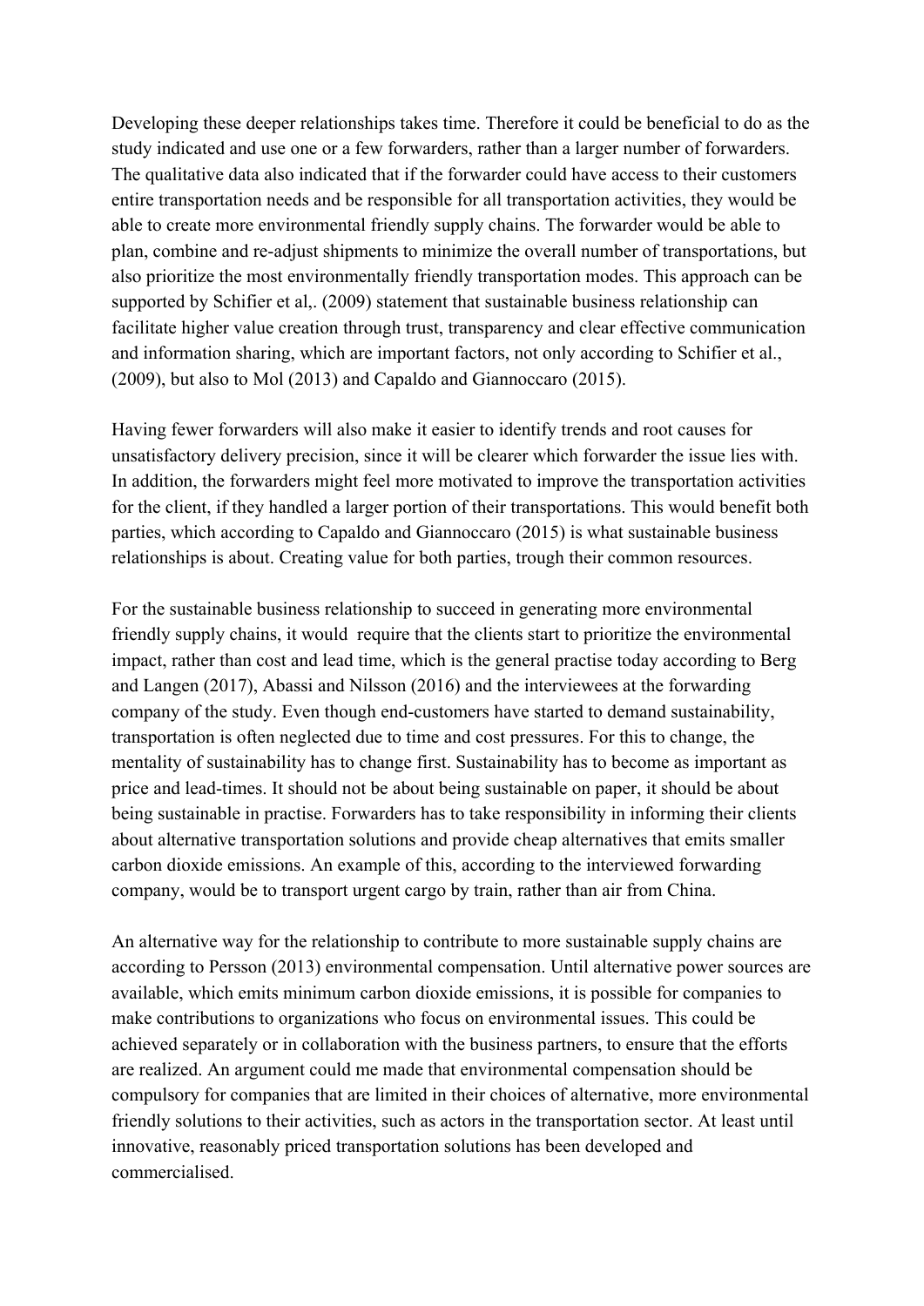Developing these deeper relationships takes time. Therefore it could be beneficial to do as the study indicated and use one or a few forwarders, rather than a larger number of forwarders. The qualitative data also indicated that if the forwarder could have access to their customers entire transportation needs and be responsible for all transportation activities, they would be able to create more environmental friendly supply chains. The forwarder would be able to plan, combine and re-adjust shipments to minimize the overall number of transportations, but also prioritize the most environmentally friendly transportation modes. This approach can be supported by Schifier et al,. (2009) statement that sustainable business relationship can facilitate higher value creation through trust, transparency and clear effective communication and information sharing, which are important factors, not only according to Schifier et al., (2009), but also to Mol (2013) and Capaldo and Giannoccaro (2015).

Having fewer forwarders will also make it easier to identify trends and root causes for unsatisfactory delivery precision, since it will be clearer which forwarder the issue lies with. In addition, the forwarders might feel more motivated to improve the transportation activities for the client, if they handled a larger portion of their transportations. This would benefit both parties, which according to Capaldo and Giannoccaro (2015) is what sustainable business relationships is about. Creating value for both parties, trough their common resources.

For the sustainable business relationship to succeed in generating more environmental friendly supply chains, it would require that the clients start to prioritize the environmental impact, rather than cost and lead time, which is the general practise today according to Berg and Langen (2017), Abassi and Nilsson (2016) and the interviewees at the forwarding company of the study. Even though end-customers have started to demand sustainability, transportation is often neglected due to time and cost pressures. For this to change, the mentality of sustainability has to change first. Sustainability has to become as important as price and lead-times. It should not be about being sustainable on paper, it should be about being sustainable in practise. Forwarders has to take responsibility in informing their clients about alternative transportation solutions and provide cheap alternatives that emits smaller carbon dioxide emissions. An example of this, according to the interviewed forwarding company, would be to transport urgent cargo by train, rather than air from China.

An alternative way for the relationship to contribute to more sustainable supply chains are according to Persson (2013) environmental compensation. Until alternative power sources are available, which emits minimum carbon dioxide emissions, it is possible for companies to make contributions to organizations who focus on environmental issues. This could be achieved separately or in collaboration with the business partners, to ensure that the efforts are realized. An argument could me made that environmental compensation should be compulsory for companies that are limited in their choices of alternative, more environmental friendly solutions to their activities, such as actors in the transportation sector. At least until innovative, reasonably priced transportation solutions has been developed and commercialised.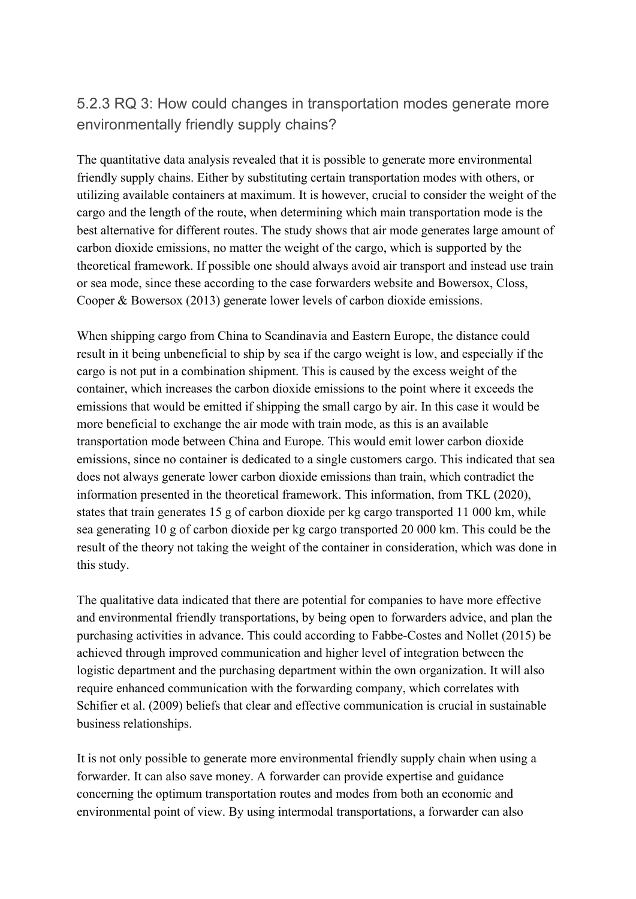### 5.2.3 RQ 3: How could changes in transportation modes generate more environmentally friendly supply chains?

The quantitative data analysis revealed that it is possible to generate more environmental friendly supply chains. Either by substituting certain transportation modes with others, or utilizing available containers at maximum. It is however, crucial to consider the weight of the cargo and the length of the route, when determining which main transportation mode is the best alternative for different routes. The study shows that air mode generates large amount of carbon dioxide emissions, no matter the weight of the cargo, which is supported by the theoretical framework. If possible one should always avoid air transport and instead use train or sea mode, since these according to the case forwarders website and Bowersox, Closs, Cooper & Bowersox (2013) generate lower levels of carbon dioxide emissions.

When shipping cargo from China to Scandinavia and Eastern Europe, the distance could result in it being unbeneficial to ship by sea if the cargo weight is low, and especially if the cargo is not put in a combination shipment. This is caused by the excess weight of the container, which increases the carbon dioxide emissions to the point where it exceeds the emissions that would be emitted if shipping the small cargo by air. In this case it would be more beneficial to exchange the air mode with train mode, as this is an available transportation mode between China and Europe. This would emit lower carbon dioxide emissions, since no container is dedicated to a single customers cargo. This indicated that sea does not always generate lower carbon dioxide emissions than train, which contradict the information presented in the theoretical framework. This information, from TKL (2020), states that train generates 15 g of carbon dioxide per kg cargo transported 11 000 km, while sea generating 10 g of carbon dioxide per kg cargo transported 20 000 km. This could be the result of the theory not taking the weight of the container in consideration, which was done in this study.

The qualitative data indicated that there are potential for companies to have more effective and environmental friendly transportations, by being open to forwarders advice, and plan the purchasing activities in advance. This could according to Fabbe-Costes and Nollet (2015) be achieved through improved communication and higher level of integration between the logistic department and the purchasing department within the own organization. It will also require enhanced communication with the forwarding company, which correlates with Schifier et al. (2009) beliefs that clear and effective communication is crucial in sustainable business relationships.

It is not only possible to generate more environmental friendly supply chain when using a forwarder. It can also save money. A forwarder can provide expertise and guidance concerning the optimum transportation routes and modes from both an economic and environmental point of view. By using intermodal transportations, a forwarder can also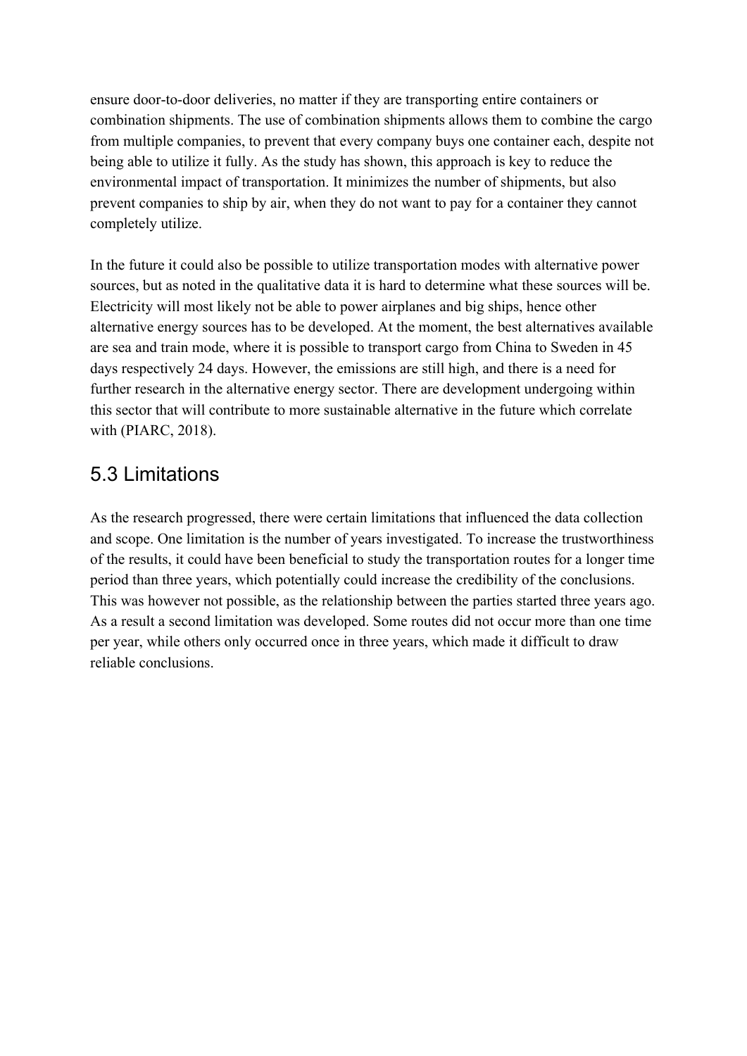ensure door-to-door deliveries, no matter if they are transporting entire containers or combination shipments. The use of combination shipments allows them to combine the cargo from multiple companies, to prevent that every company buys one container each, despite not being able to utilize it fully. As the study has shown, this approach is key to reduce the environmental impact of transportation. It minimizes the number of shipments, but also prevent companies to ship by air, when they do not want to pay for a container they cannot completely utilize.

In the future it could also be possible to utilize transportation modes with alternative power sources, but as noted in the qualitative data it is hard to determine what these sources will be. Electricity will most likely not be able to power airplanes and big ships, hence other alternative energy sources has to be developed. At the moment, the best alternatives available are sea and train mode, where it is possible to transport cargo from China to Sweden in 45 days respectively 24 days. However, the emissions are still high, and there is a need for further research in the alternative energy sector. There are development undergoing within this sector that will contribute to more sustainable alternative in the future which correlate with (PIARC, 2018).

## 5.3 Limitations

As the research progressed, there were certain limitations that influenced the data collection and scope. One limitation is the number of years investigated. To increase the trustworthiness of the results, it could have been beneficial to study the transportation routes for a longer time period than three years, which potentially could increase the credibility of the conclusions. This was however not possible, as the relationship between the parties started three years ago. As a result a second limitation was developed. Some routes did not occur more than one time per year, while others only occurred once in three years, which made it difficult to draw reliable conclusions.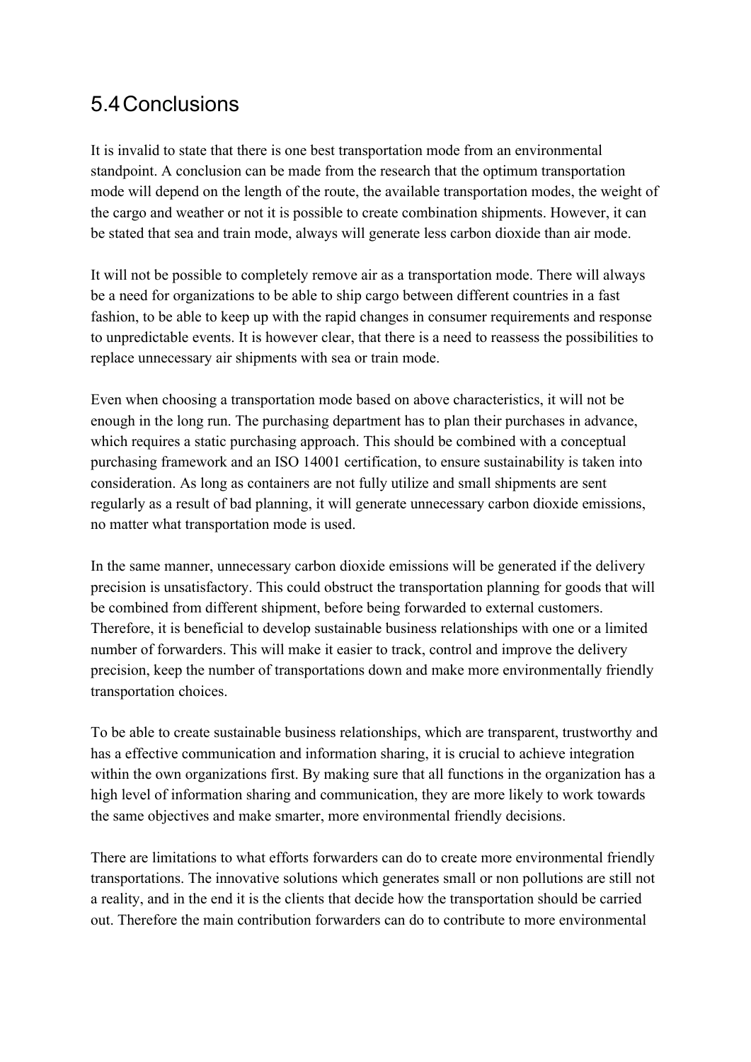## 5.4 Conclusions

It is invalid to state that there is one best transportation mode from an environmental standpoint. A conclusion can be made from the research that the optimum transportation mode will depend on the length of the route, the available transportation modes, the weight of the cargo and weather or not it is possible to create combination shipments. However, it can be stated that sea and train mode, always will generate less carbon dioxide than air mode.

It will not be possible to completely remove air as a transportation mode. There will always be a need for organizations to be able to ship cargo between different countries in a fast fashion, to be able to keep up with the rapid changes in consumer requirements and response to unpredictable events. It is however clear, that there is a need to reassess the possibilities to replace unnecessary air shipments with sea or train mode.

Even when choosing a transportation mode based on above characteristics, it will not be enough in the long run. The purchasing department has to plan their purchases in advance, which requires a static purchasing approach. This should be combined with a conceptual purchasing framework and an ISO 14001 certification, to ensure sustainability is taken into consideration. As long as containers are not fully utilize and small shipments are sent regularly as a result of bad planning, it will generate unnecessary carbon dioxide emissions, no matter what transportation mode is used.

In the same manner, unnecessary carbon dioxide emissions will be generated if the delivery precision is unsatisfactory. This could obstruct the transportation planning for goods that will be combined from different shipment, before being forwarded to external customers. Therefore, it is beneficial to develop sustainable business relationships with one or a limited number of forwarders. This will make it easier to track, control and improve the delivery precision, keep the number of transportations down and make more environmentally friendly transportation choices.

To be able to create sustainable business relationships, which are transparent, trustworthy and has a effective communication and information sharing, it is crucial to achieve integration within the own organizations first. By making sure that all functions in the organization has a high level of information sharing and communication, they are more likely to work towards the same objectives and make smarter, more environmental friendly decisions.

There are limitations to what efforts forwarders can do to create more environmental friendly transportations. The innovative solutions which generates small or non pollutions are still not a reality, and in the end it is the clients that decide how the transportation should be carried out. Therefore the main contribution forwarders can do to contribute to more environmental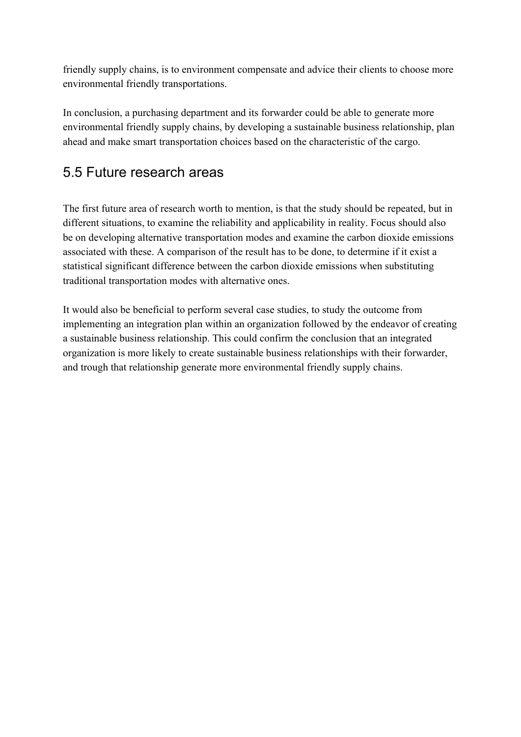friendly supply chains, is to environment compensate and advice their clients to choose more environmental friendly transportations.

In conclusion, a purchasing department and its forwarder could be able to generate more environmental friendly supply chains, by developing a sustainable business relationship, plan ahead and make smart transportation choices based on the characteristic of the cargo.

## 5.5 Future research areas

The first future area of research worth to mention, is that the study should be repeated, but in different situations, to examine the reliability and applicability in reality. Focus should also be on developing alternative transportation modes and examine the carbon dioxide emissions associated with these. A comparison of the result has to be done, to determine if it exist a statistical significant difference between the carbon dioxide emissions when substituting traditional transportation modes with alternative ones.

It would also be beneficial to perform several case studies, to study the outcome from implementing an integration plan within an organization followed by the endeavor of creating a sustainable business relationship. This could confirm the conclusion that an integrated organization is more likely to create sustainable business relationships with their forwarder, and trough that relationship generate more environmental friendly supply chains.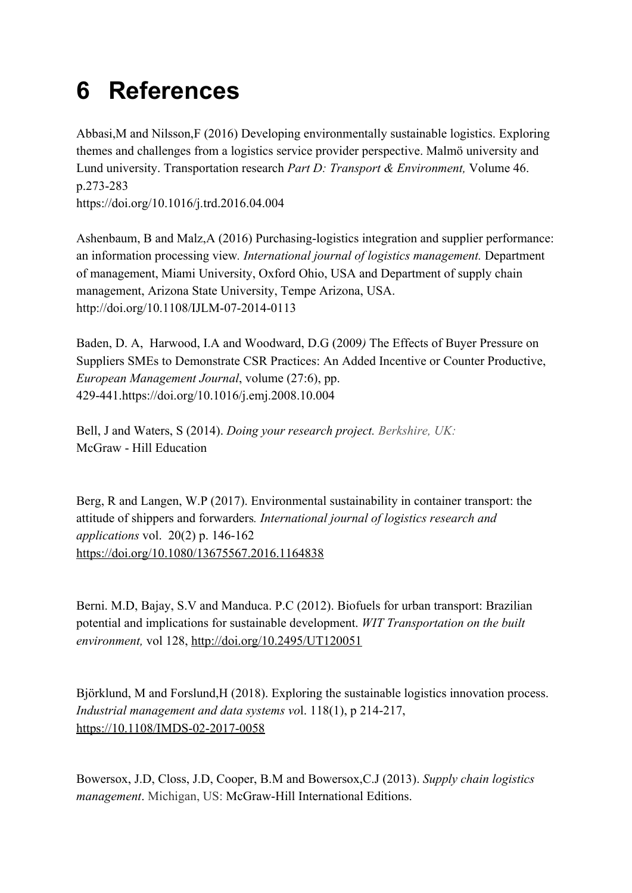# 6 References

Abbasi,M and Nilsson,F (2016) Developing environmentally sustainable logistics. Exploring themes and challenges from a logistics service provider perspective. Malmö university and Lund university. Transportation research *Part D: Transport & Environment,* Volume 46. p.273-283
https://doi.org/10.1016/j.trd.2016.04.004

Ashenbaum, B and Malz,A (2016) Purchasing-logistics integration and supplier performance: an information processing view*. International journal of logistics management.* Department of management, Miami University, Oxford Ohio, USA and Department of supply chain management, Arizona State University, Tempe Arizona, USA.
http://doi.org/10.1108/IJLM-07-2014-0113

Baden, D. A, Harwood, I.A and Woodward, D.G (2009*)* The Effects of Buyer Pressure on Suppliers SMEs to Demonstrate CSR Practices: An Added Incentive or Counter Productive, *European Management Journal*, volume (27:6), pp. 429-441.https://doi.org/10.1016/j.emj.2008.10.004

Bell, J and Waters, S (2014). *Doing your research project. Berkshire, UK:* McGraw - Hill Education

Berg, R and Langen, W.P (2017). Environmental sustainability in container transport: the attitude of shippers and forwarders*. International journal of logistics research and applications* vol. 20(2) p. 146-162
https://doi.org/10.1080/13675567.2016.1164838

Berni. M.D, Bajay, S.V and Manduca. P.C (2012). Biofuels for urban transport: Brazilian potential and implications for sustainable development. *WIT Transportation on the built environment,* vol 128, http://doi.org/10.2495/UT120051

Björklund, M and Forslund,H (2018). Exploring the sustainable logistics innovation process. *Industrial management and data systems vo*l. 118(1), p 214-217, https://10.1108/IMDS-02-2017-0058

Bowersox, J.D, Closs, J.D, Cooper, B.M and Bowersox,C.J (2013). *Supply chain logistics management*. Michigan, US: McGraw-Hill International Editions.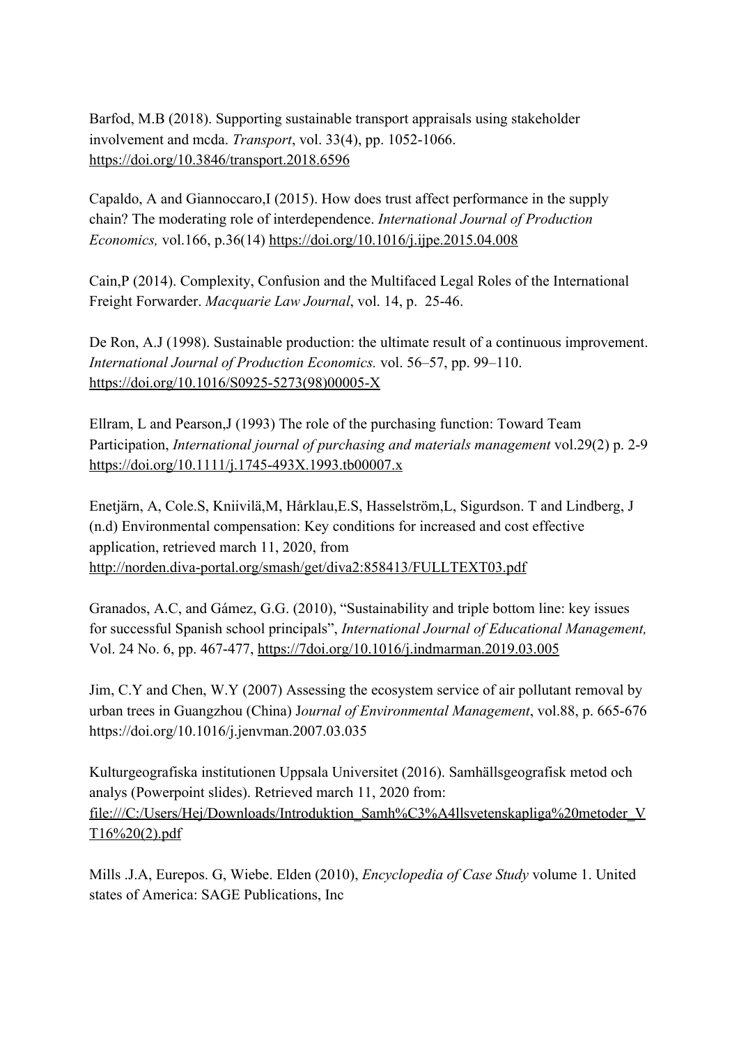Barfod, M.B (2018). Supporting sustainable transport appraisals using stakeholder involvement and mcda. *Transport*, vol. 33(4), pp. 1052-1066. https://doi.org/10.3846/transport.2018.6596

Capaldo, A and Giannoccaro,I (2015). How does trust affect performance in the supply chain? The moderating role of interdependence. *International Journal of Production Economics,* vol.166, p.36(14) https://doi.org/10.1016/j.ijpe.2015.04.008

Cain,P (2014). Complexity, Confusion and the Multifaced Legal Roles of the International Freight Forwarder. *Macquarie Law Journal*, vol. 14, p. 25-46.

De Ron, A.J (1998). Sustainable production: the ultimate result of a continuous improvement. *International Journal of Production Economics.* vol. 56–57, pp. 99–110. https://doi.org/10.1016/S0925-5273(98)00005-X

Ellram, L and Pearson,J (1993) The role of the purchasing function: Toward Team Participation, *International journal of purchasing and materials management* vol.29(2) p. 2-9 https://doi.org/10.1111/j.1745-493X.1993.tb00007.x

Enetjärn, A, Cole.S, Kniivilä,M, Hårklau,E.S, Hasselström,L, Sigurdson. T and Lindberg, J (n.d) Environmental compensation: Key conditions for increased and cost effective application, retrieved march 11, 2020, from http://norden.diva-portal.org/smash/get/diva2:858413/FULLTEXT03.pdf

Granados, A.C, and Gámez, G.G. (2010), "Sustainability and triple bottom line: key issues for successful Spanish school principals", *International Journal of Educational Management,* Vol. 24 No. 6, pp. 467-477, https://7doi.org/10.1016/j.indmarman.2019.03.005

Jim, C.Y and Chen, W.Y (2007) Assessing the ecosystem service of air pollutant removal by urban trees in Guangzhou (China) J*ournal of Environmental Management*, vol.88, p. 665-676 https://doi.org/10.1016/j.jenvman.2007.03.035

Kulturgeografiska institutionen Uppsala Universitet (2016). Samhällsgeografisk metod och analys (Powerpoint slides). Retrieved march 11, 2020 from: file:///C:/Users/Hej/Downloads/Introduktion_Samh%C3%A4llsvetenskapliga%20metoder_VT16%20(2).pdf

Mills .J.A, Eurepos. G, Wiebe. Elden (2010), *Encyclopedia of Case Study* volume 1. United states of America: SAGE Publications, Inc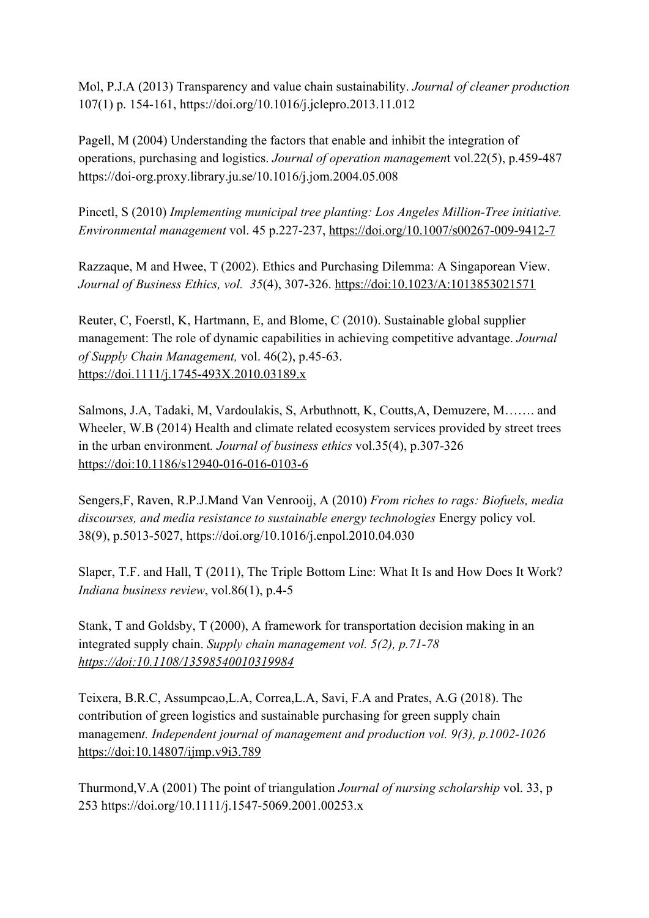Mol, P.J.A (2013) Transparency and value chain sustainability. *Journal of cleaner production* 107(1) p. 154-161, https://doi.org/10.1016/j.jclepro.2013.11.012

Pagell, M (2004) Understanding the factors that enable and inhibit the integration of operations, purchasing and logistics. *Journal of operation managemen*t vol.22(5), p.459-487 https://doi-org.proxy.library.ju.se/10.1016/j.jom.2004.05.008

Pincetl, S (2010) *Implementing municipal tree planting: Los Angeles Million-Tree initiative. Environmental management* vol. 45 p.227-237, https://doi.org/10.1007/s00267-009-9412-7

Razzaque, M and Hwee, T (2002). Ethics and Purchasing Dilemma: A Singaporean View. *Journal of Business Ethics, vol. 35*(4), 307-326. https://doi:10.1023/A:1013853021571

Reuter, C, Foerstl, K, Hartmann, E, and Blome, C (2010). Sustainable global supplier management: The role of dynamic capabilities in achieving competitive advantage. *Journal of Supply Chain Management,* vol. 46(2), p.45-63. https://doi.1111/j.1745-493X.2010.03189.x

Salmons, J.A, Tadaki, M, Vardoulakis, S, Arbuthnott, K, Coutts,A, Demuzere, M……. and Wheeler, W.B (2014) Health and climate related ecosystem services provided by street trees in the urban environment*. Journal of business ethics* vol.35(4), p.307-326 https://doi:10.1186/s12940-016-016-0103-6

Sengers,F, Raven, R.P.J.Mand Van Venrooij, A (2010) *From riches to rags: Biofuels, media discourses, and media resistance to sustainable energy technologies* Energy policy vol. 38(9), p.5013-5027, https://doi.org/10.1016/j.enpol.2010.04.030

Slaper, T.F. and Hall, T (2011), The Triple Bottom Line: What It Is and How Does It Work? *Indiana business review*, vol.86(1), p.4-5

Stank, T and Goldsby, T (2000), A framework for transportation decision making in an integrated supply chain. *Supply chain management vol. 5(2), p.71-78 https://doi:10.1108/13598540010319984*

Teixera, B.R.C, Assumpcao,L.A, Correa,L.A, Savi, F.A and Prates, A.G (2018). The contribution of green logistics and sustainable purchasing for green supply chain managemen*t. Independent journal of management and production vol. 9(3), p.1002-1026* https://doi:10.14807/ijmp.v9i3.789

Thurmond,V.A (2001) The point of triangulation *Journal of nursing scholarship* vol. 33, p 253 https://doi.org/10.1111/j.1547-5069.2001.00253.x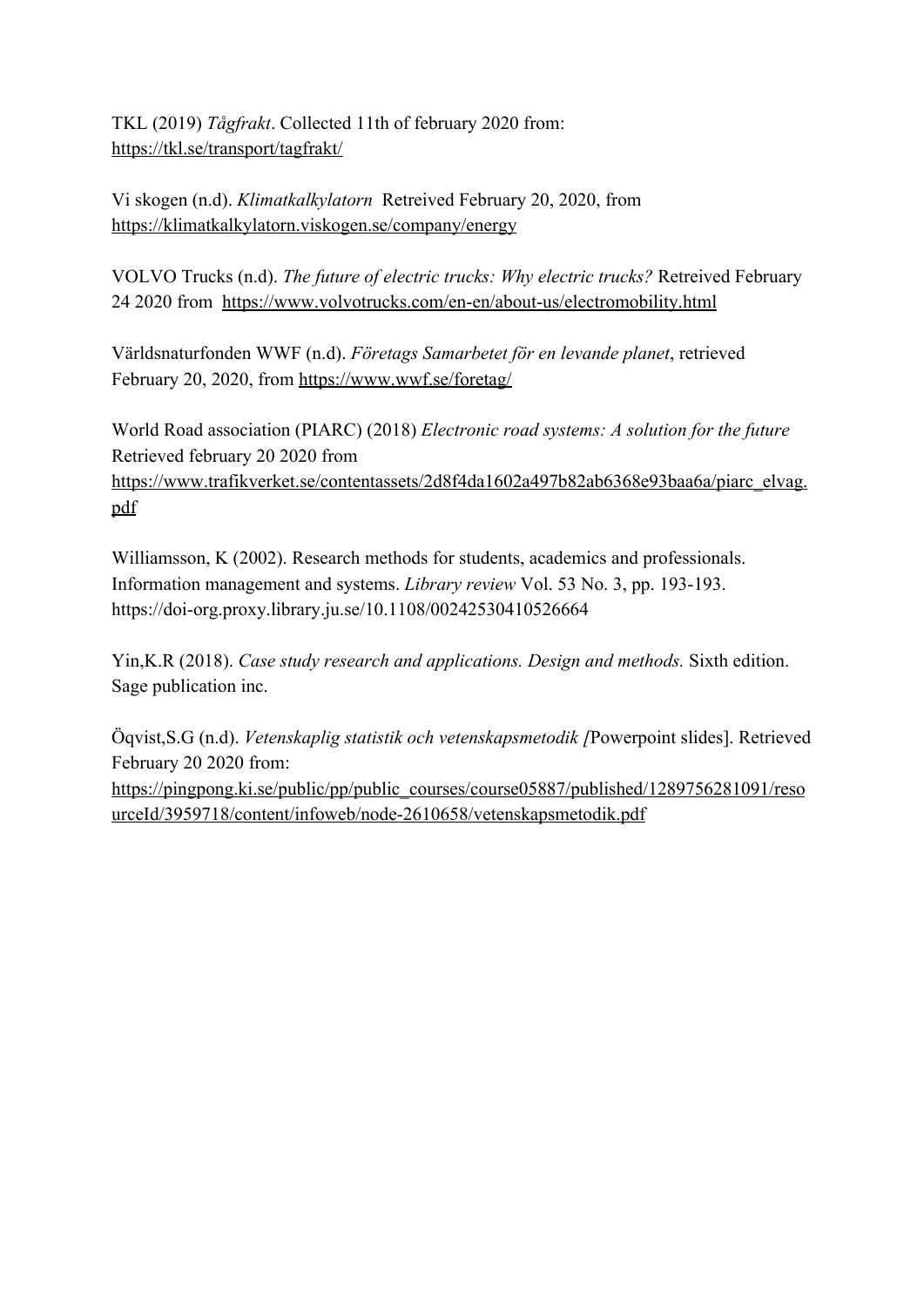TKL (2019) *Tågfrakt*. Collected 11th of february 2020 from: https://tkl.se/transport/tagfrakt/

Vi skogen (n.d). *Klimatkalkylatorn* Retreived February 20, 2020, from https://klimatkalkylatorn.viskogen.se/company/energy

VOLVO Trucks (n.d). *The future of electric trucks: Why electric trucks?* Retreived February 24 2020 from https://www.volvotrucks.com/en-en/about-us/electromobility.html

Världsnaturfonden WWF (n.d). *Företags Samarbetet för en levande planet*, retrieved February 20, 2020, from https://www.wwf.se/foretag/

World Road association (PIARC) (2018) *Electronic road systems: A solution for the future* Retrieved february 20 2020 from https://www.trafikverket.se/contentassets/2d8f4da1602a497b82ab6368e93baa6a/piarc_elvag.pdf

Williamsson, K (2002). Research methods for students, academics and professionals. Information management and systems. *Library review* Vol. 53 No. 3, pp. 193-193. https://doi-org.proxy.library.ju.se/10.1108/00242530410526664

Yin,K.R (2018). *Case study research and applications. Design and methods.* Sixth edition. Sage publication inc.

Öqvist,S.G (n.d). *Vetenskaplig statistik och vetenskapsmetodik [*Powerpoint slides]. Retrieved February 20 2020 from: https://pingpong.ki.se/public/pp/public_courses/course05887/published/1289756281091/resourceId/3959718/content/infoweb/node-2610658/vetenskapsmetodik.pdf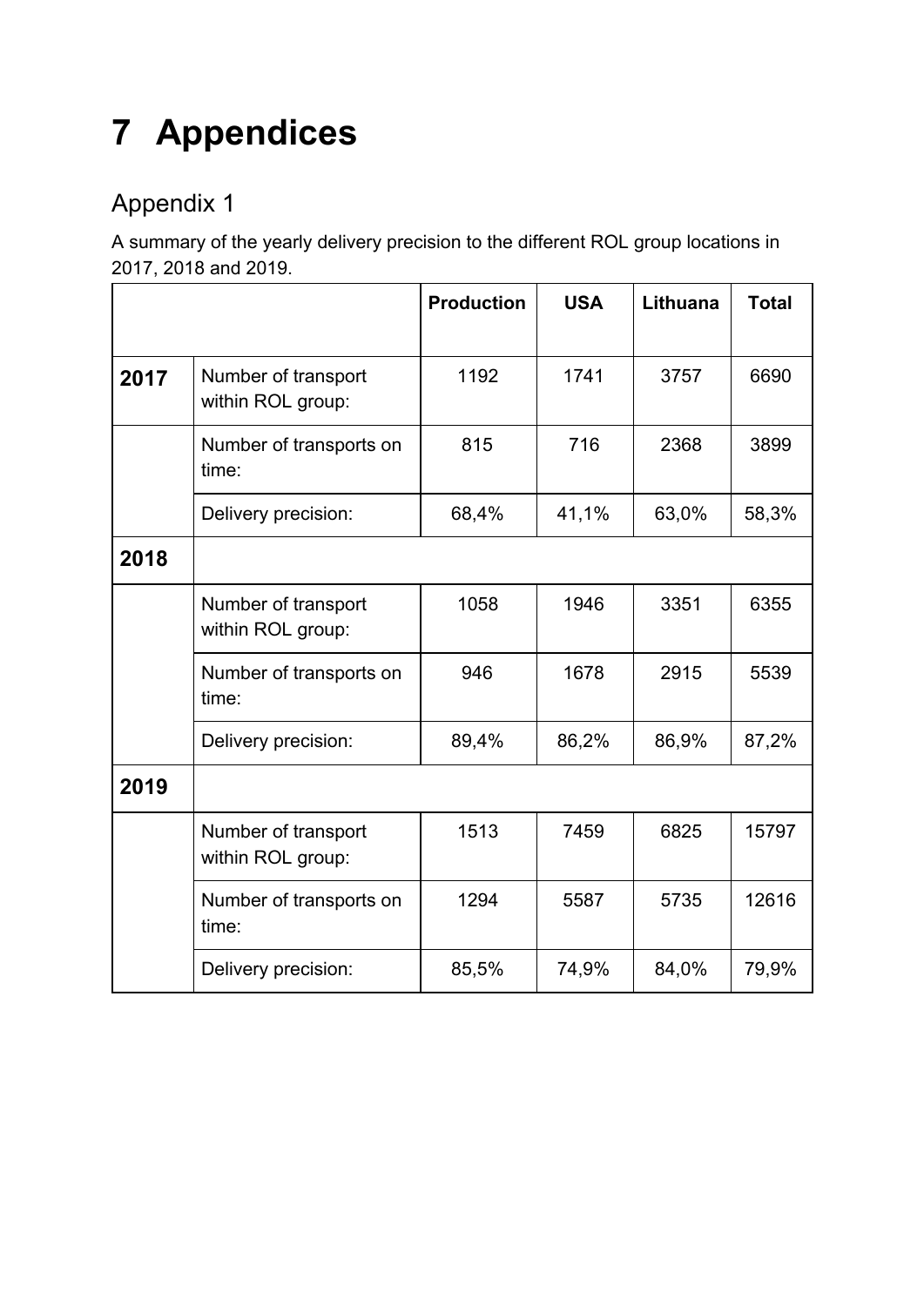# 7 Appendices

## Appendix 1

A summary of the yearly delivery precision to the different ROL group locations in 2017, 2018 and 2019.

| | | Production | USA | Lithuana | Total |
|---|---|---|---|---|---|
| **2017** | Number of transport within ROL group: | 1192 | 1741 | 3757 | 6690 |
| | Number of transports on time: | 815 | 716 | 2368 | 3899 |
| | Delivery precision: | 68,4% | 41,1% | 63,0% | 58,3% |
| **2018** | | | | | |
| | Number of transport within ROL group: | 1058 | 1946 | 3351 | 6355 |
| | Number of transports on time: | 946 | 1678 | 2915 | 5539 |
| | Delivery precision: | 89,4% | 86,2% | 86,9% | 87,2% |
| **2019** | | | | | |
| | Number of transport within ROL group: | 1513 | 7459 | 6825 | 15797 |
| | Number of transports on time: | 1294 | 5587 | 5735 | 12616 |
| | Delivery precision: | 85,5% | 74,9% | 84,0% | 79,9% |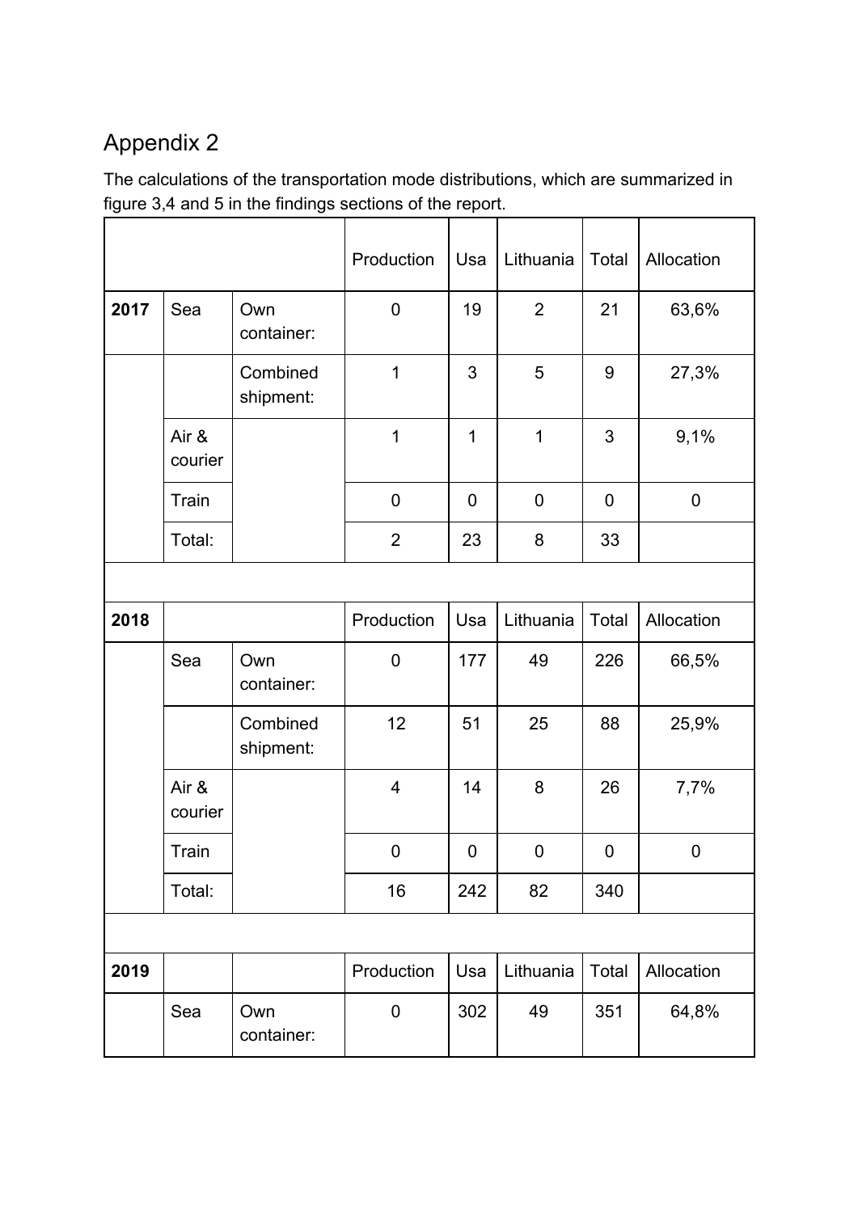# Appendix 2

The calculations of the transportation mode distributions, which are summarized in figure 3,4 and 5 in the findings sections of the report.

| | | | Production | Usa | Lithuania | Total | Allocation |
|---|---|---|---|---|---|---|---|
| **2017** | Sea | Own container: | 0 | 19 | 2 | 21 | 63,6% |
| | | Combined shipment: | 1 | 3 | 5 | 9 | 27,3% |
| | Air & courier | | 1 | 1 | 1 | 3 | 9,1% |
| | Train | | 0 | 0 | 0 | 0 | 0 |
| | Total: | | 2 | 23 | 8 | 33 | |
| | | | | | | | |
| **2018** | | | Production | Usa | Lithuania | Total | Allocation |
| | Sea | Own container: | 0 | 177 | 49 | 226 | 66,5% |
| | | Combined shipment: | 12 | 51 | 25 | 88 | 25,9% |
| | Air & courier | | 4 | 14 | 8 | 26 | 7,7% |
| | Train | | 0 | 0 | 0 | 0 | 0 |
| | Total: | | 16 | 242 | 82 | 340 | |
| | | | | | | | |
| **2019** | | | Production | Usa | Lithuania | Total | Allocation |
| | Sea | Own container: | 0 | 302 | 49 | 351 | 64,8% |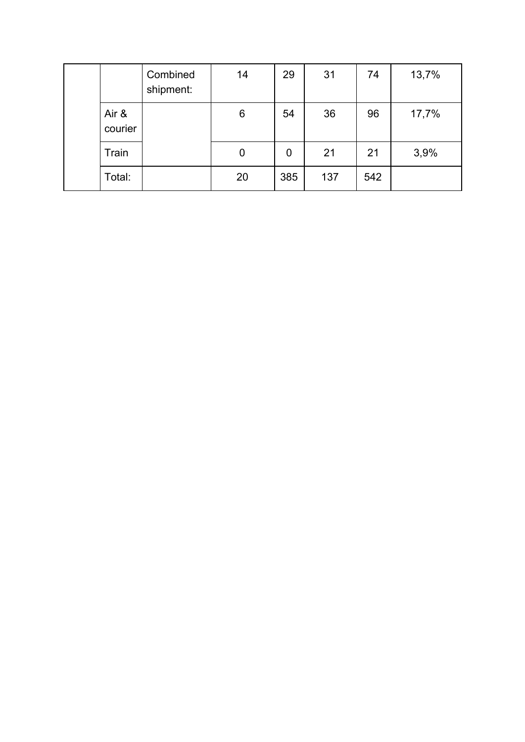| | | | | | | | |
|---|---|---|---|---|---|---|---|
| | | Combined shipment: | 14 | 29 | 31 | 74 | 13,7% |
| | Air & courier | | 6 | 54 | 36 | 96 | 17,7% |
| | Train | | 0 | 0 | 21 | 21 | 3,9% |
| | Total: | | 20 | 385 | 137 | 542 | |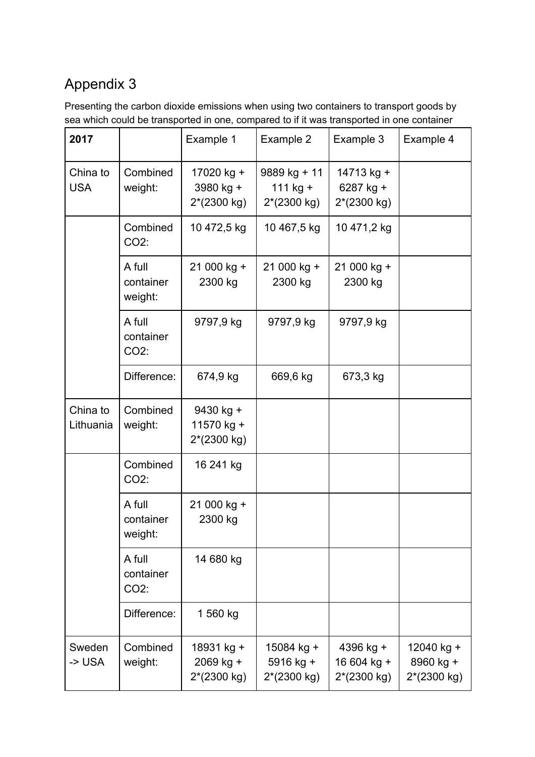# Appendix 3

Presenting the carbon dioxide emissions when using two containers to transport goods by sea which could be transported in one, compared to if it was transported in one container

| **2017** | | Example 1 | Example 2 | Example 3 | Example 4 |
|---|---|---|---|---|---|
| China to USA | Combined weight: | 17020 kg + 3980 kg + 2*(2300 kg) | 9889 kg + 11 111 kg + 2*(2300 kg) | 14713 kg + 6287 kg + 2*(2300 kg) | |
| | Combined CO2: | 10 472,5 kg | 10 467,5 kg | 10 471,2 kg | |
| | A full container weight: | 21 000 kg + 2300 kg | 21 000 kg + 2300 kg | 21 000 kg + 2300 kg | |
| | A full container CO2: | 9797,9 kg | 9797,9 kg | 9797,9 kg | |
| | Difference: | 674,9 kg | 669,6 kg | 673,3 kg | |
| China to Lithuania | Combined weight: | 9430 kg + 11570 kg + 2*(2300 kg) | | | |
| | Combined CO2: | 16 241 kg | | | |
| | A full container weight: | 21 000 kg + 2300 kg | | | |
| | A full container CO2: | 14 680 kg | | | |
| | Difference: | 1 560 kg | | | |
| Sweden -> USA | Combined weight: | 18931 kg + 2069 kg + 2*(2300 kg) | 15084 kg + 5916 kg + 2*(2300 kg) | 4396 kg + 16 604 kg + 2*(2300 kg) | 12040 kg + 8960 kg + 2*(2300 kg) |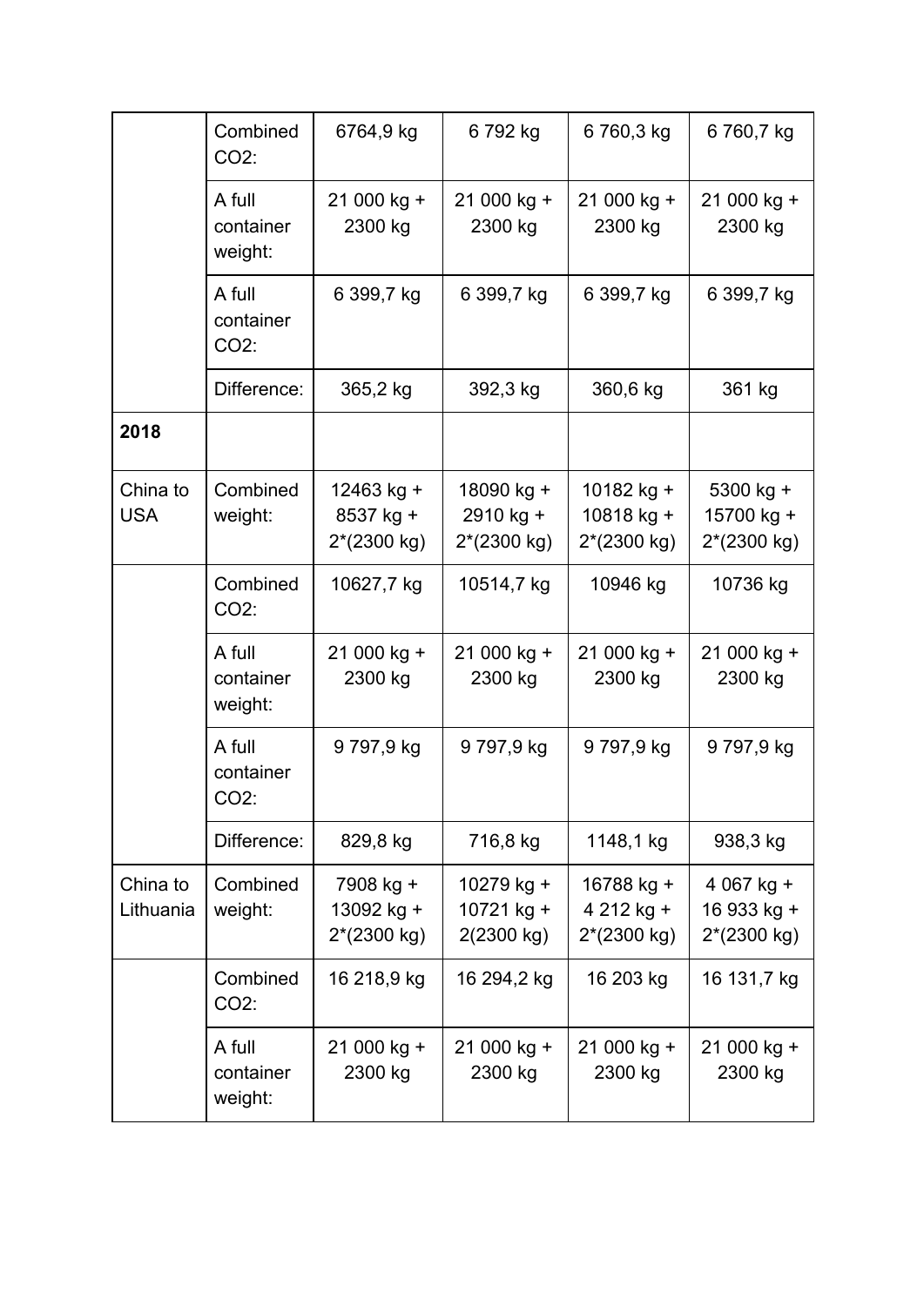| | | | | | |
|---|---|---|---|---|---|
| | Combined $CO_2$: | 6764,9 kg | 6 792 kg | 6 760,3 kg | 6 760,7 kg |
| | A full container weight: | 21 000 kg + 2300 kg | 21 000 kg + 2300 kg | 21 000 kg + 2300 kg | 21 000 kg + 2300 kg |
| | A full container $CO_2$: | 6 399,7 kg | 6 399,7 kg | 6 399,7 kg | 6 399,7 kg |
| | Difference: | 365,2 kg | 392,3 kg | 360,6 kg | 361 kg |
| **2018** | | | | | |
| China to USA | Combined weight: | 12463 kg + 8537 kg + 2*(2300 kg) | 18090 kg + 2910 kg + 2*(2300 kg) | 10182 kg + 10818 kg + 2*(2300 kg) | 5300 kg + 15700 kg + 2*(2300 kg) |
| | Combined $CO_2$: | 10627,7 kg | 10514,7 kg | 10946 kg | 10736 kg |
| | A full container weight: | 21 000 kg + 2300 kg | 21 000 kg + 2300 kg | 21 000 kg + 2300 kg | 21 000 kg + 2300 kg |
| | A full container $CO_2$: | 9 797,9 kg | 9 797,9 kg | 9 797,9 kg | 9 797,9 kg |
| | Difference: | 829,8 kg | 716,8 kg | 1148,1 kg | 938,3 kg |
| China to Lithuania | Combined weight: | 7908 kg + 13092 kg + 2*(2300 kg) | 10279 kg + 10721 kg + 2(2300 kg) | 16788 kg + 4 212 kg + 2*(2300 kg) | 4 067 kg + 16 933 kg + 2*(2300 kg) |
| | Combined $CO_2$: | 16 218,9 kg | 16 294,2 kg | 16 203 kg | 16 131,7 kg |
| | A full container weight: | 21 000 kg + 2300 kg | 21 000 kg + 2300 kg | 21 000 kg + 2300 kg | 21 000 kg + 2300 kg |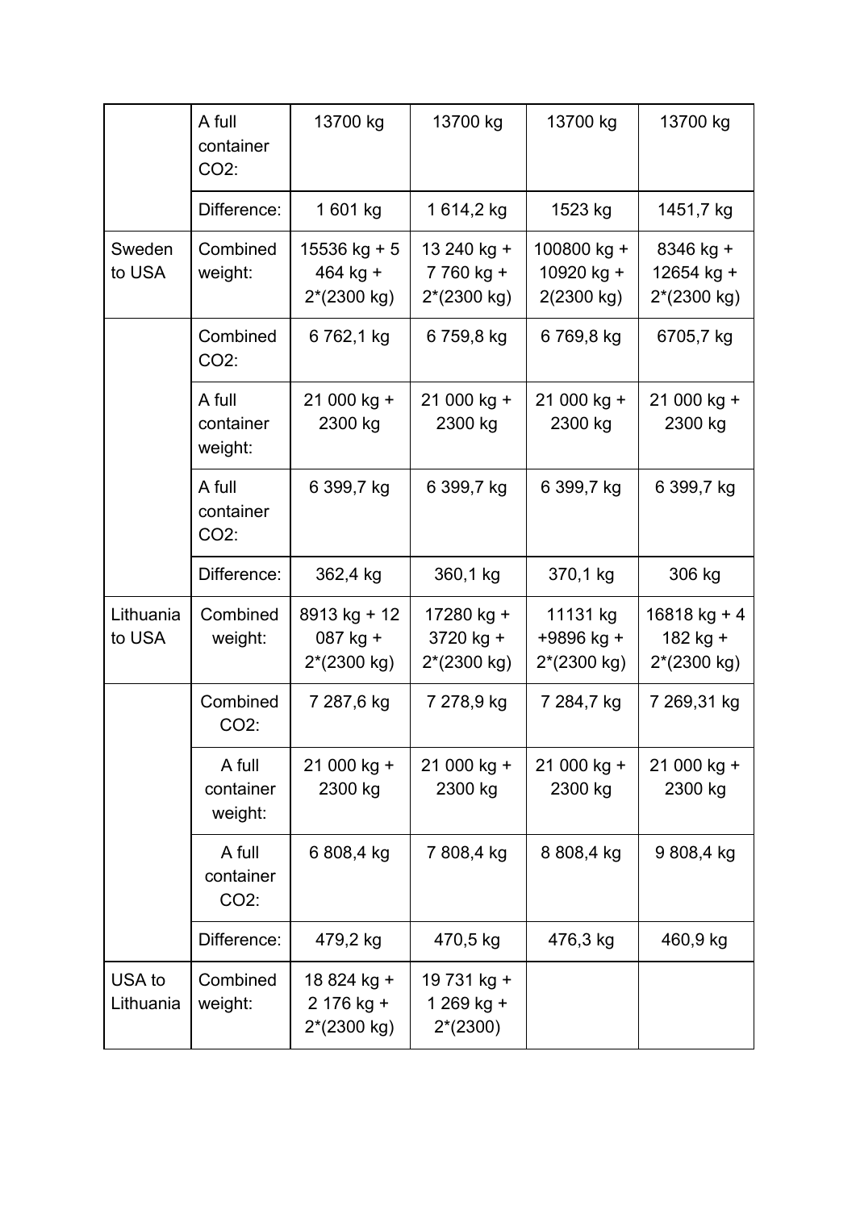| | | | | | |
|---|---|---|---|---|---|
| | A full container $CO_2$: | 13700 kg | 13700 kg | 13700 kg | 13700 kg |
| | Difference: | 1 601 kg | 1 614,2 kg | 1523 kg | 1451,7 kg |
| Sweden to USA | Combined weight: | 15536 kg + 5 464 kg + 2*(2300 kg) | 13 240 kg + 7 760 kg + 2*(2300 kg) | 100800 kg + 10920 kg + 2(2300 kg) | 8346 kg + 12654 kg + 2*(2300 kg) |
| | Combined $CO_2$: | 6 762,1 kg | 6 759,8 kg | 6 769,8 kg | 6705,7 kg |
| | A full container weight: | 21 000 kg + 2300 kg | 21 000 kg + 2300 kg | 21 000 kg + 2300 kg | 21 000 kg + 2300 kg |
| | A full container $CO_2$: | 6 399,7 kg | 6 399,7 kg | 6 399,7 kg | 6 399,7 kg |
| | Difference: | 362,4 kg | 360,1 kg | 370,1 kg | 306 kg |
| Lithuania to USA | Combined weight: | 8913 kg + 12 087 kg + 2*(2300 kg) | 17280 kg + 3720 kg + 2*(2300 kg) | 11131 kg +9896 kg + 2*(2300 kg) | 16818 kg + 4 182 kg + 2*(2300 kg) |
| | Combined $CO_2$: | 7 287,6 kg | 7 278,9 kg | 7 284,7 kg | 7 269,31 kg |
| | A full container weight: | 21 000 kg + 2300 kg | 21 000 kg + 2300 kg | 21 000 kg + 2300 kg | 21 000 kg + 2300 kg |
| | A full container $CO_2$: | 6 808,4 kg | 7 808,4 kg | 8 808,4 kg | 9 808,4 kg |
| | Difference: | 479,2 kg | 470,5 kg | 476,3 kg | 460,9 kg |
| USA to Lithuania | Combined weight: | 18 824 kg + 2 176 kg + 2*(2300 kg) | 19 731 kg + 1 269 kg + 2*(2300) | | |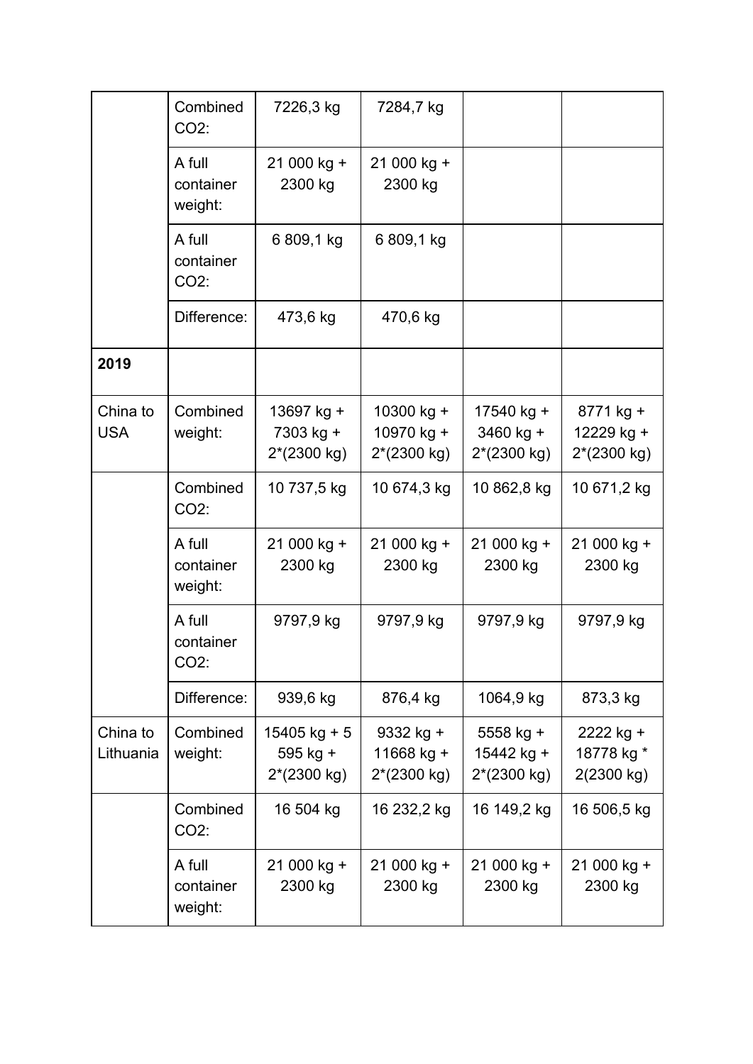|  | Combined CO2: | 7226,3 kg | 7284,7 kg |  |  |
|---|---|---|---|---|---|
|  | A full container weight: | 21 000 kg + 2300 kg | 21 000 kg + 2300 kg |  |  |
|  | A full container CO2: | 6 809,1 kg | 6 809,1 kg |  |  |
|  | Difference: | 473,6 kg | 470,6 kg |  |  |
| **2019** |  |  |  |  |  |
| China to USA | Combined weight: | 13697 kg + 7303 kg + 2*(2300 kg) | 10300 kg + 10970 kg + 2*(2300 kg) | 17540 kg + 3460 kg + 2*(2300 kg) | 8771 kg + 12229 kg + 2*(2300 kg) |
|  | Combined CO2: | 10 737,5 kg | 10 674,3 kg | 10 862,8 kg | 10 671,2 kg |
|  | A full container weight: | 21 000 kg + 2300 kg | 21 000 kg + 2300 kg | 21 000 kg + 2300 kg | 21 000 kg + 2300 kg |
|  | A full container CO2: | 9797,9 kg | 9797,9 kg | 9797,9 kg | 9797,9 kg |
|  | Difference: | 939,6 kg | 876,4 kg | 1064,9 kg | 873,3 kg |
| China to Lithuania | Combined weight: | 15405 kg + 5 595 kg + 2*(2300 kg) | 9332 kg + 11668 kg + 2*(2300 kg) | 5558 kg + 15442 kg + 2*(2300 kg) | 2222 kg + 18778 kg * 2(2300 kg) |
|  | Combined CO2: | 16 504 kg | 16 232,2 kg | 16 149,2 kg | 16 506,5 kg |
|  | A full container weight: | 21 000 kg + 2300 kg | 21 000 kg + 2300 kg | 21 000 kg + 2300 kg | 21 000 kg + 2300 kg |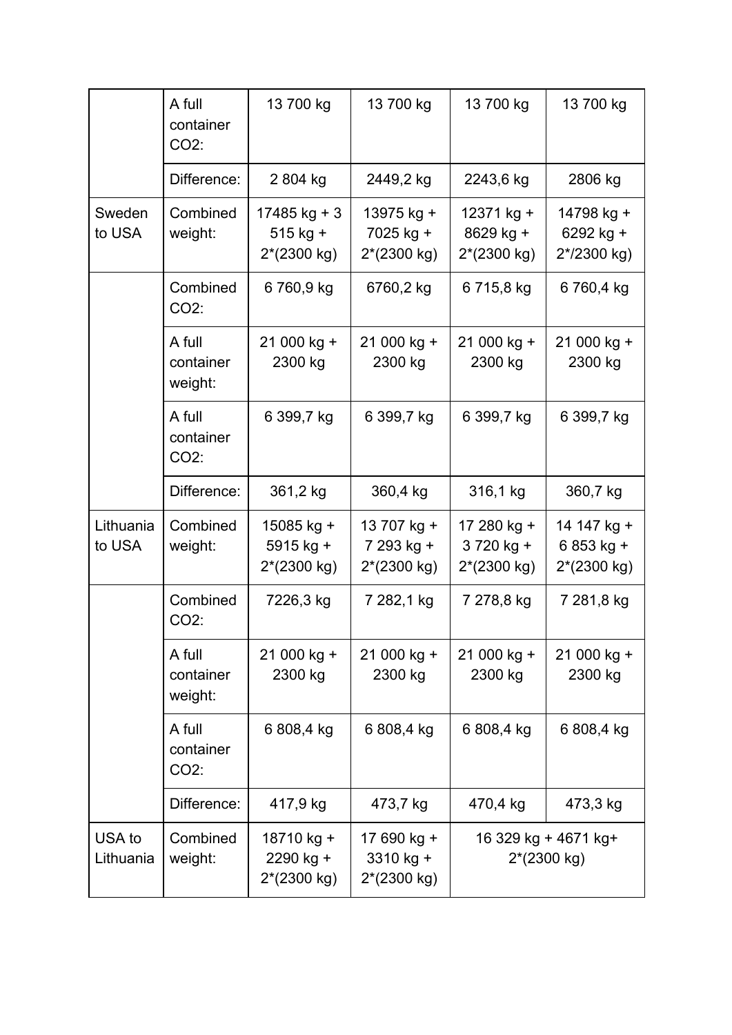| | | | | | |
|---|---|---|---|---|---|
| | A full container CO2: | 13 700 kg | 13 700 kg | 13 700 kg | 13 700 kg |
| | Difference: | 2 804 kg | 2449,2 kg | 2243,6 kg | 2806 kg |
| Sweden to USA | Combined weight: | 17485 kg + 3 515 kg + 2*(2300 kg) | 13975 kg + 7025 kg + 2*(2300 kg) | 12371 kg + 8629 kg + 2*(2300 kg) | 14798 kg + 6292 kg + 2*/2300 kg) |
| | Combined CO2: | 6 760,9 kg | 6760,2 kg | 6 715,8 kg | 6 760,4 kg |
| | A full container weight: | 21 000 kg + 2300 kg | 21 000 kg + 2300 kg | 21 000 kg + 2300 kg | 21 000 kg + 2300 kg |
| | A full container CO2: | 6 399,7 kg | 6 399,7 kg | 6 399,7 kg | 6 399,7 kg |
| | Difference: | 361,2 kg | 360,4 kg | 316,1 kg | 360,7 kg |
| Lithuania to USA | Combined weight: | 15085 kg + 5915 kg + 2*(2300 kg) | 13 707 kg + 7 293 kg + 2*(2300 kg) | 17 280 kg + 3 720 kg + 2*(2300 kg) | 14 147 kg + 6 853 kg + 2*(2300 kg) |
| | Combined CO2: | 7226,3 kg | 7 282,1 kg | 7 278,8 kg | 7 281,8 kg |
| | A full container weight: | 21 000 kg + 2300 kg | 21 000 kg + 2300 kg | 21 000 kg + 2300 kg | 21 000 kg + 2300 kg |
| | A full container CO2: | 6 808,4 kg | 6 808,4 kg | 6 808,4 kg | 6 808,4 kg |
| | Difference: | 417,9 kg | 473,7 kg | 470,4 kg | 473,3 kg |
| USA to Lithuania | Combined weight: | 18710 kg + 2290 kg + 2*(2300 kg) | 17 690 kg + 3310 kg + 2*(2300 kg) | 16 329 kg + 4671 kg+ 2*(2300 kg) | |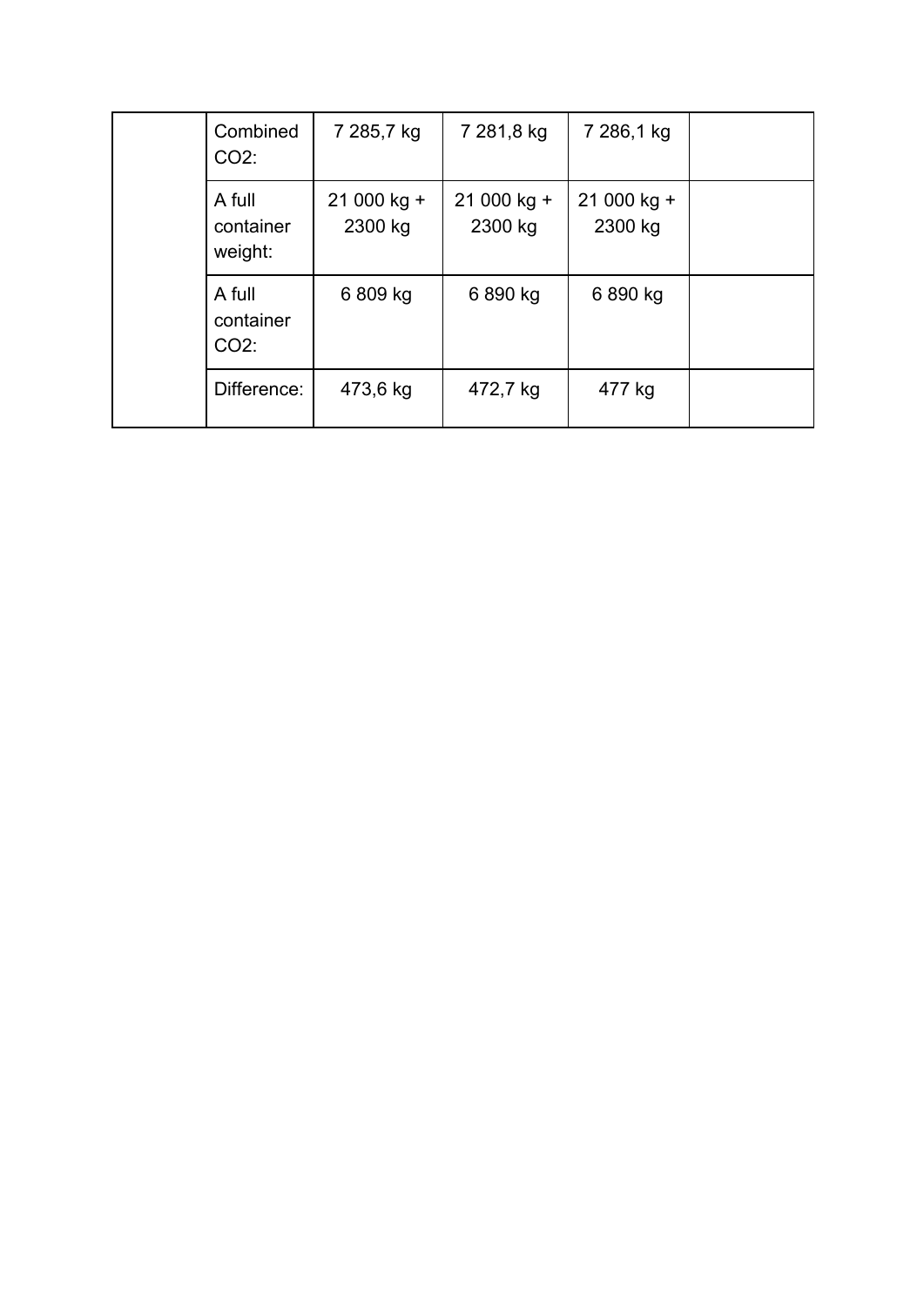| | | | | | |
|---|---|---|---|---|---|
| | Combined $CO_2$: | 7 285,7 kg | 7 281,8 kg | 7 286,1 kg | |
| | A full container weight: | 21 000 kg + 2300 kg | 21 000 kg + 2300 kg | 21 000 kg + 2300 kg | |
| | A full container $CO_2$: | 6 809 kg | 6 890 kg | 6 890 kg | |
| | Difference: | 473,6 kg | 472,7 kg | 477 kg | |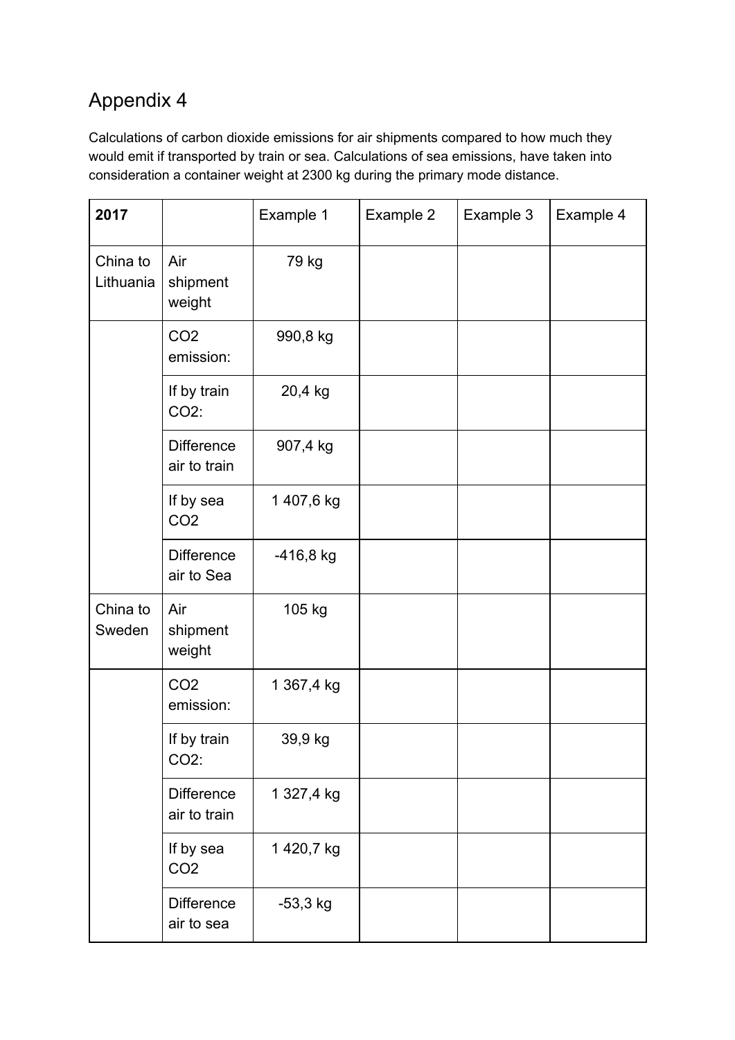# Appendix 4

Calculations of carbon dioxide emissions for air shipments compared to how much they would emit if transported by train or sea. Calculations of sea emissions, have taken into consideration a container weight at 2300 kg during the primary mode distance.

| **2017** | | Example 1 | Example 2 | Example 3 | Example 4 |
|---|---|---|---|---|---|
| China to Lithuania | Air shipment weight | 79 kg | | | |
| | $CO_2$ emission: | 990,8 kg | | | |
| | If by train $CO_2$: | 20,4 kg | | | |
| | Difference air to train | 907,4 kg | | | |
| | If by sea $CO_2$ | 1 407,6 kg | | | |
| | Difference air to Sea | -416,8 kg | | | |
| China to Sweden | Air shipment weight | 105 kg | | | |
| | $CO_2$ emission: | 1 367,4 kg | | | |
| | If by train $CO_2$: | 39,9 kg | | | |
| | Difference air to train | 1 327,4 kg | | | |
| | If by sea $CO_2$ | 1 420,7 kg | | | |
| | Difference air to sea | -53,3 kg | | | |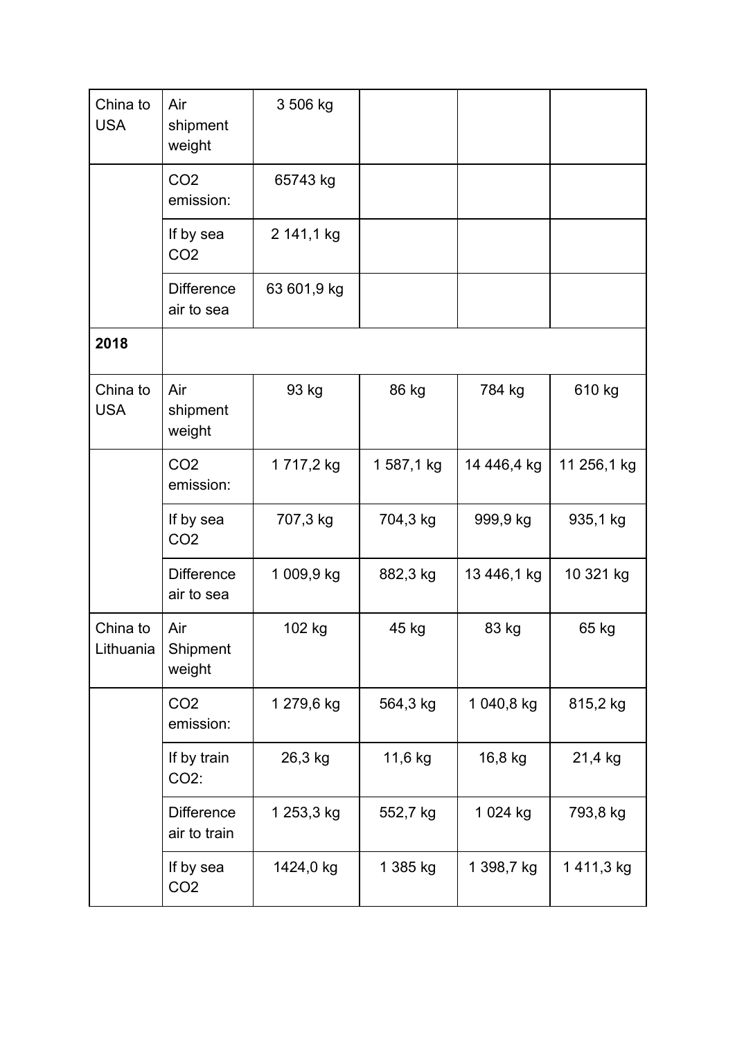| | | | | | |
|---|---|---|---|---|---|
| China to USA | Air shipment weight | 3 506 kg | | | |
| | $CO_2$ emission: | 65743 kg | | | |
| | If by sea $CO_2$ | 2 141,1 kg | | | |
| | Difference air to sea | 63 601,9 kg | | | |
| **2018** | | | | | |
| China to USA | Air shipment weight | 93 kg | 86 kg | 784 kg | 610 kg |
| | $CO_2$ emission: | 1 717,2 kg | 1 587,1 kg | 14 446,4 kg | 11 256,1 kg |
| | If by sea $CO_2$ | 707,3 kg | 704,3 kg | 999,9 kg | 935,1 kg |
| | Difference air to sea | 1 009,9 kg | 882,3 kg | 13 446,1 kg | 10 321 kg |
| China to Lithuania | Air Shipment weight | 102 kg | 45 kg | 83 kg | 65 kg |
| | $CO_2$ emission: | 1 279,6 kg | 564,3 kg | 1 040,8 kg | 815,2 kg |
| | If by train $CO_2$: | 26,3 kg | 11,6 kg | 16,8 kg | 21,4 kg |
| | Difference air to train | 1 253,3 kg | 552,7 kg | 1 024 kg | 793,8 kg |
| | If by sea $CO_2$ | 1424,0 kg | 1 385 kg | 1 398,7 kg | 1 411,3 kg |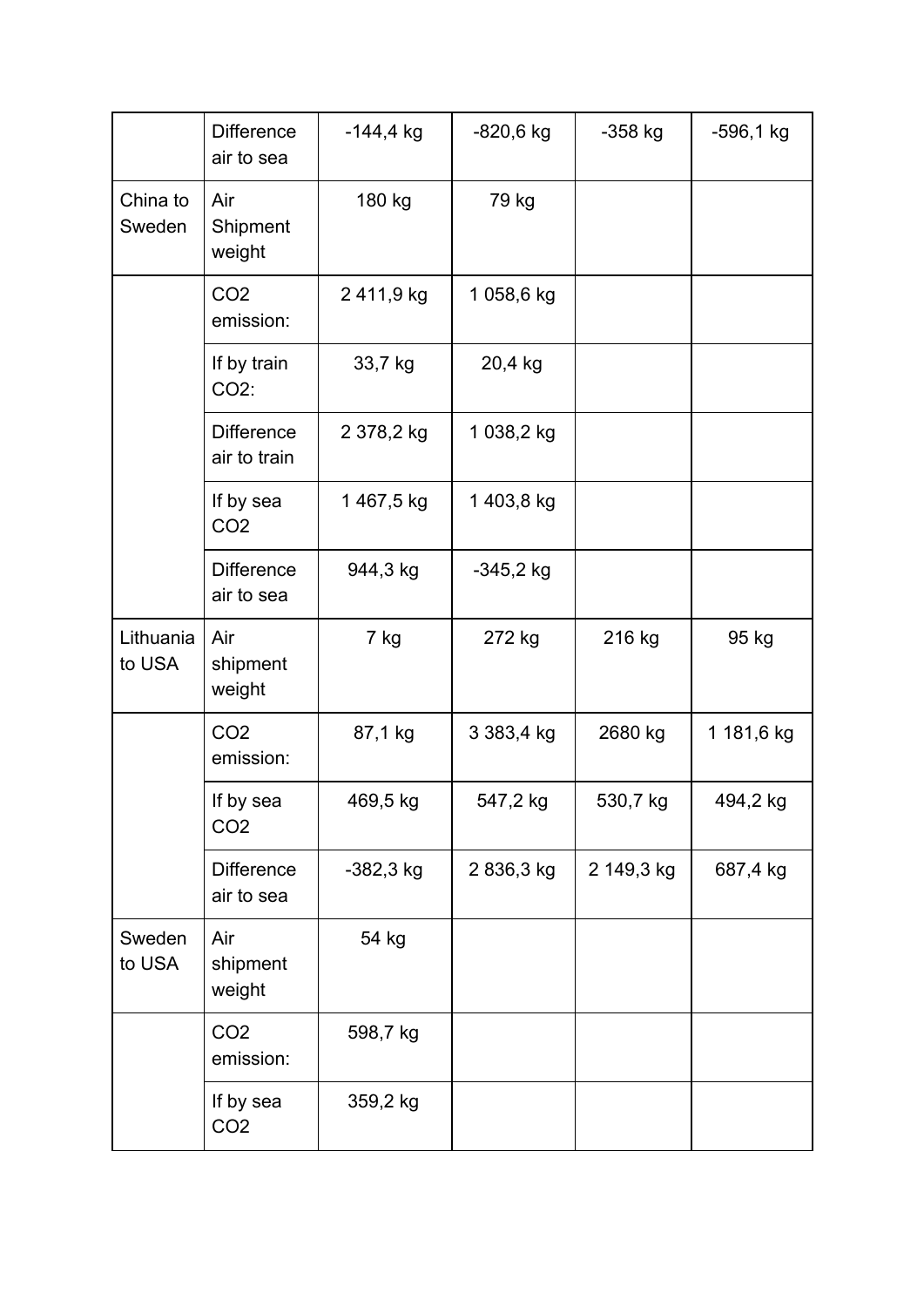| | | | | | |
|---|---|---|---|---|---|
| | Difference air to sea | -144,4 kg | -820,6 kg | -358 kg | -596,1 kg |
| China to Sweden | Air Shipment weight | 180 kg | 79 kg | | |
| | $CO_2$ emission: | 2 411,9 kg | 1 058,6 kg | | |
| | If by train $CO_2$: | 33,7 kg | 20,4 kg | | |
| | Difference air to train | 2 378,2 kg | 1 038,2 kg | | |
| | If by sea $CO_2$ | 1 467,5 kg | 1 403,8 kg | | |
| | Difference air to sea | 944,3 kg | -345,2 kg | | |
| Lithuania to USA | Air shipment weight | 7 kg | 272 kg | 216 kg | 95 kg |
| | $CO_2$ emission: | 87,1 kg | 3 383,4 kg | 2680 kg | 1 181,6 kg |
| | If by sea $CO_2$ | 469,5 kg | 547,2 kg | 530,7 kg | 494,2 kg |
| | Difference air to sea | -382,3 kg | 2 836,3 kg | 2 149,3 kg | 687,4 kg |
| Sweden to USA | Air shipment weight | 54 kg | | | |
| | $CO_2$ emission: | 598,7 kg | | | |
| | If by sea $CO_2$ | 359,2 kg | | | |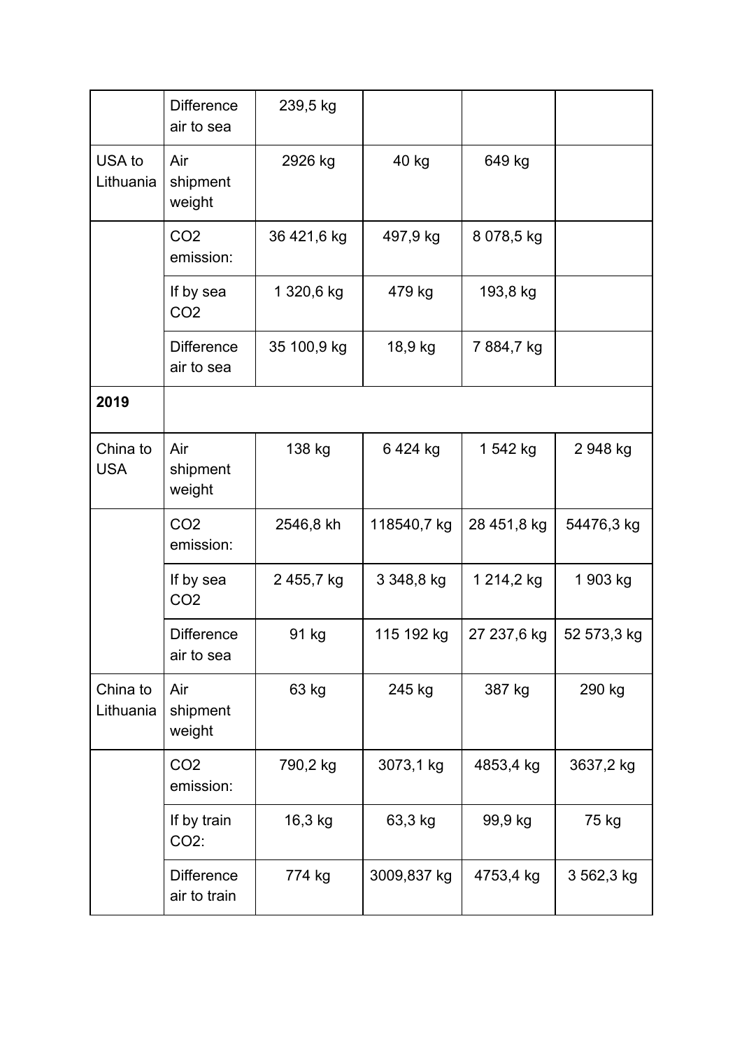| | | | | | |
|---|---|---|---|---|---|
| | Difference air to sea | 239,5 kg | | | |
| USA to Lithuania | Air shipment weight | 2926 kg | 40 kg | 649 kg | |
| | $CO_2$ emission: | 36 421,6 kg | 497,9 kg | 8 078,5 kg | |
| | If by sea $CO_2$ | 1 320,6 kg | 479 kg | 193,8 kg | |
| | Difference air to sea | 35 100,9 kg | 18,9 kg | 7 884,7 kg | |
| **2019** | | | | | |
| China to USA | Air shipment weight | 138 kg | 6 424 kg | 1 542 kg | 2 948 kg |
| | $CO_2$ emission: | 2546,8 kh | 118540,7 kg | 28 451,8 kg | 54476,3 kg |
| | If by sea $CO_2$ | 2 455,7 kg | 3 348,8 kg | 1 214,2 kg | 1 903 kg |
| | Difference air to sea | 91 kg | 115 192 kg | 27 237,6 kg | 52 573,3 kg |
| China to Lithuania | Air shipment weight | 63 kg | 245 kg | 387 kg | 290 kg |
| | $CO_2$ emission: | 790,2 kg | 3073,1 kg | 4853,4 kg | 3637,2 kg |
| | If by train $CO_2$: | 16,3 kg | 63,3 kg | 99,9 kg | 75 kg |
| | Difference air to train | 774 kg | 3009,837 kg | 4753,4 kg | 3 562,3 kg |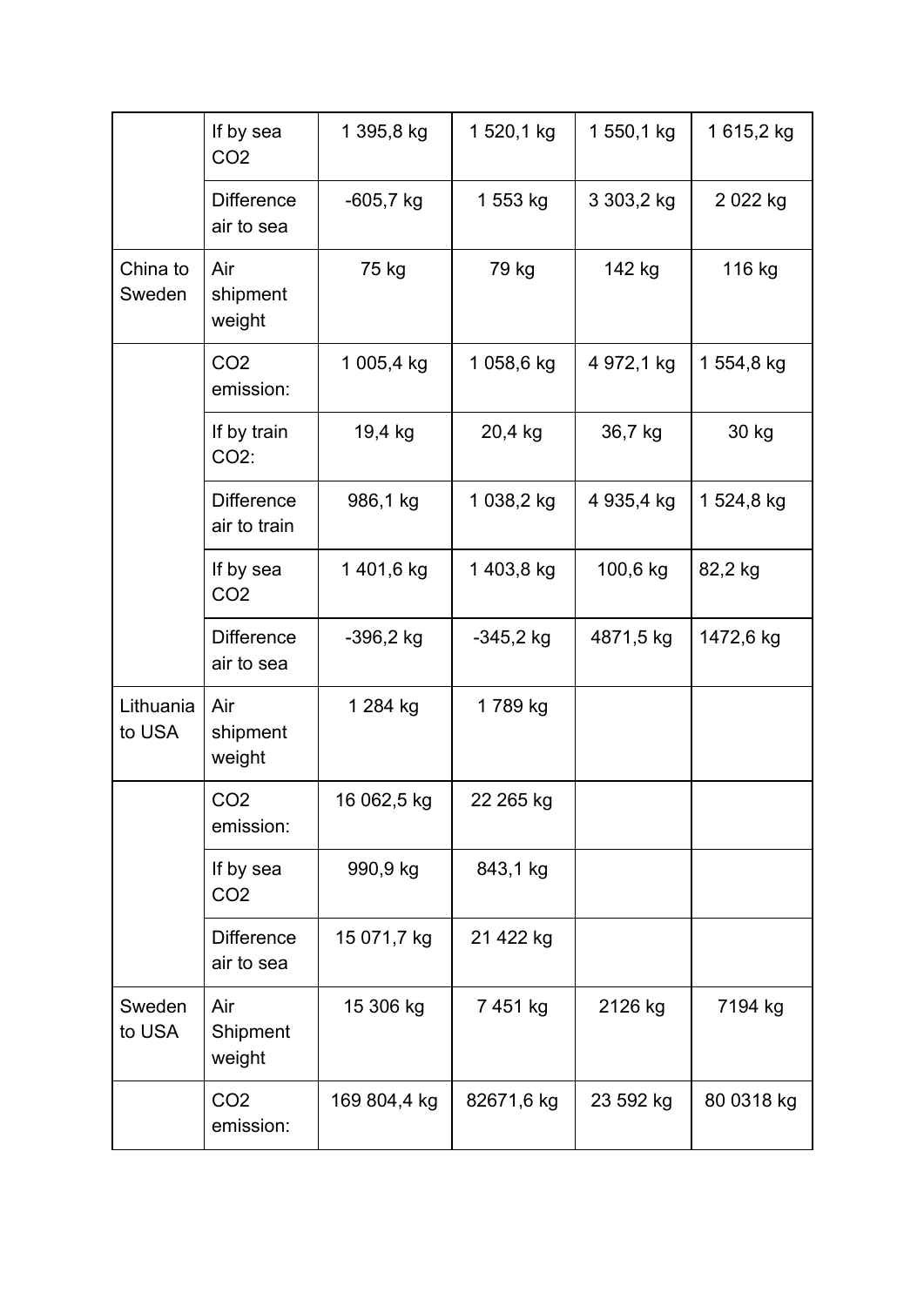| | | | | | |
|---|---|---|---|---|---|
| | If by sea $CO_2$ | 1 395,8 kg | 1 520,1 kg | 1 550,1 kg | 1 615,2 kg |
| | Difference air to sea | -605,7 kg | 1 553 kg | 3 303,2 kg | 2 022 kg |
| China to Sweden | Air shipment weight | 75 kg | 79 kg | 142 kg | 116 kg |
| | $CO_2$ emission: | 1 005,4 kg | 1 058,6 kg | 4 972,1 kg | 1 554,8 kg |
| | If by train $CO_2$: | 19,4 kg | 20,4 kg | 36,7 kg | 30 kg |
| | Difference air to train | 986,1 kg | 1 038,2 kg | 4 935,4 kg | 1 524,8 kg |
| | If by sea $CO_2$ | 1 401,6 kg | 1 403,8 kg | 100,6 kg | 82,2 kg |
| | Difference air to sea | -396,2 kg | -345,2 kg | 4871,5 kg | 1472,6 kg |
| Lithuania to USA | Air shipment weight | 1 284 kg | 1 789 kg | | |
| | $CO_2$ emission: | 16 062,5 kg | 22 265 kg | | |
| | If by sea $CO_2$ | 990,9 kg | 843,1 kg | | |
| | Difference air to sea | 15 071,7 kg | 21 422 kg | | |
| Sweden to USA | Air Shipment weight | 15 306 kg | 7 451 kg | 2126 kg | 7194 kg |
| | $CO_2$ emission: | 169 804,4 kg | 82671,6 kg | 23 592 kg | 80 0318 kg |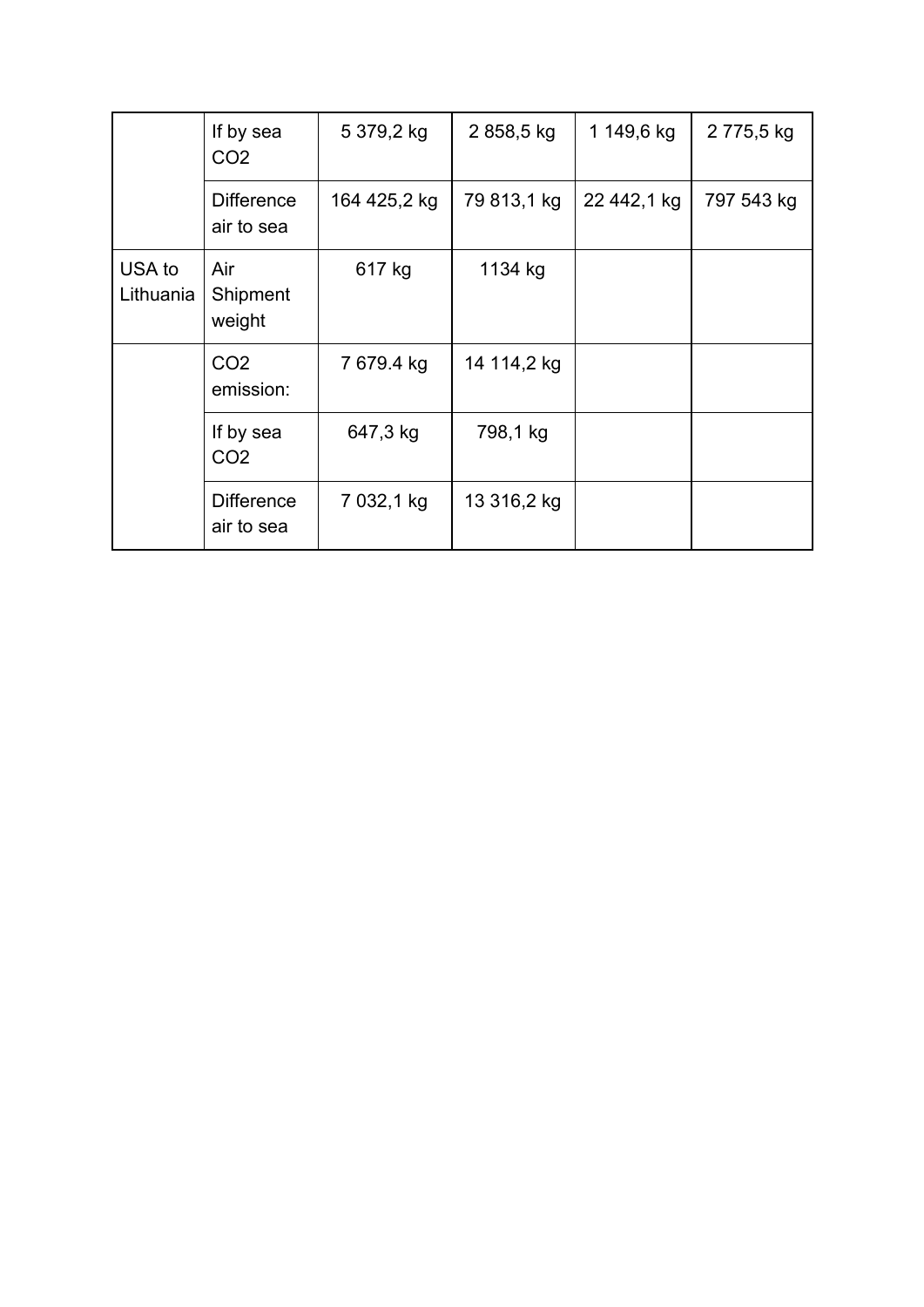| | | | | | |
|---|---|---|---|---|---|
| | If by sea $CO_2$ | 5 379,2 kg | 2 858,5 kg | 1 149,6 kg | 2 775,5 kg |
| | Difference air to sea | 164 425,2 kg | 79 813,1 kg | 22 442,1 kg | 797 543 kg |
| USA to Lithuania | Air Shipment weight | 617 kg | 1134 kg | | |
| | $CO_2$ emission: | 7 679.4 kg | 14 114,2 kg | | |
| | If by sea $CO_2$ | 647,3 kg | 798,1 kg | | |
| | Difference air to sea | 7 032,1 kg | 13 316,2 kg | | |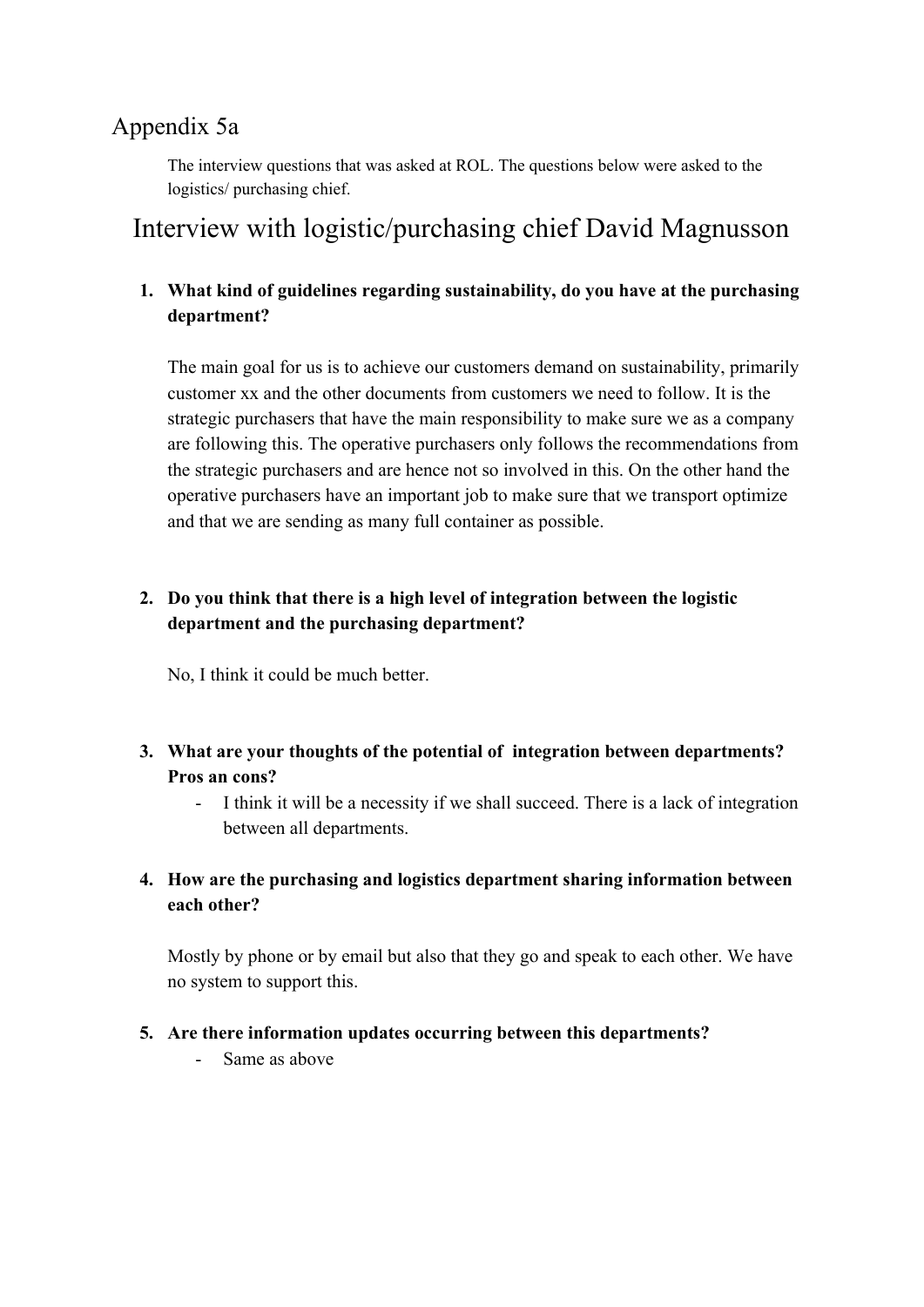# Appendix 5a

The interview questions that was asked at ROL. The questions below were asked to the logistics/ purchasing chief.

## Interview with logistic/purchasing chief David Magnusson

1. **What kind of guidelines regarding sustainability, do you have at the purchasing department?**

   The main goal for us is to achieve our customers demand on sustainability, primarily customer xx and the other documents from customers we need to follow. It is the strategic purchasers that have the main responsibility to make sure we as a company are following this. The operative purchasers only follows the recommendations from the strategic purchasers and are hence not so involved in this. On the other hand the operative purchasers have an important job to make sure that we transport optimize and that we are sending as many full container as possible.

2. **Do you think that there is a high level of integration between the logistic department and the purchasing department?**

   No, I think it could be much better.

3. **What are your thoughts of the potential of integration between departments? Pros an cons?**
   - I think it will be a necessity if we shall succeed. There is a lack of integration between all departments.

4. **How are the purchasing and logistics department sharing information between each other?**

   Mostly by phone or by email but also that they go and speak to each other. We have no system to support this.

5. **Are there information updates occurring between this departments?**
   - Same as above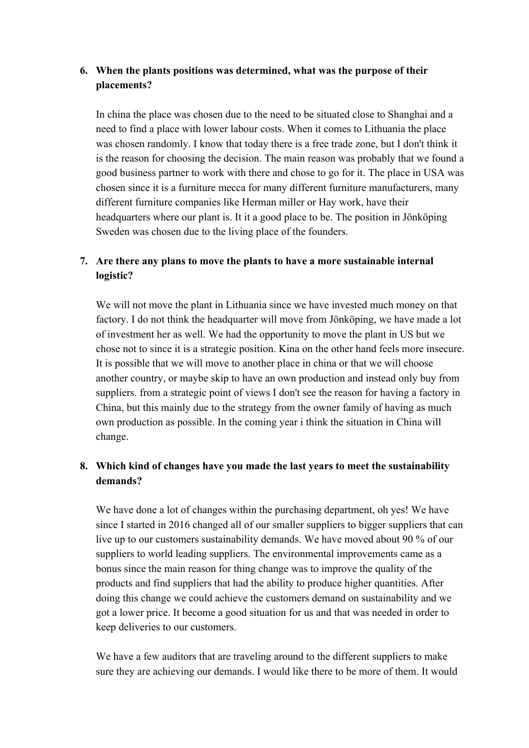6. **When the plants positions was determined, what was the purpose of their placements?**

   In china the place was chosen due to the need to be situated close to Shanghai and a need to find a place with lower labour costs. When it comes to Lithuania the place was chosen randomly. I know that today there is a free trade zone, but I don't think it is the reason for choosing the decision. The main reason was probably that we found a good business partner to work with there and chose to go for it. The place in USA was chosen since it is a furniture mecca for many different furniture manufacturers, many different furniture companies like Herman miller or Hay work, have their headquarters where our plant is. It it a good place to be. The position in Jönköping Sweden was chosen due to the living place of the founders.

7. **Are there any plans to move the plants to have a more sustainable internal logistic?**

   We will not move the plant in Lithuania since we have invested much money on that factory. I do not think the headquarter will move from Jönköping, we have made a lot of investment her as well. We had the opportunity to move the plant in US but we chose not to since it is a strategic position. Kina on the other hand feels more insecure. It is possible that we will move to another place in china or that we will choose another country, or maybe skip to have an own production and instead only buy from suppliers. from a strategic point of views I don't see the reason for having a factory in China, but this mainly due to the strategy from the owner family of having as much own production as possible. In the coming year i think the situation in China will change.

8. **Which kind of changes have you made the last years to meet the sustainability demands?**

   We have done a lot of changes within the purchasing department, oh yes! We have since I started in 2016 changed all of our smaller suppliers to bigger suppliers that can live up to our customers sustainability demands. We have moved about 90 % of our suppliers to world leading suppliers. The environmental improvements came as a bonus since the main reason for thing change was to improve the quality of the products and find suppliers that had the ability to produce higher quantities. After doing this change we could achieve the customers demand on sustainability and we got a lower price. It become a good situation for us and that was needed in order to keep deliveries to our customers.

   We have a few auditors that are traveling around to the different suppliers to make sure they are achieving our demands. I would like there to be more of them. It would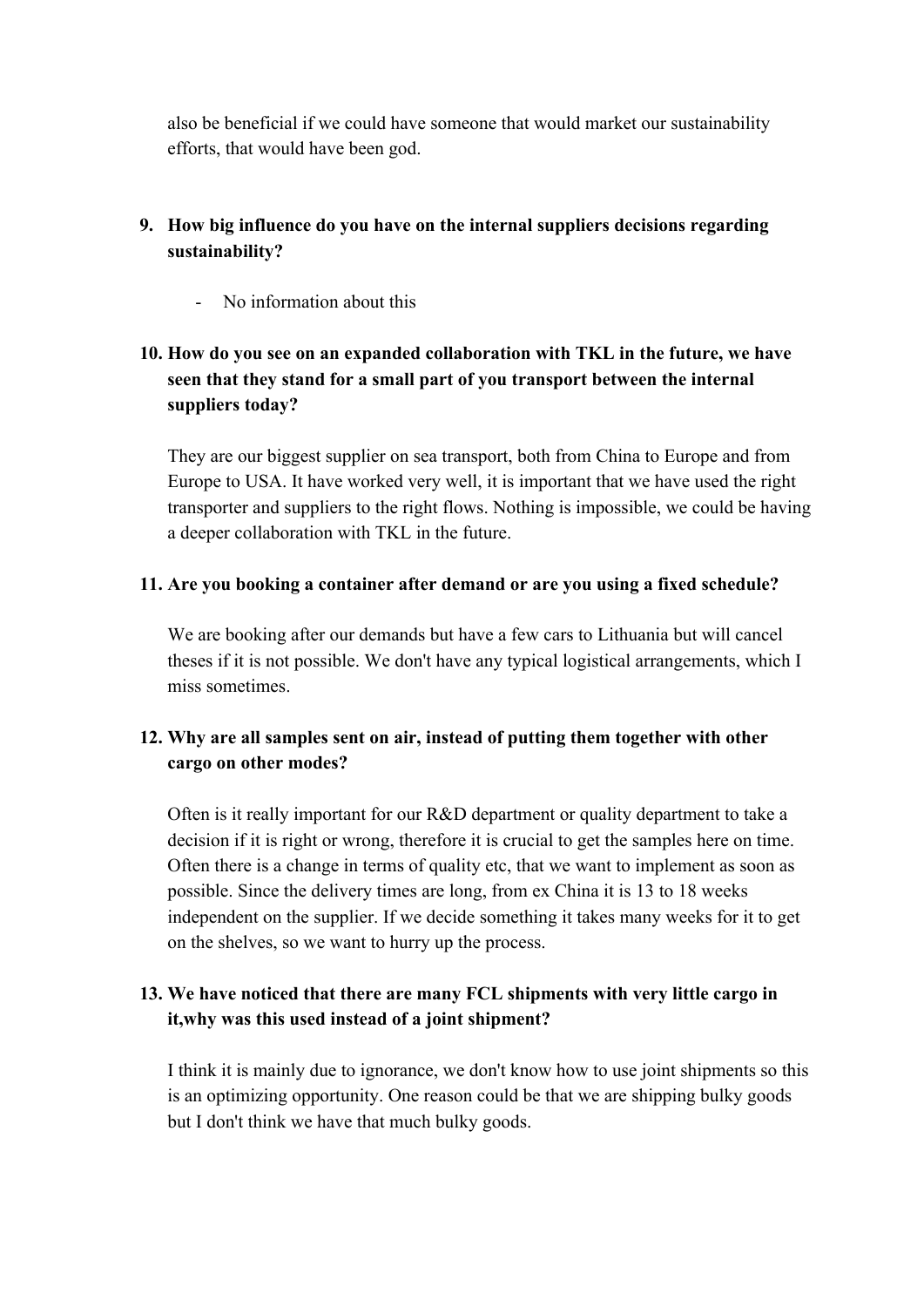also be beneficial if we could have someone that would market our sustainability efforts, that would have been god.

9. **How big influence do you have on the internal suppliers decisions regarding sustainability?**

    - No information about this

10. **How do you see on an expanded collaboration with TKL in the future, we have seen that they stand for a small part of you transport between the internal suppliers today?**

    They are our biggest supplier on sea transport, both from China to Europe and from Europe to USA. It have worked very well, it is important that we have used the right transporter and suppliers to the right flows. Nothing is impossible, we could be having a deeper collaboration with TKL in the future.

11. **Are you booking a container after demand or are you using a fixed schedule?**

    We are booking after our demands but have a few cars to Lithuania but will cancel theses if it is not possible. We don't have any typical logistical arrangements, which I miss sometimes.

12. **Why are all samples sent on air, instead of putting them together with other cargo on other modes?**

    Often is it really important for our R&D department or quality department to take a decision if it is right or wrong, therefore it is crucial to get the samples here on time. Often there is a change in terms of quality etc, that we want to implement as soon as possible. Since the delivery times are long, from ex China it is 13 to 18 weeks independent on the supplier. If we decide something it takes many weeks for it to get on the shelves, so we want to hurry up the process.

13. **We have noticed that there are many FCL shipments with very little cargo in it,why was this used instead of a joint shipment?**

    I think it is mainly due to ignorance, we don't know how to use joint shipments so this is an optimizing opportunity. One reason could be that we are shipping bulky goods but I don't think we have that much bulky goods.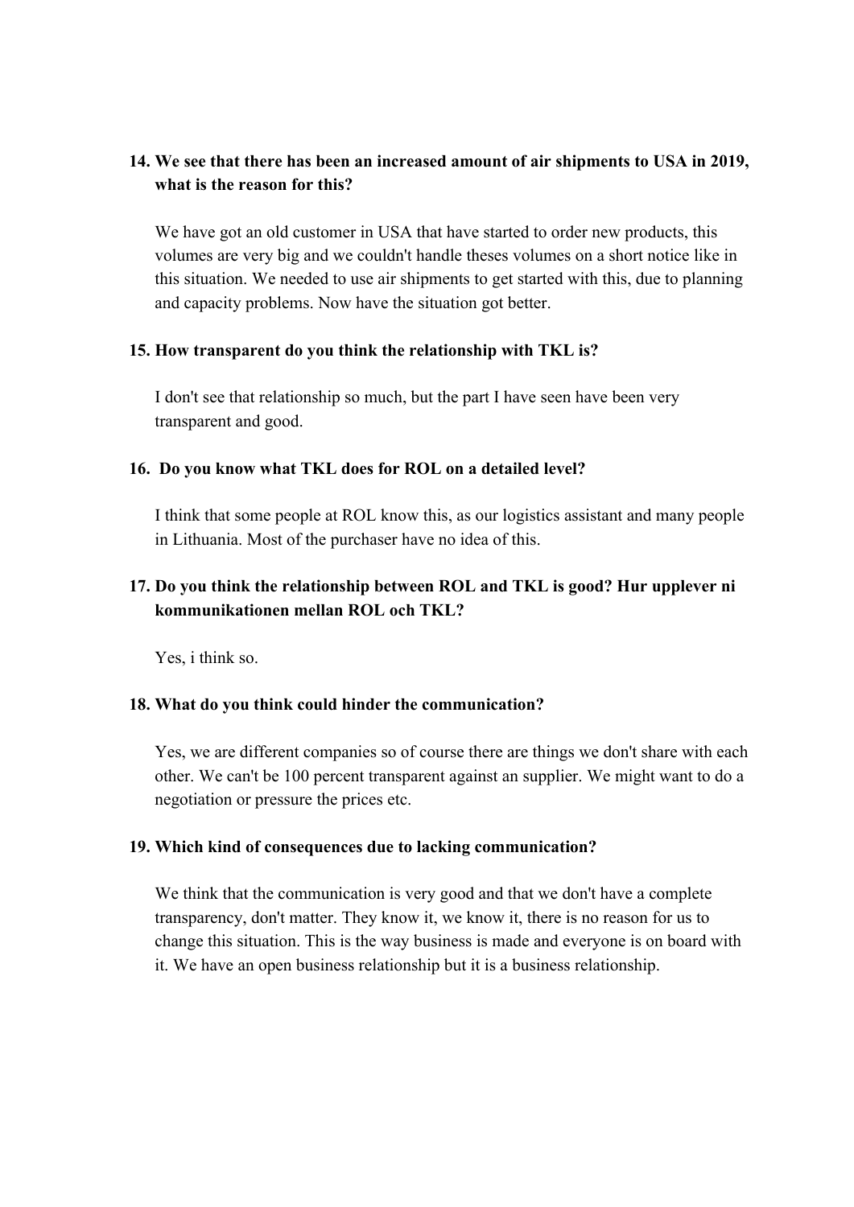14. **We see that there has been an increased amount of air shipments to USA in 2019, what is the reason for this?**

    We have got an old customer in USA that have started to order new products, this volumes are very big and we couldn't handle theses volumes on a short notice like in this situation. We needed to use air shipments to get started with this, due to planning and capacity problems. Now have the situation got better.

15. **How transparent do you think the relationship with TKL is?**

    I don't see that relationship so much, but the part I have seen have been very transparent and good.

16. **Do you know what TKL does for ROL on a detailed level?**

    I think that some people at ROL know this, as our logistics assistant and many people in Lithuania. Most of the purchaser have no idea of this.

17. **Do you think the relationship between ROL and TKL is good? Hur upplever ni kommunikationen mellan ROL och TKL?**

    Yes, i think so.

18. **What do you think could hinder the communication?**

    Yes, we are different companies so of course there are things we don't share with each other. We can't be 100 percent transparent against an supplier. We might want to do a negotiation or pressure the prices etc.

19. **Which kind of consequences due to lacking communication?**

    We think that the communication is very good and that we don't have a complete transparency, don't matter. They know it, we know it, there is no reason for us to change this situation. This is the way business is made and everyone is on board with it. We have an open business relationship but it is a business relationship.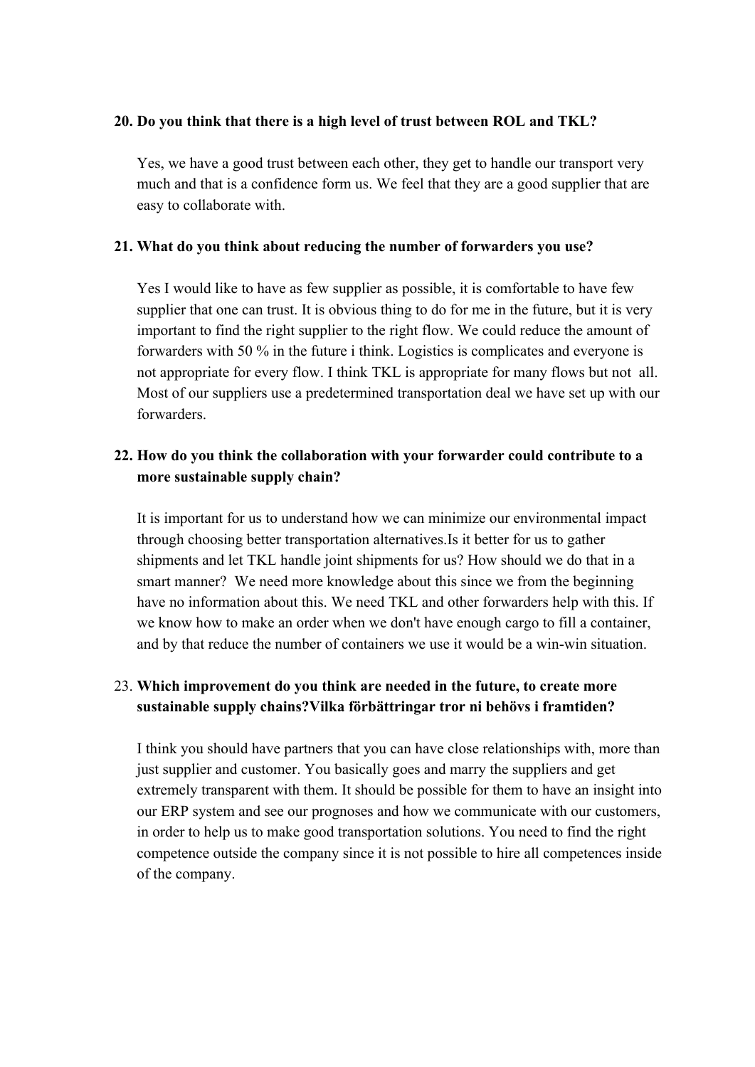**20. Do you think that there is a high level of trust between ROL and TKL?**

Yes, we have a good trust between each other, they get to handle our transport very much and that is a confidence form us. We feel that they are a good supplier that are easy to collaborate with.

**21. What do you think about reducing the number of forwarders you use?**

Yes I would like to have as few supplier as possible, it is comfortable to have few supplier that one can trust. It is obvious thing to do for me in the future, but it is very important to find the right supplier to the right flow. We could reduce the amount of forwarders with 50 % in the future i think. Logistics is complicates and everyone is not appropriate for every flow. I think TKL is appropriate for many flows but not all. Most of our suppliers use a predetermined transportation deal we have set up with our forwarders.

**22. How do you think the collaboration with your forwarder could contribute to a more sustainable supply chain?**

It is important for us to understand how we can minimize our environmental impact through choosing better transportation alternatives.Is it better for us to gather shipments and let TKL handle joint shipments for us? How should we do that in a smart manner? We need more knowledge about this since we from the beginning have no information about this. We need TKL and other forwarders help with this. If we know how to make an order when we don't have enough cargo to fill a container, and by that reduce the number of containers we use it would be a win-win situation.

23. **Which improvement do you think are needed in the future, to create more sustainable supply chains?Vilka förbättringar tror ni behövs i framtiden?**

I think you should have partners that you can have close relationships with, more than just supplier and customer. You basically goes and marry the suppliers and get extremely transparent with them. It should be possible for them to have an insight into our ERP system and see our prognoses and how we communicate with our customers, in order to help us to make good transportation solutions. You need to find the right competence outside the company since it is not possible to hire all competences inside of the company.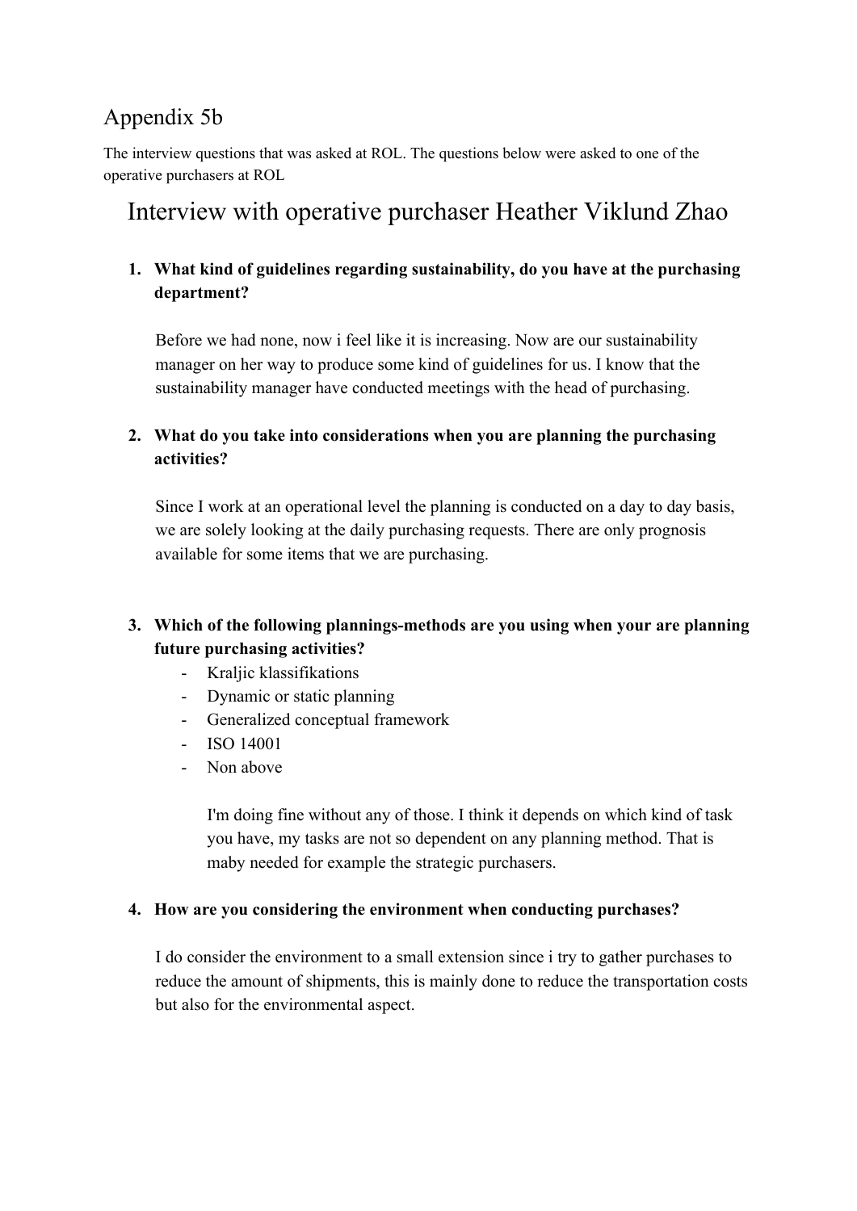## Appendix 5b

The interview questions that was asked at ROL. The questions below were asked to one of the operative purchasers at ROL

# Interview with operative purchaser Heather Viklund Zhao

1. **What kind of guidelines regarding sustainability, do you have at the purchasing department?**

   Before we had none, now i feel like it is increasing. Now are our sustainability manager on her way to produce some kind of guidelines for us. I know that the sustainability manager have conducted meetings with the head of purchasing.

2. **What do you take into considerations when you are planning the purchasing activities?**

   Since I work at an operational level the planning is conducted on a day to day basis, we are solely looking at the daily purchasing requests. There are only prognosis available for some items that we are purchasing.

3. **Which of the following plannings-methods are you using when your are planning future purchasing activities?**
   - Kraljic klassifikations
   - Dynamic or static planning
   - Generalized conceptual framework
   - ISO 14001
   - Non above

     I'm doing fine without any of those. I think it depends on which kind of task you have, my tasks are not so dependent on any planning method. That is maby needed for example the strategic purchasers.

4. **How are you considering the environment when conducting purchases?**

   I do consider the environment to a small extension since i try to gather purchases to reduce the amount of shipments, this is mainly done to reduce the transportation costs but also for the environmental aspect.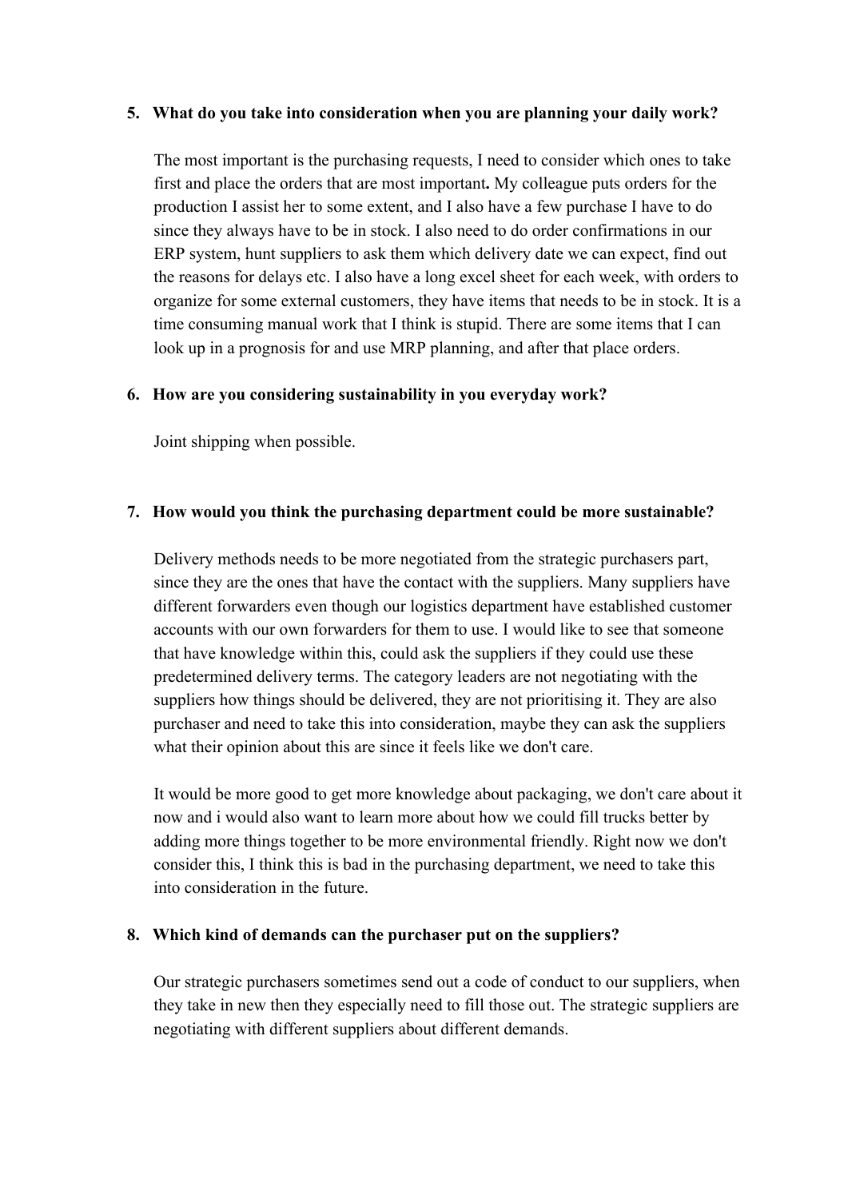5. **What do you take into consideration when you are planning your daily work?**

   The most important is the purchasing requests, I need to consider which ones to take first and place the orders that are most important**.** My colleague puts orders for the production I assist her to some extent, and I also have a few purchase I have to do since they always have to be in stock. I also need to do order confirmations in our ERP system, hunt suppliers to ask them which delivery date we can expect, find out the reasons for delays etc. I also have a long excel sheet for each week, with orders to organize for some external customers, they have items that needs to be in stock. It is a time consuming manual work that I think is stupid. There are some items that I can look up in a prognosis for and use MRP planning, and after that place orders.

6. **How are you considering sustainability in you everyday work?**

   Joint shipping when possible.

7. **How would you think the purchasing department could be more sustainable?**

   Delivery methods needs to be more negotiated from the strategic purchasers part, since they are the ones that have the contact with the suppliers. Many suppliers have different forwarders even though our logistics department have established customer accounts with our own forwarders for them to use. I would like to see that someone that have knowledge within this, could ask the suppliers if they could use these predetermined delivery terms. The category leaders are not negotiating with the suppliers how things should be delivered, they are not prioritising it. They are also purchaser and need to take this into consideration, maybe they can ask the suppliers what their opinion about this are since it feels like we don't care.

   It would be more good to get more knowledge about packaging, we don't care about it now and i would also want to learn more about how we could fill trucks better by adding more things together to be more environmental friendly. Right now we don't consider this, I think this is bad in the purchasing department, we need to take this into consideration in the future.

8. **Which kind of demands can the purchaser put on the suppliers?**

   Our strategic purchasers sometimes send out a code of conduct to our suppliers, when they take in new then they especially need to fill those out. The strategic suppliers are negotiating with different suppliers about different demands.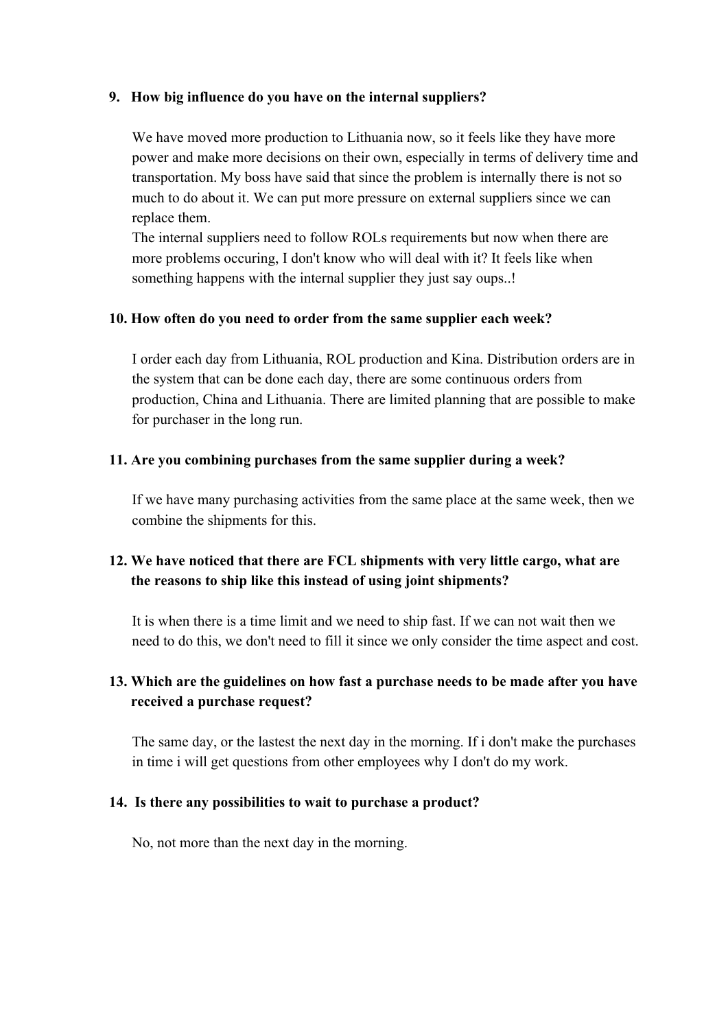9. **How big influence do you have on the internal suppliers?**

   We have moved more production to Lithuania now, so it feels like they have more power and make more decisions on their own, especially in terms of delivery time and transportation. My boss have said that since the problem is internally there is not so much to do about it. We can put more pressure on external suppliers since we can replace them.
   The internal suppliers need to follow ROLs requirements but now when there are more problems occuring, I don't know who will deal with it? It feels like when something happens with the internal supplier they just say oups..!

10. **How often do you need to order from the same supplier each week?**

    I order each day from Lithuania, ROL production and Kina. Distribution orders are in the system that can be done each day, there are some continuous orders from production, China and Lithuania. There are limited planning that are possible to make for purchaser in the long run.

11. **Are you combining purchases from the same supplier during a week?**

    If we have many purchasing activities from the same place at the same week, then we combine the shipments for this.

12. **We have noticed that there are FCL shipments with very little cargo, what are the reasons to ship like this instead of using joint shipments?**

    It is when there is a time limit and we need to ship fast. If we can not wait then we need to do this, we don't need to fill it since we only consider the time aspect and cost.

13. **Which are the guidelines on how fast a purchase needs to be made after you have received a purchase request?**

    The same day, or the lastest the next day in the morning. If i don't make the purchases in time i will get questions from other employees why I don't do my work.

14. **Is there any possibilities to wait to purchase a product?**

    No, not more than the next day in the morning.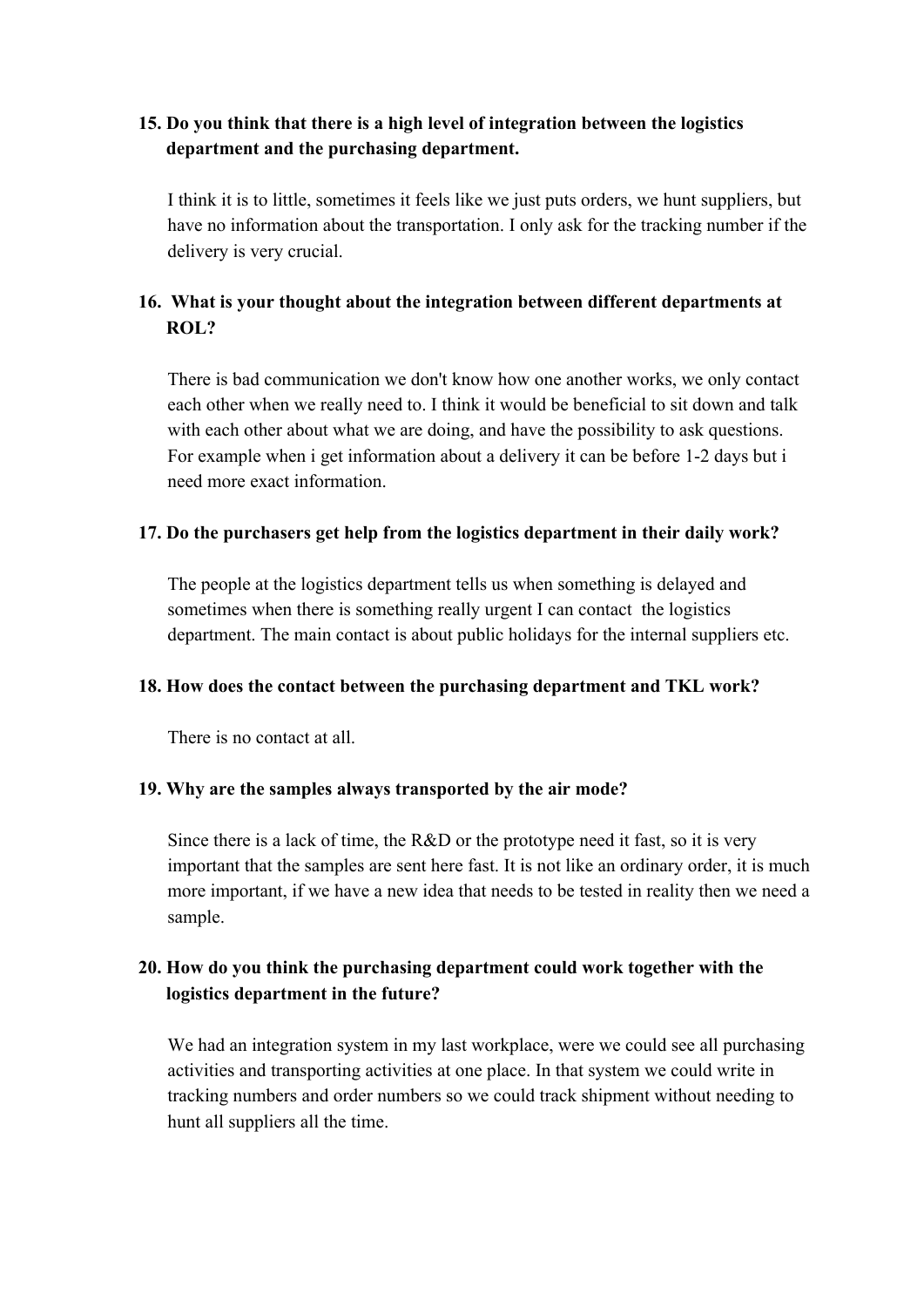15. **Do you think that there is a high level of integration between the logistics department and the purchasing department.**

    I think it is to little, sometimes it feels like we just puts orders, we hunt suppliers, but have no information about the transportation. I only ask for the tracking number if the delivery is very crucial.

16. **What is your thought about the integration between different departments at ROL?**

    There is bad communication we don't know how one another works, we only contact each other when we really need to. I think it would be beneficial to sit down and talk with each other about what we are doing, and have the possibility to ask questions. For example when i get information about a delivery it can be before 1-2 days but i need more exact information.

17. **Do the purchasers get help from the logistics department in their daily work?**

    The people at the logistics department tells us when something is delayed and sometimes when there is something really urgent I can contact the logistics department. The main contact is about public holidays for the internal suppliers etc.

18. **How does the contact between the purchasing department and TKL work?**

    There is no contact at all.

19. **Why are the samples always transported by the air mode?**

    Since there is a lack of time, the R&D or the prototype need it fast, so it is very important that the samples are sent here fast. It is not like an ordinary order, it is much more important, if we have a new idea that needs to be tested in reality then we need a sample.

20. **How do you think the purchasing department could work together with the logistics department in the future?**

    We had an integration system in my last workplace, were we could see all purchasing activities and transporting activities at one place. In that system we could write in tracking numbers and order numbers so we could track shipment without needing to hunt all suppliers all the time.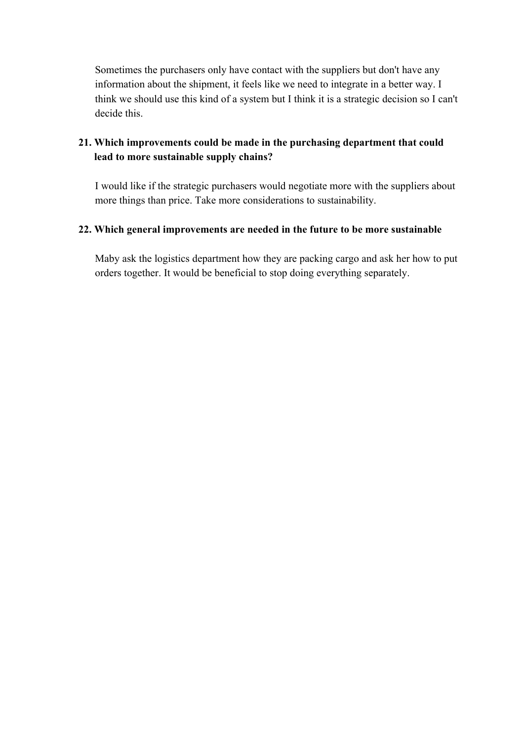Sometimes the purchasers only have contact with the suppliers but don't have any information about the shipment, it feels like we need to integrate in a better way. I think we should use this kind of a system but I think it is a strategic decision so I can't decide this.

**21. Which improvements could be made in the purchasing department that could lead to more sustainable supply chains?**

I would like if the strategic purchasers would negotiate more with the suppliers about more things than price. Take more considerations to sustainability.

**22. Which general improvements are needed in the future to be more sustainable**

Maby ask the logistics department how they are packing cargo and ask her how to put orders together. It would be beneficial to stop doing everything separately.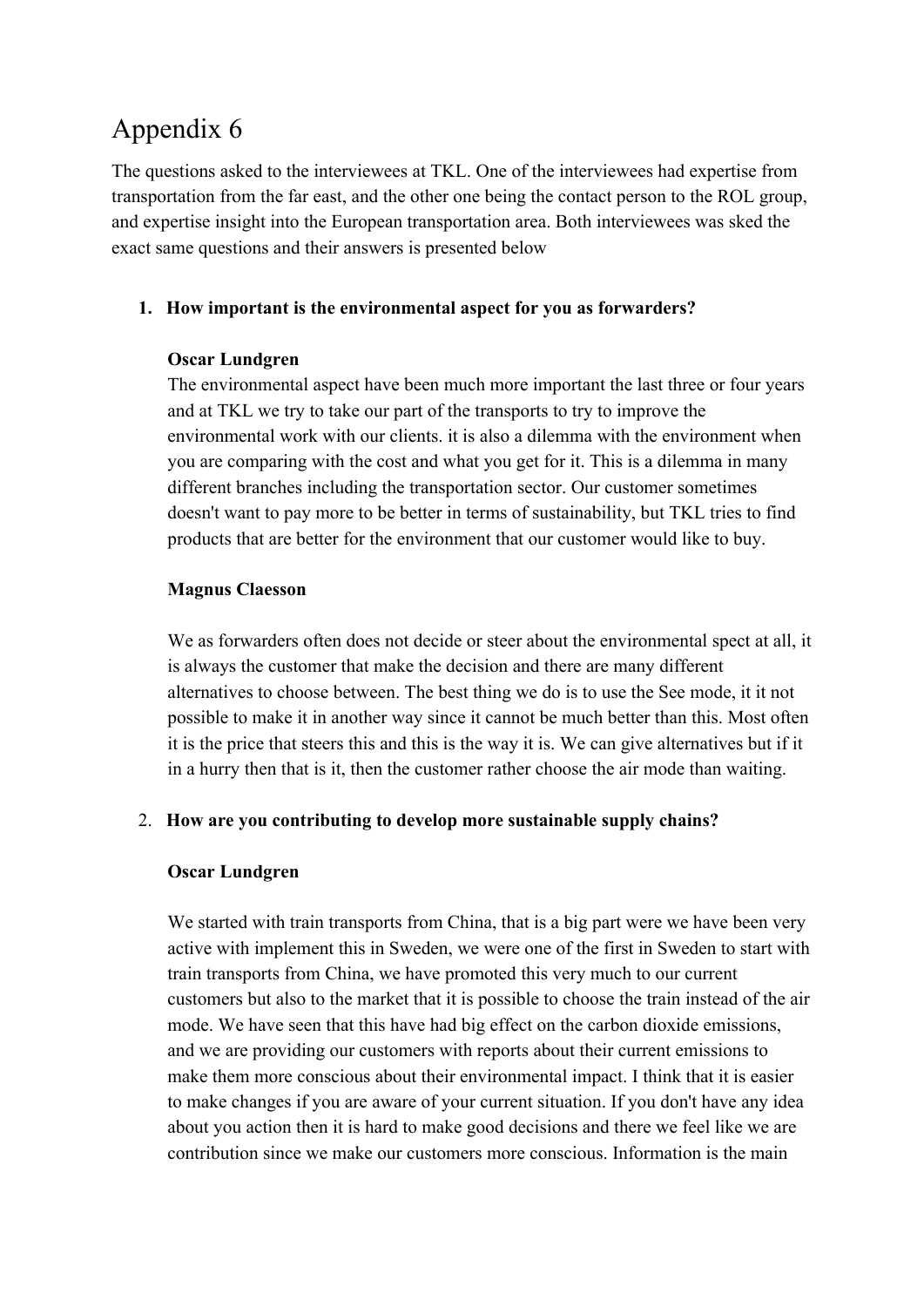# Appendix 6

The questions asked to the interviewees at TKL. One of the interviewees had expertise from transportation from the far east, and the other one being the contact person to the ROL group, and expertise insight into the European transportation area. Both interviewees was sked the exact same questions and their answers is presented below

1. **How important is the environmental aspect for you as forwarders?**

   **Oscar Lundgren**

   The environmental aspect have been much more important the last three or four years and at TKL we try to take our part of the transports to try to improve the environmental work with our clients. it is also a dilemma with the environment when you are comparing with the cost and what you get for it. This is a dilemma in many different branches including the transportation sector. Our customer sometimes doesn't want to pay more to be better in terms of sustainability, but TKL tries to find products that are better for the environment that our customer would like to buy.

   **Magnus Claesson**

   We as forwarders often does not decide or steer about the environmental spect at all, it is always the customer that make the decision and there are many different alternatives to choose between. The best thing we do is to use the See mode, it it not possible to make it in another way since it cannot be much better than this. Most often it is the price that steers this and this is the way it is. We can give alternatives but if it in a hurry then that is it, then the customer rather choose the air mode than waiting.

2. **How are you contributing to develop more sustainable supply chains?**

   **Oscar Lundgren**

   We started with train transports from China, that is a big part were we have been very active with implement this in Sweden, we were one of the first in Sweden to start with train transports from China, we have promoted this very much to our current customers but also to the market that it is possible to choose the train instead of the air mode. We have seen that this have had big effect on the carbon dioxide emissions, and we are providing our customers with reports about their current emissions to make them more conscious about their environmental impact. I think that it is easier to make changes if you are aware of your current situation. If you don't have any idea about you action then it is hard to make good decisions and there we feel like we are contribution since we make our customers more conscious. Information is the main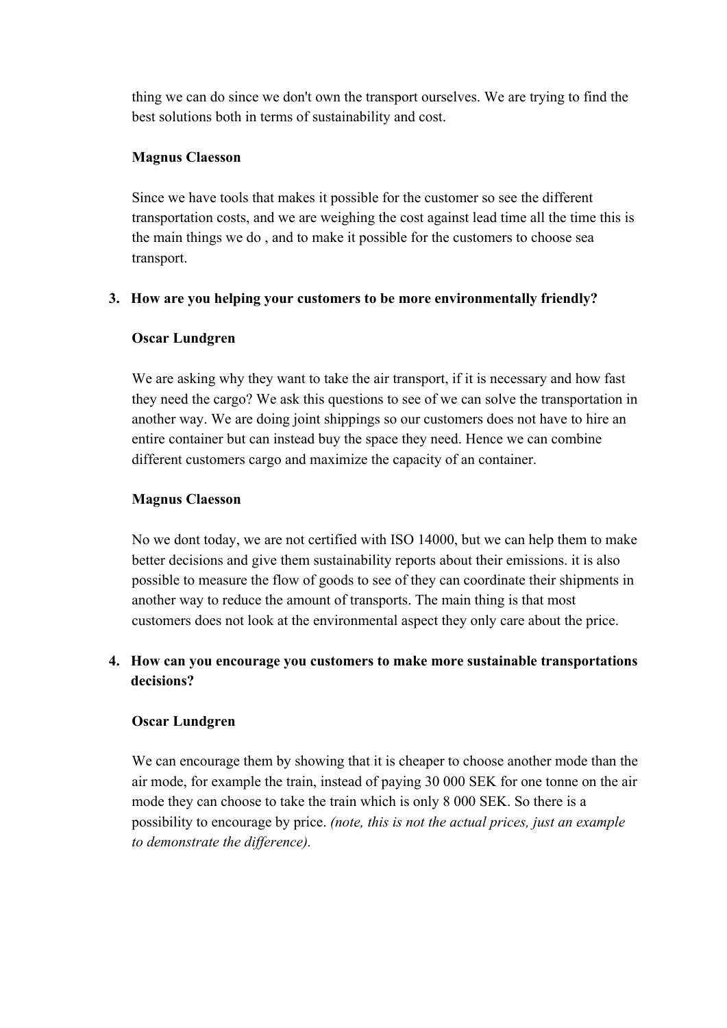thing we can do since we don't own the transport ourselves. We are trying to find the best solutions both in terms of sustainability and cost.

**Magnus Claesson**

Since we have tools that makes it possible for the customer so see the different transportation costs, and we are weighing the cost against lead time all the time this is the main things we do , and to make it possible for the customers to choose sea transport.

3. **How are you helping your customers to be more environmentally friendly?**

**Oscar Lundgren**

We are asking why they want to take the air transport, if it is necessary and how fast they need the cargo? We ask this questions to see of we can solve the transportation in another way. We are doing joint shippings so our customers does not have to hire an entire container but can instead buy the space they need. Hence we can combine different customers cargo and maximize the capacity of an container.

**Magnus Claesson**

No we dont today, we are not certified with ISO 14000, but we can help them to make better decisions and give them sustainability reports about their emissions. it is also possible to measure the flow of goods to see of they can coordinate their shipments in another way to reduce the amount of transports. The main thing is that most customers does not look at the environmental aspect they only care about the price.

4. **How can you encourage you customers to make more sustainable transportations decisions?**

**Oscar Lundgren**

We can encourage them by showing that it is cheaper to choose another mode than the air mode, for example the train, instead of paying 30 000 SEK for one tonne on the air mode they can choose to take the train which is only 8 000 SEK. So there is a possibility to encourage by price. *(note, this is not the actual prices, just an example to demonstrate the difference).*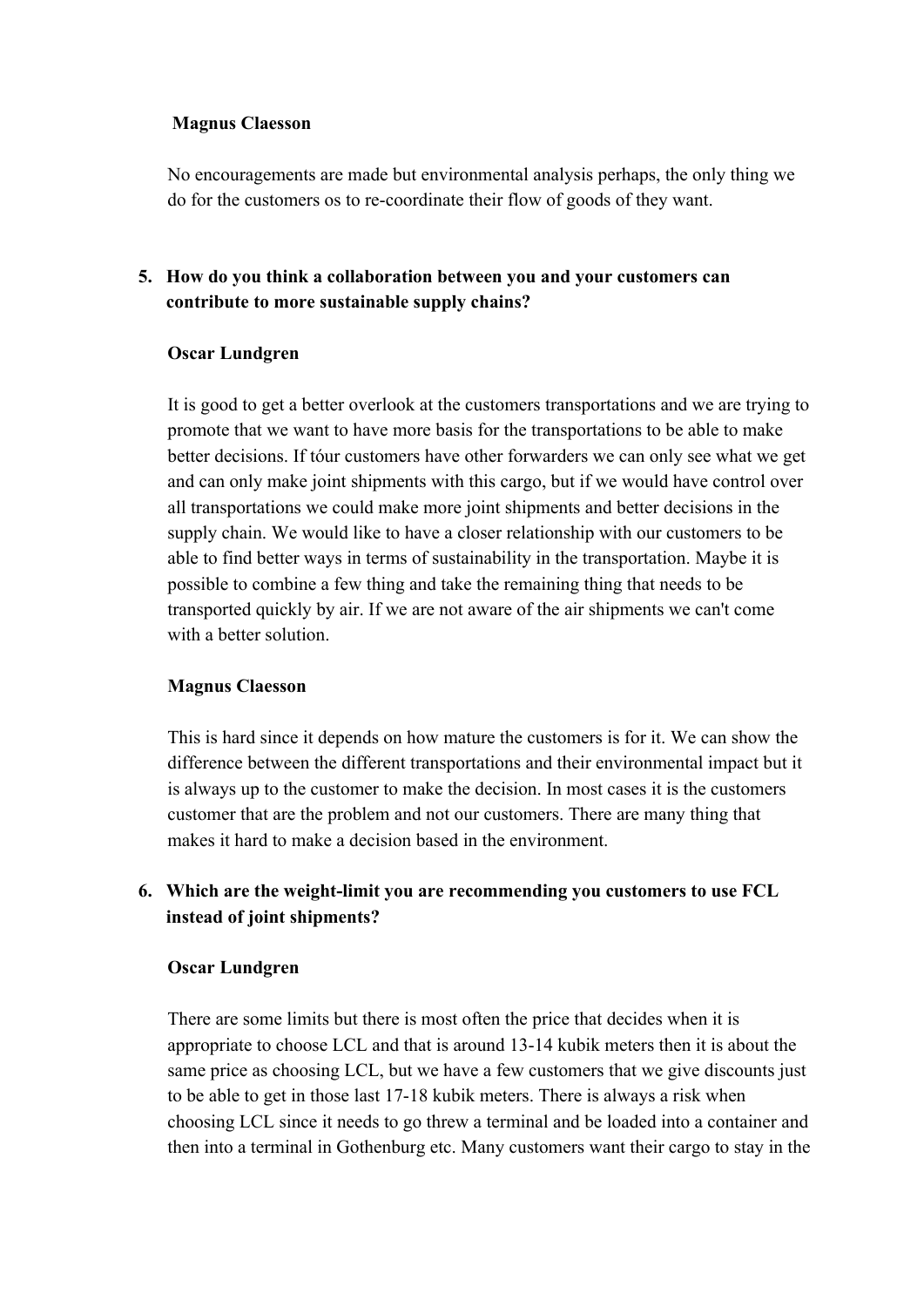**Magnus Claesson**

No encouragements are made but environmental analysis perhaps, the only thing we do for the customers os to re-coordinate their flow of goods of they want.

5. **How do you think a collaboration between you and your customers can contribute to more sustainable supply chains?**

**Oscar Lundgren**

It is good to get a better overlook at the customers transportations and we are trying to promote that we want to have more basis for the transportations to be able to make better decisions. If tóur customers have other forwarders we can only see what we get and can only make joint shipments with this cargo, but if we would have control over all transportations we could make more joint shipments and better decisions in the supply chain. We would like to have a closer relationship with our customers to be able to find better ways in terms of sustainability in the transportation. Maybe it is possible to combine a few thing and take the remaining thing that needs to be transported quickly by air. If we are not aware of the air shipments we can't come with a better solution.

**Magnus Claesson**

This is hard since it depends on how mature the customers is for it. We can show the difference between the different transportations and their environmental impact but it is always up to the customer to make the decision. In most cases it is the customers customer that are the problem and not our customers. There are many thing that makes it hard to make a decision based in the environment.

6. **Which are the weight-limit you are recommending you customers to use FCL instead of joint shipments?**

**Oscar Lundgren**

There are some limits but there is most often the price that decides when it is appropriate to choose LCL and that is around 13-14 kubik meters then it is about the same price as choosing LCL, but we have a few customers that we give discounts just to be able to get in those last 17-18 kubik meters. There is always a risk when choosing LCL since it needs to go threw a terminal and be loaded into a container and then into a terminal in Gothenburg etc. Many customers want their cargo to stay in the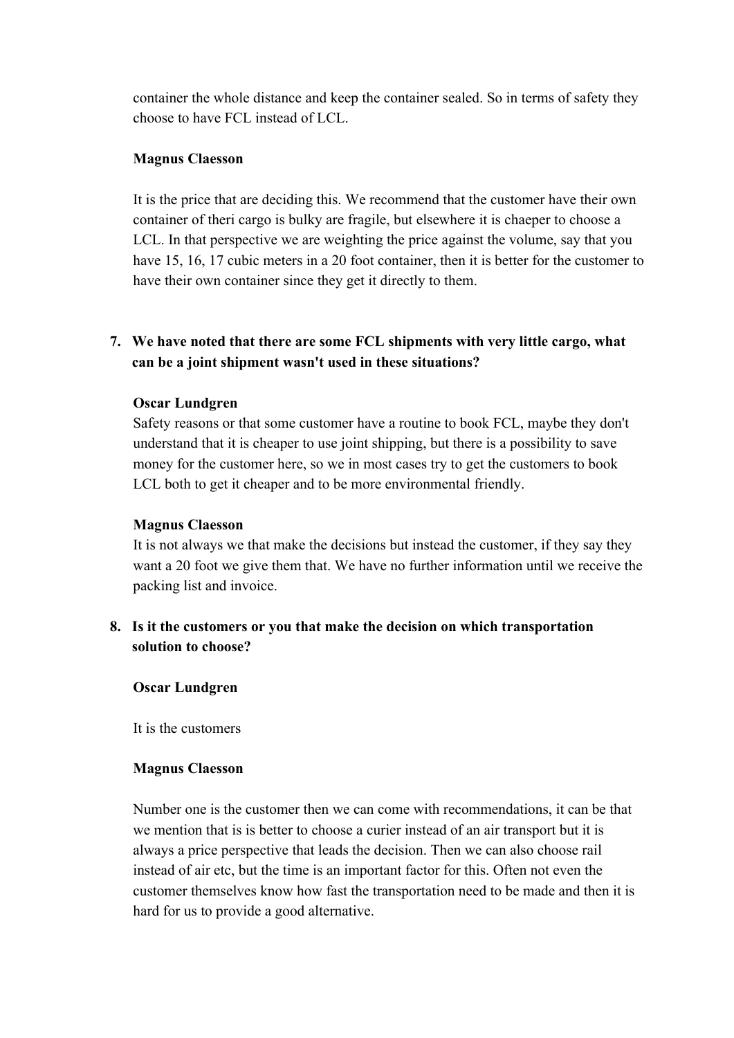container the whole distance and keep the container sealed. So in terms of safety they choose to have FCL instead of LCL.

**Magnus Claesson**

It is the price that are deciding this. We recommend that the customer have their own container of theri cargo is bulky are fragile, but elsewhere it is chaeper to choose a LCL. In that perspective we are weighting the price against the volume, say that you have 15, 16, 17 cubic meters in a 20 foot container, then it is better for the customer to have their own container since they get it directly to them.

7. **We have noted that there are some FCL shipments with very little cargo, what can be a joint shipment wasn't used in these situations?**

**Oscar Lundgren**

Safety reasons or that some customer have a routine to book FCL, maybe they don't understand that it is cheaper to use joint shipping, but there is a possibility to save money for the customer here, so we in most cases try to get the customers to book LCL both to get it cheaper and to be more environmental friendly.

**Magnus Claesson**

It is not always we that make the decisions but instead the customer, if they say they want a 20 foot we give them that. We have no further information until we receive the packing list and invoice.

8. **Is it the customers or you that make the decision on which transportation solution to choose?**

**Oscar Lundgren**

It is the customers

**Magnus Claesson**

Number one is the customer then we can come with recommendations, it can be that we mention that is is better to choose a curier instead of an air transport but it is always a price perspective that leads the decision. Then we can also choose rail instead of air etc, but the time is an important factor for this. Often not even the customer themselves know how fast the transportation need to be made and then it is hard for us to provide a good alternative.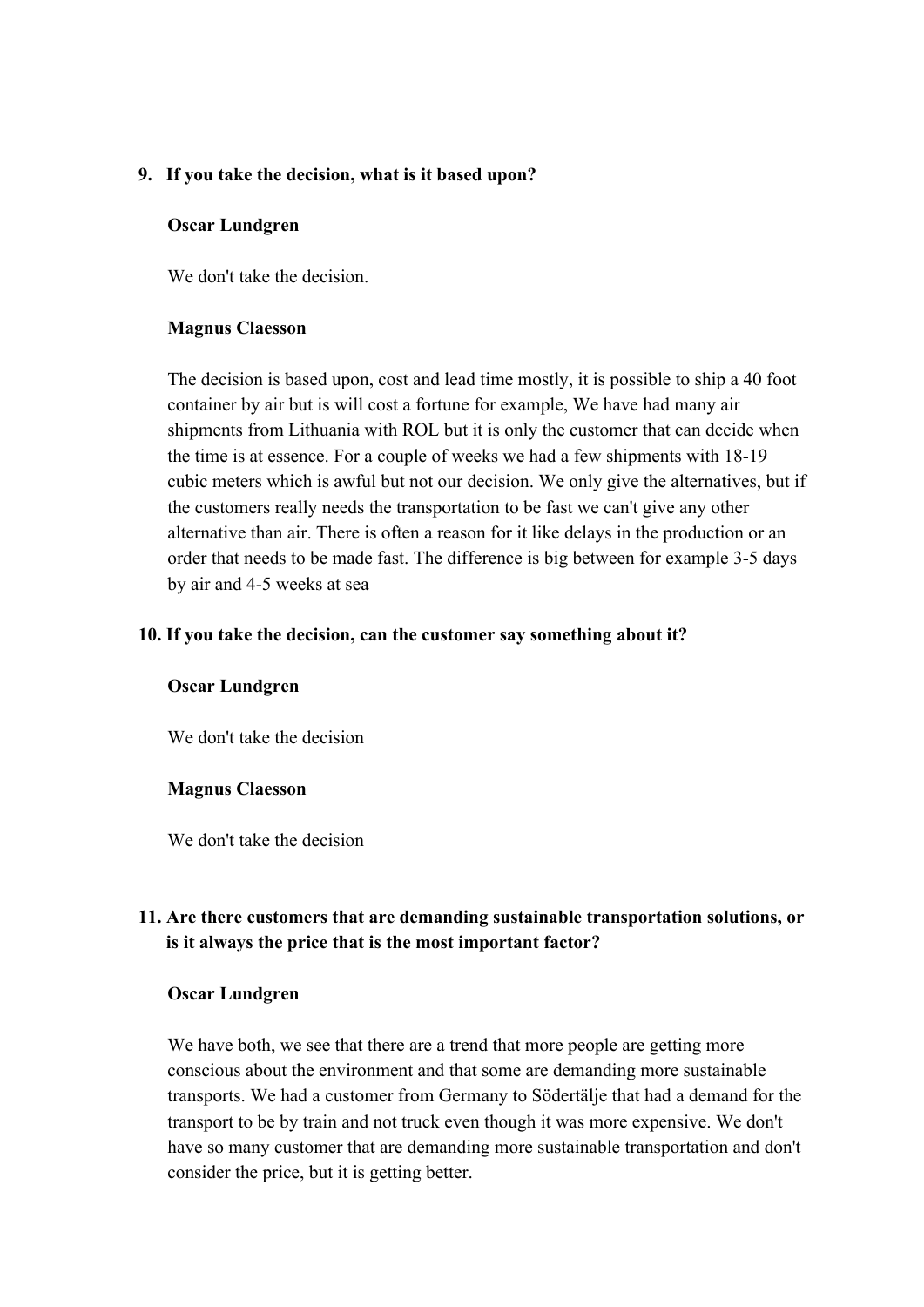9. **If you take the decision, what is it based upon?**

   **Oscar Lundgren**

   We don't take the decision.

   **Magnus Claesson**

   The decision is based upon, cost and lead time mostly, it is possible to ship a 40 foot container by air but is will cost a fortune for example, We have had many air shipments from Lithuania with ROL but it is only the customer that can decide when the time is at essence. For a couple of weeks we had a few shipments with 18-19 cubic meters which is awful but not our decision. We only give the alternatives, but if the customers really needs the transportation to be fast we can't give any other alternative than air. There is often a reason for it like delays in the production or an order that needs to be made fast. The difference is big between for example 3-5 days by air and 4-5 weeks at sea

10. **If you take the decision, can the customer say something about it?**

    **Oscar Lundgren**

    We don't take the decision

    **Magnus Claesson**

    We don't take the decision

11. **Are there customers that are demanding sustainable transportation solutions, or is it always the price that is the most important factor?**

    **Oscar Lundgren**

    We have both, we see that there are a trend that more people are getting more conscious about the environment and that some are demanding more sustainable transports. We had a customer from Germany to Södertälje that had a demand for the transport to be by train and not truck even though it was more expensive. We don't have so many customer that are demanding more sustainable transportation and don't consider the price, but it is getting better.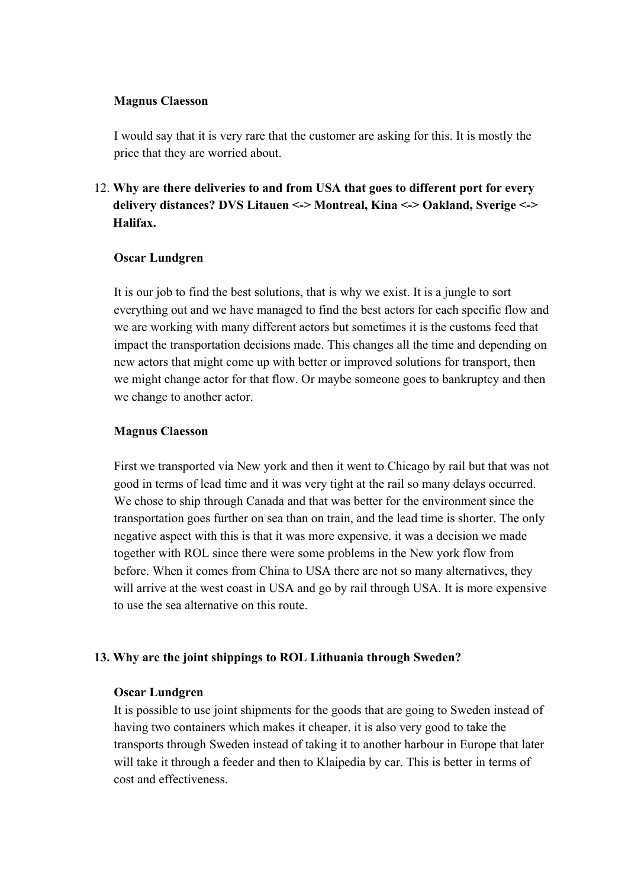**Magnus Claesson**

I would say that it is very rare that the customer are asking for this. It is mostly the price that they are worried about.

12. **Why are there deliveries to and from USA that goes to different port for every delivery distances? DVS Litauen <-> Montreal, Kina <-> Oakland, Sverige <-> Halifax.**

**Oscar Lundgren**

It is our job to find the best solutions, that is why we exist. It is a jungle to sort everything out and we have managed to find the best actors for each specific flow and we are working with many different actors but sometimes it is the customs feed that impact the transportation decisions made. This changes all the time and depending on new actors that might come up with better or improved solutions for transport, then we might change actor for that flow. Or maybe someone goes to bankruptcy and then we change to another actor.

**Magnus Claesson**

First we transported via New york and then it went to Chicago by rail but that was not good in terms of lead time and it was very tight at the rail so many delays occurred. We chose to ship through Canada and that was better for the environment since the transportation goes further on sea than on train, and the lead time is shorter. The only negative aspect with this is that it was more expensive. it was a decision we made together with ROL since there were some problems in the New york flow from before. When it comes from China to USA there are not so many alternatives, they will arrive at the west coast in USA and go by rail through USA. It is more expensive to use the sea alternative on this route.

13. **Why are the joint shippings to ROL Lithuania through Sweden?**

**Oscar Lundgren**

It is possible to use joint shipments for the goods that are going to Sweden instead of having two containers which makes it cheaper. it is also very good to take the transports through Sweden instead of taking it to another harbour in Europe that later will take it through a feeder and then to Klaipedia by car. This is better in terms of cost and effectiveness.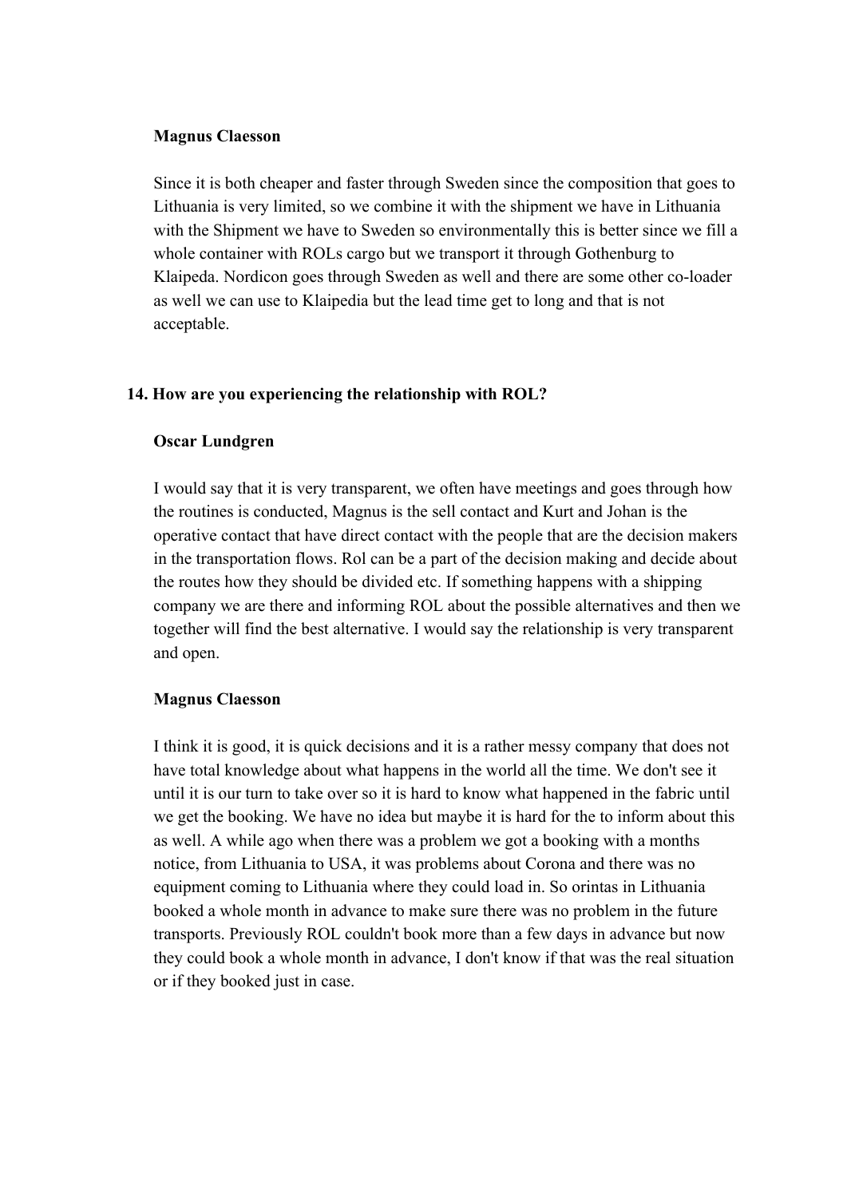**Magnus Claesson**

Since it is both cheaper and faster through Sweden since the composition that goes to Lithuania is very limited, so we combine it with the shipment we have in Lithuania with the Shipment we have to Sweden so environmentally this is better since we fill a whole container with ROLs cargo but we transport it through Gothenburg to Klaipeda. Nordicon goes through Sweden as well and there are some other co-loader as well we can use to Klaipedia but the lead time get to long and that is not acceptable.

**14. How are you experiencing the relationship with ROL?**

**Oscar Lundgren**

I would say that it is very transparent, we often have meetings and goes through how the routines is conducted, Magnus is the sell contact and Kurt and Johan is the operative contact that have direct contact with the people that are the decision makers in the transportation flows. Rol can be a part of the decision making and decide about the routes how they should be divided etc. If something happens with a shipping company we are there and informing ROL about the possible alternatives and then we together will find the best alternative. I would say the relationship is very transparent and open.

**Magnus Claesson**

I think it is good, it is quick decisions and it is a rather messy company that does not have total knowledge about what happens in the world all the time. We don't see it until it is our turn to take over so it is hard to know what happened in the fabric until we get the booking. We have no idea but maybe it is hard for the to inform about this as well. A while ago when there was a problem we got a booking with a months notice, from Lithuania to USA, it was problems about Corona and there was no equipment coming to Lithuania where they could load in. So orintas in Lithuania booked a whole month in advance to make sure there was no problem in the future transports. Previously ROL couldn't book more than a few days in advance but now they could book a whole month in advance, I don't know if that was the real situation or if they booked just in case.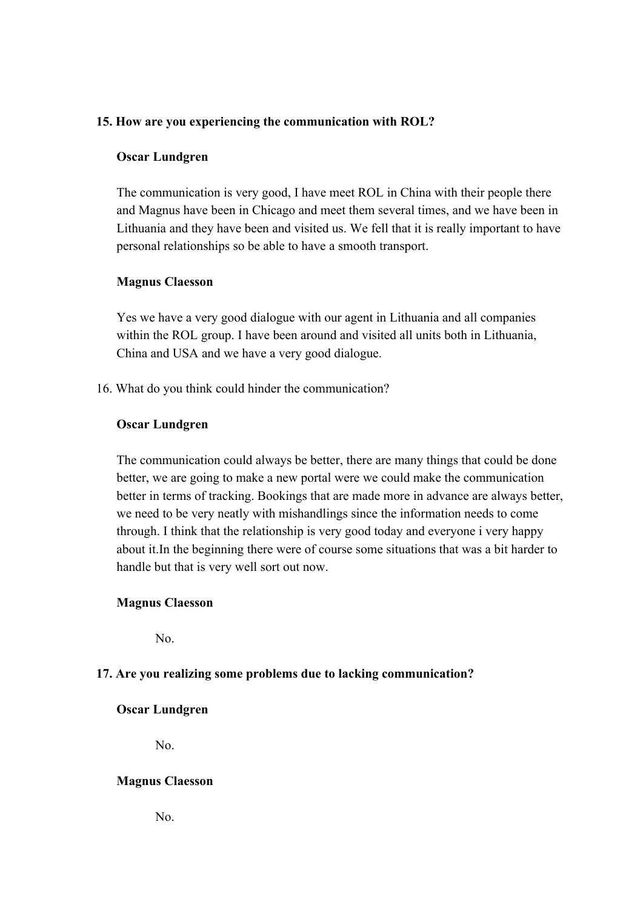**15. How are you experiencing the communication with ROL?**

**Oscar Lundgren**

The communication is very good, I have meet ROL in China with their people there and Magnus have been in Chicago and meet them several times, and we have been in Lithuania and they have been and visited us. We fell that it is really important to have personal relationships so be able to have a smooth transport.

**Magnus Claesson**

Yes we have a very good dialogue with our agent in Lithuania and all companies within the ROL group. I have been around and visited all units both in Lithuania, China and USA and we have a very good dialogue.

16. What do you think could hinder the communication?

**Oscar Lundgren**

The communication could always be better, there are many things that could be done better, we are going to make a new portal were we could make the communication better in terms of tracking. Bookings that are made more in advance are always better, we need to be very neatly with mishandlings since the information needs to come through. I think that the relationship is very good today and everyone i very happy about it.In the beginning there were of course some situations that was a bit harder to handle but that is very well sort out now.

**Magnus Claesson**

No.

**17. Are you realizing some problems due to lacking communication?**

**Oscar Lundgren**

No.

**Magnus Claesson**

No.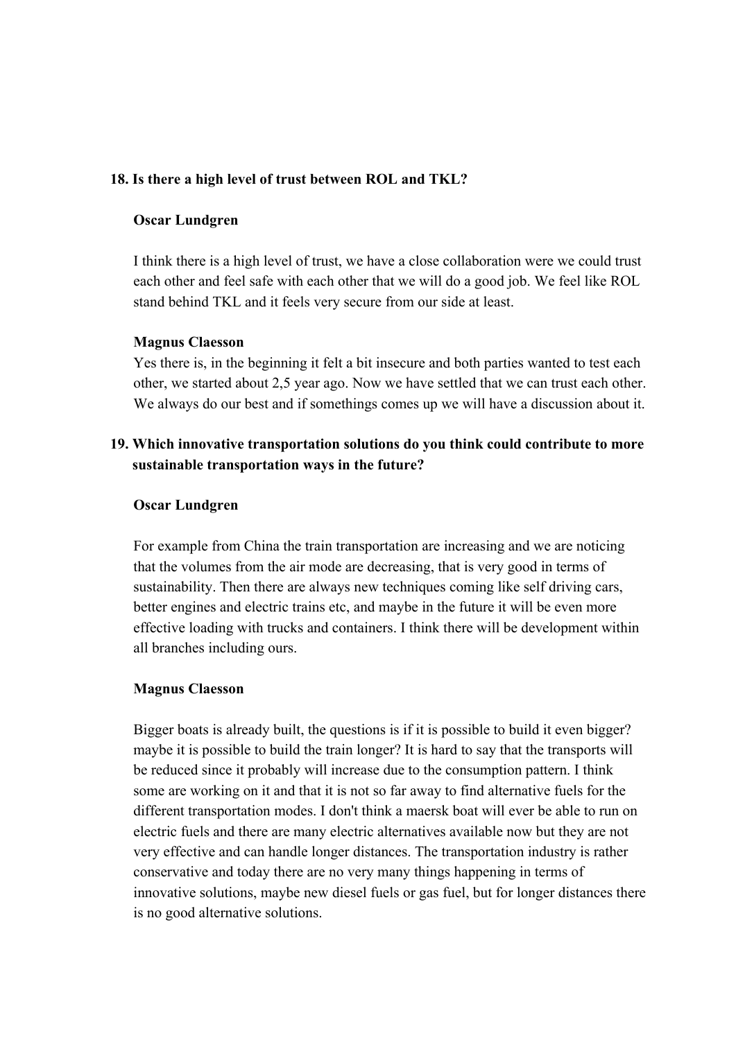**18. Is there a high level of trust between ROL and TKL?**

**Oscar Lundgren**

I think there is a high level of trust, we have a close collaboration were we could trust each other and feel safe with each other that we will do a good job. We feel like ROL stand behind TKL and it feels very secure from our side at least.

**Magnus Claesson**

Yes there is, in the beginning it felt a bit insecure and both parties wanted to test each other, we started about 2,5 year ago. Now we have settled that we can trust each other. We always do our best and if somethings comes up we will have a discussion about it.

**19. Which innovative transportation solutions do you think could contribute to more sustainable transportation ways in the future?**

**Oscar Lundgren**

For example from China the train transportation are increasing and we are noticing that the volumes from the air mode are decreasing, that is very good in terms of sustainability. Then there are always new techniques coming like self driving cars, better engines and electric trains etc, and maybe in the future it will be even more effective loading with trucks and containers. I think there will be development within all branches including ours.

**Magnus Claesson**

Bigger boats is already built, the questions is if it is possible to build it even bigger? maybe it is possible to build the train longer? It is hard to say that the transports will be reduced since it probably will increase due to the consumption pattern. I think some are working on it and that it is not so far away to find alternative fuels for the different transportation modes. I don't think a maersk boat will ever be able to run on electric fuels and there are many electric alternatives available now but they are not very effective and can handle longer distances. The transportation industry is rather conservative and today there are no very many things happening in terms of innovative solutions, maybe new diesel fuels or gas fuel, but for longer distances there is no good alternative solutions.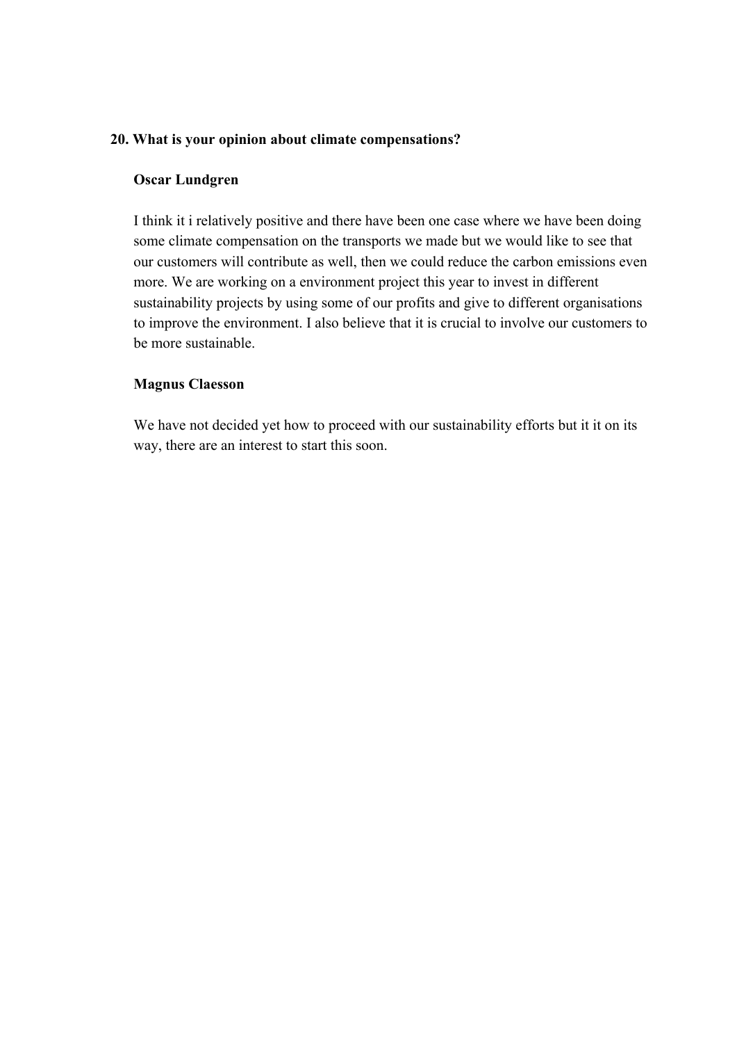**20. What is your opinion about climate compensations?**

**Oscar Lundgren**

I think it i relatively positive and there have been one case where we have been doing some climate compensation on the transports we made but we would like to see that our customers will contribute as well, then we could reduce the carbon emissions even more. We are working on a environment project this year to invest in different sustainability projects by using some of our profits and give to different organisations to improve the environment. I also believe that it is crucial to involve our customers to be more sustainable.

**Magnus Claesson**

We have not decided yet how to proceed with our sustainability efforts but it it on its way, there are an interest to start this soon.